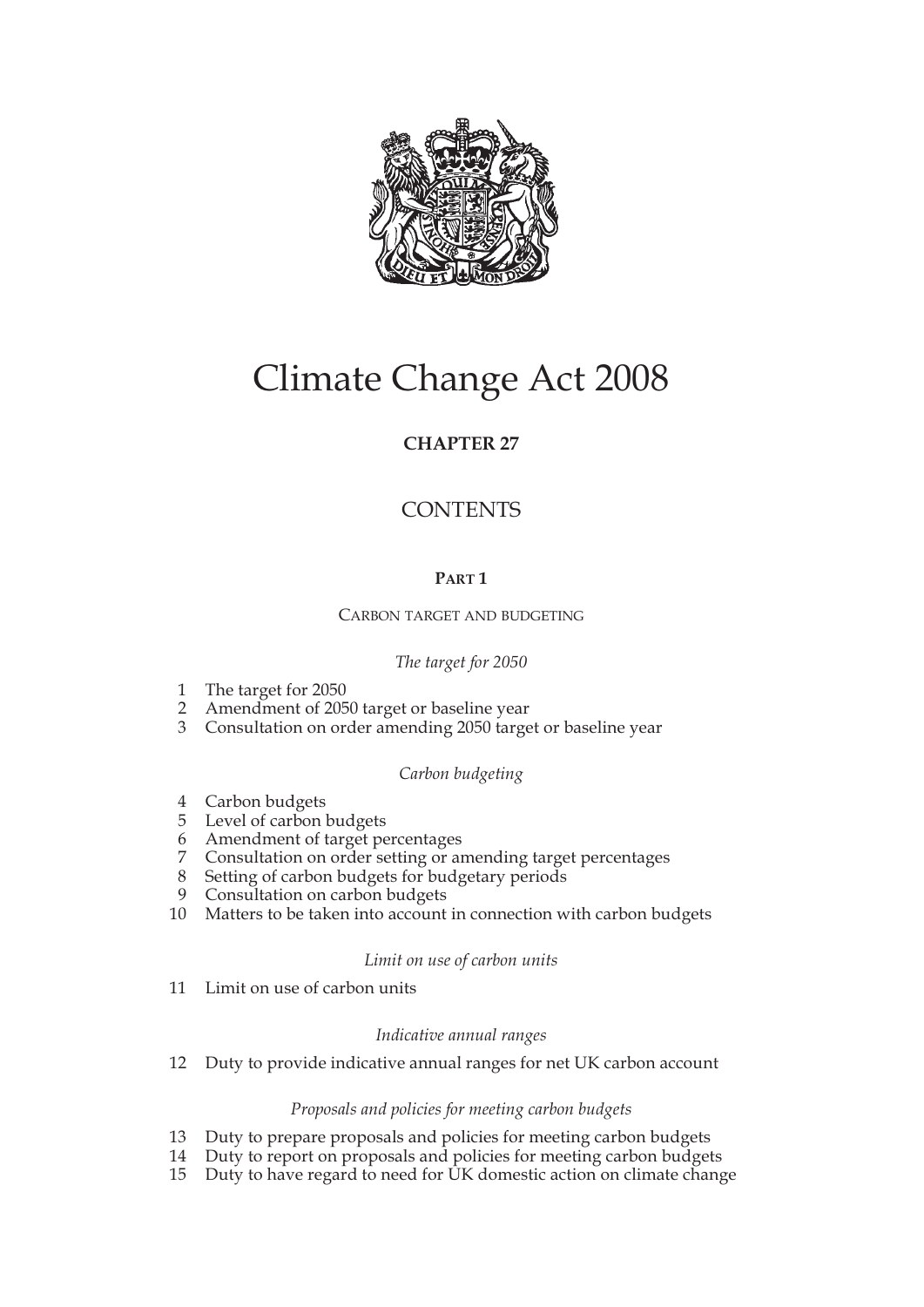# Climate Change Act 2008

**CHAPTER 27**

## CONTENTS

**PART 1**

CARBON TARGET AND BUDGETING

*The target for 2050*

1 The target for 2050
2 Amendment of 2050 target or baseline year
3 Consultation on order amending 2050 target or baseline year

*Carbon budgeting*

4 Carbon budgets
5 Level of carbon budgets
6 Amendment of target percentages
7 Consultation on order setting or amending target percentages
8 Setting of carbon budgets for budgetary periods
9 Consultation on carbon budgets
10 Matters to be taken into account in connection with carbon budgets

*Limit on use of carbon units*

11 Limit on use of carbon units

*Indicative annual ranges*

12 Duty to provide indicative annual ranges for net UK carbon account

*Proposals and policies for meeting carbon budgets*

13 Duty to prepare proposals and policies for meeting carbon budgets
14 Duty to report on proposals and policies for meeting carbon budgets
15 Duty to have regard to need for UK domestic action on climate change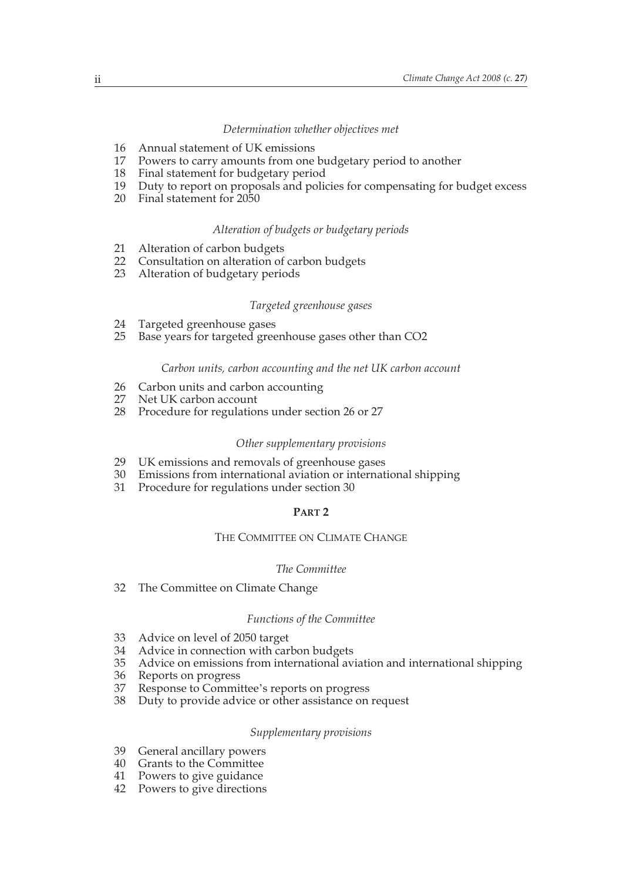*Determination whether objectives met*

16 Annual statement of UK emissions
17 Powers to carry amounts from one budgetary period to another
18 Final statement for budgetary period
19 Duty to report on proposals and policies for compensating for budget excess
20 Final statement for 2050

*Alteration of budgets or budgetary periods*

21 Alteration of carbon budgets
22 Consultation on alteration of carbon budgets
23 Alteration of budgetary periods

*Targeted greenhouse gases*

24 Targeted greenhouse gases
25 Base years for targeted greenhouse gases other than CO2

*Carbon units, carbon accounting and the net UK carbon account*

26 Carbon units and carbon accounting
27 Net UK carbon account
28 Procedure for regulations under section 26 or 27

*Other supplementary provisions*

29 UK emissions and removals of greenhouse gases
30 Emissions from international aviation or international shipping
31 Procedure for regulations under section 30

**PART 2**

THE COMMITTEE ON CLIMATE CHANGE

*The Committee*

32 The Committee on Climate Change

*Functions of the Committee*

33 Advice on level of 2050 target
34 Advice in connection with carbon budgets
35 Advice on emissions from international aviation and international shipping
36 Reports on progress
37 Response to Committee's reports on progress
38 Duty to provide advice or other assistance on request

*Supplementary provisions*

39 General ancillary powers
40 Grants to the Committee
41 Powers to give guidance
42 Powers to give directions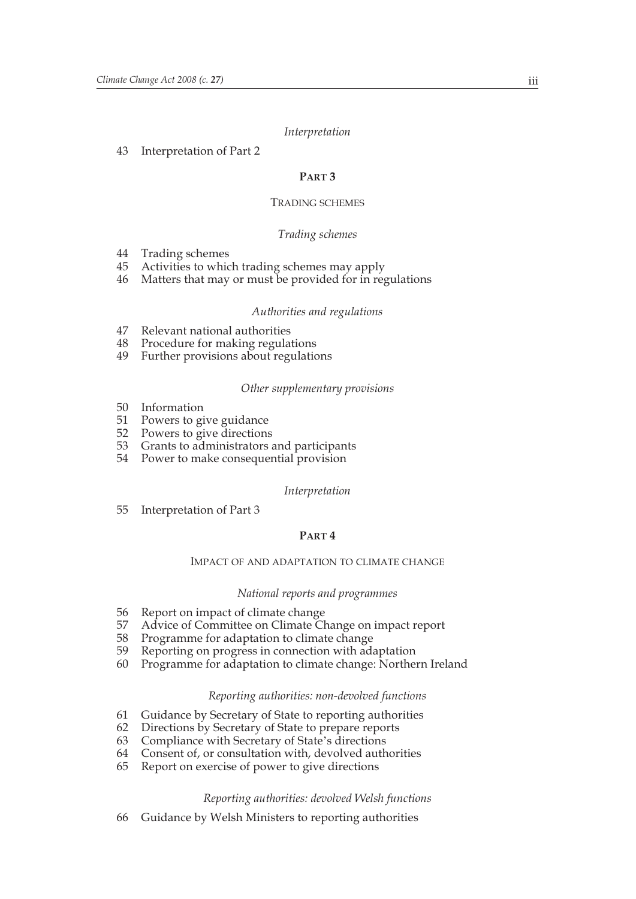*Interpretation*

43 Interpretation of Part 2

## PART 3

### TRADING SCHEMES

*Trading schemes*

44 Trading schemes
45 Activities to which trading schemes may apply
46 Matters that may or must be provided for in regulations

*Authorities and regulations*

47 Relevant national authorities
48 Procedure for making regulations
49 Further provisions about regulations

*Other supplementary provisions*

50 Information
51 Powers to give guidance
52 Powers to give directions
53 Grants to administrators and participants
54 Power to make consequential provision

*Interpretation*

55 Interpretation of Part 3

## PART 4

### IMPACT OF AND ADAPTATION TO CLIMATE CHANGE

*National reports and programmes*

56 Report on impact of climate change
57 Advice of Committee on Climate Change on impact report
58 Programme for adaptation to climate change
59 Reporting on progress in connection with adaptation
60 Programme for adaptation to climate change: Northern Ireland

*Reporting authorities: non-devolved functions*

61 Guidance by Secretary of State to reporting authorities
62 Directions by Secretary of State to prepare reports
63 Compliance with Secretary of State's directions
64 Consent of, or consultation with, devolved authorities
65 Report on exercise of power to give directions

*Reporting authorities: devolved Welsh functions*

66 Guidance by Welsh Ministers to reporting authorities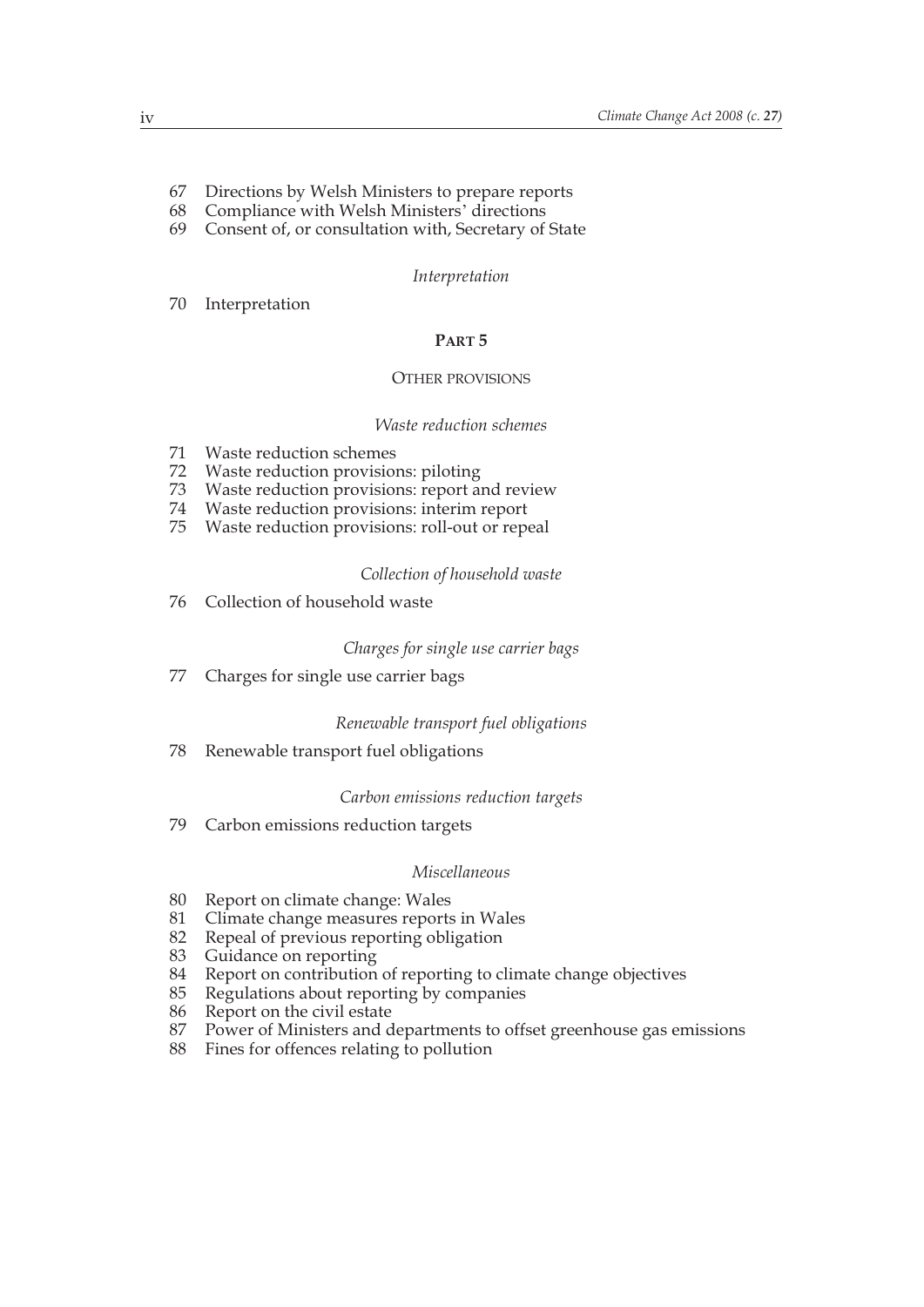67 Directions by Welsh Ministers to prepare reports
68 Compliance with Welsh Ministers' directions
69 Consent of, or consultation with, Secretary of State

*Interpretation*

70 Interpretation

## PART 5

### OTHER PROVISIONS

*Waste reduction schemes*

71 Waste reduction schemes
72 Waste reduction provisions: piloting
73 Waste reduction provisions: report and review
74 Waste reduction provisions: interim report
75 Waste reduction provisions: roll-out or repeal

*Collection of household waste*

76 Collection of household waste

*Charges for single use carrier bags*

77 Charges for single use carrier bags

*Renewable transport fuel obligations*

78 Renewable transport fuel obligations

*Carbon emissions reduction targets*

79 Carbon emissions reduction targets

*Miscellaneous*

80 Report on climate change: Wales
81 Climate change measures reports in Wales
82 Repeal of previous reporting obligation
83 Guidance on reporting
84 Report on contribution of reporting to climate change objectives
85 Regulations about reporting by companies
86 Report on the civil estate
87 Power of Ministers and departments to offset greenhouse gas emissions
88 Fines for offences relating to pollution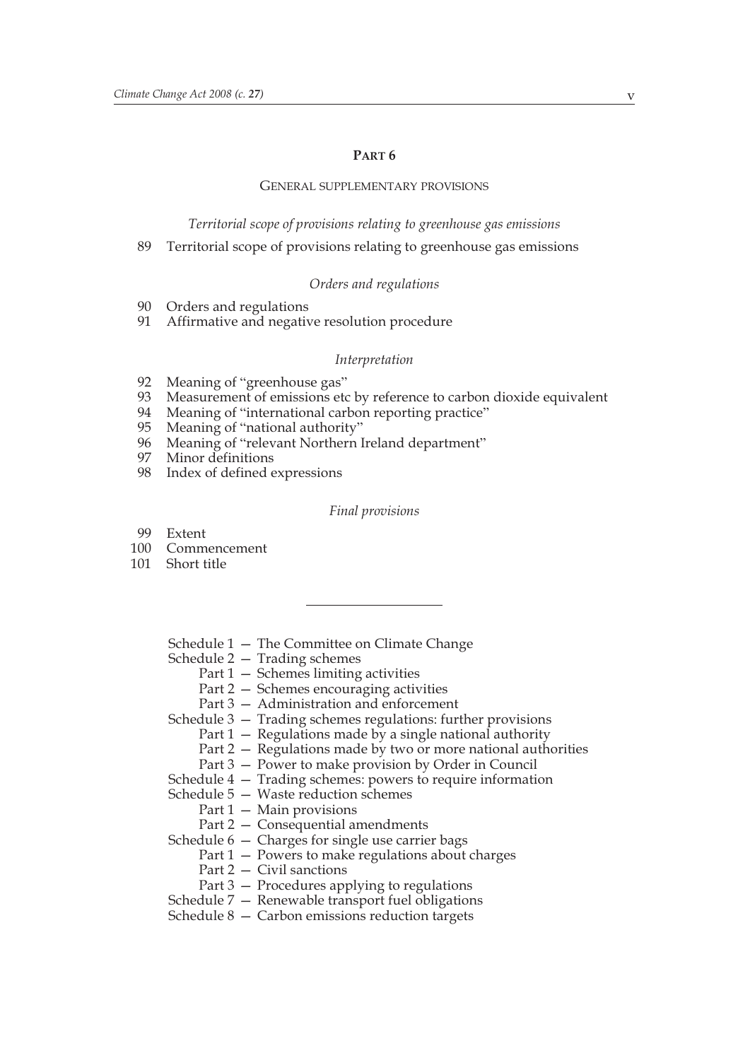## PART 6

### GENERAL SUPPLEMENTARY PROVISIONS

*Territorial scope of provisions relating to greenhouse gas emissions*

89 Territorial scope of provisions relating to greenhouse gas emissions

*Orders and regulations*

90 Orders and regulations
91 Affirmative and negative resolution procedure

*Interpretation*

92 Meaning of "greenhouse gas"
93 Measurement of emissions etc by reference to carbon dioxide equivalent
94 Meaning of "international carbon reporting practice"
95 Meaning of "national authority"
96 Meaning of "relevant Northern Ireland department"
97 Minor definitions
98 Index of defined expressions

*Final provisions*

99 Extent
100 Commencement
101 Short title

---

Schedule 1 — The Committee on Climate Change
Schedule 2 — Trading schemes
  Part 1 — Schemes limiting activities
  Part 2 — Schemes encouraging activities
  Part 3 — Administration and enforcement
Schedule 3 — Trading schemes regulations: further provisions
  Part 1 — Regulations made by a single national authority
  Part 2 — Regulations made by two or more national authorities
  Part 3 — Power to make provision by Order in Council
Schedule 4 — Trading schemes: powers to require information
Schedule 5 — Waste reduction schemes
  Part 1 — Main provisions
  Part 2 — Consequential amendments
Schedule 6 — Charges for single use carrier bags
  Part 1 — Powers to make regulations about charges
  Part 2 — Civil sanctions
  Part 3 — Procedures applying to regulations
Schedule 7 — Renewable transport fuel obligations
Schedule 8 — Carbon emissions reduction targets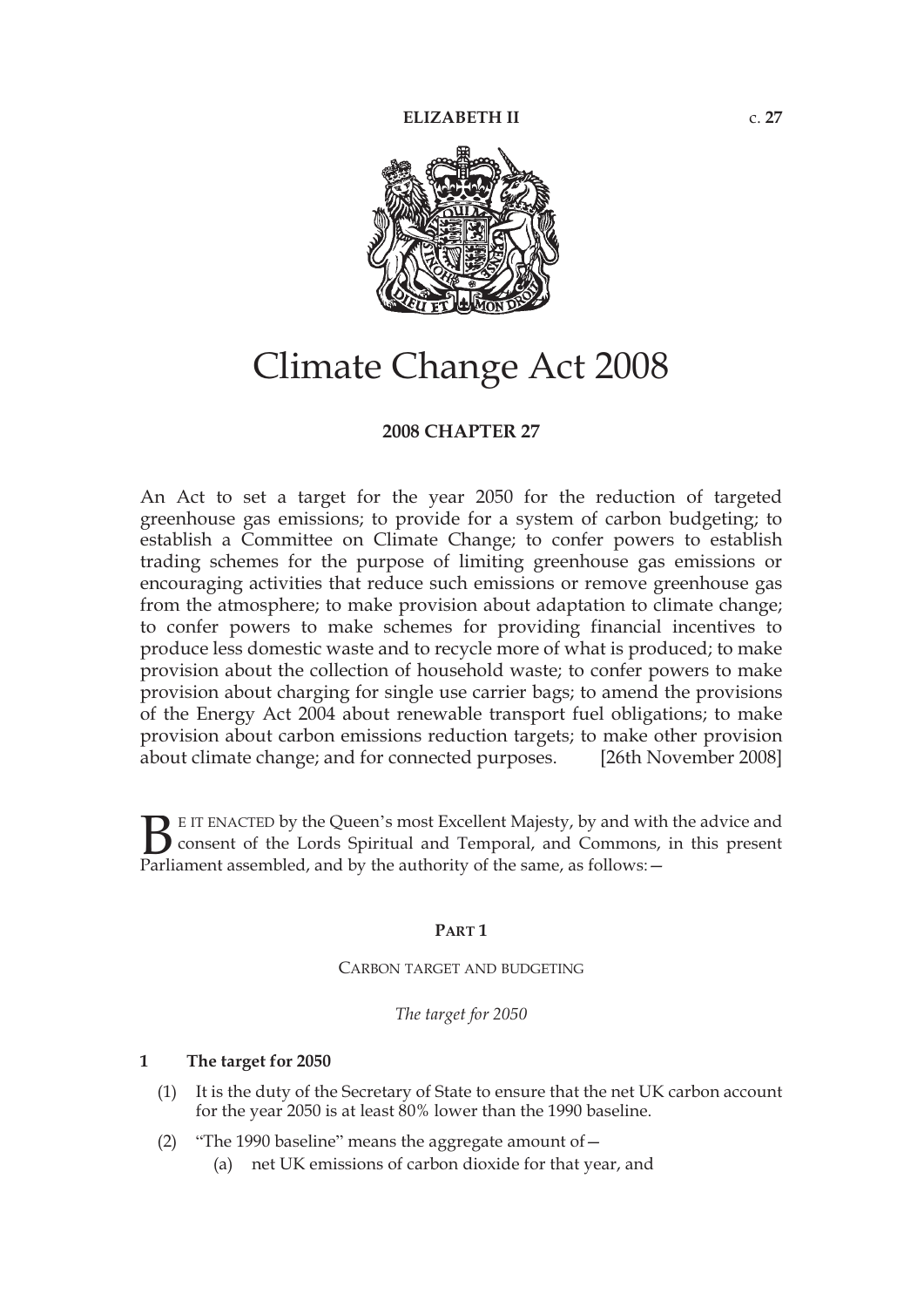**ELIZABETH II** c. **27**

# Climate Change Act 2008

**2008 CHAPTER 27**

An Act to set a target for the year 2050 for the reduction of targeted greenhouse gas emissions; to provide for a system of carbon budgeting; to establish a Committee on Climate Change; to confer powers to establish trading schemes for the purpose of limiting greenhouse gas emissions or encouraging activities that reduce such emissions or remove greenhouse gas from the atmosphere; to make provision about adaptation to climate change; to confer powers to make schemes for providing financial incentives to produce less domestic waste and to recycle more of what is produced; to make provision about the collection of household waste; to confer powers to make provision about charging for single use carrier bags; to amend the provisions of the Energy Act 2004 about renewable transport fuel obligations; to make provision about carbon emissions reduction targets; to make other provision about climate change; and for connected purposes. [26th November 2008]

BE IT ENACTED by the Queen's most Excellent Majesty, by and with the advice and consent of the Lords Spiritual and Temporal, and Commons, in this present Parliament assembled, and by the authority of the same, as follows:—

## PART 1

### CARBON TARGET AND BUDGETING

*The target for 2050*

**1 The target for 2050**

(1) It is the duty of the Secretary of State to ensure that the net UK carbon account for the year 2050 is at least 80% lower than the 1990 baseline.

(2) "The 1990 baseline" means the aggregate amount of—

(a) net UK emissions of carbon dioxide for that year, and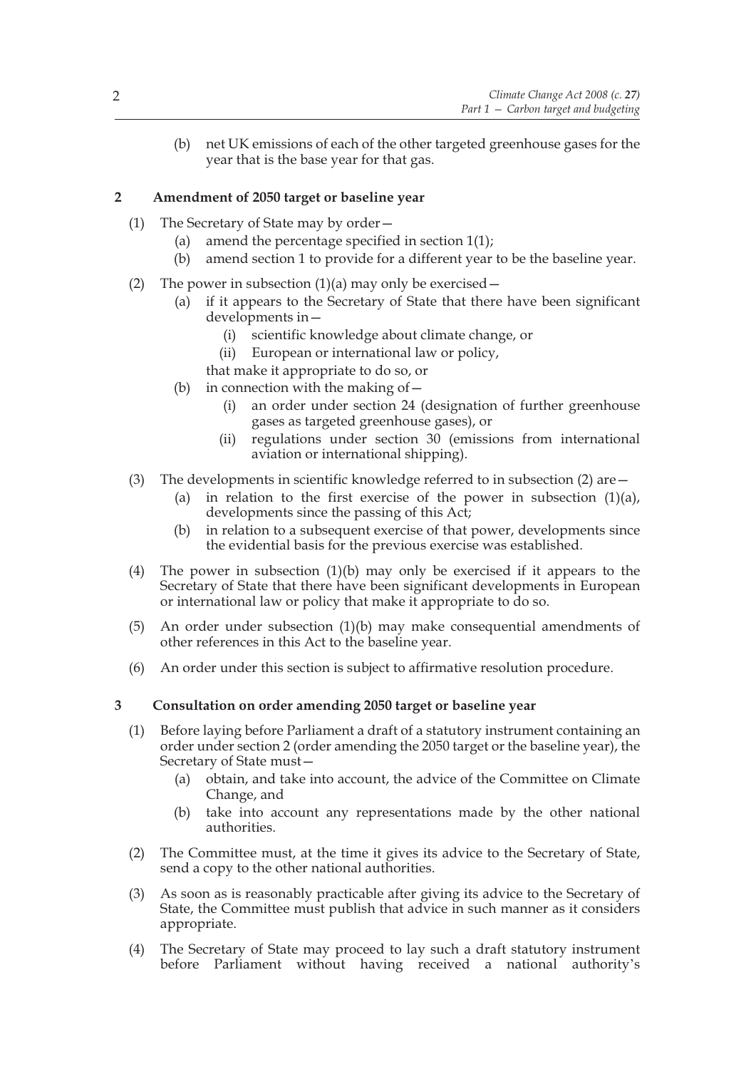(b) net UK emissions of each of the other targeted greenhouse gases for the year that is the base year for that gas.

## 2 Amendment of 2050 target or baseline year

(1) The Secretary of State may by order—

(a) amend the percentage specified in section 1(1);

(b) amend section 1 to provide for a different year to be the baseline year.

(2) The power in subsection (1)(a) may only be exercised—

(a) if it appears to the Secretary of State that there have been significant developments in—

(i) scientific knowledge about climate change, or

(ii) European or international law or policy,

that make it appropriate to do so, or

(b) in connection with the making of—

(i) an order under section 24 (designation of further greenhouse gases as targeted greenhouse gases), or

(ii) regulations under section 30 (emissions from international aviation or international shipping).

(3) The developments in scientific knowledge referred to in subsection (2) are—

(a) in relation to the first exercise of the power in subsection (1)(a), developments since the passing of this Act;

(b) in relation to a subsequent exercise of that power, developments since the evidential basis for the previous exercise was established.

(4) The power in subsection (1)(b) may only be exercised if it appears to the Secretary of State that there have been significant developments in European or international law or policy that make it appropriate to do so.

(5) An order under subsection (1)(b) may make consequential amendments of other references in this Act to the baseline year.

(6) An order under this section is subject to affirmative resolution procedure.

## 3 Consultation on order amending 2050 target or baseline year

(1) Before laying before Parliament a draft of a statutory instrument containing an order under section 2 (order amending the 2050 target or the baseline year), the Secretary of State must—

(a) obtain, and take into account, the advice of the Committee on Climate Change, and

(b) take into account any representations made by the other national authorities.

(2) The Committee must, at the time it gives its advice to the Secretary of State, send a copy to the other national authorities.

(3) As soon as is reasonably practicable after giving its advice to the Secretary of State, the Committee must publish that advice in such manner as it considers appropriate.

(4) The Secretary of State may proceed to lay such a draft statutory instrument before Parliament without having received a national authority's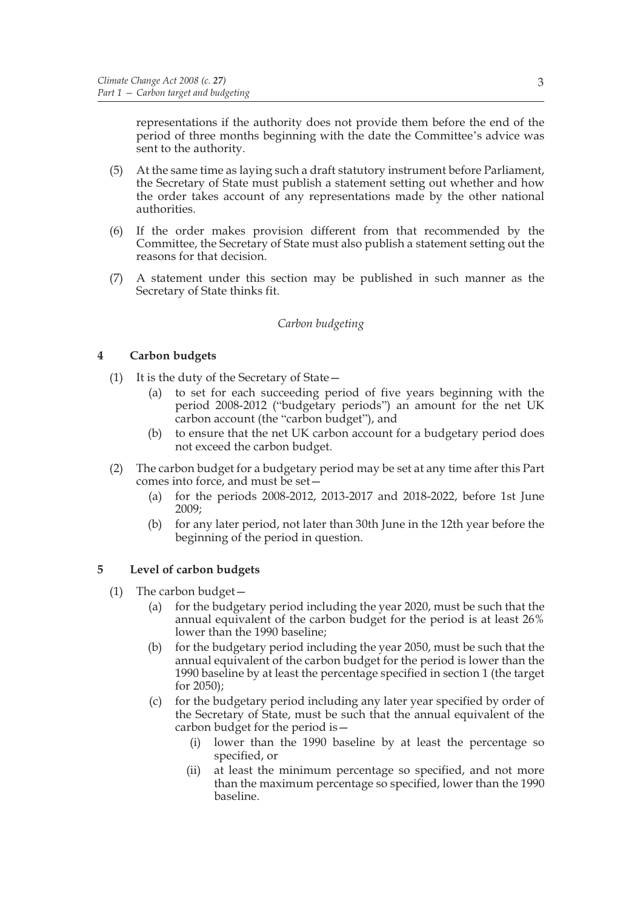representations if the authority does not provide them before the end of the period of three months beginning with the date the Committee's advice was sent to the authority.

(5) At the same time as laying such a draft statutory instrument before Parliament, the Secretary of State must publish a statement setting out whether and how the order takes account of any representations made by the other national authorities.

(6) If the order makes provision different from that recommended by the Committee, the Secretary of State must also publish a statement setting out the reasons for that decision.

(7) A statement under this section may be published in such manner as the Secretary of State thinks fit.

*Carbon budgeting*

### 4 Carbon budgets

(1) It is the duty of the Secretary of State—

  (a) to set for each succeeding period of five years beginning with the period 2008-2012 ("budgetary periods") an amount for the net UK carbon account (the "carbon budget"), and

  (b) to ensure that the net UK carbon account for a budgetary period does not exceed the carbon budget.

(2) The carbon budget for a budgetary period may be set at any time after this Part comes into force, and must be set—

  (a) for the periods 2008-2012, 2013-2017 and 2018-2022, before 1st June 2009;

  (b) for any later period, not later than 30th June in the 12th year before the beginning of the period in question.

### 5 Level of carbon budgets

(1) The carbon budget—

  (a) for the budgetary period including the year 2020, must be such that the annual equivalent of the carbon budget for the period is at least 26% lower than the 1990 baseline;

  (b) for the budgetary period including the year 2050, must be such that the annual equivalent of the carbon budget for the period is lower than the 1990 baseline by at least the percentage specified in section 1 (the target for 2050);

  (c) for the budgetary period including any later year specified by order of the Secretary of State, must be such that the annual equivalent of the carbon budget for the period is—

    (i) lower than the 1990 baseline by at least the percentage so specified, or

    (ii) at least the minimum percentage so specified, and not more than the maximum percentage so specified, lower than the 1990 baseline.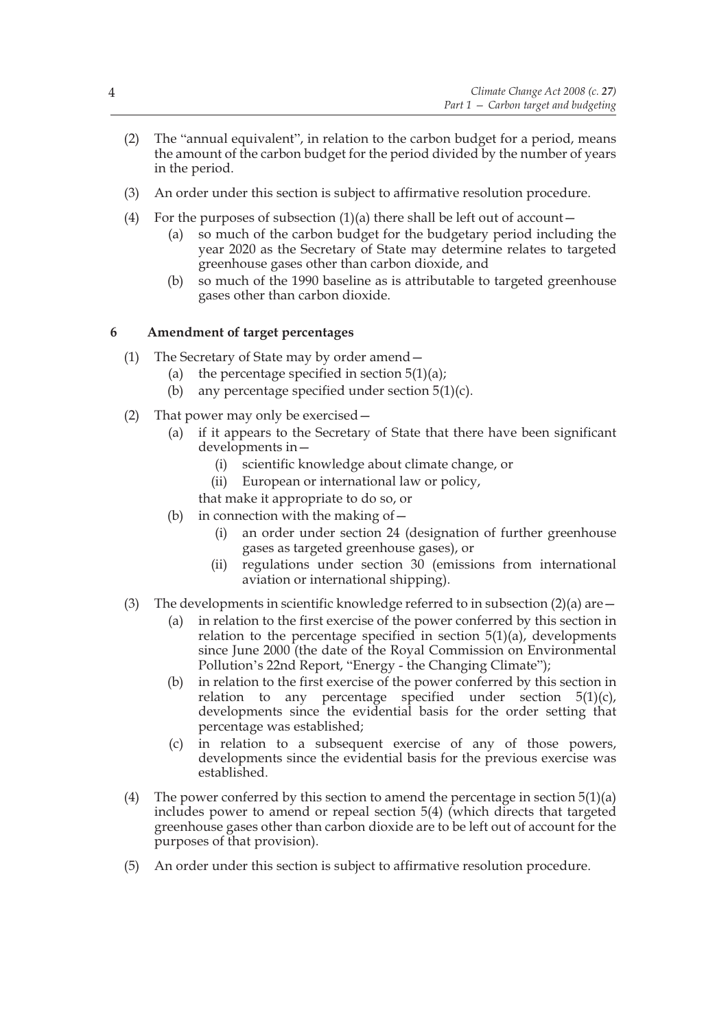(2) The "annual equivalent", in relation to the carbon budget for a period, means the amount of the carbon budget for the period divided by the number of years in the period.

(3) An order under this section is subject to affirmative resolution procedure.

(4) For the purposes of subsection (1)(a) there shall be left out of account—

   (a) so much of the carbon budget for the budgetary period including the year 2020 as the Secretary of State may determine relates to targeted greenhouse gases other than carbon dioxide, and

   (b) so much of the 1990 baseline as is attributable to targeted greenhouse gases other than carbon dioxide.

### 6 Amendment of target percentages

(1) The Secretary of State may by order amend—

   (a) the percentage specified in section 5(1)(a);

   (b) any percentage specified under section 5(1)(c).

(2) That power may only be exercised—

   (a) if it appears to the Secretary of State that there have been significant developments in—

      (i) scientific knowledge about climate change, or

      (ii) European or international law or policy,

   that make it appropriate to do so, or

   (b) in connection with the making of—

      (i) an order under section 24 (designation of further greenhouse gases as targeted greenhouse gases), or

      (ii) regulations under section 30 (emissions from international aviation or international shipping).

(3) The developments in scientific knowledge referred to in subsection (2)(a) are—

   (a) in relation to the first exercise of the power conferred by this section in relation to the percentage specified in section 5(1)(a), developments since June 2000 (the date of the Royal Commission on Environmental Pollution's 22nd Report, "Energy - the Changing Climate");

   (b) in relation to the first exercise of the power conferred by this section in relation to any percentage specified under section 5(1)(c), developments since the evidential basis for the order setting that percentage was established;

   (c) in relation to a subsequent exercise of any of those powers, developments since the evidential basis for the previous exercise was established.

(4) The power conferred by this section to amend the percentage in section 5(1)(a) includes power to amend or repeal section 5(4) (which directs that targeted greenhouse gases other than carbon dioxide are to be left out of account for the purposes of that provision).

(5) An order under this section is subject to affirmative resolution procedure.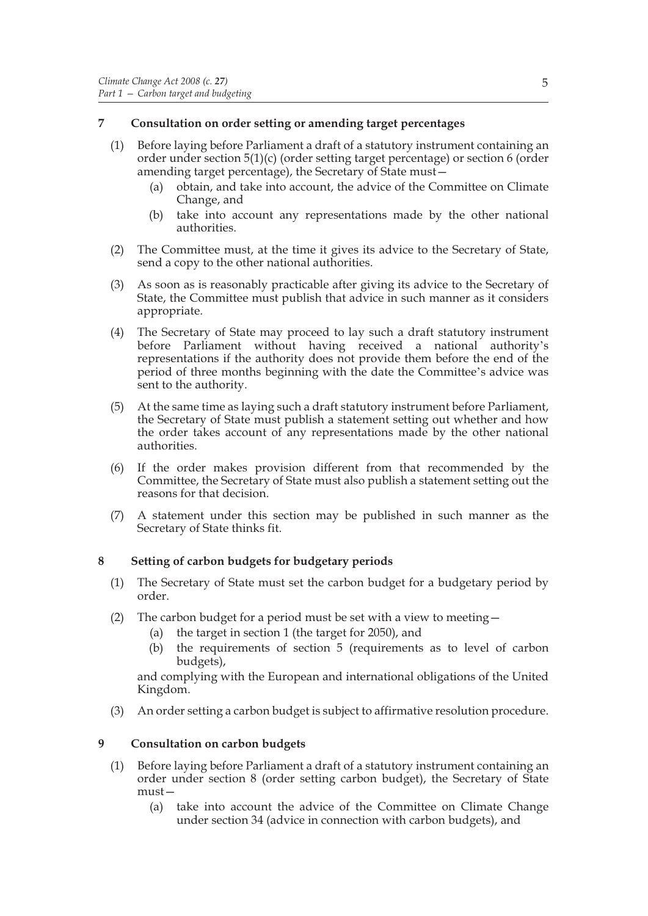## 7 Consultation on order setting or amending target percentages

(1) Before laying before Parliament a draft of a statutory instrument containing an order under section 5(1)(c) (order setting target percentage) or section 6 (order amending target percentage), the Secretary of State must—

- (a) obtain, and take into account, the advice of the Committee on Climate Change, and
- (b) take into account any representations made by the other national authorities.

(2) The Committee must, at the time it gives its advice to the Secretary of State, send a copy to the other national authorities.

(3) As soon as is reasonably practicable after giving its advice to the Secretary of State, the Committee must publish that advice in such manner as it considers appropriate.

(4) The Secretary of State may proceed to lay such a draft statutory instrument before Parliament without having received a national authority's representations if the authority does not provide them before the end of the period of three months beginning with the date the Committee's advice was sent to the authority.

(5) At the same time as laying such a draft statutory instrument before Parliament, the Secretary of State must publish a statement setting out whether and how the order takes account of any representations made by the other national authorities.

(6) If the order makes provision different from that recommended by the Committee, the Secretary of State must also publish a statement setting out the reasons for that decision.

(7) A statement under this section may be published in such manner as the Secretary of State thinks fit.

## 8 Setting of carbon budgets for budgetary periods

(1) The Secretary of State must set the carbon budget for a budgetary period by order.

(2) The carbon budget for a period must be set with a view to meeting—

- (a) the target in section 1 (the target for 2050), and
- (b) the requirements of section 5 (requirements as to level of carbon budgets),

and complying with the European and international obligations of the United Kingdom.

(3) An order setting a carbon budget is subject to affirmative resolution procedure.

## 9 Consultation on carbon budgets

(1) Before laying before Parliament a draft of a statutory instrument containing an order under section 8 (order setting carbon budget), the Secretary of State must—

- (a) take into account the advice of the Committee on Climate Change under section 34 (advice in connection with carbon budgets), and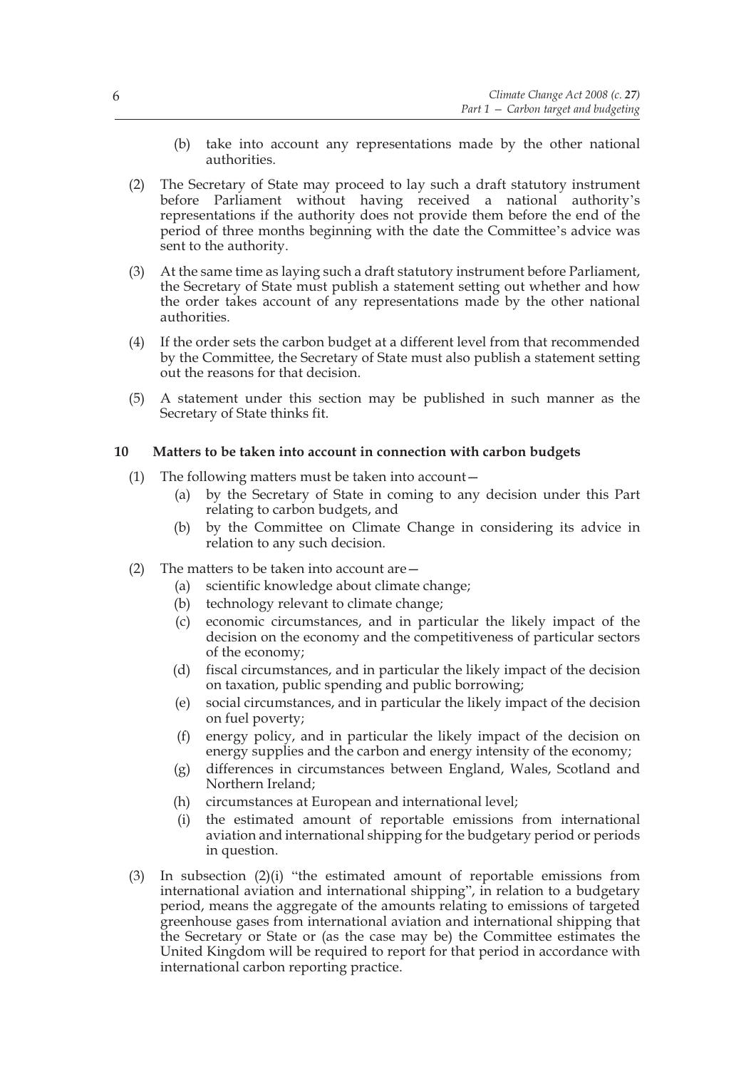(b) take into account any representations made by the other national authorities.

(2) The Secretary of State may proceed to lay such a draft statutory instrument before Parliament without having received a national authority's representations if the authority does not provide them before the end of the period of three months beginning with the date the Committee's advice was sent to the authority.

(3) At the same time as laying such a draft statutory instrument before Parliament, the Secretary of State must publish a statement setting out whether and how the order takes account of any representations made by the other national authorities.

(4) If the order sets the carbon budget at a different level from that recommended by the Committee, the Secretary of State must also publish a statement setting out the reasons for that decision.

(5) A statement under this section may be published in such manner as the Secretary of State thinks fit.

**10 Matters to be taken into account in connection with carbon budgets**

(1) The following matters must be taken into account—

(a) by the Secretary of State in coming to any decision under this Part relating to carbon budgets, and

(b) by the Committee on Climate Change in considering its advice in relation to any such decision.

(2) The matters to be taken into account are—

(a) scientific knowledge about climate change;

(b) technology relevant to climate change;

(c) economic circumstances, and in particular the likely impact of the decision on the economy and the competitiveness of particular sectors of the economy;

(d) fiscal circumstances, and in particular the likely impact of the decision on taxation, public spending and public borrowing;

(e) social circumstances, and in particular the likely impact of the decision on fuel poverty;

(f) energy policy, and in particular the likely impact of the decision on energy supplies and the carbon and energy intensity of the economy;

(g) differences in circumstances between England, Wales, Scotland and Northern Ireland;

(h) circumstances at European and international level;

(i) the estimated amount of reportable emissions from international aviation and international shipping for the budgetary period or periods in question.

(3) In subsection (2)(i) "the estimated amount of reportable emissions from international aviation and international shipping", in relation to a budgetary period, means the aggregate of the amounts relating to emissions of targeted greenhouse gases from international aviation and international shipping that the Secretary or State or (as the case may be) the Committee estimates the United Kingdom will be required to report for that period in accordance with international carbon reporting practice.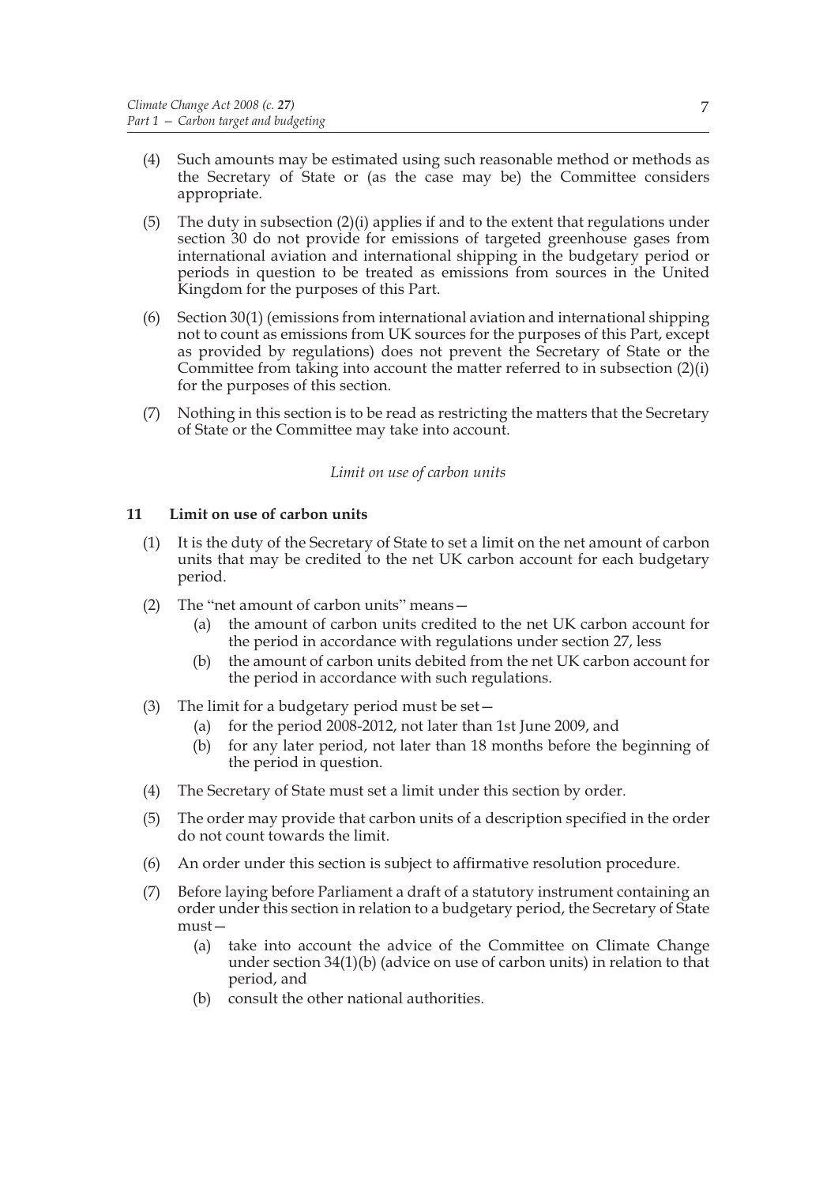(4) Such amounts may be estimated using such reasonable method or methods as the Secretary of State or (as the case may be) the Committee considers appropriate.

(5) The duty in subsection (2)(i) applies if and to the extent that regulations under section 30 do not provide for emissions of targeted greenhouse gases from international aviation and international shipping in the budgetary period or periods in question to be treated as emissions from sources in the United Kingdom for the purposes of this Part.

(6) Section 30(1) (emissions from international aviation and international shipping not to count as emissions from UK sources for the purposes of this Part, except as provided by regulations) does not prevent the Secretary of State or the Committee from taking into account the matter referred to in subsection (2)(i) for the purposes of this section.

(7) Nothing in this section is to be read as restricting the matters that the Secretary of State or the Committee may take into account.

*Limit on use of carbon units*

**11 Limit on use of carbon units**

(1) It is the duty of the Secretary of State to set a limit on the net amount of carbon units that may be credited to the net UK carbon account for each budgetary period.

(2) The "net amount of carbon units" means—

- (a) the amount of carbon units credited to the net UK carbon account for the period in accordance with regulations under section 27, less
- (b) the amount of carbon units debited from the net UK carbon account for the period in accordance with such regulations.

(3) The limit for a budgetary period must be set—

- (a) for the period 2008-2012, not later than 1st June 2009, and
- (b) for any later period, not later than 18 months before the beginning of the period in question.

(4) The Secretary of State must set a limit under this section by order.

(5) The order may provide that carbon units of a description specified in the order do not count towards the limit.

(6) An order under this section is subject to affirmative resolution procedure.

(7) Before laying before Parliament a draft of a statutory instrument containing an order under this section in relation to a budgetary period, the Secretary of State must—

- (a) take into account the advice of the Committee on Climate Change under section 34(1)(b) (advice on use of carbon units) in relation to that period, and
- (b) consult the other national authorities.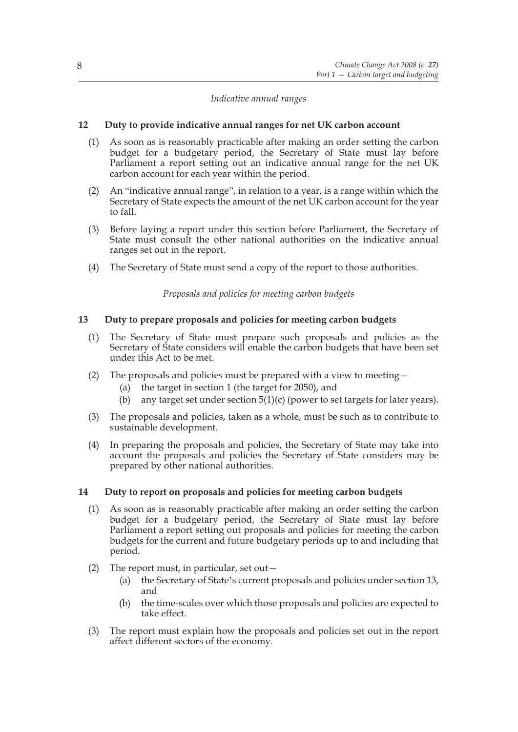*Indicative annual ranges*

**12 Duty to provide indicative annual ranges for net UK carbon account**

(1) As soon as is reasonably practicable after making an order setting the carbon budget for a budgetary period, the Secretary of State must lay before Parliament a report setting out an indicative annual range for the net UK carbon account for each year within the period.

(2) An "indicative annual range", in relation to a year, is a range within which the Secretary of State expects the amount of the net UK carbon account for the year to fall.

(3) Before laying a report under this section before Parliament, the Secretary of State must consult the other national authorities on the indicative annual ranges set out in the report.

(4) The Secretary of State must send a copy of the report to those authorities.

*Proposals and policies for meeting carbon budgets*

**13 Duty to prepare proposals and policies for meeting carbon budgets**

(1) The Secretary of State must prepare such proposals and policies as the Secretary of State considers will enable the carbon budgets that have been set under this Act to be met.

(2) The proposals and policies must be prepared with a view to meeting—

(a) the target in section 1 (the target for 2050), and

(b) any target set under section 5(1)(c) (power to set targets for later years).

(3) The proposals and policies, taken as a whole, must be such as to contribute to sustainable development.

(4) In preparing the proposals and policies, the Secretary of State may take into account the proposals and policies the Secretary of State considers may be prepared by other national authorities.

**14 Duty to report on proposals and policies for meeting carbon budgets**

(1) As soon as is reasonably practicable after making an order setting the carbon budget for a budgetary period, the Secretary of State must lay before Parliament a report setting out proposals and policies for meeting the carbon budgets for the current and future budgetary periods up to and including that period.

(2) The report must, in particular, set out—

(a) the Secretary of State's current proposals and policies under section 13, and

(b) the time-scales over which those proposals and policies are expected to take effect.

(3) The report must explain how the proposals and policies set out in the report affect different sectors of the economy.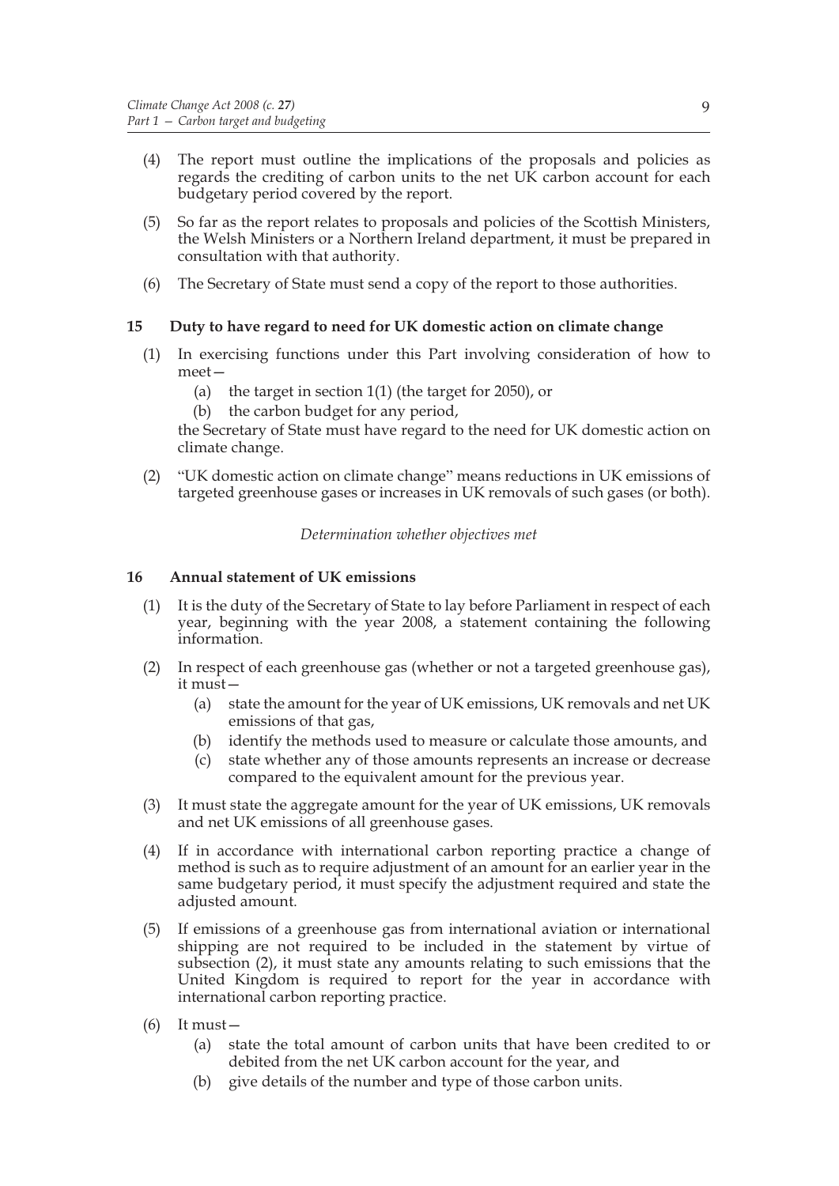(4) The report must outline the implications of the proposals and policies as regards the crediting of carbon units to the net UK carbon account for each budgetary period covered by the report.

(5) So far as the report relates to proposals and policies of the Scottish Ministers, the Welsh Ministers or a Northern Ireland department, it must be prepared in consultation with that authority.

(6) The Secretary of State must send a copy of the report to those authorities.

### 15 Duty to have regard to need for UK domestic action on climate change

(1) In exercising functions under this Part involving consideration of how to meet—

- (a) the target in section 1(1) (the target for 2050), or
- (b) the carbon budget for any period,

the Secretary of State must have regard to the need for UK domestic action on climate change.

(2) "UK domestic action on climate change" means reductions in UK emissions of targeted greenhouse gases or increases in UK removals of such gases (or both).

*Determination whether objectives met*

### 16 Annual statement of UK emissions

(1) It is the duty of the Secretary of State to lay before Parliament in respect of each year, beginning with the year 2008, a statement containing the following information.

(2) In respect of each greenhouse gas (whether or not a targeted greenhouse gas), it must—

- (a) state the amount for the year of UK emissions, UK removals and net UK emissions of that gas,
- (b) identify the methods used to measure or calculate those amounts, and
- (c) state whether any of those amounts represents an increase or decrease compared to the equivalent amount for the previous year.

(3) It must state the aggregate amount for the year of UK emissions, UK removals and net UK emissions of all greenhouse gases.

(4) If in accordance with international carbon reporting practice a change of method is such as to require adjustment of an amount for an earlier year in the same budgetary period, it must specify the adjustment required and state the adjusted amount.

(5) If emissions of a greenhouse gas from international aviation or international shipping are not required to be included in the statement by virtue of subsection (2), it must state any amounts relating to such emissions that the United Kingdom is required to report for the year in accordance with international carbon reporting practice.

(6) It must—

- (a) state the total amount of carbon units that have been credited to or debited from the net UK carbon account for the year, and
- (b) give details of the number and type of those carbon units.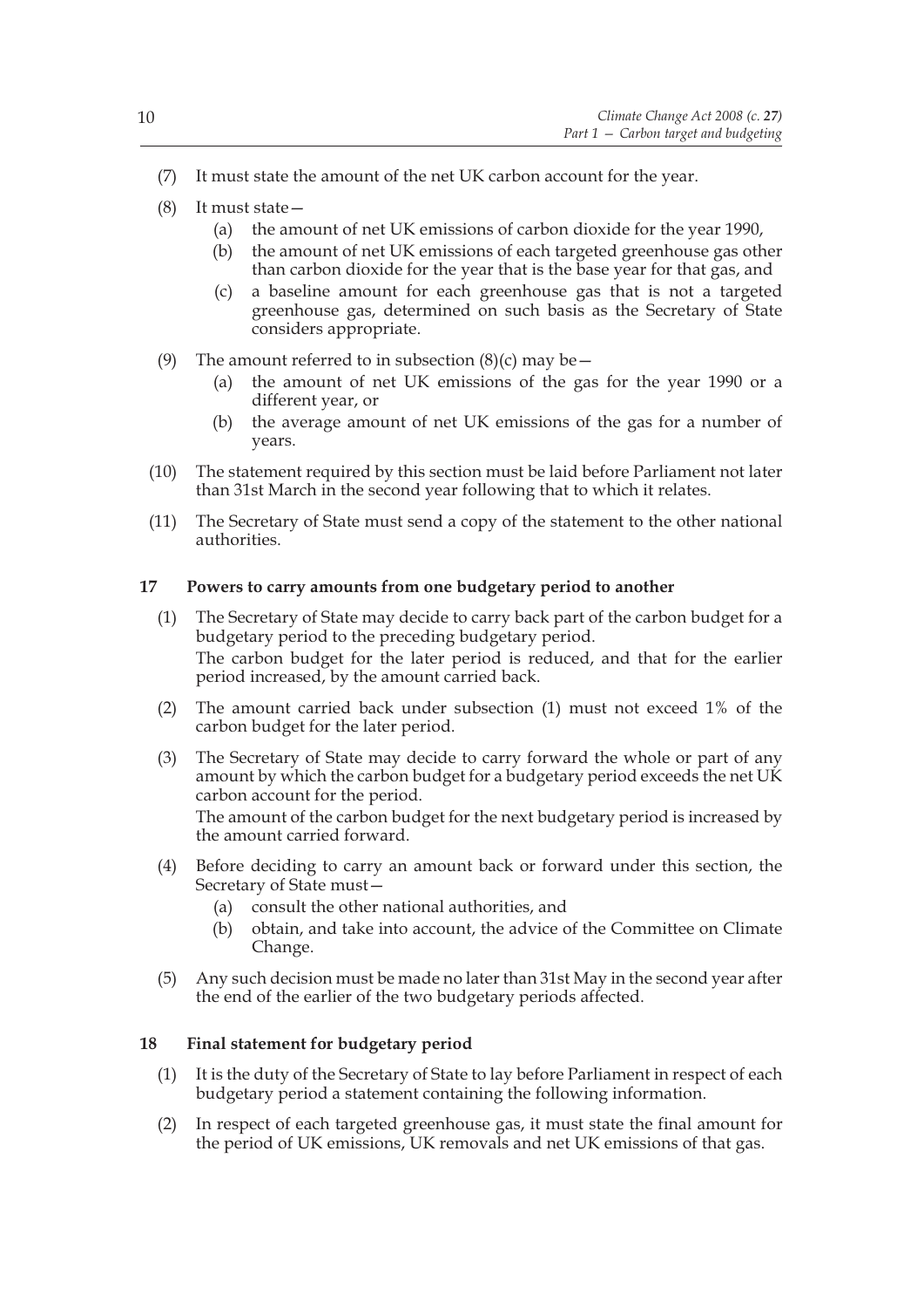(7) It must state the amount of the net UK carbon account for the year.

(8) It must state—

(a) the amount of net UK emissions of carbon dioxide for the year 1990,

(b) the amount of net UK emissions of each targeted greenhouse gas other than carbon dioxide for the year that is the base year for that gas, and

(c) a baseline amount for each greenhouse gas that is not a targeted greenhouse gas, determined on such basis as the Secretary of State considers appropriate.

(9) The amount referred to in subsection (8)(c) may be—

(a) the amount of net UK emissions of the gas for the year 1990 or a different year, or

(b) the average amount of net UK emissions of the gas for a number of years.

(10) The statement required by this section must be laid before Parliament not later than 31st March in the second year following that to which it relates.

(11) The Secretary of State must send a copy of the statement to the other national authorities.

**17 Powers to carry amounts from one budgetary period to another**

(1) The Secretary of State may decide to carry back part of the carbon budget for a budgetary period to the preceding budgetary period.
The carbon budget for the later period is reduced, and that for the earlier period increased, by the amount carried back.

(2) The amount carried back under subsection (1) must not exceed 1% of the carbon budget for the later period.

(3) The Secretary of State may decide to carry forward the whole or part of any amount by which the carbon budget for a budgetary period exceeds the net UK carbon account for the period.
The amount of the carbon budget for the next budgetary period is increased by the amount carried forward.

(4) Before deciding to carry an amount back or forward under this section, the Secretary of State must—

(a) consult the other national authorities, and

(b) obtain, and take into account, the advice of the Committee on Climate Change.

(5) Any such decision must be made no later than 31st May in the second year after the end of the earlier of the two budgetary periods affected.

**18 Final statement for budgetary period**

(1) It is the duty of the Secretary of State to lay before Parliament in respect of each budgetary period a statement containing the following information.

(2) In respect of each targeted greenhouse gas, it must state the final amount for the period of UK emissions, UK removals and net UK emissions of that gas.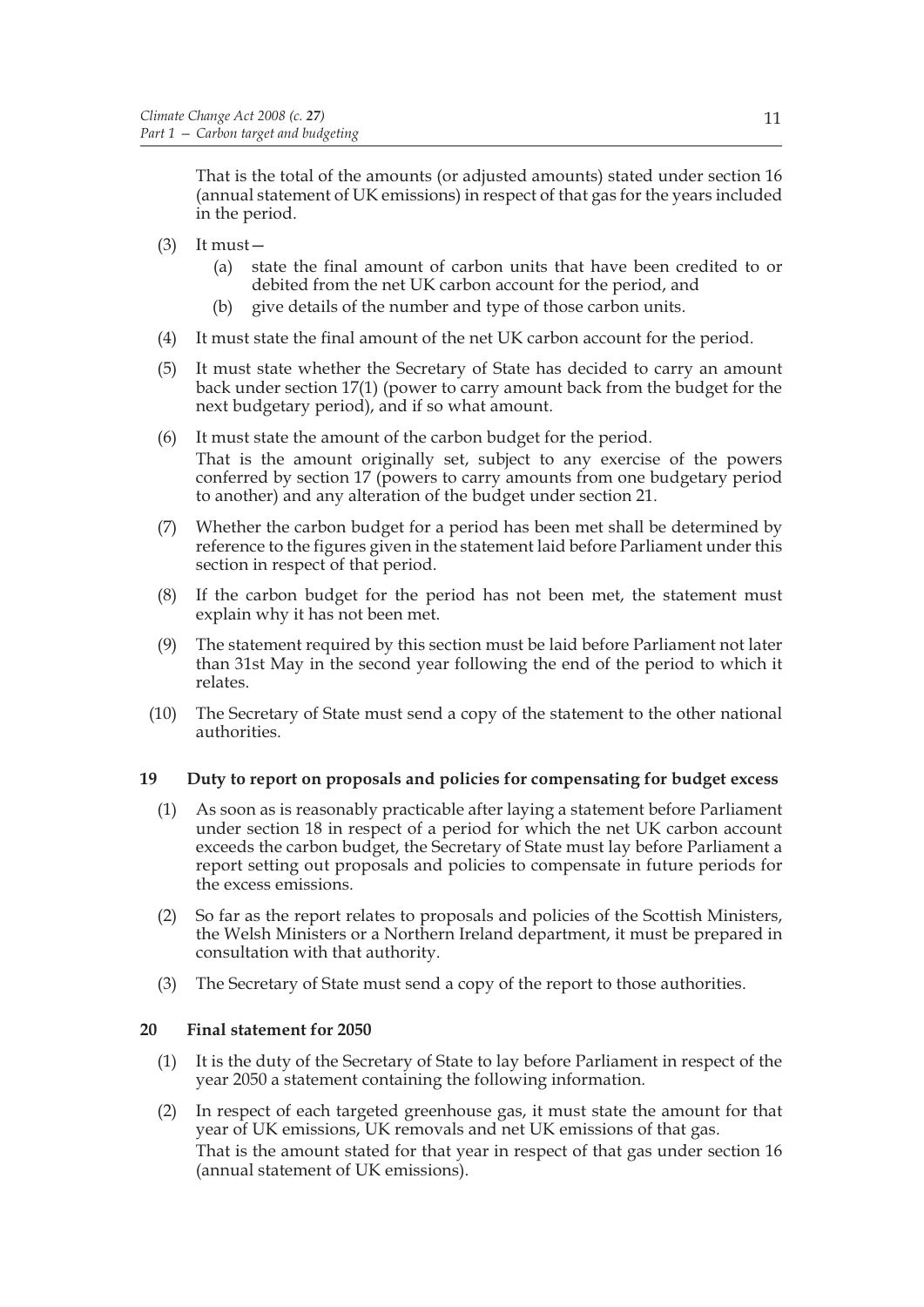That is the total of the amounts (or adjusted amounts) stated under section 16 (annual statement of UK emissions) in respect of that gas for the years included in the period.

(3) It must—

   (a) state the final amount of carbon units that have been credited to or debited from the net UK carbon account for the period, and

   (b) give details of the number and type of those carbon units.

(4) It must state the final amount of the net UK carbon account for the period.

(5) It must state whether the Secretary of State has decided to carry an amount back under section 17(1) (power to carry amount back from the budget for the next budgetary period), and if so what amount.

(6) It must state the amount of the carbon budget for the period.

That is the amount originally set, subject to any exercise of the powers conferred by section 17 (powers to carry amounts from one budgetary period to another) and any alteration of the budget under section 21.

(7) Whether the carbon budget for a period has been met shall be determined by reference to the figures given in the statement laid before Parliament under this section in respect of that period.

(8) If the carbon budget for the period has not been met, the statement must explain why it has not been met.

(9) The statement required by this section must be laid before Parliament not later than 31st May in the second year following the end of the period to which it relates.

(10) The Secretary of State must send a copy of the statement to the other national authorities.

**19 Duty to report on proposals and policies for compensating for budget excess**

(1) As soon as is reasonably practicable after laying a statement before Parliament under section 18 in respect of a period for which the net UK carbon account exceeds the carbon budget, the Secretary of State must lay before Parliament a report setting out proposals and policies to compensate in future periods for the excess emissions.

(2) So far as the report relates to proposals and policies of the Scottish Ministers, the Welsh Ministers or a Northern Ireland department, it must be prepared in consultation with that authority.

(3) The Secretary of State must send a copy of the report to those authorities.

**20 Final statement for 2050**

(1) It is the duty of the Secretary of State to lay before Parliament in respect of the year 2050 a statement containing the following information.

(2) In respect of each targeted greenhouse gas, it must state the amount for that year of UK emissions, UK removals and net UK emissions of that gas.

That is the amount stated for that year in respect of that gas under section 16 (annual statement of UK emissions).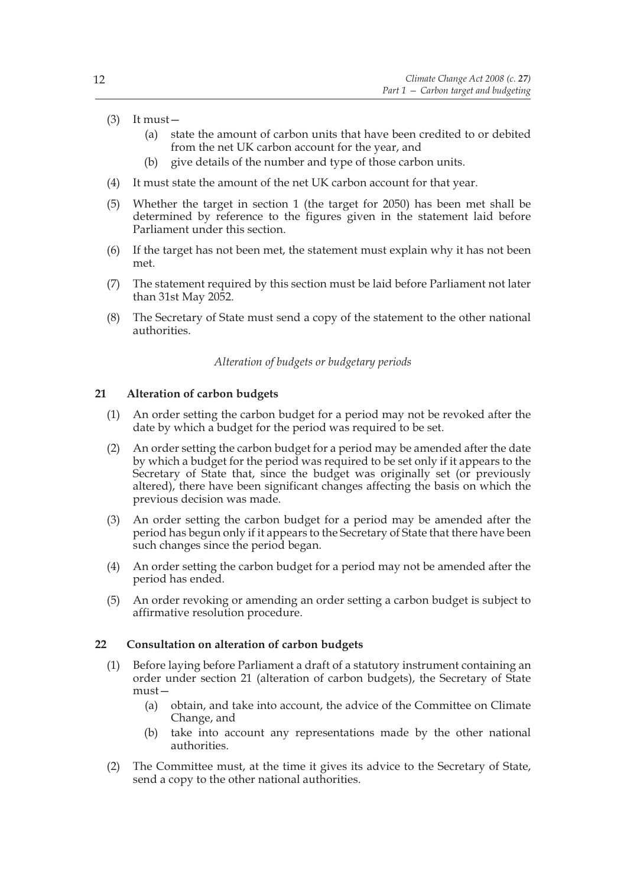(3) It must—

  (a) state the amount of carbon units that have been credited to or debited from the net UK carbon account for the year, and

  (b) give details of the number and type of those carbon units.

(4) It must state the amount of the net UK carbon account for that year.

(5) Whether the target in section 1 (the target for 2050) has been met shall be determined by reference to the figures given in the statement laid before Parliament under this section.

(6) If the target has not been met, the statement must explain why it has not been met.

(7) The statement required by this section must be laid before Parliament not later than 31st May 2052.

(8) The Secretary of State must send a copy of the statement to the other national authorities.

*Alteration of budgets or budgetary periods*

### 21 Alteration of carbon budgets

(1) An order setting the carbon budget for a period may not be revoked after the date by which a budget for the period was required to be set.

(2) An order setting the carbon budget for a period may be amended after the date by which a budget for the period was required to be set only if it appears to the Secretary of State that, since the budget was originally set (or previously altered), there have been significant changes affecting the basis on which the previous decision was made.

(3) An order setting the carbon budget for a period may be amended after the period has begun only if it appears to the Secretary of State that there have been such changes since the period began.

(4) An order setting the carbon budget for a period may not be amended after the period has ended.

(5) An order revoking or amending an order setting a carbon budget is subject to affirmative resolution procedure.

### 22 Consultation on alteration of carbon budgets

(1) Before laying before Parliament a draft of a statutory instrument containing an order under section 21 (alteration of carbon budgets), the Secretary of State must—

  (a) obtain, and take into account, the advice of the Committee on Climate Change, and

  (b) take into account any representations made by the other national authorities.

(2) The Committee must, at the time it gives its advice to the Secretary of State, send a copy to the other national authorities.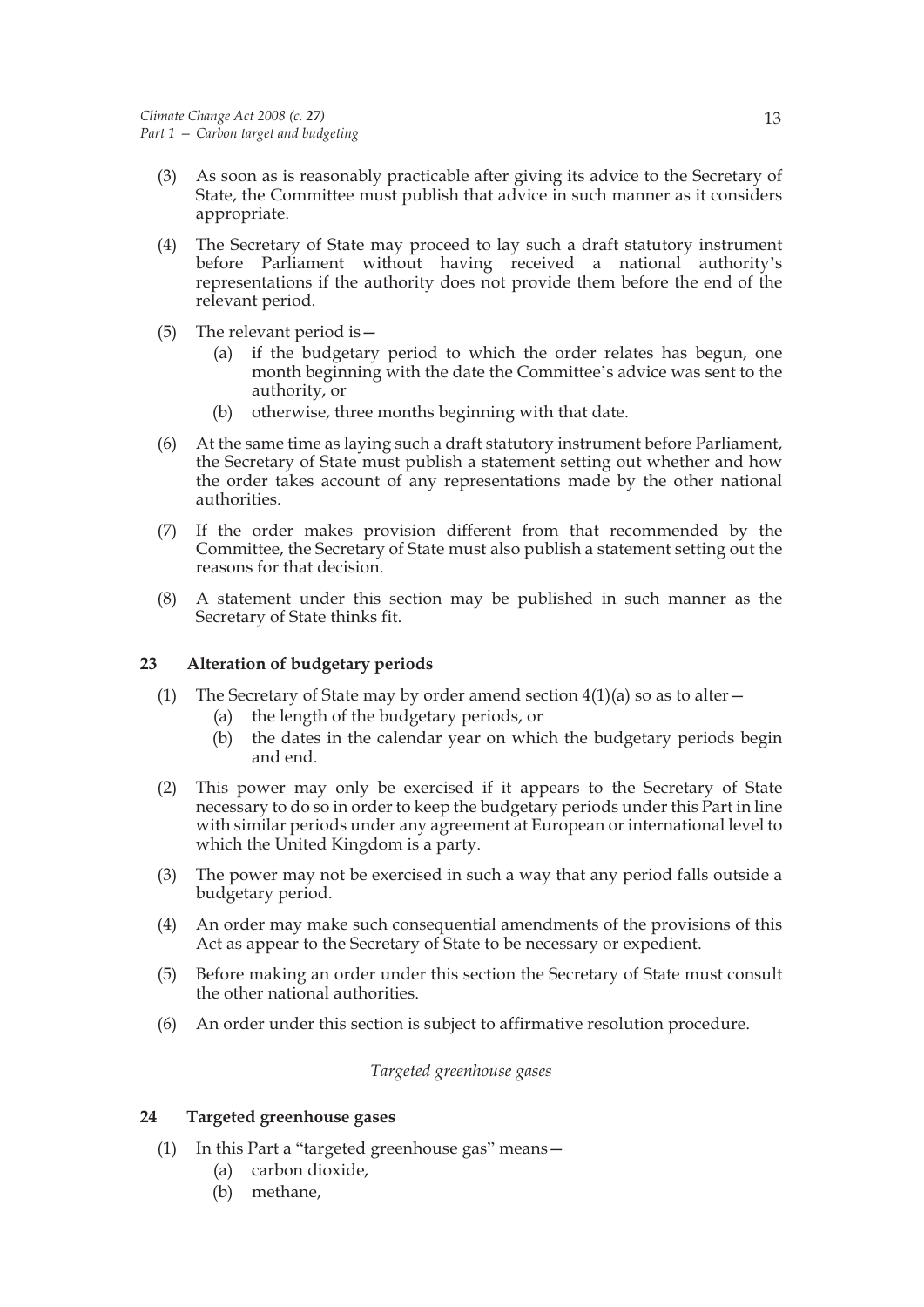(3) As soon as is reasonably practicable after giving its advice to the Secretary of State, the Committee must publish that advice in such manner as it considers appropriate.

(4) The Secretary of State may proceed to lay such a draft statutory instrument before Parliament without having received a national authority's representations if the authority does not provide them before the end of the relevant period.

(5) The relevant period is—

   (a) if the budgetary period to which the order relates has begun, one month beginning with the date the Committee's advice was sent to the authority, or

   (b) otherwise, three months beginning with that date.

(6) At the same time as laying such a draft statutory instrument before Parliament, the Secretary of State must publish a statement setting out whether and how the order takes account of any representations made by the other national authorities.

(7) If the order makes provision different from that recommended by the Committee, the Secretary of State must also publish a statement setting out the reasons for that decision.

(8) A statement under this section may be published in such manner as the Secretary of State thinks fit.

## 23 Alteration of budgetary periods

(1) The Secretary of State may by order amend section 4(1)(a) so as to alter—

   (a) the length of the budgetary periods, or

   (b) the dates in the calendar year on which the budgetary periods begin and end.

(2) This power may only be exercised if it appears to the Secretary of State necessary to do so in order to keep the budgetary periods under this Part in line with similar periods under any agreement at European or international level to which the United Kingdom is a party.

(3) The power may not be exercised in such a way that any period falls outside a budgetary period.

(4) An order may make such consequential amendments of the provisions of this Act as appear to the Secretary of State to be necessary or expedient.

(5) Before making an order under this section the Secretary of State must consult the other national authorities.

(6) An order under this section is subject to affirmative resolution procedure.

*Targeted greenhouse gases*

## 24 Targeted greenhouse gases

(1) In this Part a "targeted greenhouse gas" means—

   (a) carbon dioxide,

   (b) methane,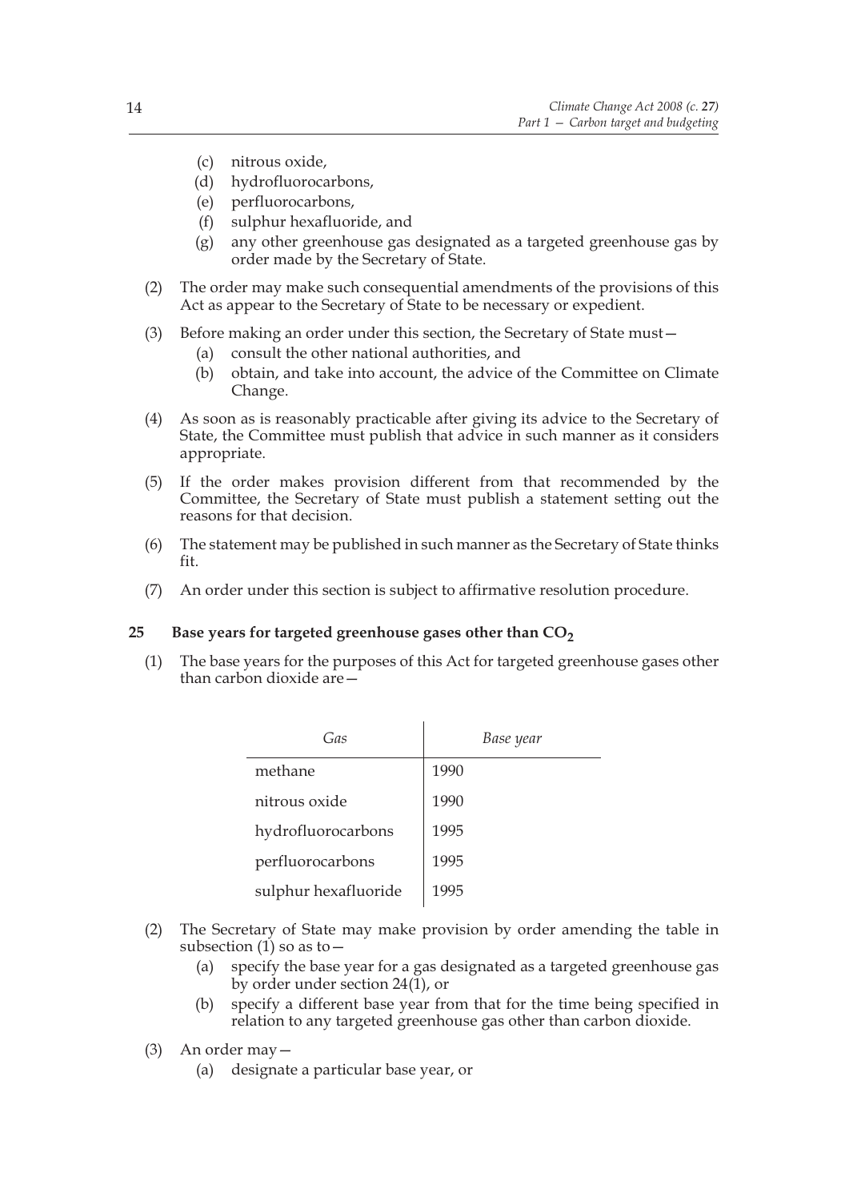(c) nitrous oxide,

(d) hydrofluorocarbons,

(e) perfluorocarbons,

(f) sulphur hexafluoride, and

(g) any other greenhouse gas designated as a targeted greenhouse gas by order made by the Secretary of State.

(2) The order may make such consequential amendments of the provisions of this Act as appear to the Secretary of State to be necessary or expedient.

(3) Before making an order under this section, the Secretary of State must—

(a) consult the other national authorities, and

(b) obtain, and take into account, the advice of the Committee on Climate Change.

(4) As soon as is reasonably practicable after giving its advice to the Secretary of State, the Committee must publish that advice in such manner as it considers appropriate.

(5) If the order makes provision different from that recommended by the Committee, the Secretary of State must publish a statement setting out the reasons for that decision.

(6) The statement may be published in such manner as the Secretary of State thinks fit.

(7) An order under this section is subject to affirmative resolution procedure.

### 25 Base years for targeted greenhouse gases other than $CO_2$

(1) The base years for the purposes of this Act for targeted greenhouse gases other than carbon dioxide are—

| *Gas* | *Base year* |
|---|---|
| methane | 1990 |
| nitrous oxide | 1990 |
| hydrofluorocarbons | 1995 |
| perfluorocarbons | 1995 |
| sulphur hexafluoride | 1995 |

(2) The Secretary of State may make provision by order amending the table in subsection (1) so as to—

(a) specify the base year for a gas designated as a targeted greenhouse gas by order under section 24(1), or

(b) specify a different base year from that for the time being specified in relation to any targeted greenhouse gas other than carbon dioxide.

(3) An order may—

(a) designate a particular base year, or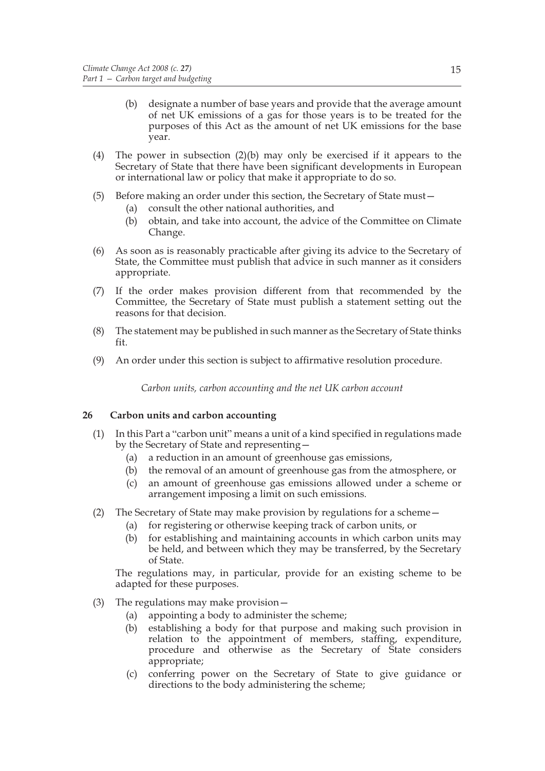(b) designate a number of base years and provide that the average amount of net UK emissions of a gas for those years is to be treated for the purposes of this Act as the amount of net UK emissions for the base year.

(4) The power in subsection (2)(b) may only be exercised if it appears to the Secretary of State that there have been significant developments in European or international law or policy that make it appropriate to do so.

(5) Before making an order under this section, the Secretary of State must—

  (a) consult the other national authorities, and

  (b) obtain, and take into account, the advice of the Committee on Climate Change.

(6) As soon as is reasonably practicable after giving its advice to the Secretary of State, the Committee must publish that advice in such manner as it considers appropriate.

(7) If the order makes provision different from that recommended by the Committee, the Secretary of State must publish a statement setting out the reasons for that decision.

(8) The statement may be published in such manner as the Secretary of State thinks fit.

(9) An order under this section is subject to affirmative resolution procedure.

*Carbon units, carbon accounting and the net UK carbon account*

**26 Carbon units and carbon accounting**

(1) In this Part a "carbon unit" means a unit of a kind specified in regulations made by the Secretary of State and representing—

  (a) a reduction in an amount of greenhouse gas emissions,

  (b) the removal of an amount of greenhouse gas from the atmosphere, or

  (c) an amount of greenhouse gas emissions allowed under a scheme or arrangement imposing a limit on such emissions.

(2) The Secretary of State may make provision by regulations for a scheme—

  (a) for registering or otherwise keeping track of carbon units, or

  (b) for establishing and maintaining accounts in which carbon units may be held, and between which they may be transferred, by the Secretary of State.

The regulations may, in particular, provide for an existing scheme to be adapted for these purposes.

(3) The regulations may make provision—

  (a) appointing a body to administer the scheme;

  (b) establishing a body for that purpose and making such provision in relation to the appointment of members, staffing, expenditure, procedure and otherwise as the Secretary of State considers appropriate;

  (c) conferring power on the Secretary of State to give guidance or directions to the body administering the scheme;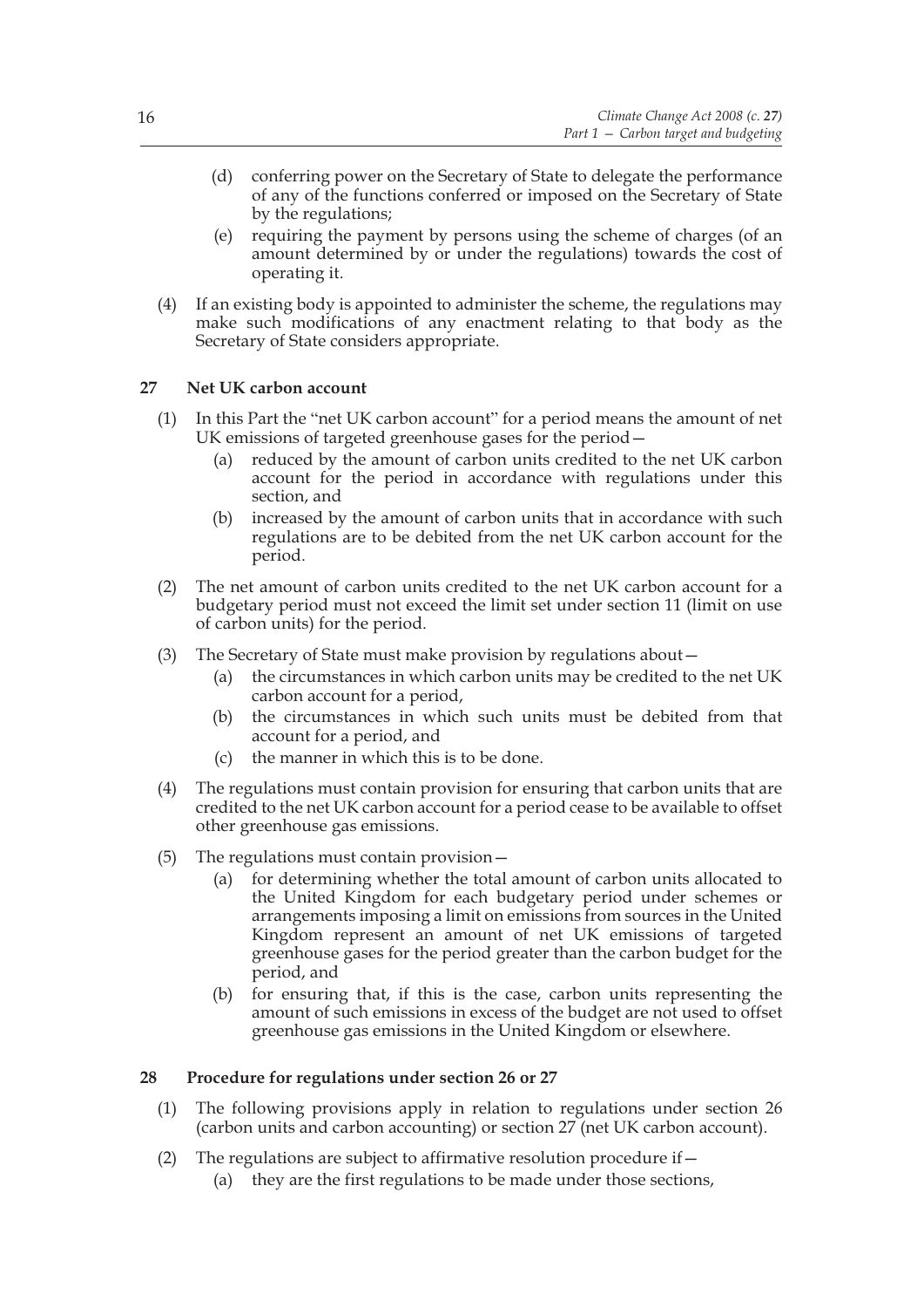(d) conferring power on the Secretary of State to delegate the performance of any of the functions conferred or imposed on the Secretary of State by the regulations;

(e) requiring the payment by persons using the scheme of charges (of an amount determined by or under the regulations) towards the cost of operating it.

(4) If an existing body is appointed to administer the scheme, the regulations may make such modifications of any enactment relating to that body as the Secretary of State considers appropriate.

### 27 Net UK carbon account

(1) In this Part the "net UK carbon account" for a period means the amount of net UK emissions of targeted greenhouse gases for the period—

(a) reduced by the amount of carbon units credited to the net UK carbon account for the period in accordance with regulations under this section, and

(b) increased by the amount of carbon units that in accordance with such regulations are to be debited from the net UK carbon account for the period.

(2) The net amount of carbon units credited to the net UK carbon account for a budgetary period must not exceed the limit set under section 11 (limit on use of carbon units) for the period.

(3) The Secretary of State must make provision by regulations about—

(a) the circumstances in which carbon units may be credited to the net UK carbon account for a period,

(b) the circumstances in which such units must be debited from that account for a period, and

(c) the manner in which this is to be done.

(4) The regulations must contain provision for ensuring that carbon units that are credited to the net UK carbon account for a period cease to be available to offset other greenhouse gas emissions.

(5) The regulations must contain provision—

(a) for determining whether the total amount of carbon units allocated to the United Kingdom for each budgetary period under schemes or arrangements imposing a limit on emissions from sources in the United Kingdom represent an amount of net UK emissions of targeted greenhouse gases for the period greater than the carbon budget for the period, and

(b) for ensuring that, if this is the case, carbon units representing the amount of such emissions in excess of the budget are not used to offset greenhouse gas emissions in the United Kingdom or elsewhere.

### 28 Procedure for regulations under section 26 or 27

(1) The following provisions apply in relation to regulations under section 26 (carbon units and carbon accounting) or section 27 (net UK carbon account).

(2) The regulations are subject to affirmative resolution procedure if—

(a) they are the first regulations to be made under those sections,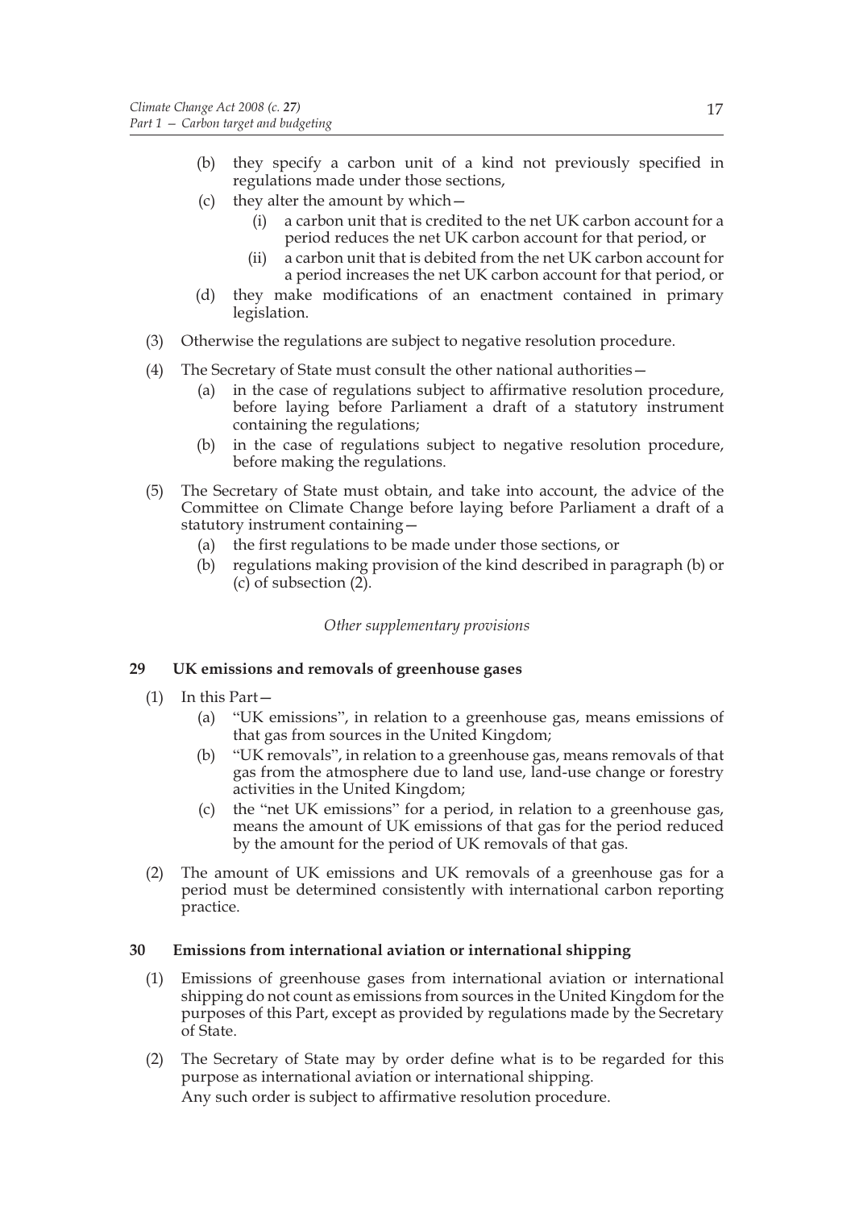(b) they specify a carbon unit of a kind not previously specified in regulations made under those sections,

(c) they alter the amount by which—

(i) a carbon unit that is credited to the net UK carbon account for a period reduces the net UK carbon account for that period, or

(ii) a carbon unit that is debited from the net UK carbon account for a period increases the net UK carbon account for that period, or

(d) they make modifications of an enactment contained in primary legislation.

(3) Otherwise the regulations are subject to negative resolution procedure.

(4) The Secretary of State must consult the other national authorities—

(a) in the case of regulations subject to affirmative resolution procedure, before laying before Parliament a draft of a statutory instrument containing the regulations;

(b) in the case of regulations subject to negative resolution procedure, before making the regulations.

(5) The Secretary of State must obtain, and take into account, the advice of the Committee on Climate Change before laying before Parliament a draft of a statutory instrument containing—

(a) the first regulations to be made under those sections, or

(b) regulations making provision of the kind described in paragraph (b) or (c) of subsection (2).

*Other supplementary provisions*

### 29 UK emissions and removals of greenhouse gases

(1) In this Part—

(a) "UK emissions", in relation to a greenhouse gas, means emissions of that gas from sources in the United Kingdom;

(b) "UK removals", in relation to a greenhouse gas, means removals of that gas from the atmosphere due to land use, land-use change or forestry activities in the United Kingdom;

(c) the "net UK emissions" for a period, in relation to a greenhouse gas, means the amount of UK emissions of that gas for the period reduced by the amount for the period of UK removals of that gas.

(2) The amount of UK emissions and UK removals of a greenhouse gas for a period must be determined consistently with international carbon reporting practice.

### 30 Emissions from international aviation or international shipping

(1) Emissions of greenhouse gases from international aviation or international shipping do not count as emissions from sources in the United Kingdom for the purposes of this Part, except as provided by regulations made by the Secretary of State.

(2) The Secretary of State may by order define what is to be regarded for this purpose as international aviation or international shipping.

Any such order is subject to affirmative resolution procedure.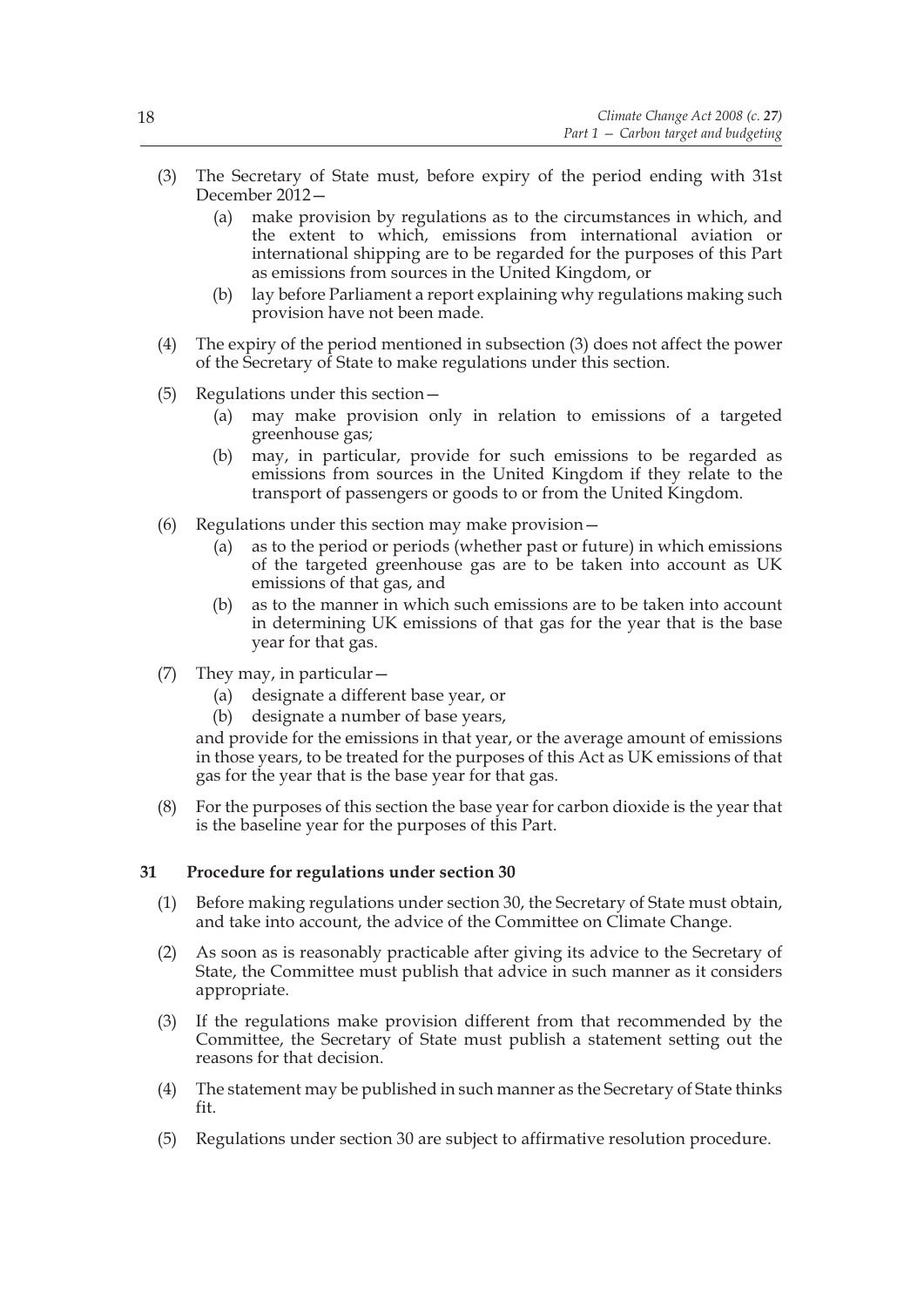(3) The Secretary of State must, before expiry of the period ending with 31st December 2012—

  (a) make provision by regulations as to the circumstances in which, and the extent to which, emissions from international aviation or international shipping are to be regarded for the purposes of this Part as emissions from sources in the United Kingdom, or

  (b) lay before Parliament a report explaining why regulations making such provision have not been made.

(4) The expiry of the period mentioned in subsection (3) does not affect the power of the Secretary of State to make regulations under this section.

(5) Regulations under this section—

  (a) may make provision only in relation to emissions of a targeted greenhouse gas;

  (b) may, in particular, provide for such emissions to be regarded as emissions from sources in the United Kingdom if they relate to the transport of passengers or goods to or from the United Kingdom.

(6) Regulations under this section may make provision—

  (a) as to the period or periods (whether past or future) in which emissions of the targeted greenhouse gas are to be taken into account as UK emissions of that gas, and

  (b) as to the manner in which such emissions are to be taken into account in determining UK emissions of that gas for the year that is the base year for that gas.

(7) They may, in particular—

  (a) designate a different base year, or

  (b) designate a number of base years,

and provide for the emissions in that year, or the average amount of emissions in those years, to be treated for the purposes of this Act as UK emissions of that gas for the year that is the base year for that gas.

(8) For the purposes of this section the base year for carbon dioxide is the year that is the baseline year for the purposes of this Part.

## 31 Procedure for regulations under section 30

(1) Before making regulations under section 30, the Secretary of State must obtain, and take into account, the advice of the Committee on Climate Change.

(2) As soon as is reasonably practicable after giving its advice to the Secretary of State, the Committee must publish that advice in such manner as it considers appropriate.

(3) If the regulations make provision different from that recommended by the Committee, the Secretary of State must publish a statement setting out the reasons for that decision.

(4) The statement may be published in such manner as the Secretary of State thinks fit.

(5) Regulations under section 30 are subject to affirmative resolution procedure.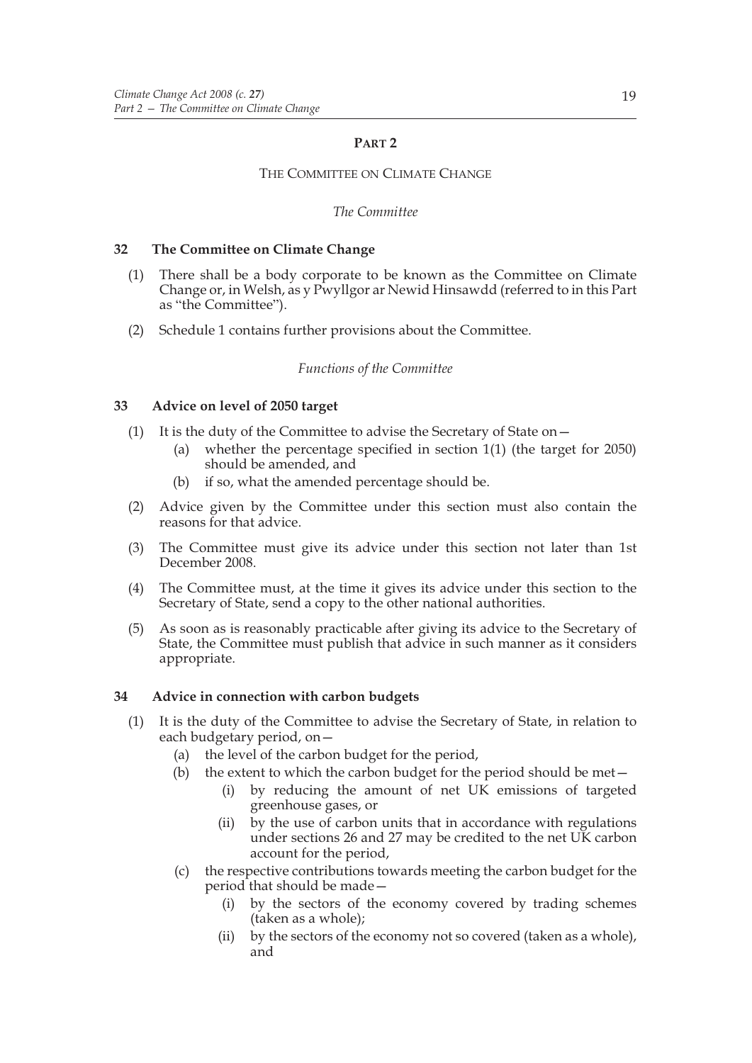# PART 2

## THE COMMITTEE ON CLIMATE CHANGE

*The Committee*

### 32 The Committee on Climate Change

(1) There shall be a body corporate to be known as the Committee on Climate Change or, in Welsh, as y Pwyllgor ar Newid Hinsawdd (referred to in this Part as "the Committee").

(2) Schedule 1 contains further provisions about the Committee.

*Functions of the Committee*

### 33 Advice on level of 2050 target

(1) It is the duty of the Committee to advise the Secretary of State on—

- (a) whether the percentage specified in section 1(1) (the target for 2050) should be amended, and
- (b) if so, what the amended percentage should be.

(2) Advice given by the Committee under this section must also contain the reasons for that advice.

(3) The Committee must give its advice under this section not later than 1st December 2008.

(4) The Committee must, at the time it gives its advice under this section to the Secretary of State, send a copy to the other national authorities.

(5) As soon as is reasonably practicable after giving its advice to the Secretary of State, the Committee must publish that advice in such manner as it considers appropriate.

### 34 Advice in connection with carbon budgets

(1) It is the duty of the Committee to advise the Secretary of State, in relation to each budgetary period, on—

- (a) the level of the carbon budget for the period,
- (b) the extent to which the carbon budget for the period should be met—
  - (i) by reducing the amount of net UK emissions of targeted greenhouse gases, or
  - (ii) by the use of carbon units that in accordance with regulations under sections 26 and 27 may be credited to the net UK carbon account for the period,
- (c) the respective contributions towards meeting the carbon budget for the period that should be made—
  - (i) by the sectors of the economy covered by trading schemes (taken as a whole);
  - (ii) by the sectors of the economy not so covered (taken as a whole), and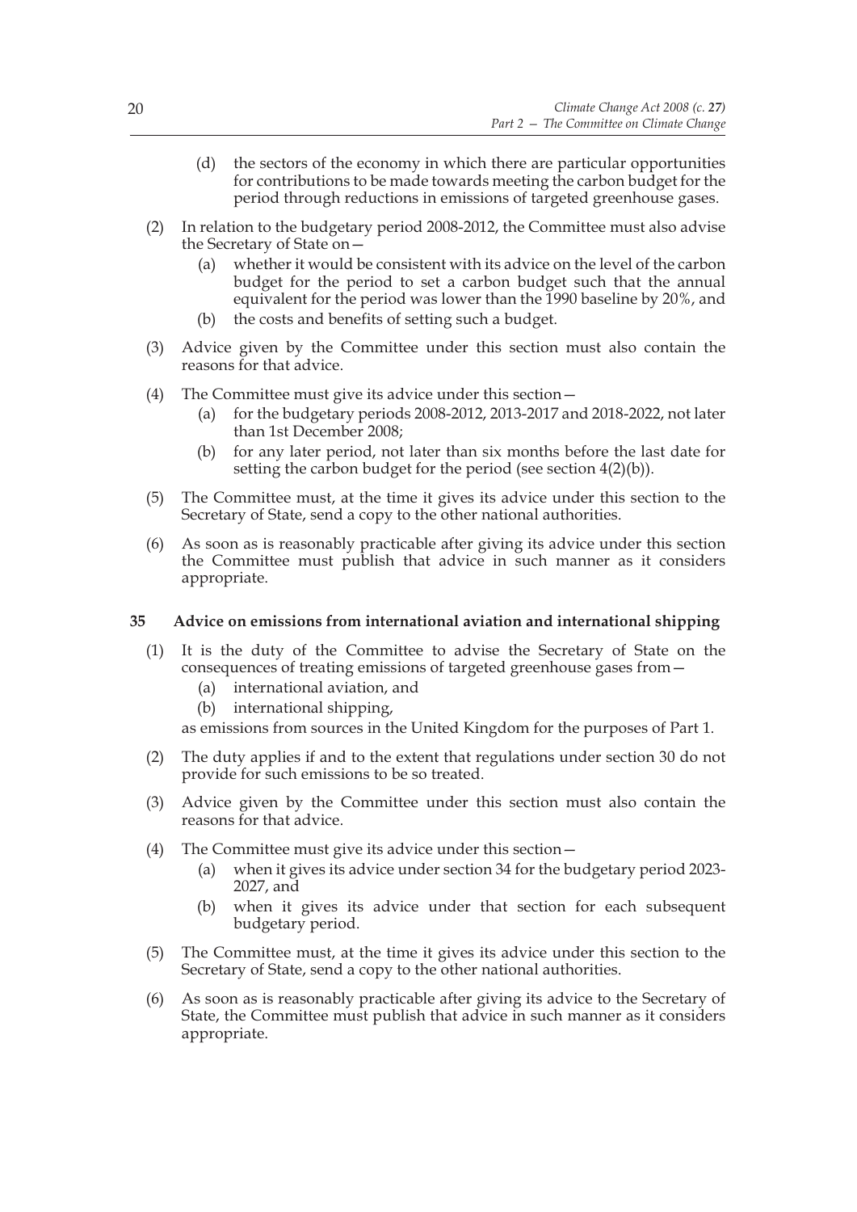(d) the sectors of the economy in which there are particular opportunities for contributions to be made towards meeting the carbon budget for the period through reductions in emissions of targeted greenhouse gases.

(2) In relation to the budgetary period 2008-2012, the Committee must also advise the Secretary of State on—

(a) whether it would be consistent with its advice on the level of the carbon budget for the period to set a carbon budget such that the annual equivalent for the period was lower than the 1990 baseline by 20%, and

(b) the costs and benefits of setting such a budget.

(3) Advice given by the Committee under this section must also contain the reasons for that advice.

(4) The Committee must give its advice under this section—

(a) for the budgetary periods 2008-2012, 2013-2017 and 2018-2022, not later than 1st December 2008;

(b) for any later period, not later than six months before the last date for setting the carbon budget for the period (see section 4(2)(b)).

(5) The Committee must, at the time it gives its advice under this section to the Secretary of State, send a copy to the other national authorities.

(6) As soon as is reasonably practicable after giving its advice under this section the Committee must publish that advice in such manner as it considers appropriate.

### 35 Advice on emissions from international aviation and international shipping

(1) It is the duty of the Committee to advise the Secretary of State on the consequences of treating emissions of targeted greenhouse gases from—

(a) international aviation, and

(b) international shipping,

as emissions from sources in the United Kingdom for the purposes of Part 1.

(2) The duty applies if and to the extent that regulations under section 30 do not provide for such emissions to be so treated.

(3) Advice given by the Committee under this section must also contain the reasons for that advice.

(4) The Committee must give its advice under this section—

(a) when it gives its advice under section 34 for the budgetary period 2023-2027, and

(b) when it gives its advice under that section for each subsequent budgetary period.

(5) The Committee must, at the time it gives its advice under this section to the Secretary of State, send a copy to the other national authorities.

(6) As soon as is reasonably practicable after giving its advice to the Secretary of State, the Committee must publish that advice in such manner as it considers appropriate.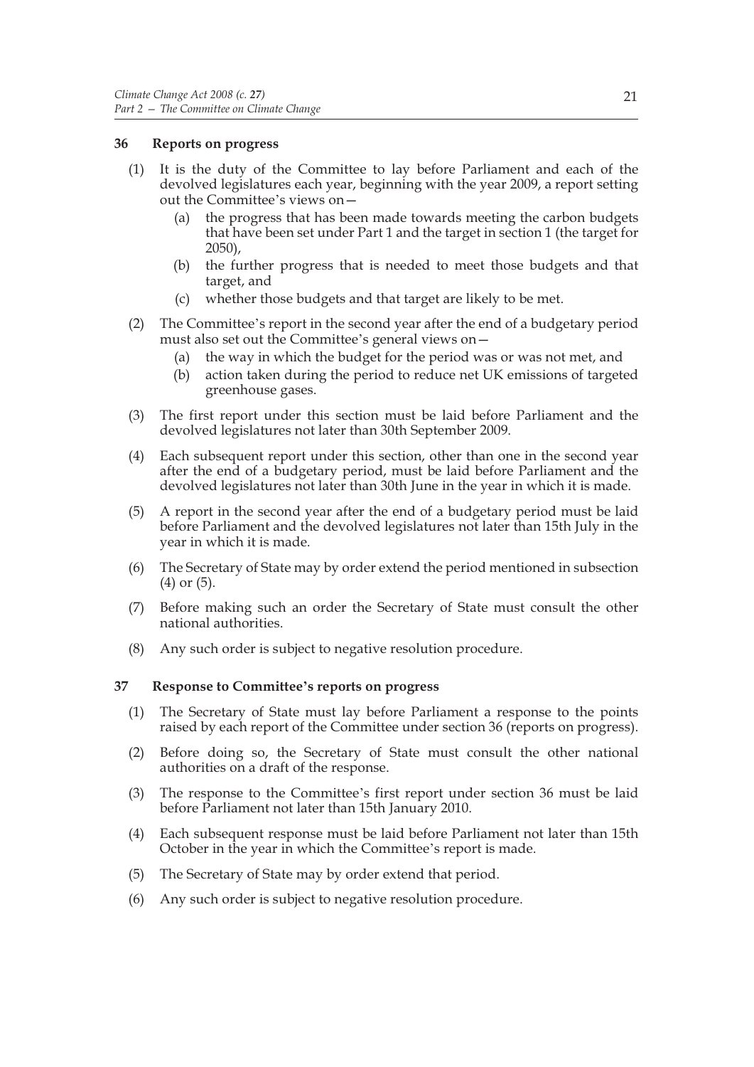**36 Reports on progress**

(1) It is the duty of the Committee to lay before Parliament and each of the devolved legislatures each year, beginning with the year 2009, a report setting out the Committee's views on—

  (a) the progress that has been made towards meeting the carbon budgets that have been set under Part 1 and the target in section 1 (the target for 2050),

  (b) the further progress that is needed to meet those budgets and that target, and

  (c) whether those budgets and that target are likely to be met.

(2) The Committee's report in the second year after the end of a budgetary period must also set out the Committee's general views on—

  (a) the way in which the budget for the period was or was not met, and

  (b) action taken during the period to reduce net UK emissions of targeted greenhouse gases.

(3) The first report under this section must be laid before Parliament and the devolved legislatures not later than 30th September 2009.

(4) Each subsequent report under this section, other than one in the second year after the end of a budgetary period, must be laid before Parliament and the devolved legislatures not later than 30th June in the year in which it is made.

(5) A report in the second year after the end of a budgetary period must be laid before Parliament and the devolved legislatures not later than 15th July in the year in which it is made.

(6) The Secretary of State may by order extend the period mentioned in subsection (4) or (5).

(7) Before making such an order the Secretary of State must consult the other national authorities.

(8) Any such order is subject to negative resolution procedure.

**37 Response to Committee's reports on progress**

(1) The Secretary of State must lay before Parliament a response to the points raised by each report of the Committee under section 36 (reports on progress).

(2) Before doing so, the Secretary of State must consult the other national authorities on a draft of the response.

(3) The response to the Committee's first report under section 36 must be laid before Parliament not later than 15th January 2010.

(4) Each subsequent response must be laid before Parliament not later than 15th October in the year in which the Committee's report is made.

(5) The Secretary of State may by order extend that period.

(6) Any such order is subject to negative resolution procedure.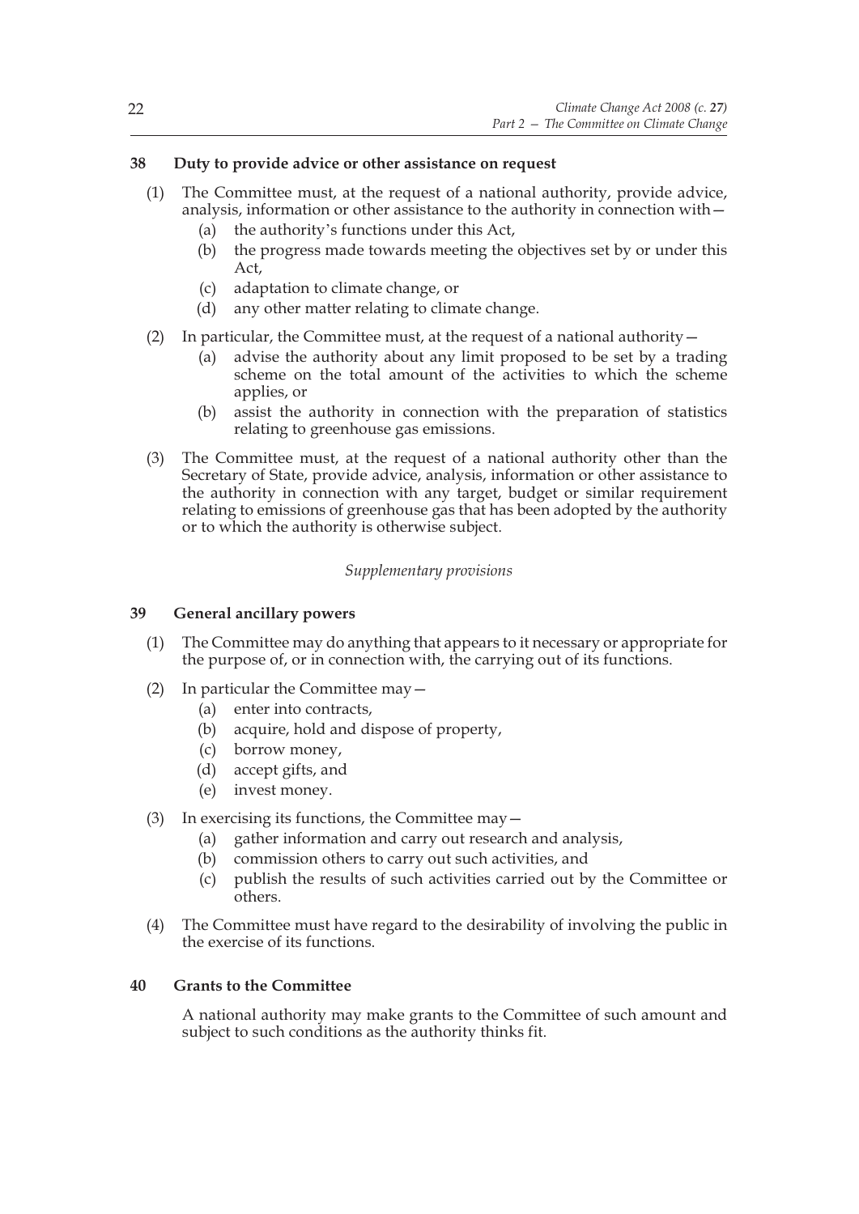### 38 Duty to provide advice or other assistance on request

(1) The Committee must, at the request of a national authority, provide advice, analysis, information or other assistance to the authority in connection with—

- (a) the authority's functions under this Act,
- (b) the progress made towards meeting the objectives set by or under this Act,
- (c) adaptation to climate change, or
- (d) any other matter relating to climate change.

(2) In particular, the Committee must, at the request of a national authority—

- (a) advise the authority about any limit proposed to be set by a trading scheme on the total amount of the activities to which the scheme applies, or
- (b) assist the authority in connection with the preparation of statistics relating to greenhouse gas emissions.

(3) The Committee must, at the request of a national authority other than the Secretary of State, provide advice, analysis, information or other assistance to the authority in connection with any target, budget or similar requirement relating to emissions of greenhouse gas that has been adopted by the authority or to which the authority is otherwise subject.

*Supplementary provisions*

### 39 General ancillary powers

(1) The Committee may do anything that appears to it necessary or appropriate for the purpose of, or in connection with, the carrying out of its functions.

(2) In particular the Committee may—

- (a) enter into contracts,
- (b) acquire, hold and dispose of property,
- (c) borrow money,
- (d) accept gifts, and
- (e) invest money.

(3) In exercising its functions, the Committee may—

- (a) gather information and carry out research and analysis,
- (b) commission others to carry out such activities, and
- (c) publish the results of such activities carried out by the Committee or others.

(4) The Committee must have regard to the desirability of involving the public in the exercise of its functions.

### 40 Grants to the Committee

A national authority may make grants to the Committee of such amount and subject to such conditions as the authority thinks fit.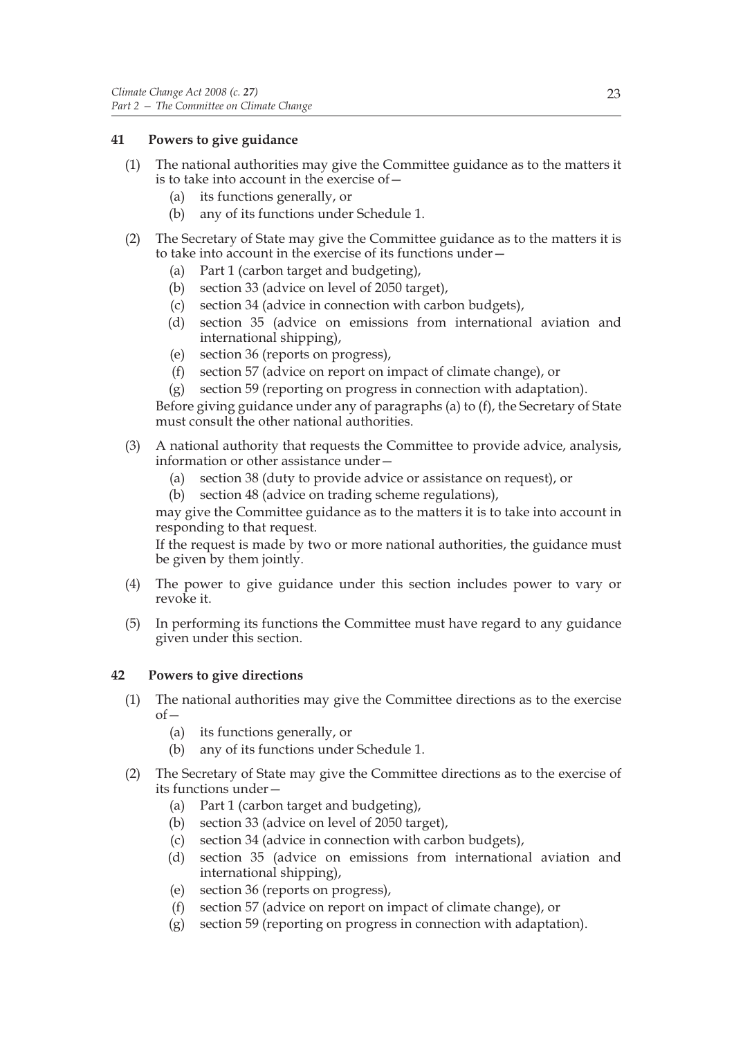**41 Powers to give guidance**

(1) The national authorities may give the Committee guidance as to the matters it is to take into account in the exercise of—

(a) its functions generally, or

(b) any of its functions under Schedule 1.

(2) The Secretary of State may give the Committee guidance as to the matters it is to take into account in the exercise of its functions under—

(a) Part 1 (carbon target and budgeting),

(b) section 33 (advice on level of 2050 target),

(c) section 34 (advice in connection with carbon budgets),

(d) section 35 (advice on emissions from international aviation and international shipping),

(e) section 36 (reports on progress),

(f) section 57 (advice on report on impact of climate change), or

(g) section 59 (reporting on progress in connection with adaptation).

Before giving guidance under any of paragraphs (a) to (f), the Secretary of State must consult the other national authorities.

(3) A national authority that requests the Committee to provide advice, analysis, information or other assistance under—

(a) section 38 (duty to provide advice or assistance on request), or

(b) section 48 (advice on trading scheme regulations),

may give the Committee guidance as to the matters it is to take into account in responding to that request.

If the request is made by two or more national authorities, the guidance must be given by them jointly.

(4) The power to give guidance under this section includes power to vary or revoke it.

(5) In performing its functions the Committee must have regard to any guidance given under this section.

**42 Powers to give directions**

(1) The national authorities may give the Committee directions as to the exercise of—

(a) its functions generally, or

(b) any of its functions under Schedule 1.

(2) The Secretary of State may give the Committee directions as to the exercise of its functions under—

(a) Part 1 (carbon target and budgeting),

(b) section 33 (advice on level of 2050 target),

(c) section 34 (advice in connection with carbon budgets),

(d) section 35 (advice on emissions from international aviation and international shipping),

(e) section 36 (reports on progress),

(f) section 57 (advice on report on impact of climate change), or

(g) section 59 (reporting on progress in connection with adaptation).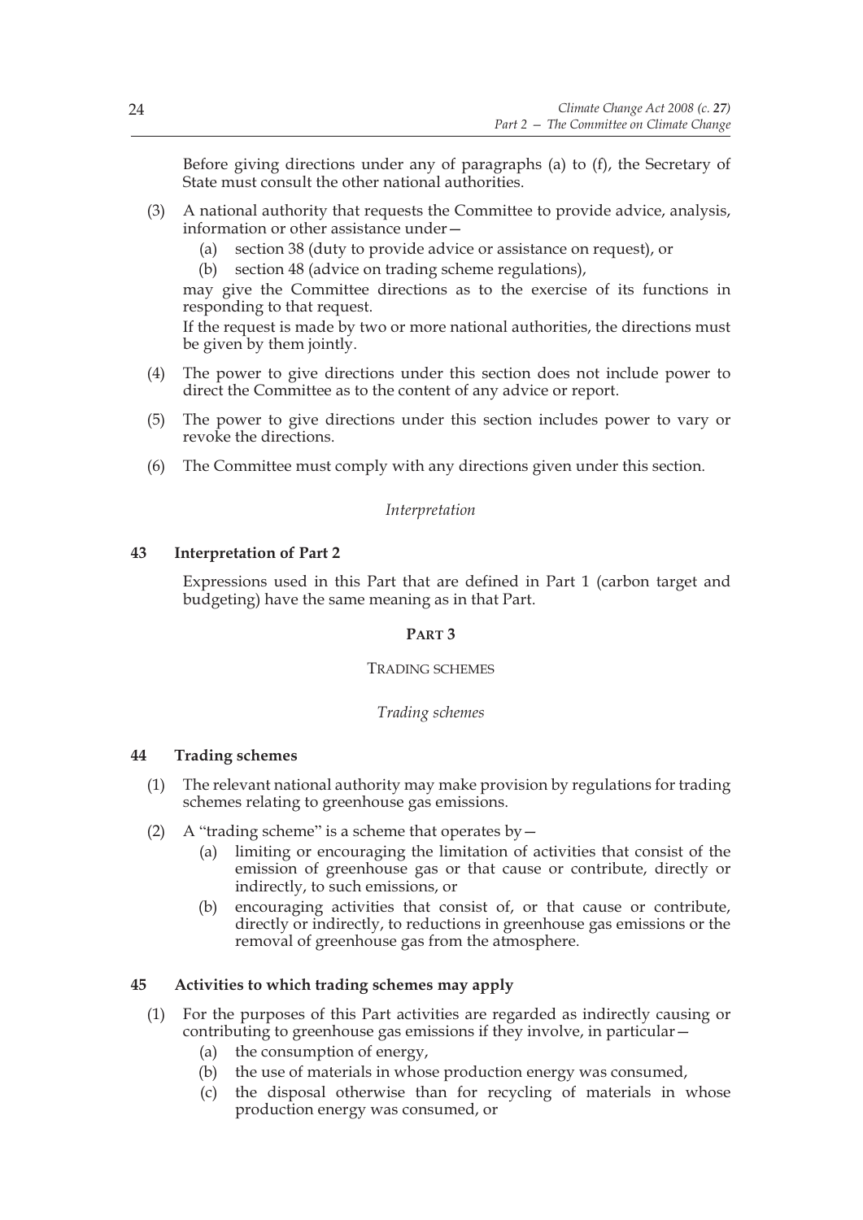Before giving directions under any of paragraphs (a) to (f), the Secretary of State must consult the other national authorities.

(3) A national authority that requests the Committee to provide advice, analysis, information or other assistance under—

(a) section 38 (duty to provide advice or assistance on request), or

(b) section 48 (advice on trading scheme regulations),

may give the Committee directions as to the exercise of its functions in responding to that request.

If the request is made by two or more national authorities, the directions must be given by them jointly.

(4) The power to give directions under this section does not include power to direct the Committee as to the content of any advice or report.

(5) The power to give directions under this section includes power to vary or revoke the directions.

(6) The Committee must comply with any directions given under this section.

*Interpretation*

### 43 Interpretation of Part 2

Expressions used in this Part that are defined in Part 1 (carbon target and budgeting) have the same meaning as in that Part.

## PART 3

## TRADING SCHEMES

*Trading schemes*

### 44 Trading schemes

(1) The relevant national authority may make provision by regulations for trading schemes relating to greenhouse gas emissions.

(2) A "trading scheme" is a scheme that operates by—

(a) limiting or encouraging the limitation of activities that consist of the emission of greenhouse gas or that cause or contribute, directly or indirectly, to such emissions, or

(b) encouraging activities that consist of, or that cause or contribute, directly or indirectly, to reductions in greenhouse gas emissions or the removal of greenhouse gas from the atmosphere.

### 45 Activities to which trading schemes may apply

(1) For the purposes of this Part activities are regarded as indirectly causing or contributing to greenhouse gas emissions if they involve, in particular—

(a) the consumption of energy,

(b) the use of materials in whose production energy was consumed,

(c) the disposal otherwise than for recycling of materials in whose production energy was consumed, or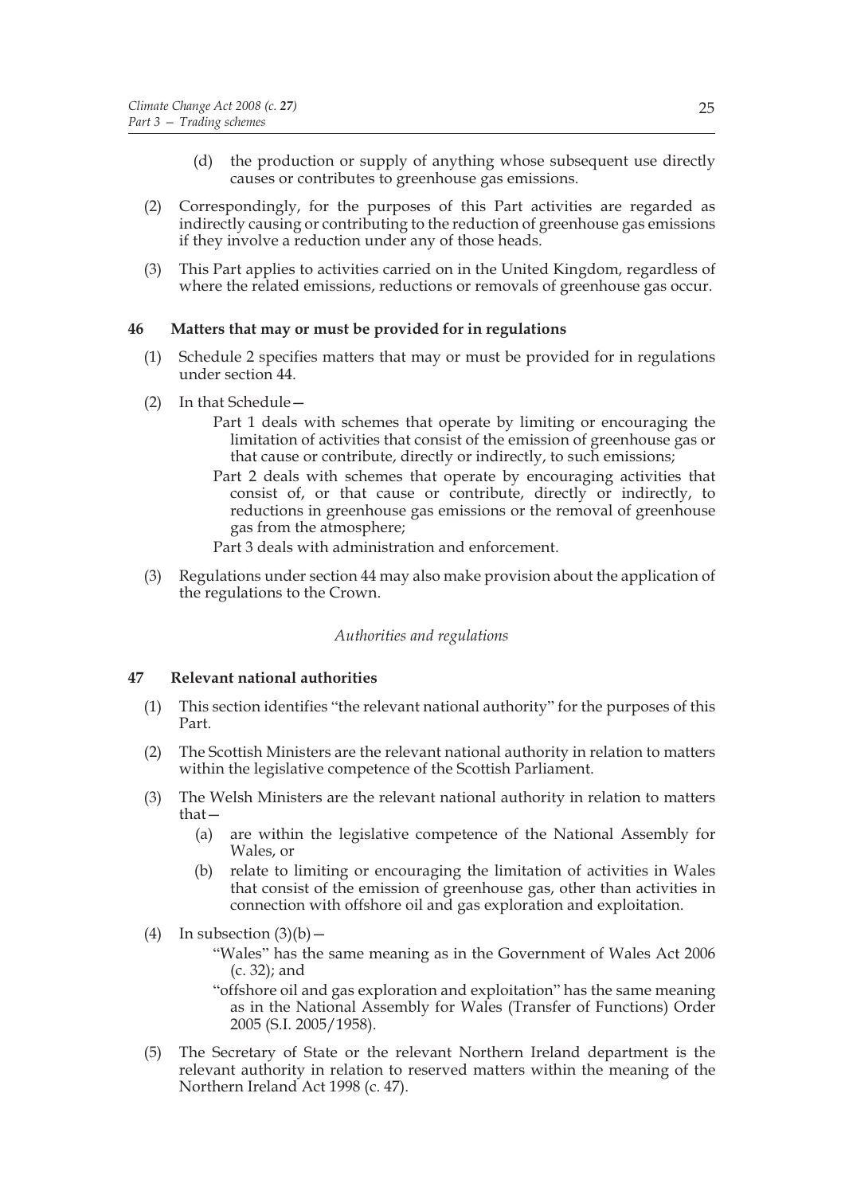(d) the production or supply of anything whose subsequent use directly causes or contributes to greenhouse gas emissions.

(2) Correspondingly, for the purposes of this Part activities are regarded as indirectly causing or contributing to the reduction of greenhouse gas emissions if they involve a reduction under any of those heads.

(3) This Part applies to activities carried on in the United Kingdom, regardless of where the related emissions, reductions or removals of greenhouse gas occur.

**46 Matters that may or must be provided for in regulations**

(1) Schedule 2 specifies matters that may or must be provided for in regulations under section 44.

(2) In that Schedule—

Part 1 deals with schemes that operate by limiting or encouraging the limitation of activities that consist of the emission of greenhouse gas or that cause or contribute, directly or indirectly, to such emissions;

Part 2 deals with schemes that operate by encouraging activities that consist of, or that cause or contribute, directly or indirectly, to reductions in greenhouse gas emissions or the removal of greenhouse gas from the atmosphere;

Part 3 deals with administration and enforcement.

(3) Regulations under section 44 may also make provision about the application of the regulations to the Crown.

*Authorities and regulations*

**47 Relevant national authorities**

(1) This section identifies "the relevant national authority" for the purposes of this Part.

(2) The Scottish Ministers are the relevant national authority in relation to matters within the legislative competence of the Scottish Parliament.

(3) The Welsh Ministers are the relevant national authority in relation to matters that—

(a) are within the legislative competence of the National Assembly for Wales, or

(b) relate to limiting or encouraging the limitation of activities in Wales that consist of the emission of greenhouse gas, other than activities in connection with offshore oil and gas exploration and exploitation.

(4) In subsection (3)(b)—

"Wales" has the same meaning as in the Government of Wales Act 2006 (c. 32); and

"offshore oil and gas exploration and exploitation" has the same meaning as in the National Assembly for Wales (Transfer of Functions) Order 2005 (S.I. 2005/1958).

(5) The Secretary of State or the relevant Northern Ireland department is the relevant authority in relation to reserved matters within the meaning of the Northern Ireland Act 1998 (c. 47).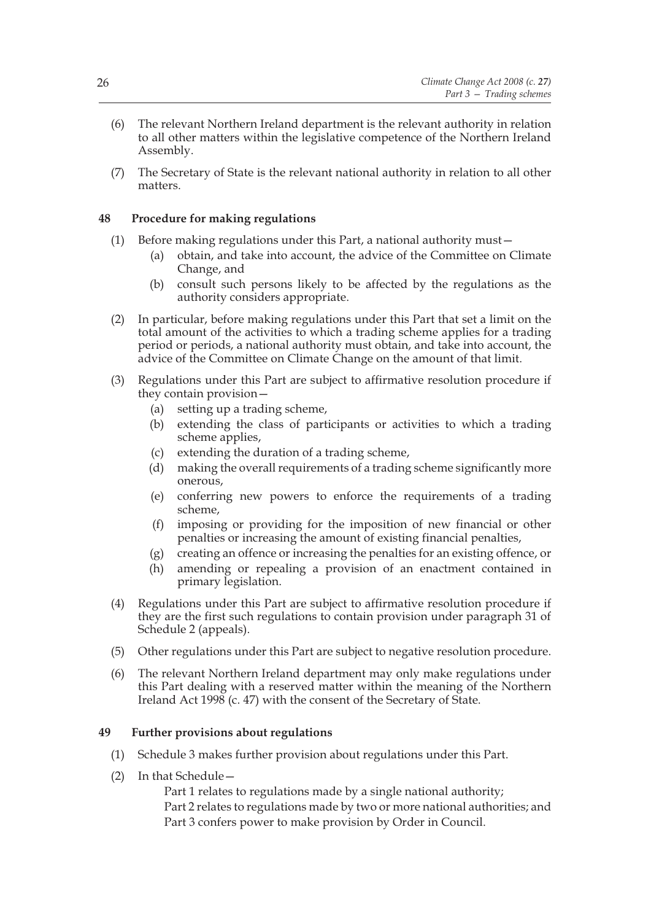(6) The relevant Northern Ireland department is the relevant authority in relation to all other matters within the legislative competence of the Northern Ireland Assembly.

(7) The Secretary of State is the relevant national authority in relation to all other matters.

### 48 Procedure for making regulations

(1) Before making regulations under this Part, a national authority must—
   - (a) obtain, and take into account, the advice of the Committee on Climate Change, and
   - (b) consult such persons likely to be affected by the regulations as the authority considers appropriate.

(2) In particular, before making regulations under this Part that set a limit on the total amount of the activities to which a trading scheme applies for a trading period or periods, a national authority must obtain, and take into account, the advice of the Committee on Climate Change on the amount of that limit.

(3) Regulations under this Part are subject to affirmative resolution procedure if they contain provision—
   - (a) setting up a trading scheme,
   - (b) extending the class of participants or activities to which a trading scheme applies,
   - (c) extending the duration of a trading scheme,
   - (d) making the overall requirements of a trading scheme significantly more onerous,
   - (e) conferring new powers to enforce the requirements of a trading scheme,
   - (f) imposing or providing for the imposition of new financial or other penalties or increasing the amount of existing financial penalties,
   - (g) creating an offence or increasing the penalties for an existing offence, or
   - (h) amending or repealing a provision of an enactment contained in primary legislation.

(4) Regulations under this Part are subject to affirmative resolution procedure if they are the first such regulations to contain provision under paragraph 31 of Schedule 2 (appeals).

(5) Other regulations under this Part are subject to negative resolution procedure.

(6) The relevant Northern Ireland department may only make regulations under this Part dealing with a reserved matter within the meaning of the Northern Ireland Act 1998 (c. 47) with the consent of the Secretary of State.

### 49 Further provisions about regulations

(1) Schedule 3 makes further provision about regulations under this Part.

(2) In that Schedule—

   Part 1 relates to regulations made by a single national authority;
   Part 2 relates to regulations made by two or more national authorities; and
   Part 3 confers power to make provision by Order in Council.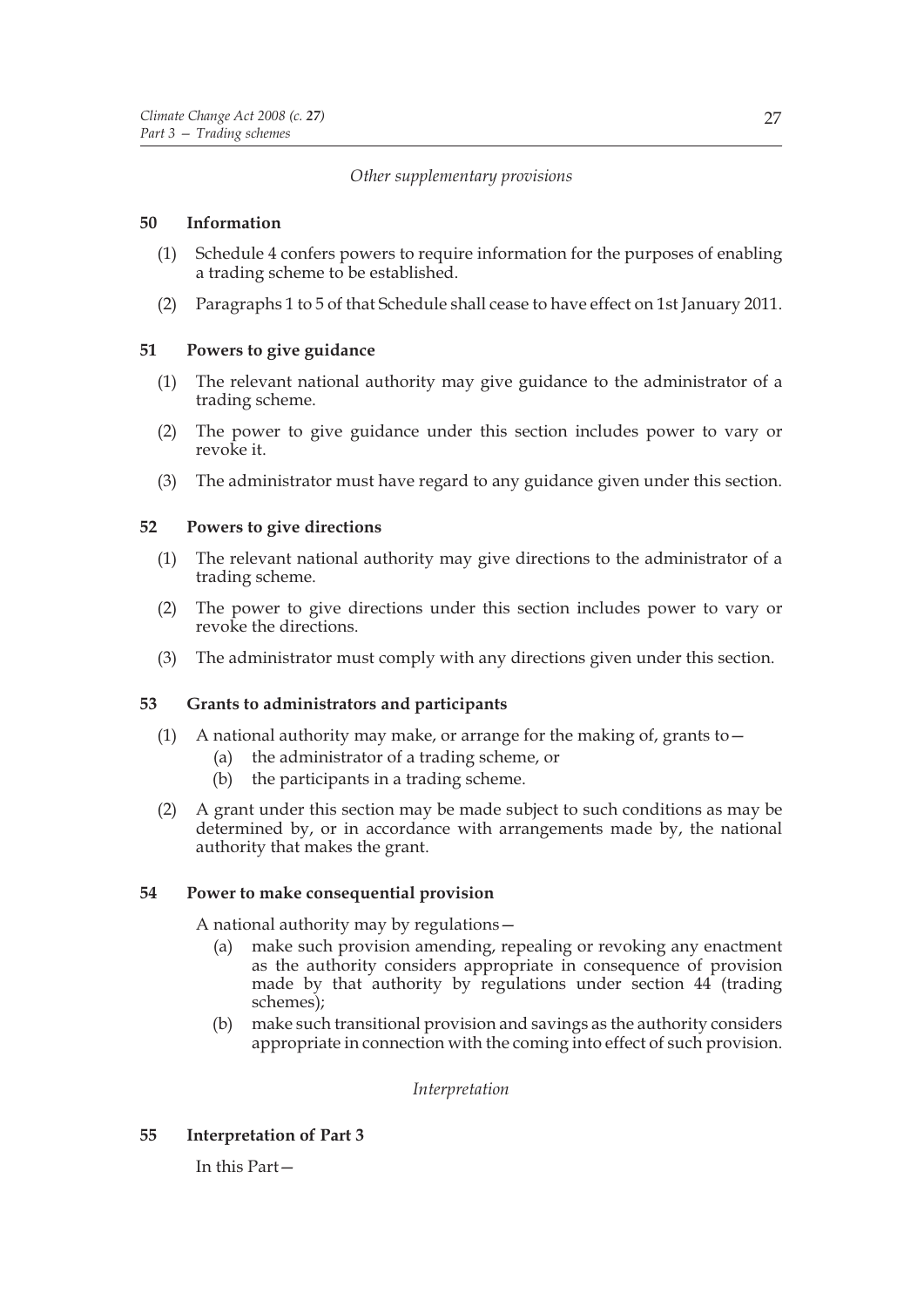*Other supplementary provisions*

### 50 Information

(1) Schedule 4 confers powers to require information for the purposes of enabling a trading scheme to be established.

(2) Paragraphs 1 to 5 of that Schedule shall cease to have effect on 1st January 2011.

### 51 Powers to give guidance

(1) The relevant national authority may give guidance to the administrator of a trading scheme.

(2) The power to give guidance under this section includes power to vary or revoke it.

(3) The administrator must have regard to any guidance given under this section.

### 52 Powers to give directions

(1) The relevant national authority may give directions to the administrator of a trading scheme.

(2) The power to give directions under this section includes power to vary or revoke the directions.

(3) The administrator must comply with any directions given under this section.

### 53 Grants to administrators and participants

(1) A national authority may make, or arrange for the making of, grants to—
   (a) the administrator of a trading scheme, or
   (b) the participants in a trading scheme.

(2) A grant under this section may be made subject to such conditions as may be determined by, or in accordance with arrangements made by, the national authority that makes the grant.

### 54 Power to make consequential provision

A national authority may by regulations—
   (a) make such provision amending, repealing or revoking any enactment as the authority considers appropriate in consequence of provision made by that authority by regulations under section 44 (trading schemes);
   (b) make such transitional provision and savings as the authority considers appropriate in connection with the coming into effect of such provision.

*Interpretation*

### 55 Interpretation of Part 3

In this Part—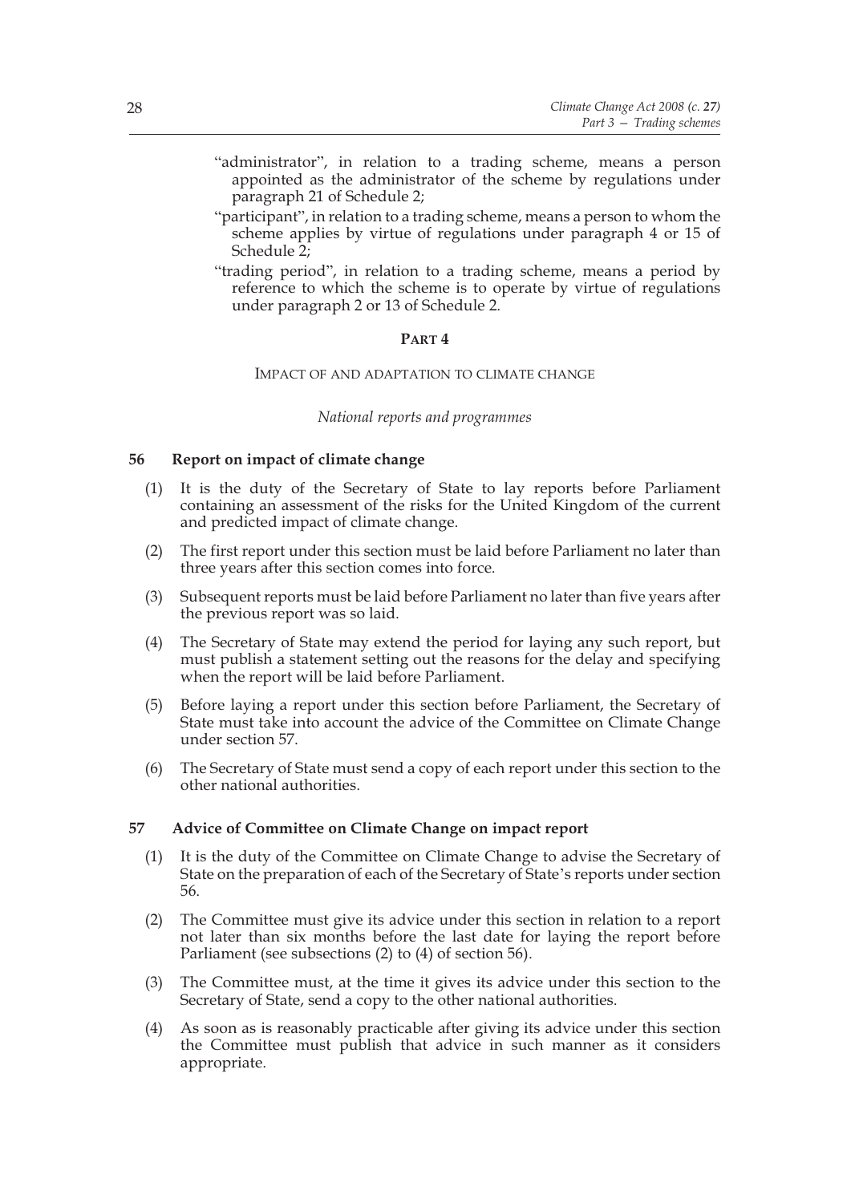"administrator", in relation to a trading scheme, means a person appointed as the administrator of the scheme by regulations under paragraph 21 of Schedule 2;

"participant", in relation to a trading scheme, means a person to whom the scheme applies by virtue of regulations under paragraph 4 or 15 of Schedule 2;

"trading period", in relation to a trading scheme, means a period by reference to which the scheme is to operate by virtue of regulations under paragraph 2 or 13 of Schedule 2.

## PART 4

### IMPACT OF AND ADAPTATION TO CLIMATE CHANGE

*National reports and programmes*

#### 56 Report on impact of climate change

(1) It is the duty of the Secretary of State to lay reports before Parliament containing an assessment of the risks for the United Kingdom of the current and predicted impact of climate change.

(2) The first report under this section must be laid before Parliament no later than three years after this section comes into force.

(3) Subsequent reports must be laid before Parliament no later than five years after the previous report was so laid.

(4) The Secretary of State may extend the period for laying any such report, but must publish a statement setting out the reasons for the delay and specifying when the report will be laid before Parliament.

(5) Before laying a report under this section before Parliament, the Secretary of State must take into account the advice of the Committee on Climate Change under section 57.

(6) The Secretary of State must send a copy of each report under this section to the other national authorities.

#### 57 Advice of Committee on Climate Change on impact report

(1) It is the duty of the Committee on Climate Change to advise the Secretary of State on the preparation of each of the Secretary of State's reports under section 56.

(2) The Committee must give its advice under this section in relation to a report not later than six months before the last date for laying the report before Parliament (see subsections (2) to (4) of section 56).

(3) The Committee must, at the time it gives its advice under this section to the Secretary of State, send a copy to the other national authorities.

(4) As soon as is reasonably practicable after giving its advice under this section the Committee must publish that advice in such manner as it considers appropriate.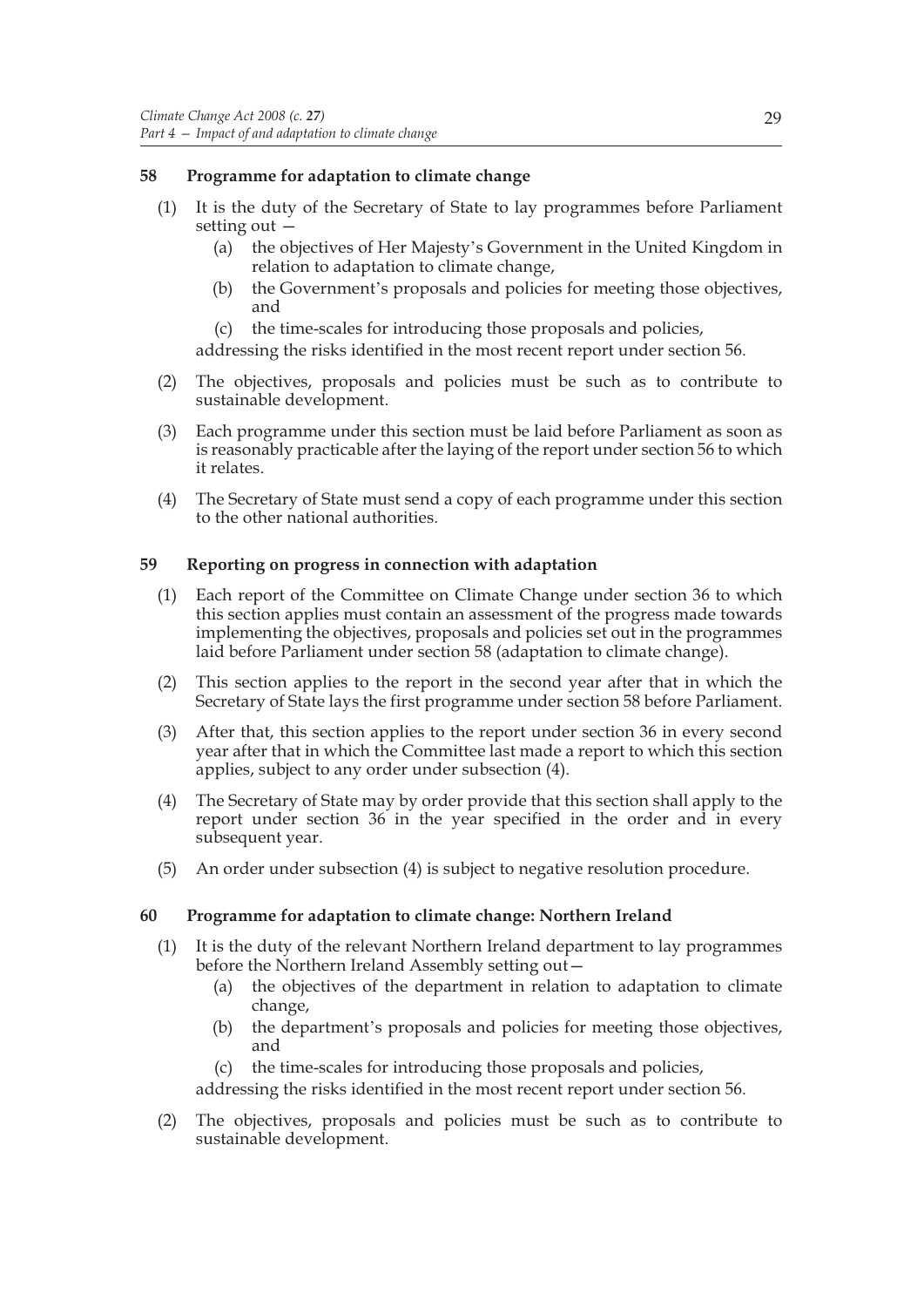## 58 Programme for adaptation to climate change

(1) It is the duty of the Secretary of State to lay programmes before Parliament setting out —

- (a) the objectives of Her Majesty's Government in the United Kingdom in relation to adaptation to climate change,
- (b) the Government's proposals and policies for meeting those objectives, and
- (c) the time-scales for introducing those proposals and policies,

addressing the risks identified in the most recent report under section 56.

(2) The objectives, proposals and policies must be such as to contribute to sustainable development.

(3) Each programme under this section must be laid before Parliament as soon as is reasonably practicable after the laying of the report under section 56 to which it relates.

(4) The Secretary of State must send a copy of each programme under this section to the other national authorities.

## 59 Reporting on progress in connection with adaptation

(1) Each report of the Committee on Climate Change under section 36 to which this section applies must contain an assessment of the progress made towards implementing the objectives, proposals and policies set out in the programmes laid before Parliament under section 58 (adaptation to climate change).

(2) This section applies to the report in the second year after that in which the Secretary of State lays the first programme under section 58 before Parliament.

(3) After that, this section applies to the report under section 36 in every second year after that in which the Committee last made a report to which this section applies, subject to any order under subsection (4).

(4) The Secretary of State may by order provide that this section shall apply to the report under section 36 in the year specified in the order and in every subsequent year.

(5) An order under subsection (4) is subject to negative resolution procedure.

## 60 Programme for adaptation to climate change: Northern Ireland

(1) It is the duty of the relevant Northern Ireland department to lay programmes before the Northern Ireland Assembly setting out—

- (a) the objectives of the department in relation to adaptation to climate change,
- (b) the department's proposals and policies for meeting those objectives, and
- (c) the time-scales for introducing those proposals and policies,

addressing the risks identified in the most recent report under section 56.

(2) The objectives, proposals and policies must be such as to contribute to sustainable development.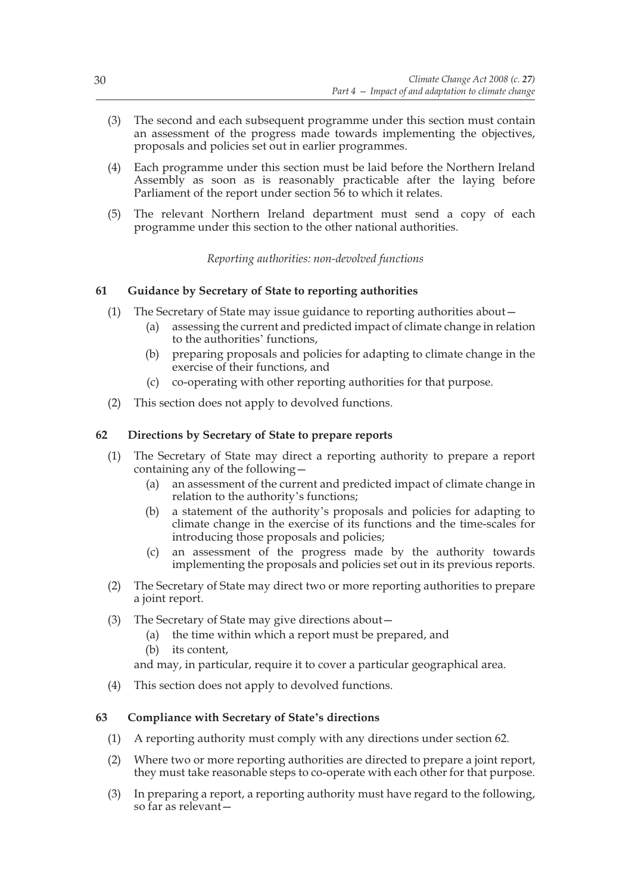(3) The second and each subsequent programme under this section must contain an assessment of the progress made towards implementing the objectives, proposals and policies set out in earlier programmes.

(4) Each programme under this section must be laid before the Northern Ireland Assembly as soon as is reasonably practicable after the laying before Parliament of the report under section 56 to which it relates.

(5) The relevant Northern Ireland department must send a copy of each programme under this section to the other national authorities.

*Reporting authorities: non-devolved functions*

### 61 Guidance by Secretary of State to reporting authorities

(1) The Secretary of State may issue guidance to reporting authorities about—

- (a) assessing the current and predicted impact of climate change in relation to the authorities' functions,
- (b) preparing proposals and policies for adapting to climate change in the exercise of their functions, and
- (c) co-operating with other reporting authorities for that purpose.

(2) This section does not apply to devolved functions.

### 62 Directions by Secretary of State to prepare reports

(1) The Secretary of State may direct a reporting authority to prepare a report containing any of the following—

- (a) an assessment of the current and predicted impact of climate change in relation to the authority's functions;
- (b) a statement of the authority's proposals and policies for adapting to climate change in the exercise of its functions and the time-scales for introducing those proposals and policies;
- (c) an assessment of the progress made by the authority towards implementing the proposals and policies set out in its previous reports.

(2) The Secretary of State may direct two or more reporting authorities to prepare a joint report.

(3) The Secretary of State may give directions about—

- (a) the time within which a report must be prepared, and
- (b) its content,

and may, in particular, require it to cover a particular geographical area.

(4) This section does not apply to devolved functions.

### 63 Compliance with Secretary of State's directions

(1) A reporting authority must comply with any directions under section 62.

(2) Where two or more reporting authorities are directed to prepare a joint report, they must take reasonable steps to co-operate with each other for that purpose.

(3) In preparing a report, a reporting authority must have regard to the following, so far as relevant—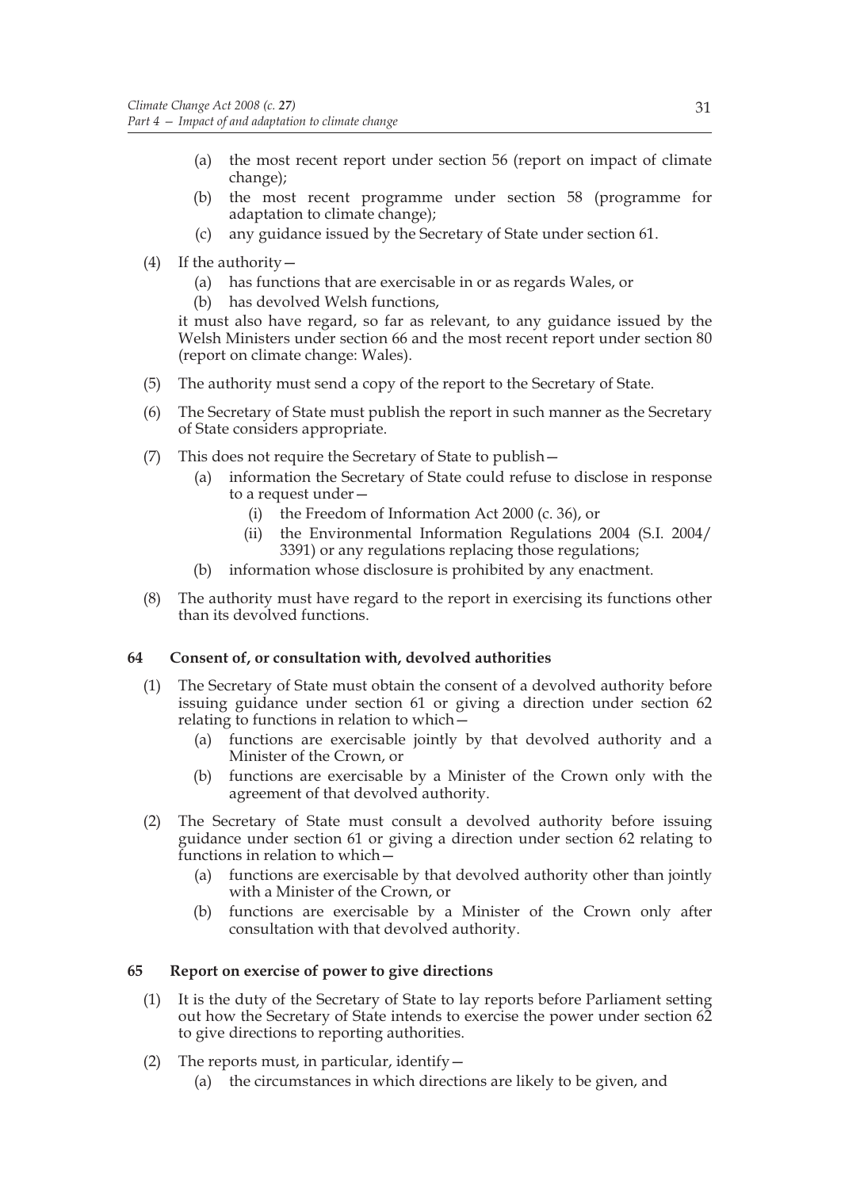(a) the most recent report under section 56 (report on impact of climate change);

(b) the most recent programme under section 58 (programme for adaptation to climate change);

(c) any guidance issued by the Secretary of State under section 61.

(4) If the authority—

(a) has functions that are exercisable in or as regards Wales, or

(b) has devolved Welsh functions,

it must also have regard, so far as relevant, to any guidance issued by the Welsh Ministers under section 66 and the most recent report under section 80 (report on climate change: Wales).

(5) The authority must send a copy of the report to the Secretary of State.

(6) The Secretary of State must publish the report in such manner as the Secretary of State considers appropriate.

(7) This does not require the Secretary of State to publish—

(a) information the Secretary of State could refuse to disclose in response to a request under—

(i) the Freedom of Information Act 2000 (c. 36), or

(ii) the Environmental Information Regulations 2004 (S.I. 2004/3391) or any regulations replacing those regulations;

(b) information whose disclosure is prohibited by any enactment.

(8) The authority must have regard to the report in exercising its functions other than its devolved functions.

### 64 Consent of, or consultation with, devolved authorities

(1) The Secretary of State must obtain the consent of a devolved authority before issuing guidance under section 61 or giving a direction under section 62 relating to functions in relation to which—

(a) functions are exercisable jointly by that devolved authority and a Minister of the Crown, or

(b) functions are exercisable by a Minister of the Crown only with the agreement of that devolved authority.

(2) The Secretary of State must consult a devolved authority before issuing guidance under section 61 or giving a direction under section 62 relating to functions in relation to which—

(a) functions are exercisable by that devolved authority other than jointly with a Minister of the Crown, or

(b) functions are exercisable by a Minister of the Crown only after consultation with that devolved authority.

### 65 Report on exercise of power to give directions

(1) It is the duty of the Secretary of State to lay reports before Parliament setting out how the Secretary of State intends to exercise the power under section 62 to give directions to reporting authorities.

(2) The reports must, in particular, identify—

(a) the circumstances in which directions are likely to be given, and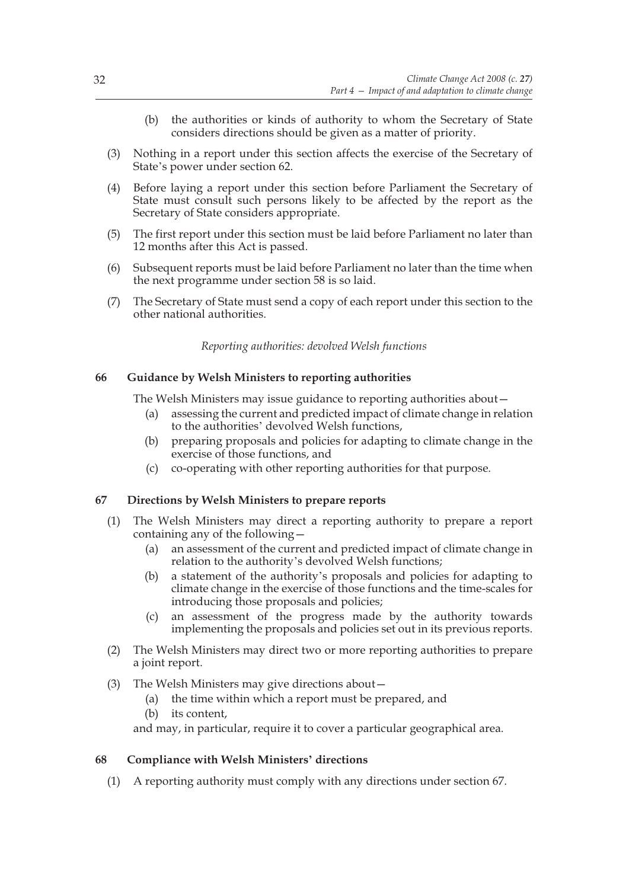(b) the authorities or kinds of authority to whom the Secretary of State considers directions should be given as a matter of priority.

(3) Nothing in a report under this section affects the exercise of the Secretary of State's power under section 62.

(4) Before laying a report under this section before Parliament the Secretary of State must consult such persons likely to be affected by the report as the Secretary of State considers appropriate.

(5) The first report under this section must be laid before Parliament no later than 12 months after this Act is passed.

(6) Subsequent reports must be laid before Parliament no later than the time when the next programme under section 58 is so laid.

(7) The Secretary of State must send a copy of each report under this section to the other national authorities.

*Reporting authorities: devolved Welsh functions*

**66 Guidance by Welsh Ministers to reporting authorities**

The Welsh Ministers may issue guidance to reporting authorities about—

(a) assessing the current and predicted impact of climate change in relation to the authorities' devolved Welsh functions,

(b) preparing proposals and policies for adapting to climate change in the exercise of those functions, and

(c) co-operating with other reporting authorities for that purpose.

**67 Directions by Welsh Ministers to prepare reports**

(1) The Welsh Ministers may direct a reporting authority to prepare a report containing any of the following—

(a) an assessment of the current and predicted impact of climate change in relation to the authority's devolved Welsh functions;

(b) a statement of the authority's proposals and policies for adapting to climate change in the exercise of those functions and the time-scales for introducing those proposals and policies;

(c) an assessment of the progress made by the authority towards implementing the proposals and policies set out in its previous reports.

(2) The Welsh Ministers may direct two or more reporting authorities to prepare a joint report.

(3) The Welsh Ministers may give directions about—

(a) the time within which a report must be prepared, and

(b) its content,

and may, in particular, require it to cover a particular geographical area.

**68 Compliance with Welsh Ministers' directions**

(1) A reporting authority must comply with any directions under section 67.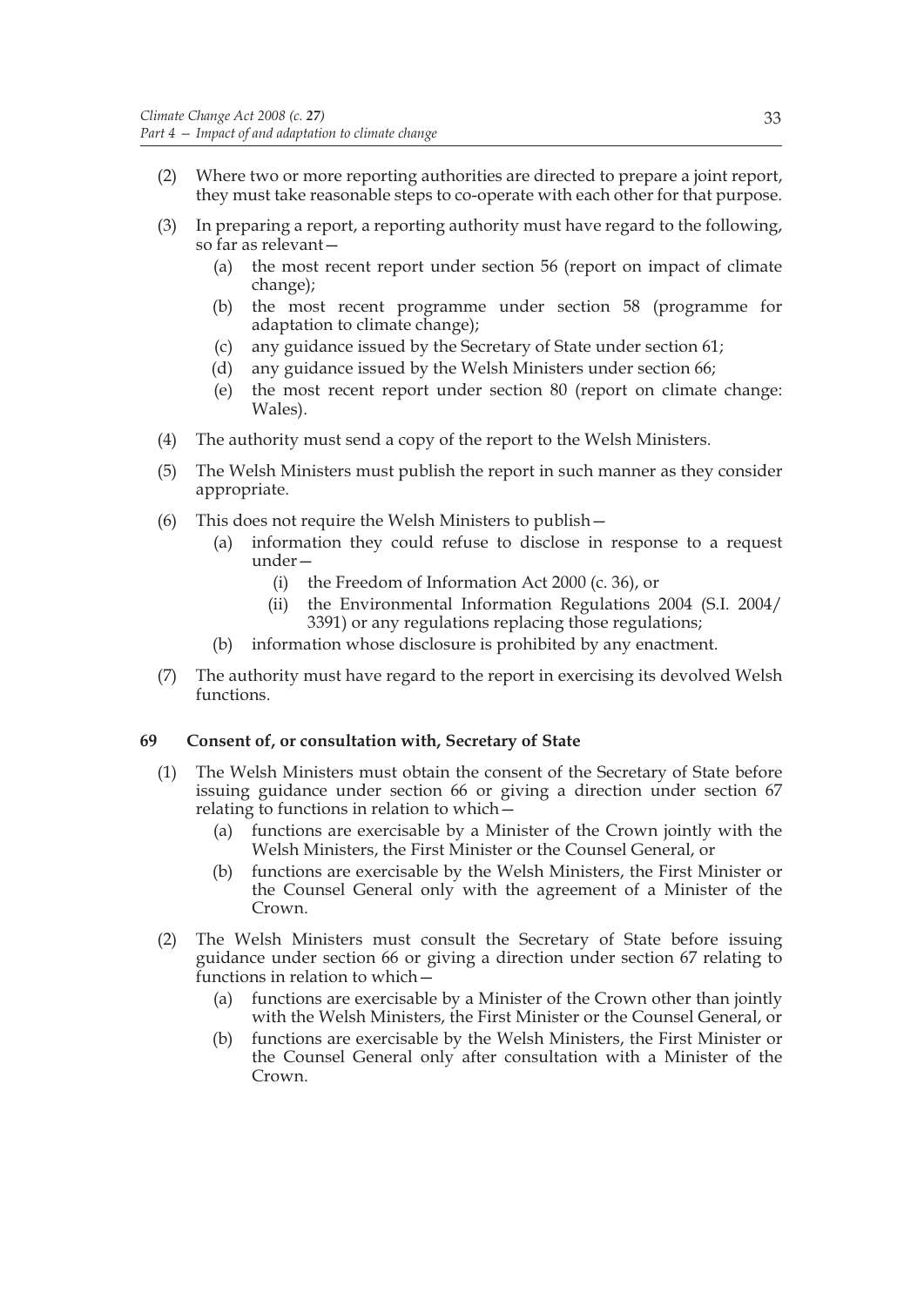(2) Where two or more reporting authorities are directed to prepare a joint report, they must take reasonable steps to co-operate with each other for that purpose.

(3) In preparing a report, a reporting authority must have regard to the following, so far as relevant—

(a) the most recent report under section 56 (report on impact of climate change);

(b) the most recent programme under section 58 (programme for adaptation to climate change);

(c) any guidance issued by the Secretary of State under section 61;

(d) any guidance issued by the Welsh Ministers under section 66;

(e) the most recent report under section 80 (report on climate change: Wales).

(4) The authority must send a copy of the report to the Welsh Ministers.

(5) The Welsh Ministers must publish the report in such manner as they consider appropriate.

(6) This does not require the Welsh Ministers to publish—

(a) information they could refuse to disclose in response to a request under—

(i) the Freedom of Information Act 2000 (c. 36), or

(ii) the Environmental Information Regulations 2004 (S.I. 2004/3391) or any regulations replacing those regulations;

(b) information whose disclosure is prohibited by any enactment.

(7) The authority must have regard to the report in exercising its devolved Welsh functions.

**69 Consent of, or consultation with, Secretary of State**

(1) The Welsh Ministers must obtain the consent of the Secretary of State before issuing guidance under section 66 or giving a direction under section 67 relating to functions in relation to which—

(a) functions are exercisable by a Minister of the Crown jointly with the Welsh Ministers, the First Minister or the Counsel General, or

(b) functions are exercisable by the Welsh Ministers, the First Minister or the Counsel General only with the agreement of a Minister of the Crown.

(2) The Welsh Ministers must consult the Secretary of State before issuing guidance under section 66 or giving a direction under section 67 relating to functions in relation to which—

(a) functions are exercisable by a Minister of the Crown other than jointly with the Welsh Ministers, the First Minister or the Counsel General, or

(b) functions are exercisable by the Welsh Ministers, the First Minister or the Counsel General only after consultation with a Minister of the Crown.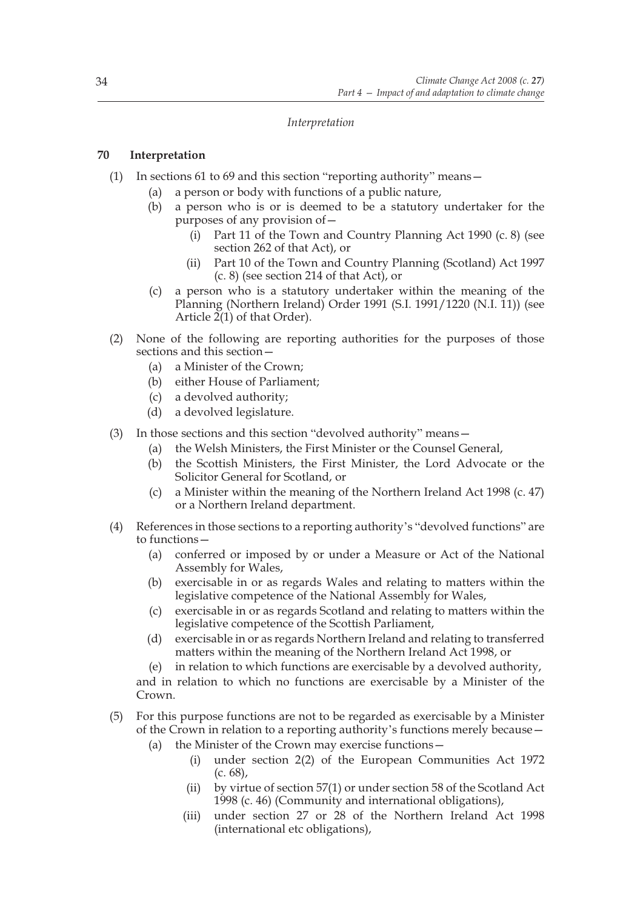*Interpretation*

## 70 Interpretation

(1) In sections 61 to 69 and this section "reporting authority" means—

(a) a person or body with functions of a public nature,

(b) a person who is or is deemed to be a statutory undertaker for the purposes of any provision of—

(i) Part 11 of the Town and Country Planning Act 1990 (c. 8) (see section 262 of that Act), or

(ii) Part 10 of the Town and Country Planning (Scotland) Act 1997 (c. 8) (see section 214 of that Act), or

(c) a person who is a statutory undertaker within the meaning of the Planning (Northern Ireland) Order 1991 (S.I. 1991/1220 (N.I. 11)) (see Article 2(1) of that Order).

(2) None of the following are reporting authorities for the purposes of those sections and this section—

(a) a Minister of the Crown;

(b) either House of Parliament;

(c) a devolved authority;

(d) a devolved legislature.

(3) In those sections and this section "devolved authority" means—

(a) the Welsh Ministers, the First Minister or the Counsel General,

(b) the Scottish Ministers, the First Minister, the Lord Advocate or the Solicitor General for Scotland, or

(c) a Minister within the meaning of the Northern Ireland Act 1998 (c. 47) or a Northern Ireland department.

(4) References in those sections to a reporting authority's "devolved functions" are to functions—

(a) conferred or imposed by or under a Measure or Act of the National Assembly for Wales,

(b) exercisable in or as regards Wales and relating to matters within the legislative competence of the National Assembly for Wales,

(c) exercisable in or as regards Scotland and relating to matters within the legislative competence of the Scottish Parliament,

(d) exercisable in or as regards Northern Ireland and relating to transferred matters within the meaning of the Northern Ireland Act 1998, or

(e) in relation to which functions are exercisable by a devolved authority,

and in relation to which no functions are exercisable by a Minister of the Crown.

(5) For this purpose functions are not to be regarded as exercisable by a Minister of the Crown in relation to a reporting authority's functions merely because—

(a) the Minister of the Crown may exercise functions—

(i) under section 2(2) of the European Communities Act 1972 (c. 68),

(ii) by virtue of section 57(1) or under section 58 of the Scotland Act 1998 (c. 46) (Community and international obligations),

(iii) under section 27 or 28 of the Northern Ireland Act 1998 (international etc obligations),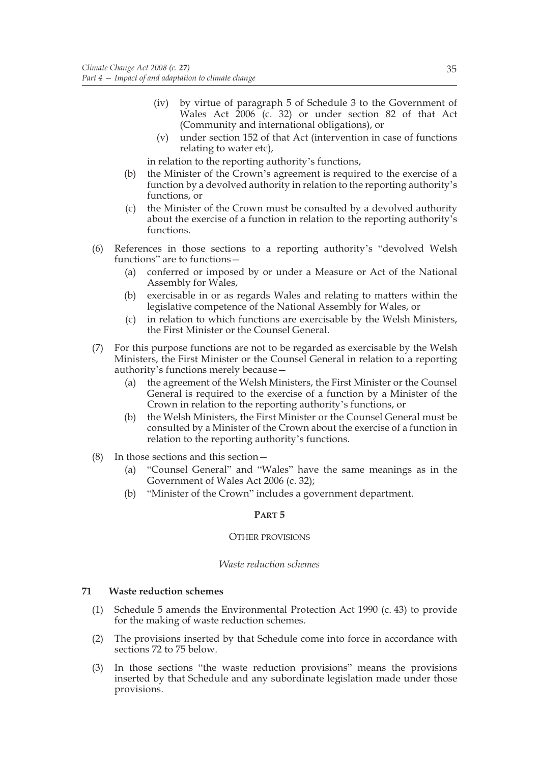(iv) by virtue of paragraph 5 of Schedule 3 to the Government of Wales Act 2006 (c. 32) or under section 82 of that Act (Community and international obligations), or

(v) under section 152 of that Act (intervention in case of functions relating to water etc),

in relation to the reporting authority's functions,

(b) the Minister of the Crown's agreement is required to the exercise of a function by a devolved authority in relation to the reporting authority's functions, or

(c) the Minister of the Crown must be consulted by a devolved authority about the exercise of a function in relation to the reporting authority's functions.

(6) References in those sections to a reporting authority's "devolved Welsh functions" are to functions—

(a) conferred or imposed by or under a Measure or Act of the National Assembly for Wales,

(b) exercisable in or as regards Wales and relating to matters within the legislative competence of the National Assembly for Wales, or

(c) in relation to which functions are exercisable by the Welsh Ministers, the First Minister or the Counsel General.

(7) For this purpose functions are not to be regarded as exercisable by the Welsh Ministers, the First Minister or the Counsel General in relation to a reporting authority's functions merely because—

(a) the agreement of the Welsh Ministers, the First Minister or the Counsel General is required to the exercise of a function by a Minister of the Crown in relation to the reporting authority's functions, or

(b) the Welsh Ministers, the First Minister or the Counsel General must be consulted by a Minister of the Crown about the exercise of a function in relation to the reporting authority's functions.

(8) In those sections and this section—

(a) "Counsel General" and "Wales" have the same meanings as in the Government of Wales Act 2006 (c. 32);

(b) "Minister of the Crown" includes a government department.

# PART 5

## OTHER PROVISIONS

*Waste reduction schemes*

### 71 Waste reduction schemes

(1) Schedule 5 amends the Environmental Protection Act 1990 (c. 43) to provide for the making of waste reduction schemes.

(2) The provisions inserted by that Schedule come into force in accordance with sections 72 to 75 below.

(3) In those sections "the waste reduction provisions" means the provisions inserted by that Schedule and any subordinate legislation made under those provisions.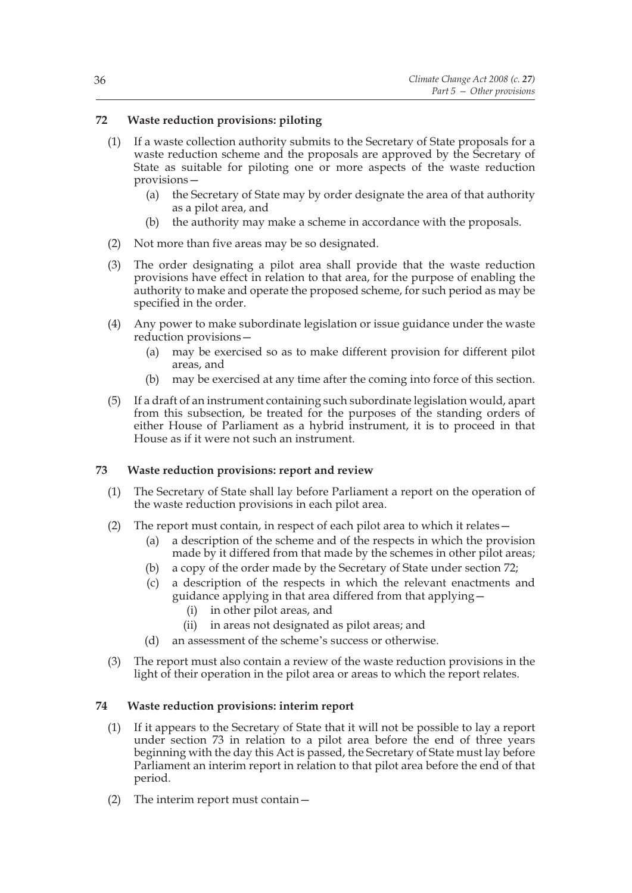### 72 Waste reduction provisions: piloting

(1) If a waste collection authority submits to the Secretary of State proposals for a waste reduction scheme and the proposals are approved by the Secretary of State as suitable for piloting one or more aspects of the waste reduction provisions—

(a) the Secretary of State may by order designate the area of that authority as a pilot area, and

(b) the authority may make a scheme in accordance with the proposals.

(2) Not more than five areas may be so designated.

(3) The order designating a pilot area shall provide that the waste reduction provisions have effect in relation to that area, for the purpose of enabling the authority to make and operate the proposed scheme, for such period as may be specified in the order.

(4) Any power to make subordinate legislation or issue guidance under the waste reduction provisions—

(a) may be exercised so as to make different provision for different pilot areas, and

(b) may be exercised at any time after the coming into force of this section.

(5) If a draft of an instrument containing such subordinate legislation would, apart from this subsection, be treated for the purposes of the standing orders of either House of Parliament as a hybrid instrument, it is to proceed in that House as if it were not such an instrument.

### 73 Waste reduction provisions: report and review

(1) The Secretary of State shall lay before Parliament a report on the operation of the waste reduction provisions in each pilot area.

(2) The report must contain, in respect of each pilot area to which it relates—

(a) a description of the scheme and of the respects in which the provision made by it differed from that made by the schemes in other pilot areas;

(b) a copy of the order made by the Secretary of State under section 72;

(c) a description of the respects in which the relevant enactments and guidance applying in that area differed from that applying—

(i) in other pilot areas, and

(ii) in areas not designated as pilot areas; and

(d) an assessment of the scheme's success or otherwise.

(3) The report must also contain a review of the waste reduction provisions in the light of their operation in the pilot area or areas to which the report relates.

### 74 Waste reduction provisions: interim report

(1) If it appears to the Secretary of State that it will not be possible to lay a report under section 73 in relation to a pilot area before the end of three years beginning with the day this Act is passed, the Secretary of State must lay before Parliament an interim report in relation to that pilot area before the end of that period.

(2) The interim report must contain—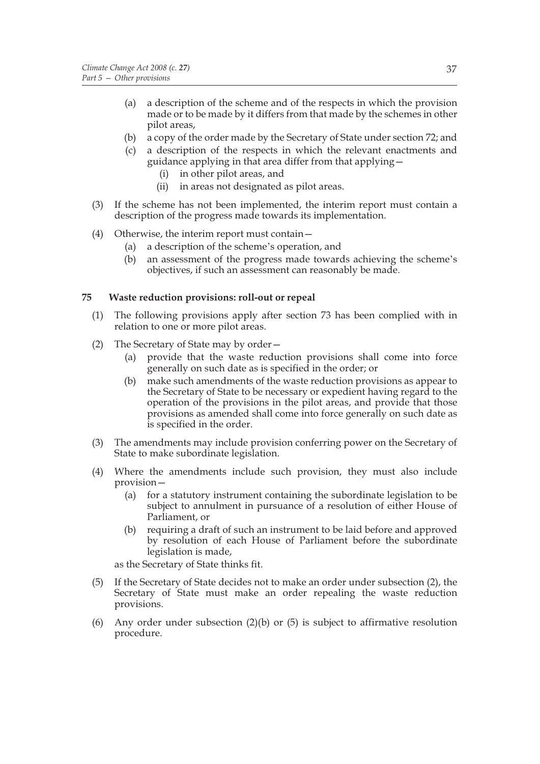(a) a description of the scheme and of the respects in which the provision made or to be made by it differs from that made by the schemes in other pilot areas,

(b) a copy of the order made by the Secretary of State under section 72; and

(c) a description of the respects in which the relevant enactments and guidance applying in that area differ from that applying—

(i) in other pilot areas, and

(ii) in areas not designated as pilot areas.

(3) If the scheme has not been implemented, the interim report must contain a description of the progress made towards its implementation.

(4) Otherwise, the interim report must contain—

(a) a description of the scheme's operation, and

(b) an assessment of the progress made towards achieving the scheme's objectives, if such an assessment can reasonably be made.

### 75 Waste reduction provisions: roll-out or repeal

(1) The following provisions apply after section 73 has been complied with in relation to one or more pilot areas.

(2) The Secretary of State may by order—

(a) provide that the waste reduction provisions shall come into force generally on such date as is specified in the order; or

(b) make such amendments of the waste reduction provisions as appear to the Secretary of State to be necessary or expedient having regard to the operation of the provisions in the pilot areas, and provide that those provisions as amended shall come into force generally on such date as is specified in the order.

(3) The amendments may include provision conferring power on the Secretary of State to make subordinate legislation.

(4) Where the amendments include such provision, they must also include provision—

(a) for a statutory instrument containing the subordinate legislation to be subject to annulment in pursuance of a resolution of either House of Parliament, or

(b) requiring a draft of such an instrument to be laid before and approved by resolution of each House of Parliament before the subordinate legislation is made,

as the Secretary of State thinks fit.

(5) If the Secretary of State decides not to make an order under subsection (2), the Secretary of State must make an order repealing the waste reduction provisions.

(6) Any order under subsection (2)(b) or (5) is subject to affirmative resolution procedure.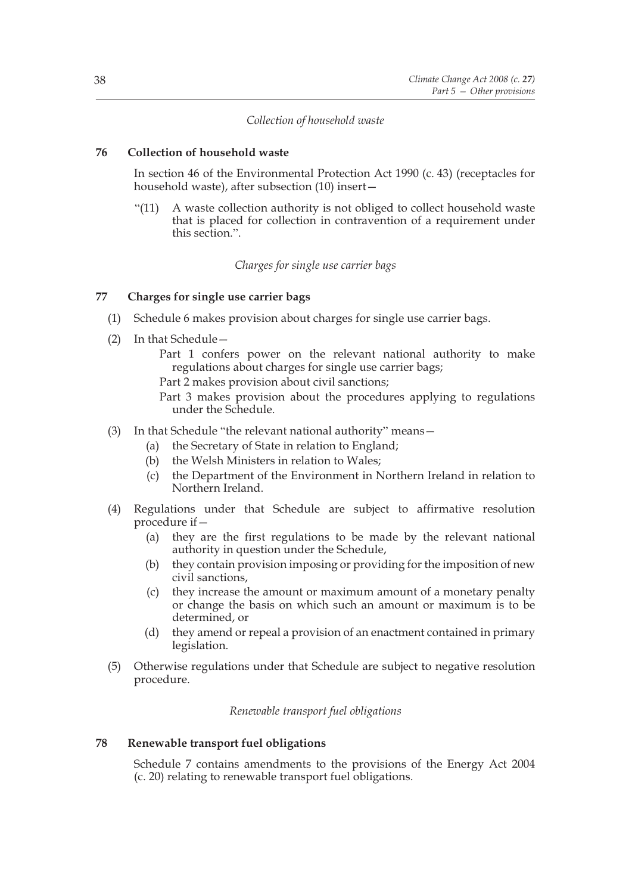*Collection of household waste*

**76 Collection of household waste**

In section 46 of the Environmental Protection Act 1990 (c. 43) (receptacles for household waste), after subsection (10) insert—

"(11) A waste collection authority is not obliged to collect household waste that is placed for collection in contravention of a requirement under this section.".

*Charges for single use carrier bags*

**77 Charges for single use carrier bags**

(1) Schedule 6 makes provision about charges for single use carrier bags.

(2) In that Schedule—

Part 1 confers power on the relevant national authority to make regulations about charges for single use carrier bags;

Part 2 makes provision about civil sanctions;

Part 3 makes provision about the procedures applying to regulations under the Schedule.

(3) In that Schedule "the relevant national authority" means—

(a) the Secretary of State in relation to England;

(b) the Welsh Ministers in relation to Wales;

(c) the Department of the Environment in Northern Ireland in relation to Northern Ireland.

(4) Regulations under that Schedule are subject to affirmative resolution procedure if—

(a) they are the first regulations to be made by the relevant national authority in question under the Schedule,

(b) they contain provision imposing or providing for the imposition of new civil sanctions,

(c) they increase the amount or maximum amount of a monetary penalty or change the basis on which such an amount or maximum is to be determined, or

(d) they amend or repeal a provision of an enactment contained in primary legislation.

(5) Otherwise regulations under that Schedule are subject to negative resolution procedure.

*Renewable transport fuel obligations*

**78 Renewable transport fuel obligations**

Schedule 7 contains amendments to the provisions of the Energy Act 2004 (c. 20) relating to renewable transport fuel obligations.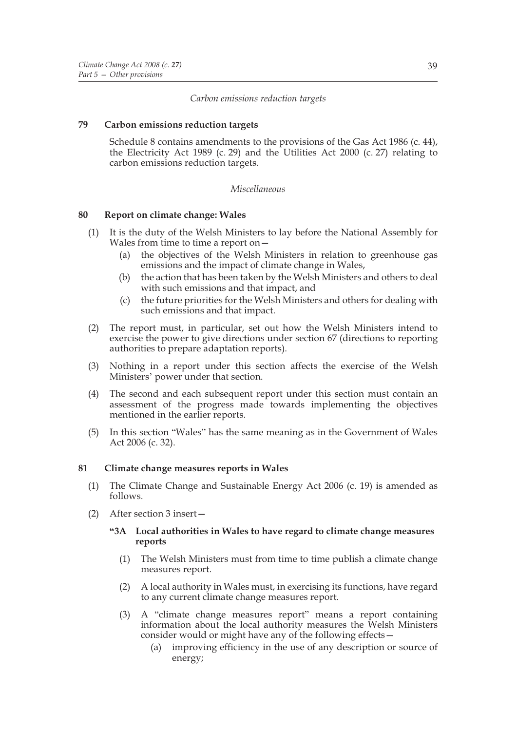*Carbon emissions reduction targets*

**79 Carbon emissions reduction targets**

Schedule 8 contains amendments to the provisions of the Gas Act 1986 (c. 44), the Electricity Act 1989 (c. 29) and the Utilities Act 2000 (c. 27) relating to carbon emissions reduction targets.

*Miscellaneous*

**80 Report on climate change: Wales**

(1) It is the duty of the Welsh Ministers to lay before the National Assembly for Wales from time to time a report on—

(a) the objectives of the Welsh Ministers in relation to greenhouse gas emissions and the impact of climate change in Wales,

(b) the action that has been taken by the Welsh Ministers and others to deal with such emissions and that impact, and

(c) the future priorities for the Welsh Ministers and others for dealing with such emissions and that impact.

(2) The report must, in particular, set out how the Welsh Ministers intend to exercise the power to give directions under section 67 (directions to reporting authorities to prepare adaptation reports).

(3) Nothing in a report under this section affects the exercise of the Welsh Ministers' power under that section.

(4) The second and each subsequent report under this section must contain an assessment of the progress made towards implementing the objectives mentioned in the earlier reports.

(5) In this section "Wales" has the same meaning as in the Government of Wales Act 2006 (c. 32).

**81 Climate change measures reports in Wales**

(1) The Climate Change and Sustainable Energy Act 2006 (c. 19) is amended as follows.

(2) After section 3 insert—

**"3A Local authorities in Wales to have regard to climate change measures reports**

(1) The Welsh Ministers must from time to time publish a climate change measures report.

(2) A local authority in Wales must, in exercising its functions, have regard to any current climate change measures report.

(3) A "climate change measures report" means a report containing information about the local authority measures the Welsh Ministers consider would or might have any of the following effects—

(a) improving efficiency in the use of any description or source of energy;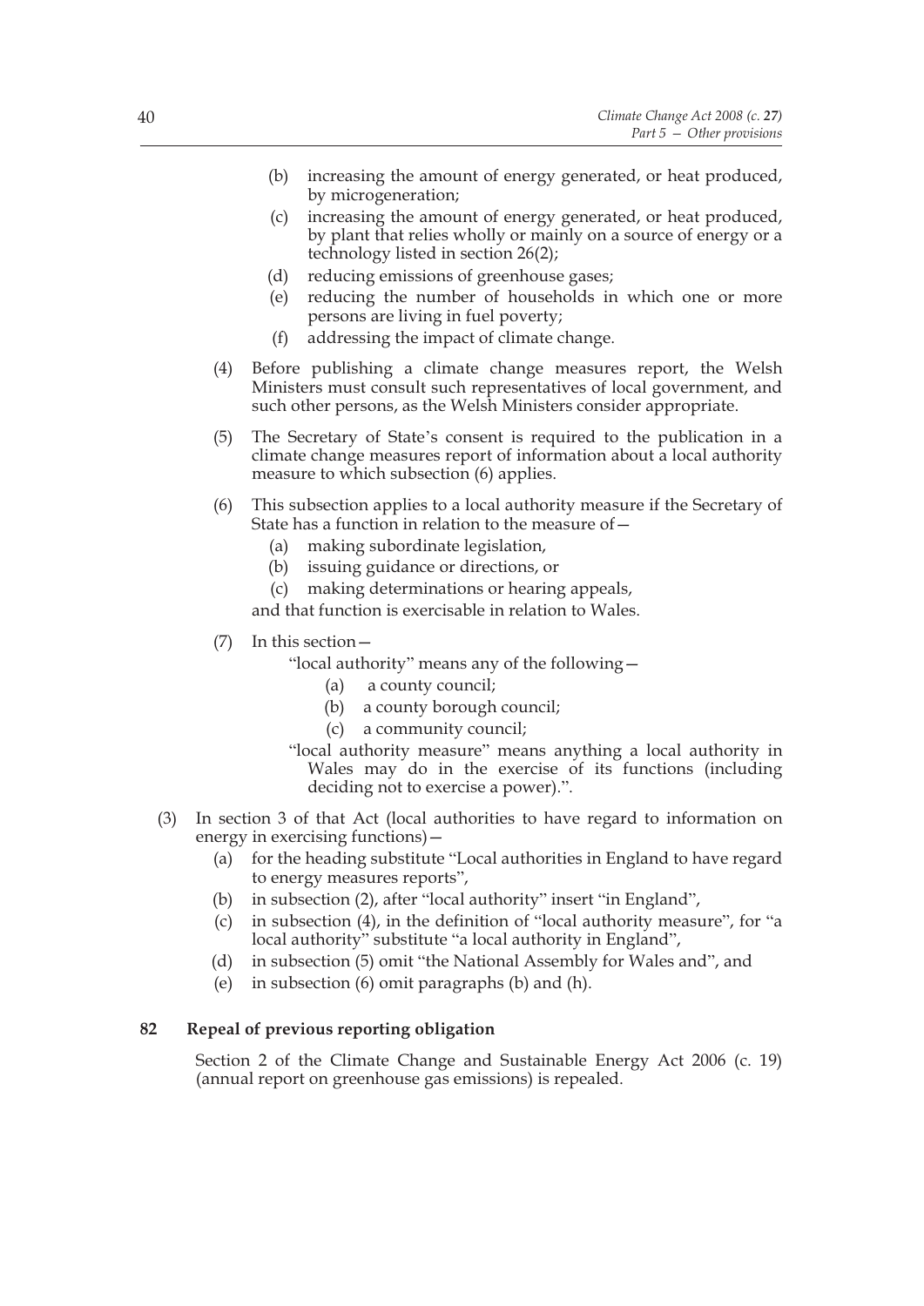(b) increasing the amount of energy generated, or heat produced, by microgeneration;

(c) increasing the amount of energy generated, or heat produced, by plant that relies wholly or mainly on a source of energy or a technology listed in section 26(2);

(d) reducing emissions of greenhouse gases;

(e) reducing the number of households in which one or more persons are living in fuel poverty;

(f) addressing the impact of climate change.

(4) Before publishing a climate change measures report, the Welsh Ministers must consult such representatives of local government, and such other persons, as the Welsh Ministers consider appropriate.

(5) The Secretary of State's consent is required to the publication in a climate change measures report of information about a local authority measure to which subsection (6) applies.

(6) This subsection applies to a local authority measure if the Secretary of State has a function in relation to the measure of—

(a) making subordinate legislation,

(b) issuing guidance or directions, or

(c) making determinations or hearing appeals,

and that function is exercisable in relation to Wales.

(7) In this section—

"local authority" means any of the following—

(a) a county council;

(b) a county borough council;

(c) a community council;

"local authority measure" means anything a local authority in Wales may do in the exercise of its functions (including deciding not to exercise a power).".

(3) In section 3 of that Act (local authorities to have regard to information on energy in exercising functions)—

(a) for the heading substitute "Local authorities in England to have regard to energy measures reports",

(b) in subsection (2), after "local authority" insert "in England",

(c) in subsection (4), in the definition of "local authority measure", for "a local authority" substitute "a local authority in England",

(d) in subsection (5) omit "the National Assembly for Wales and", and

(e) in subsection (6) omit paragraphs (b) and (h).

**82 Repeal of previous reporting obligation**

Section 2 of the Climate Change and Sustainable Energy Act 2006 (c. 19) (annual report on greenhouse gas emissions) is repealed.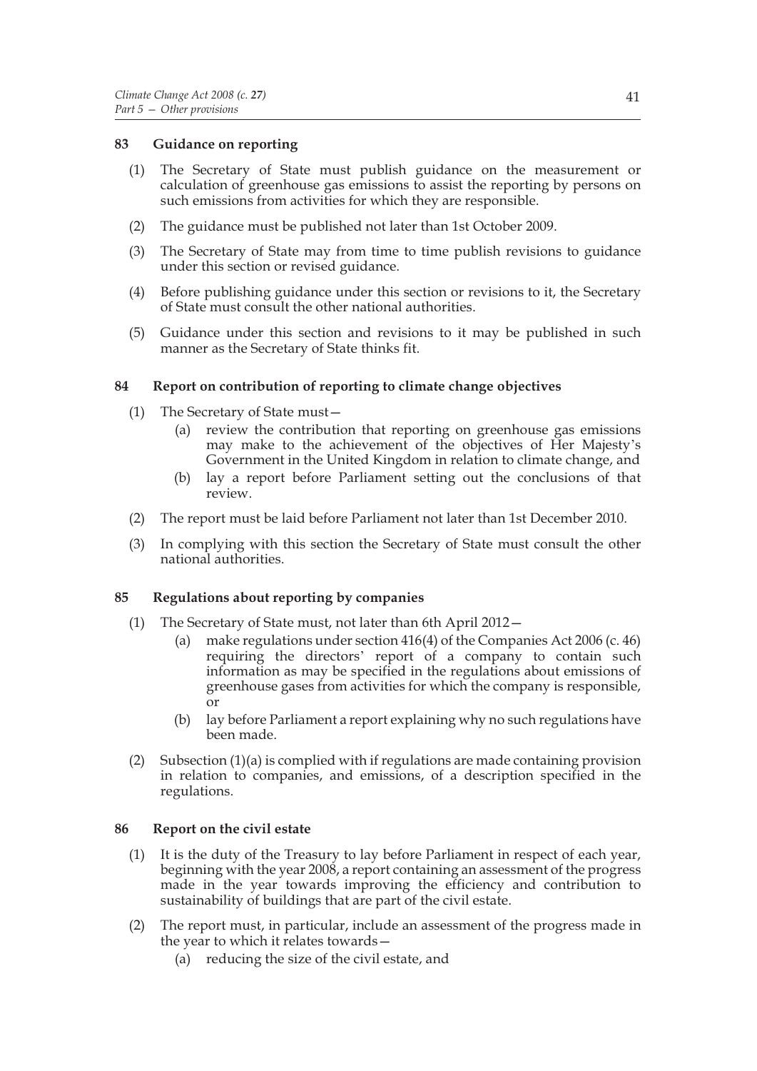### 83 Guidance on reporting

(1) The Secretary of State must publish guidance on the measurement or calculation of greenhouse gas emissions to assist the reporting by persons on such emissions from activities for which they are responsible.

(2) The guidance must be published not later than 1st October 2009.

(3) The Secretary of State may from time to time publish revisions to guidance under this section or revised guidance.

(4) Before publishing guidance under this section or revisions to it, the Secretary of State must consult the other national authorities.

(5) Guidance under this section and revisions to it may be published in such manner as the Secretary of State thinks fit.

### 84 Report on contribution of reporting to climate change objectives

(1) The Secretary of State must—

  (a) review the contribution that reporting on greenhouse gas emissions may make to the achievement of the objectives of Her Majesty's Government in the United Kingdom in relation to climate change, and

  (b) lay a report before Parliament setting out the conclusions of that review.

(2) The report must be laid before Parliament not later than 1st December 2010.

(3) In complying with this section the Secretary of State must consult the other national authorities.

### 85 Regulations about reporting by companies

(1) The Secretary of State must, not later than 6th April 2012—

  (a) make regulations under section 416(4) of the Companies Act 2006 (c. 46) requiring the directors' report of a company to contain such information as may be specified in the regulations about emissions of greenhouse gases from activities for which the company is responsible, or

  (b) lay before Parliament a report explaining why no such regulations have been made.

(2) Subsection (1)(a) is complied with if regulations are made containing provision in relation to companies, and emissions, of a description specified in the regulations.

### 86 Report on the civil estate

(1) It is the duty of the Treasury to lay before Parliament in respect of each year, beginning with the year 2008, a report containing an assessment of the progress made in the year towards improving the efficiency and contribution to sustainability of buildings that are part of the civil estate.

(2) The report must, in particular, include an assessment of the progress made in the year to which it relates towards—

  (a) reducing the size of the civil estate, and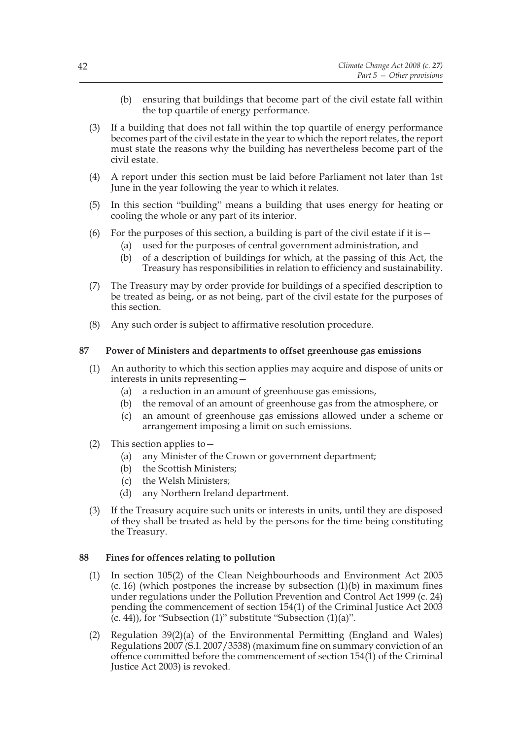(b) ensuring that buildings that become part of the civil estate fall within the top quartile of energy performance.

(3) If a building that does not fall within the top quartile of energy performance becomes part of the civil estate in the year to which the report relates, the report must state the reasons why the building has nevertheless become part of the civil estate.

(4) A report under this section must be laid before Parliament not later than 1st June in the year following the year to which it relates.

(5) In this section "building" means a building that uses energy for heating or cooling the whole or any part of its interior.

(6) For the purposes of this section, a building is part of the civil estate if it is—

- (a) used for the purposes of central government administration, and
- (b) of a description of buildings for which, at the passing of this Act, the Treasury has responsibilities in relation to efficiency and sustainability.

(7) The Treasury may by order provide for buildings of a specified description to be treated as being, or as not being, part of the civil estate for the purposes of this section.

(8) Any such order is subject to affirmative resolution procedure.

### 87 Power of Ministers and departments to offset greenhouse gas emissions

(1) An authority to which this section applies may acquire and dispose of units or interests in units representing—

- (a) a reduction in an amount of greenhouse gas emissions,
- (b) the removal of an amount of greenhouse gas from the atmosphere, or
- (c) an amount of greenhouse gas emissions allowed under a scheme or arrangement imposing a limit on such emissions.

(2) This section applies to—

- (a) any Minister of the Crown or government department;
- (b) the Scottish Ministers;
- (c) the Welsh Ministers;
- (d) any Northern Ireland department.

(3) If the Treasury acquire such units or interests in units, until they are disposed of they shall be treated as held by the persons for the time being constituting the Treasury.

### 88 Fines for offences relating to pollution

(1) In section 105(2) of the Clean Neighbourhoods and Environment Act 2005 (c. 16) (which postpones the increase by subsection (1)(b) in maximum fines under regulations under the Pollution Prevention and Control Act 1999 (c. 24) pending the commencement of section 154(1) of the Criminal Justice Act 2003 (c. 44)), for "Subsection (1)" substitute "Subsection (1)(a)".

(2) Regulation 39(2)(a) of the Environmental Permitting (England and Wales) Regulations 2007 (S.I. 2007/3538) (maximum fine on summary conviction of an offence committed before the commencement of section 154(1) of the Criminal Justice Act 2003) is revoked.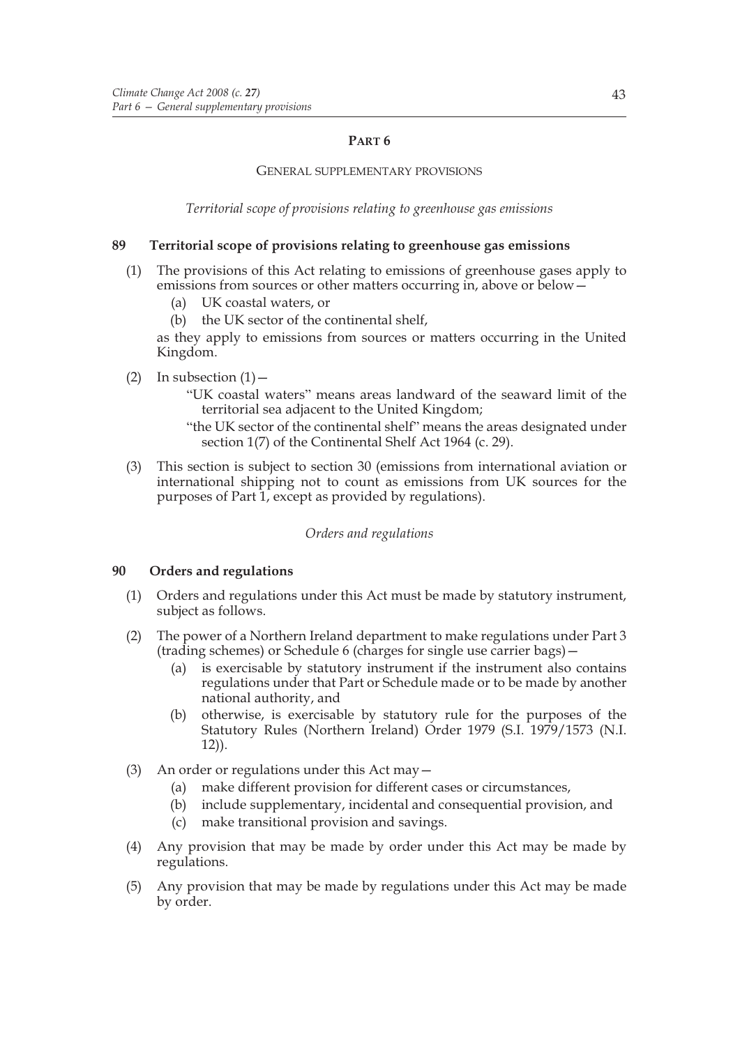# PART 6

## GENERAL SUPPLEMENTARY PROVISIONS

*Territorial scope of provisions relating to greenhouse gas emissions*

### 89 Territorial scope of provisions relating to greenhouse gas emissions

(1) The provisions of this Act relating to emissions of greenhouse gases apply to emissions from sources or other matters occurring in, above or below—

- (a) UK coastal waters, or
- (b) the UK sector of the continental shelf,

as they apply to emissions from sources or matters occurring in the United Kingdom.

(2) In subsection (1)—

"UK coastal waters" means areas landward of the seaward limit of the territorial sea adjacent to the United Kingdom;

"the UK sector of the continental shelf" means the areas designated under section 1(7) of the Continental Shelf Act 1964 (c. 29).

(3) This section is subject to section 30 (emissions from international aviation or international shipping not to count as emissions from UK sources for the purposes of Part 1, except as provided by regulations).

*Orders and regulations*

### 90 Orders and regulations

(1) Orders and regulations under this Act must be made by statutory instrument, subject as follows.

(2) The power of a Northern Ireland department to make regulations under Part 3 (trading schemes) or Schedule 6 (charges for single use carrier bags)—

- (a) is exercisable by statutory instrument if the instrument also contains regulations under that Part or Schedule made or to be made by another national authority, and
- (b) otherwise, is exercisable by statutory rule for the purposes of the Statutory Rules (Northern Ireland) Order 1979 (S.I. 1979/1573 (N.I. 12)).

(3) An order or regulations under this Act may—

- (a) make different provision for different cases or circumstances,
- (b) include supplementary, incidental and consequential provision, and
- (c) make transitional provision and savings.

(4) Any provision that may be made by order under this Act may be made by regulations.

(5) Any provision that may be made by regulations under this Act may be made by order.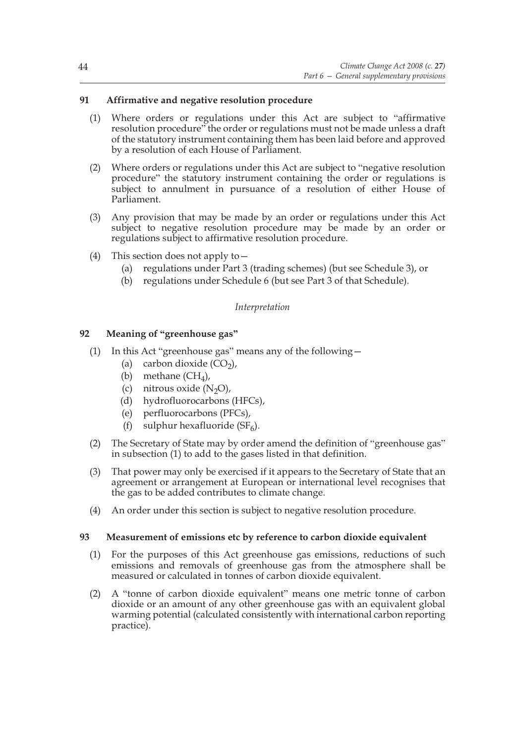### 91 Affirmative and negative resolution procedure

(1) Where orders or regulations under this Act are subject to "affirmative resolution procedure" the order or regulations must not be made unless a draft of the statutory instrument containing them has been laid before and approved by a resolution of each House of Parliament.

(2) Where orders or regulations under this Act are subject to "negative resolution procedure" the statutory instrument containing the order or regulations is subject to annulment in pursuance of a resolution of either House of Parliament.

(3) Any provision that may be made by an order or regulations under this Act subject to negative resolution procedure may be made by an order or regulations subject to affirmative resolution procedure.

(4) This section does not apply to—

- (a) regulations under Part 3 (trading schemes) (but see Schedule 3), or
- (b) regulations under Schedule 6 (but see Part 3 of that Schedule).

*Interpretation*

### 92 Meaning of "greenhouse gas"

(1) In this Act "greenhouse gas" means any of the following—

- (a) carbon dioxide ($CO_2$),
- (b) methane ($CH_4$),
- (c) nitrous oxide ($N_2O$),
- (d) hydrofluorocarbons (HFCs),
- (e) perfluorocarbons (PFCs),
- (f) sulphur hexafluoride ($SF_6$).

(2) The Secretary of State may by order amend the definition of "greenhouse gas" in subsection (1) to add to the gases listed in that definition.

(3) That power may only be exercised if it appears to the Secretary of State that an agreement or arrangement at European or international level recognises that the gas to be added contributes to climate change.

(4) An order under this section is subject to negative resolution procedure.

### 93 Measurement of emissions etc by reference to carbon dioxide equivalent

(1) For the purposes of this Act greenhouse gas emissions, reductions of such emissions and removals of greenhouse gas from the atmosphere shall be measured or calculated in tonnes of carbon dioxide equivalent.

(2) A "tonne of carbon dioxide equivalent" means one metric tonne of carbon dioxide or an amount of any other greenhouse gas with an equivalent global warming potential (calculated consistently with international carbon reporting practice).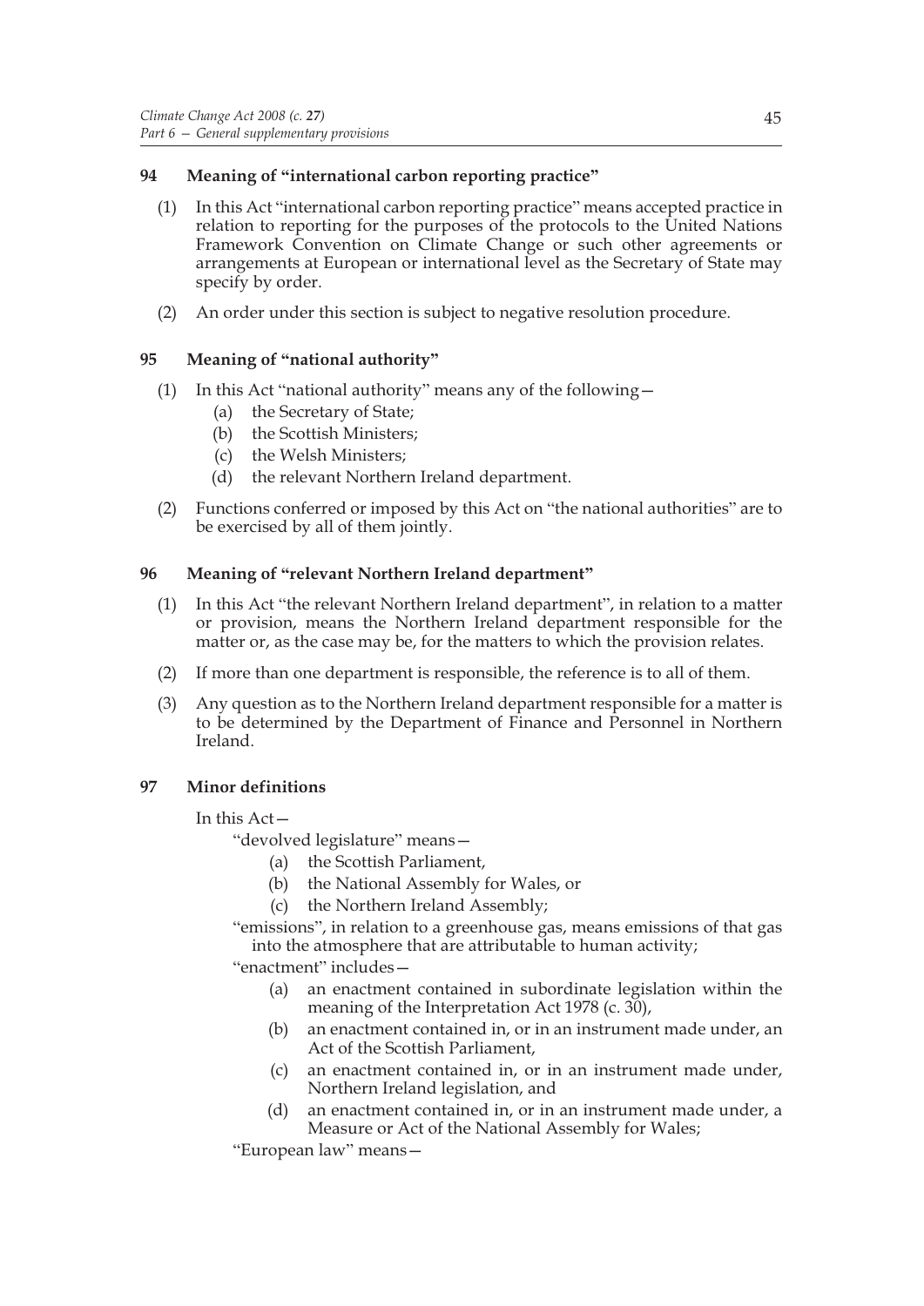### 94 Meaning of "international carbon reporting practice"

(1) In this Act "international carbon reporting practice" means accepted practice in relation to reporting for the purposes of the protocols to the United Nations Framework Convention on Climate Change or such other agreements or arrangements at European or international level as the Secretary of State may specify by order.

(2) An order under this section is subject to negative resolution procedure.

### 95 Meaning of "national authority"

(1) In this Act "national authority" means any of the following—

- (a) the Secretary of State;
- (b) the Scottish Ministers;
- (c) the Welsh Ministers;
- (d) the relevant Northern Ireland department.

(2) Functions conferred or imposed by this Act on "the national authorities" are to be exercised by all of them jointly.

### 96 Meaning of "relevant Northern Ireland department"

(1) In this Act "the relevant Northern Ireland department", in relation to a matter or provision, means the Northern Ireland department responsible for the matter or, as the case may be, for the matters to which the provision relates.

(2) If more than one department is responsible, the reference is to all of them.

(3) Any question as to the Northern Ireland department responsible for a matter is to be determined by the Department of Finance and Personnel in Northern Ireland.

### 97 Minor definitions

In this Act—

"devolved legislature" means—

- (a) the Scottish Parliament,
- (b) the National Assembly for Wales, or
- (c) the Northern Ireland Assembly;

"emissions", in relation to a greenhouse gas, means emissions of that gas into the atmosphere that are attributable to human activity;

"enactment" includes—

- (a) an enactment contained in subordinate legislation within the meaning of the Interpretation Act 1978 (c. 30),
- (b) an enactment contained in, or in an instrument made under, an Act of the Scottish Parliament,
- (c) an enactment contained in, or in an instrument made under, Northern Ireland legislation, and
- (d) an enactment contained in, or in an instrument made under, a Measure or Act of the National Assembly for Wales;

"European law" means—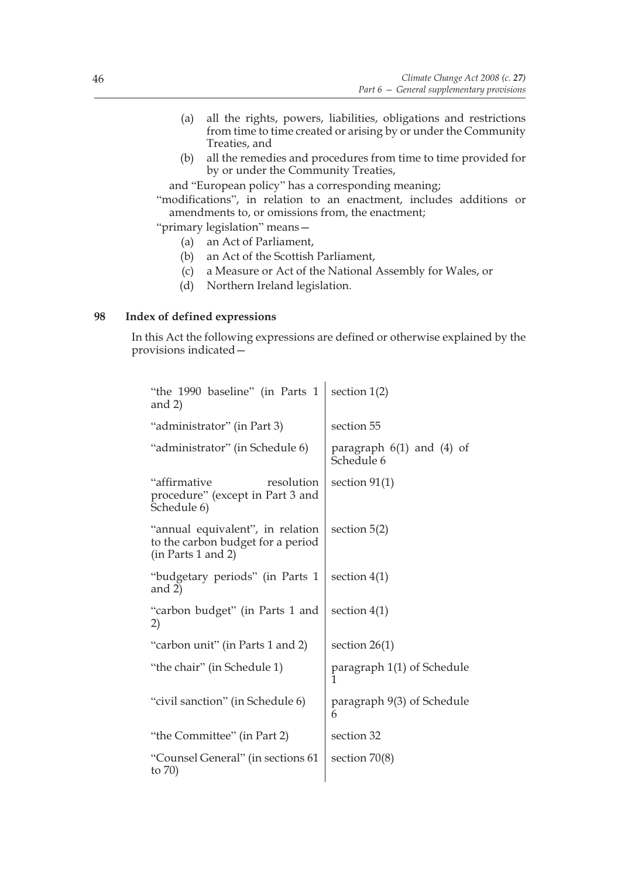(a) all the rights, powers, liabilities, obligations and restrictions from time to time created or arising by or under the Community Treaties, and

(b) all the remedies and procedures from time to time provided for by or under the Community Treaties,

and "European policy" has a corresponding meaning;

"modifications", in relation to an enactment, includes additions or amendments to, or omissions from, the enactment;

"primary legislation" means—

(a) an Act of Parliament,

(b) an Act of the Scottish Parliament,

(c) a Measure or Act of the National Assembly for Wales, or

(d) Northern Ireland legislation.

### 98 Index of defined expressions

In this Act the following expressions are defined or otherwise explained by the provisions indicated—

| | |
|---|---|
| "the 1990 baseline" (in Parts 1 and 2) | section 1(2) |
| "administrator" (in Part 3) | section 55 |
| "administrator" (in Schedule 6) | paragraph 6(1) and (4) of Schedule 6 |
| "affirmative resolution procedure" (except in Part 3 and Schedule 6) | section 91(1) |
| "annual equivalent", in relation to the carbon budget for a period (in Parts 1 and 2) | section 5(2) |
| "budgetary periods" (in Parts 1 and 2) | section 4(1) |
| "carbon budget" (in Parts 1 and 2) | section 4(1) |
| "carbon unit" (in Parts 1 and 2) | section 26(1) |
| "the chair" (in Schedule 1) | paragraph 1(1) of Schedule 1 |
| "civil sanction" (in Schedule 6) | paragraph 9(3) of Schedule 6 |
| "the Committee" (in Part 2) | section 32 |
| "Counsel General" (in sections 61 to 70) | section 70(8) |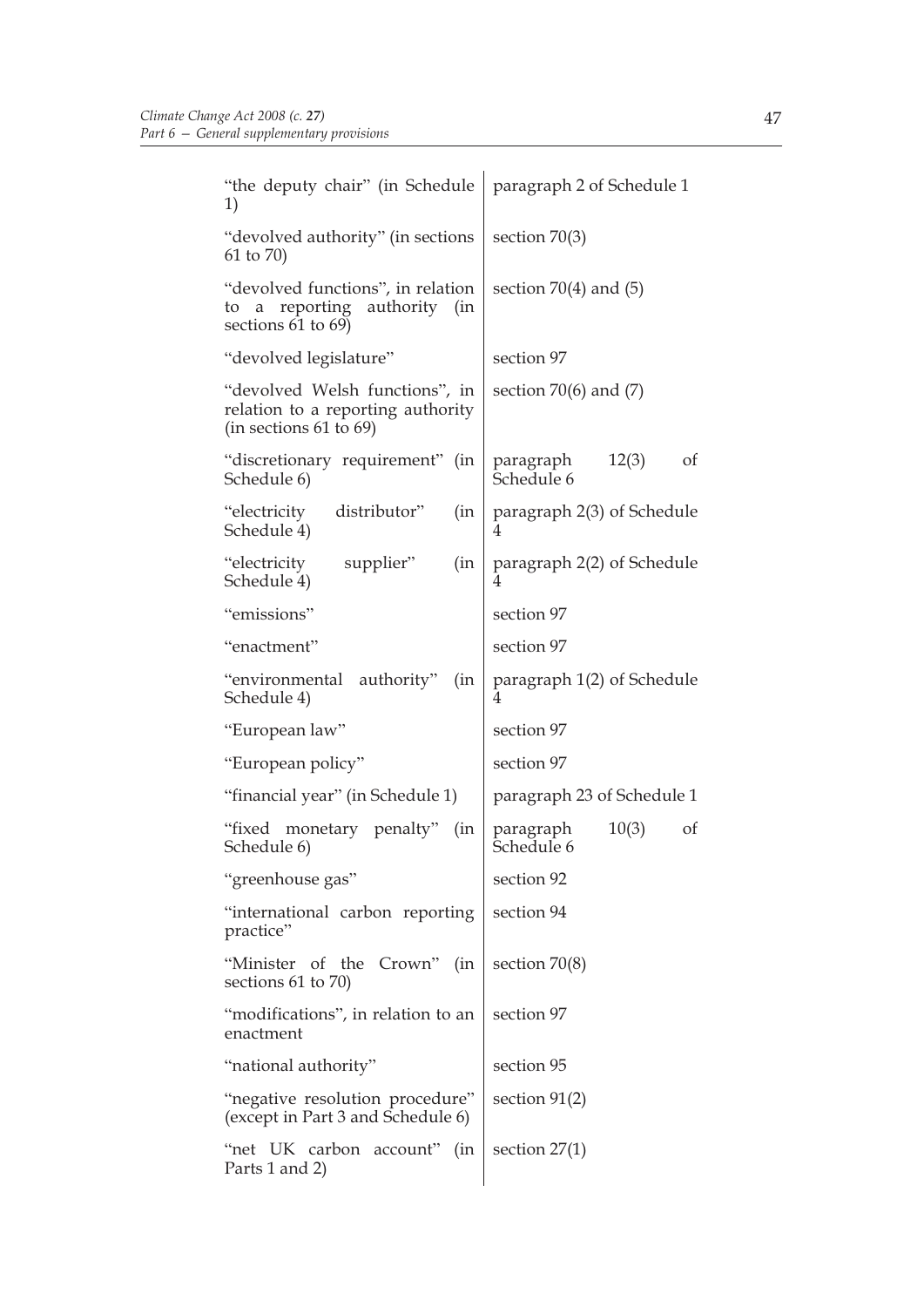| | |
|---|---|
| "the deputy chair" (in Schedule 1) | paragraph 2 of Schedule 1 |
| "devolved authority" (in sections 61 to 70) | section 70(3) |
| "devolved functions", in relation to a reporting authority (in sections 61 to 69) | section 70(4) and (5) |
| "devolved legislature" | section 97 |
| "devolved Welsh functions", in relation to a reporting authority (in sections 61 to 69) | section 70(6) and (7) |
| "discretionary requirement" (in Schedule 6) | paragraph 12(3) of Schedule 6 |
| "electricity distributor" (in Schedule 4) | paragraph 2(3) of Schedule 4 |
| "electricity supplier" (in Schedule 4) | paragraph 2(2) of Schedule 4 |
| "emissions" | section 97 |
| "enactment" | section 97 |
| "environmental authority" (in Schedule 4) | paragraph 1(2) of Schedule 4 |
| "European law" | section 97 |
| "European policy" | section 97 |
| "financial year" (in Schedule 1) | paragraph 23 of Schedule 1 |
| "fixed monetary penalty" (in Schedule 6) | paragraph 10(3) of Schedule 6 |
| "greenhouse gas" | section 92 |
| "international carbon reporting practice" | section 94 |
| "Minister of the Crown" (in sections 61 to 70) | section 70(8) |
| "modifications", in relation to an enactment | section 97 |
| "national authority" | section 95 |
| "negative resolution procedure" (except in Part 3 and Schedule 6) | section 91(2) |
| "net UK carbon account" (in Parts 1 and 2) | section 27(1) |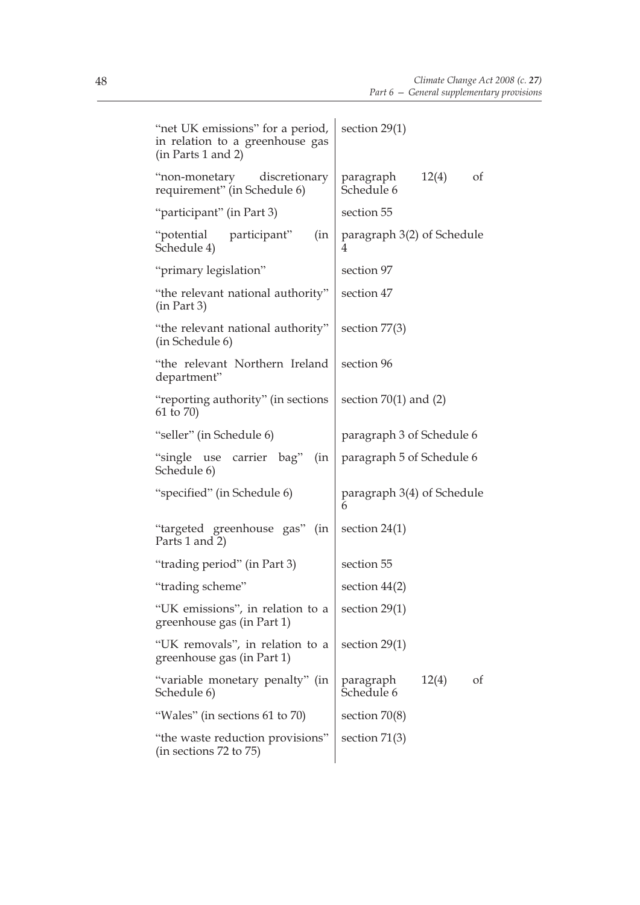| | |
|---|---|
| "net UK emissions" for a period, in relation to a greenhouse gas (in Parts 1 and 2) | section 29(1) |
| "non-monetary discretionary requirement" (in Schedule 6) | paragraph 12(4) of Schedule 6 |
| "participant" (in Part 3) | section 55 |
| "potential participant" (in Schedule 4) | paragraph 3(2) of Schedule 4 |
| "primary legislation" | section 97 |
| "the relevant national authority" (in Part 3) | section 47 |
| "the relevant national authority" (in Schedule 6) | section 77(3) |
| "the relevant Northern Ireland department" | section 96 |
| "reporting authority" (in sections 61 to 70) | section 70(1) and (2) |
| "seller" (in Schedule 6) | paragraph 3 of Schedule 6 |
| "single use carrier bag" (in Schedule 6) | paragraph 5 of Schedule 6 |
| "specified" (in Schedule 6) | paragraph 3(4) of Schedule 6 |
| "targeted greenhouse gas" (in Parts 1 and 2) | section 24(1) |
| "trading period" (in Part 3) | section 55 |
| "trading scheme" | section 44(2) |
| "UK emissions", in relation to a greenhouse gas (in Part 1) | section 29(1) |
| "UK removals", in relation to a greenhouse gas (in Part 1) | section 29(1) |
| "variable monetary penalty" (in Schedule 6) | paragraph 12(4) of Schedule 6 |
| "Wales" (in sections 61 to 70) | section 70(8) |
| "the waste reduction provisions" (in sections 72 to 75) | section 71(3) |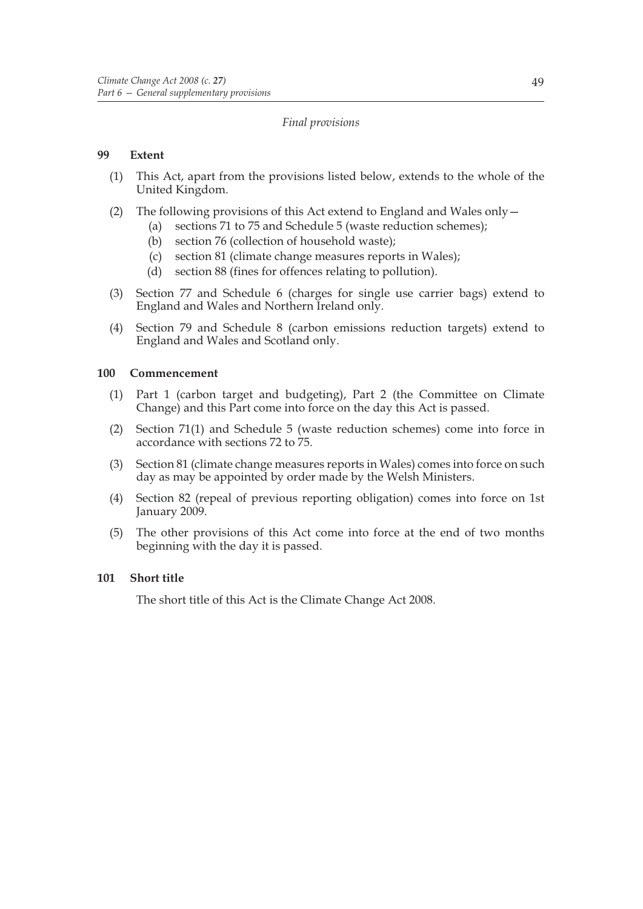*Final provisions*

### 99 Extent

(1) This Act, apart from the provisions listed below, extends to the whole of the United Kingdom.

(2) The following provisions of this Act extend to England and Wales only—

- (a) sections 71 to 75 and Schedule 5 (waste reduction schemes);
- (b) section 76 (collection of household waste);
- (c) section 81 (climate change measures reports in Wales);
- (d) section 88 (fines for offences relating to pollution).

(3) Section 77 and Schedule 6 (charges for single use carrier bags) extend to England and Wales and Northern Ireland only.

(4) Section 79 and Schedule 8 (carbon emissions reduction targets) extend to England and Wales and Scotland only.

### 100 Commencement

(1) Part 1 (carbon target and budgeting), Part 2 (the Committee on Climate Change) and this Part come into force on the day this Act is passed.

(2) Section 71(1) and Schedule 5 (waste reduction schemes) come into force in accordance with sections 72 to 75.

(3) Section 81 (climate change measures reports in Wales) comes into force on such day as may be appointed by order made by the Welsh Ministers.

(4) Section 82 (repeal of previous reporting obligation) comes into force on 1st January 2009.

(5) The other provisions of this Act come into force at the end of two months beginning with the day it is passed.

### 101 Short title

The short title of this Act is the Climate Change Act 2008.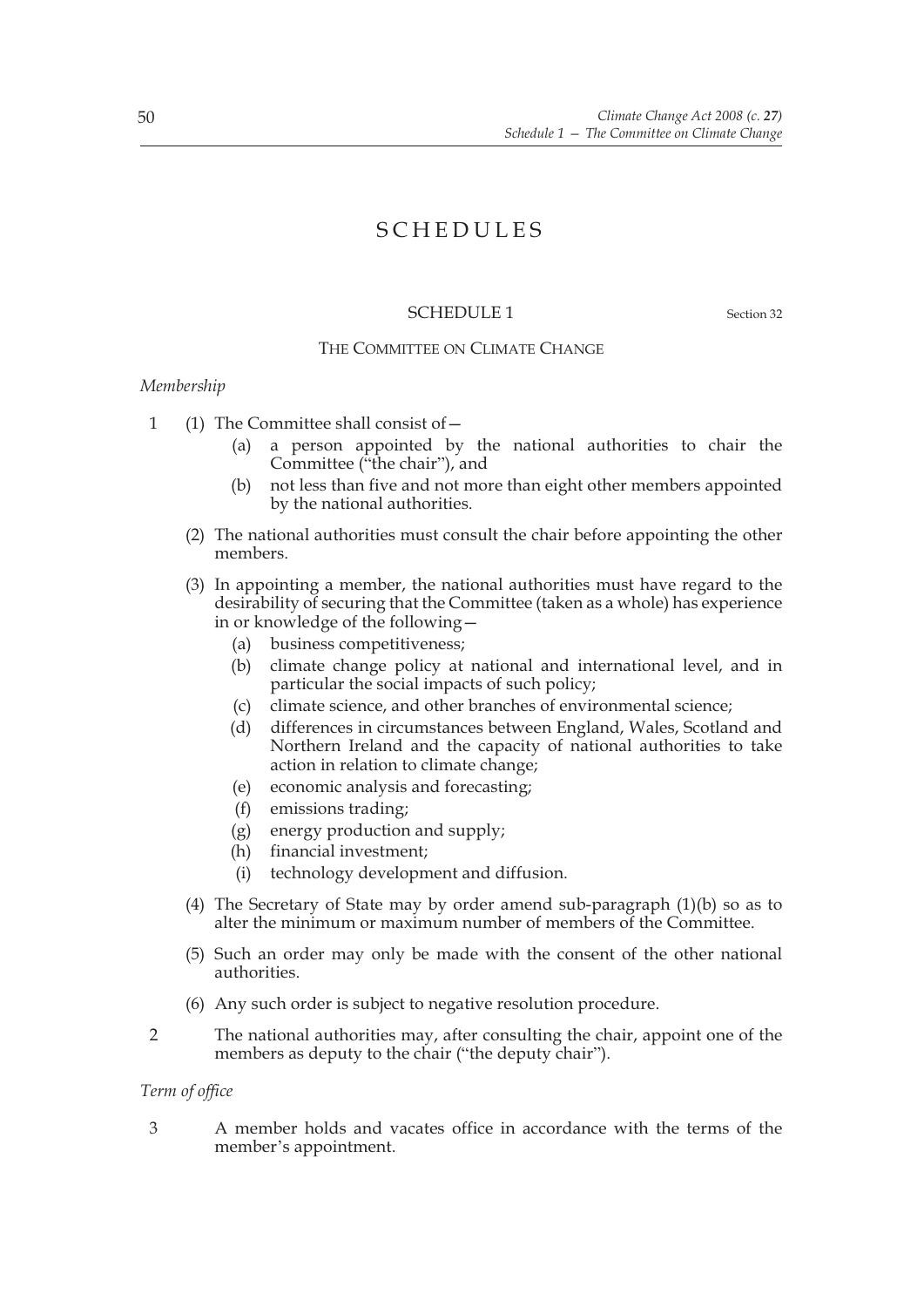# SCHEDULES

## SCHEDULE 1

Section 32

### THE COMMITTEE ON CLIMATE CHANGE

*Membership*

1 (1) The Committee shall consist of—

(a) a person appointed by the national authorities to chair the Committee ("the chair"), and

(b) not less than five and not more than eight other members appointed by the national authorities.

(2) The national authorities must consult the chair before appointing the other members.

(3) In appointing a member, the national authorities must have regard to the desirability of securing that the Committee (taken as a whole) has experience in or knowledge of the following—

(a) business competitiveness;

(b) climate change policy at national and international level, and in particular the social impacts of such policy;

(c) climate science, and other branches of environmental science;

(d) differences in circumstances between England, Wales, Scotland and Northern Ireland and the capacity of national authorities to take action in relation to climate change;

(e) economic analysis and forecasting;

(f) emissions trading;

(g) energy production and supply;

(h) financial investment;

(i) technology development and diffusion.

(4) The Secretary of State may by order amend sub-paragraph (1)(b) so as to alter the minimum or maximum number of members of the Committee.

(5) Such an order may only be made with the consent of the other national authorities.

(6) Any such order is subject to negative resolution procedure.

2 The national authorities may, after consulting the chair, appoint one of the members as deputy to the chair ("the deputy chair").

*Term of office*

3 A member holds and vacates office in accordance with the terms of the member's appointment.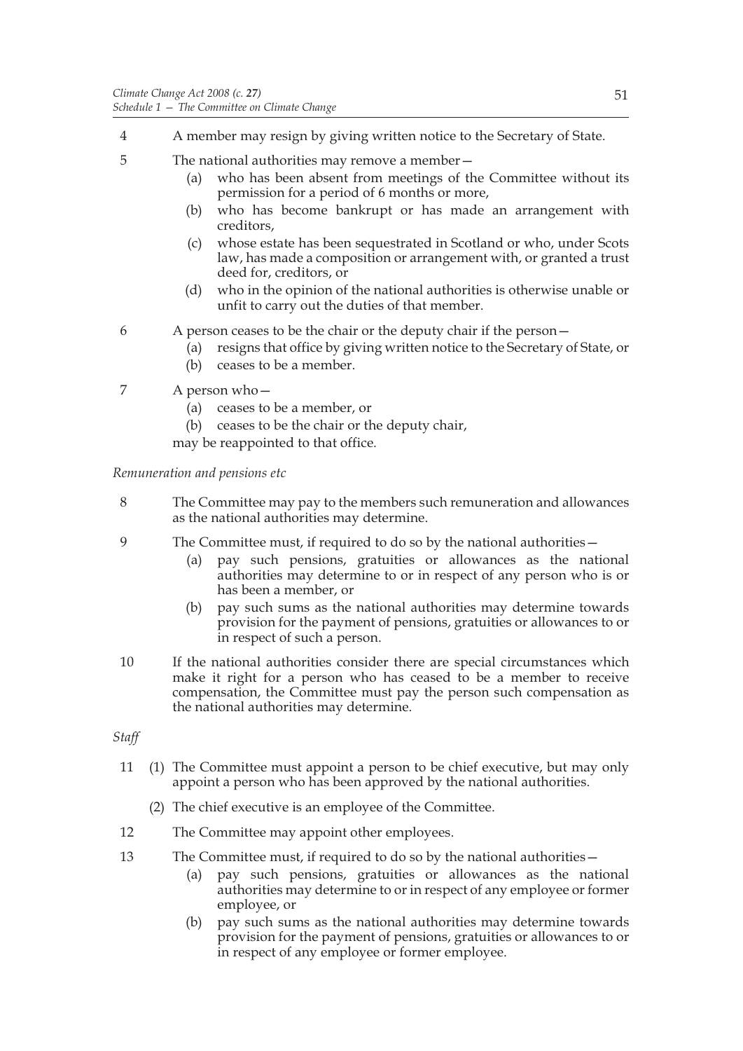4 A member may resign by giving written notice to the Secretary of State.

5 The national authorities may remove a member—

(a) who has been absent from meetings of the Committee without its permission for a period of 6 months or more,

(b) who has become bankrupt or has made an arrangement with creditors,

(c) whose estate has been sequestrated in Scotland or who, under Scots law, has made a composition or arrangement with, or granted a trust deed for, creditors, or

(d) who in the opinion of the national authorities is otherwise unable or unfit to carry out the duties of that member.

6 A person ceases to be the chair or the deputy chair if the person—

(a) resigns that office by giving written notice to the Secretary of State, or

(b) ceases to be a member.

7 A person who—

(a) ceases to be a member, or

(b) ceases to be the chair or the deputy chair,

may be reappointed to that office.

*Remuneration and pensions etc*

8 The Committee may pay to the members such remuneration and allowances as the national authorities may determine.

9 The Committee must, if required to do so by the national authorities—

(a) pay such pensions, gratuities or allowances as the national authorities may determine to or in respect of any person who is or has been a member, or

(b) pay such sums as the national authorities may determine towards provision for the payment of pensions, gratuities or allowances to or in respect of such a person.

10 If the national authorities consider there are special circumstances which make it right for a person who has ceased to be a member to receive compensation, the Committee must pay the person such compensation as the national authorities may determine.

*Staff*

11 (1) The Committee must appoint a person to be chief executive, but may only appoint a person who has been approved by the national authorities.

(2) The chief executive is an employee of the Committee.

12 The Committee may appoint other employees.

13 The Committee must, if required to do so by the national authorities—

(a) pay such pensions, gratuities or allowances as the national authorities may determine to or in respect of any employee or former employee, or

(b) pay such sums as the national authorities may determine towards provision for the payment of pensions, gratuities or allowances to or in respect of any employee or former employee.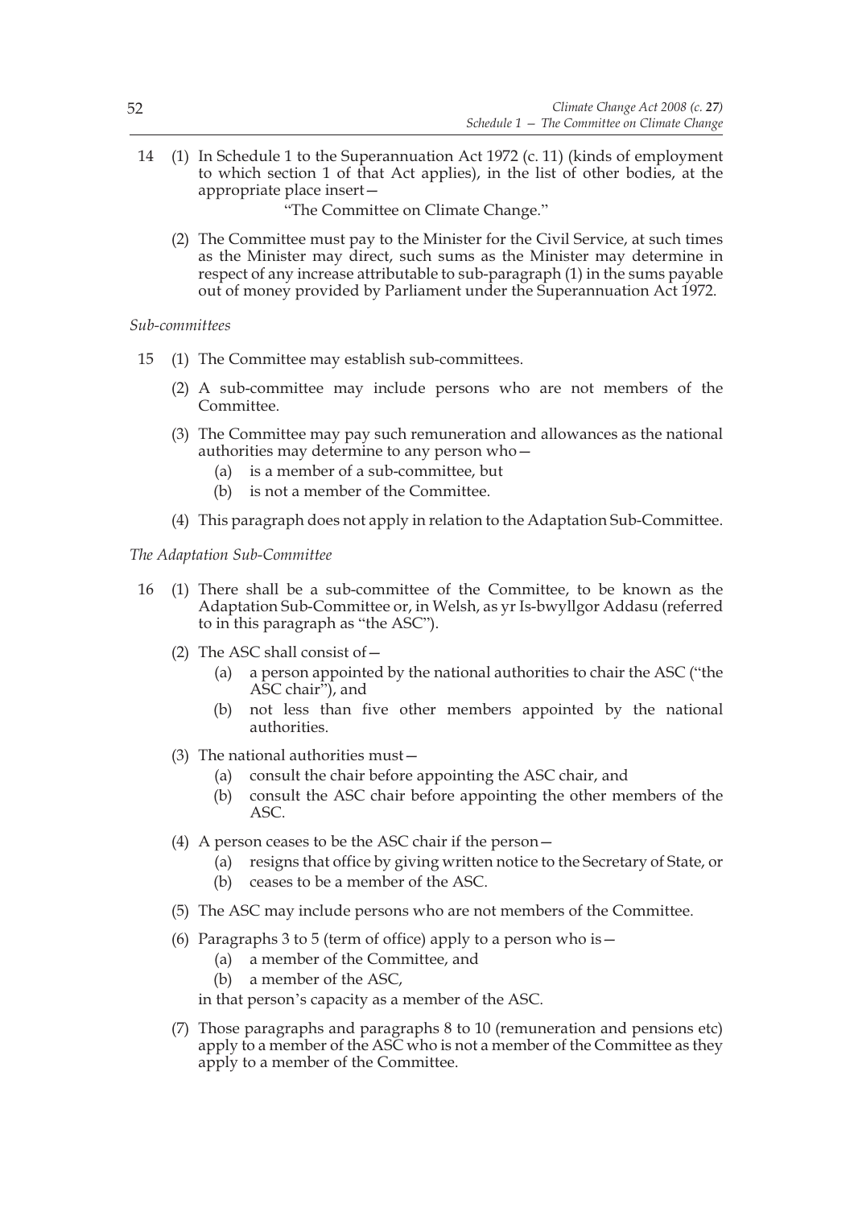14 (1) In Schedule 1 to the Superannuation Act 1972 (c. 11) (kinds of employment to which section 1 of that Act applies), in the list of other bodies, at the appropriate place insert—

"The Committee on Climate Change."

(2) The Committee must pay to the Minister for the Civil Service, at such times as the Minister may direct, such sums as the Minister may determine in respect of any increase attributable to sub-paragraph (1) in the sums payable out of money provided by Parliament under the Superannuation Act 1972.

*Sub-committees*

15 (1) The Committee may establish sub-committees.

(2) A sub-committee may include persons who are not members of the Committee.

(3) The Committee may pay such remuneration and allowances as the national authorities may determine to any person who—

(a) is a member of a sub-committee, but

(b) is not a member of the Committee.

(4) This paragraph does not apply in relation to the Adaptation Sub-Committee.

*The Adaptation Sub-Committee*

16 (1) There shall be a sub-committee of the Committee, to be known as the Adaptation Sub-Committee or, in Welsh, as yr Is-bwyllgor Addasu (referred to in this paragraph as "the ASC").

(2) The ASC shall consist of—

(a) a person appointed by the national authorities to chair the ASC ("the ASC chair"), and

(b) not less than five other members appointed by the national authorities.

(3) The national authorities must—

(a) consult the chair before appointing the ASC chair, and

(b) consult the ASC chair before appointing the other members of the ASC.

(4) A person ceases to be the ASC chair if the person—

(a) resigns that office by giving written notice to the Secretary of State, or

(b) ceases to be a member of the ASC.

(5) The ASC may include persons who are not members of the Committee.

(6) Paragraphs 3 to 5 (term of office) apply to a person who is—

(a) a member of the Committee, and

(b) a member of the ASC,

in that person's capacity as a member of the ASC.

(7) Those paragraphs and paragraphs 8 to 10 (remuneration and pensions etc) apply to a member of the ASC who is not a member of the Committee as they apply to a member of the Committee.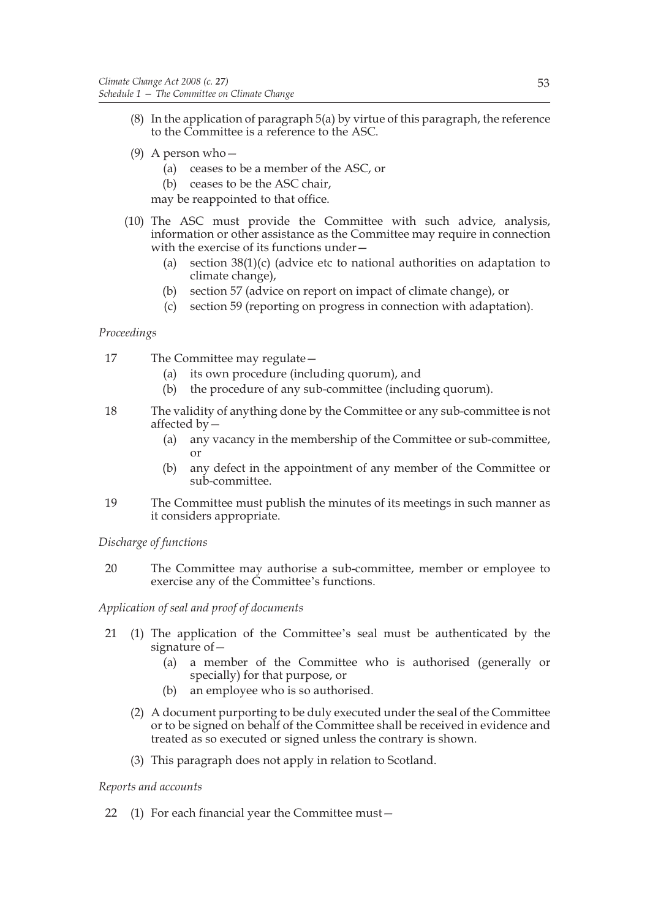(8) In the application of paragraph 5(a) by virtue of this paragraph, the reference to the Committee is a reference to the ASC.

(9) A person who—

  (a) ceases to be a member of the ASC, or

  (b) ceases to be the ASC chair,

may be reappointed to that office.

(10) The ASC must provide the Committee with such advice, analysis, information or other assistance as the Committee may require in connection with the exercise of its functions under—

  (a) section 38(1)(c) (advice etc to national authorities on adaptation to climate change),

  (b) section 57 (advice on report on impact of climate change), or

  (c) section 59 (reporting on progress in connection with adaptation).

*Proceedings*

17 The Committee may regulate—

  (a) its own procedure (including quorum), and

  (b) the procedure of any sub-committee (including quorum).

18 The validity of anything done by the Committee or any sub-committee is not affected by—

  (a) any vacancy in the membership of the Committee or sub-committee, or

  (b) any defect in the appointment of any member of the Committee or sub-committee.

19 The Committee must publish the minutes of its meetings in such manner as it considers appropriate.

*Discharge of functions*

20 The Committee may authorise a sub-committee, member or employee to exercise any of the Committee's functions.

*Application of seal and proof of documents*

21 (1) The application of the Committee's seal must be authenticated by the signature of—

  (a) a member of the Committee who is authorised (generally or specially) for that purpose, or

  (b) an employee who is so authorised.

(2) A document purporting to be duly executed under the seal of the Committee or to be signed on behalf of the Committee shall be received in evidence and treated as so executed or signed unless the contrary is shown.

(3) This paragraph does not apply in relation to Scotland.

*Reports and accounts*

22 (1) For each financial year the Committee must—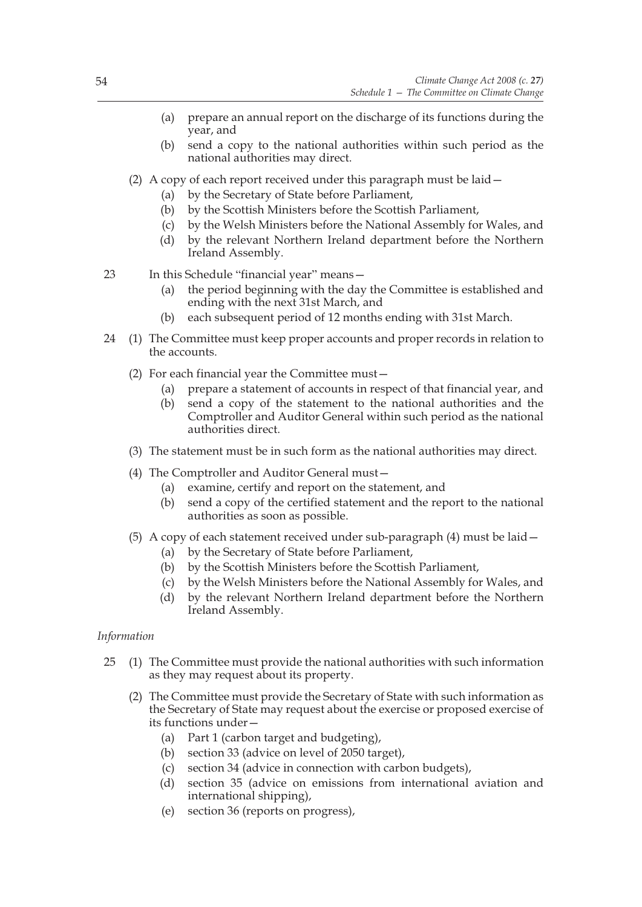(a) prepare an annual report on the discharge of its functions during the year, and

(b) send a copy to the national authorities within such period as the national authorities may direct.

(2) A copy of each report received under this paragraph must be laid—

(a) by the Secretary of State before Parliament,

(b) by the Scottish Ministers before the Scottish Parliament,

(c) by the Welsh Ministers before the National Assembly for Wales, and

(d) by the relevant Northern Ireland department before the Northern Ireland Assembly.

23 In this Schedule "financial year" means—

(a) the period beginning with the day the Committee is established and ending with the next 31st March, and

(b) each subsequent period of 12 months ending with 31st March.

24 (1) The Committee must keep proper accounts and proper records in relation to the accounts.

(2) For each financial year the Committee must—

(a) prepare a statement of accounts in respect of that financial year, and

(b) send a copy of the statement to the national authorities and the Comptroller and Auditor General within such period as the national authorities direct.

(3) The statement must be in such form as the national authorities may direct.

(4) The Comptroller and Auditor General must—

(a) examine, certify and report on the statement, and

(b) send a copy of the certified statement and the report to the national authorities as soon as possible.

(5) A copy of each statement received under sub-paragraph (4) must be laid—

(a) by the Secretary of State before Parliament,

(b) by the Scottish Ministers before the Scottish Parliament,

(c) by the Welsh Ministers before the National Assembly for Wales, and

(d) by the relevant Northern Ireland department before the Northern Ireland Assembly.

*Information*

25 (1) The Committee must provide the national authorities with such information as they may request about its property.

(2) The Committee must provide the Secretary of State with such information as the Secretary of State may request about the exercise or proposed exercise of its functions under—

(a) Part 1 (carbon target and budgeting),

(b) section 33 (advice on level of 2050 target),

(c) section 34 (advice in connection with carbon budgets),

(d) section 35 (advice on emissions from international aviation and international shipping),

(e) section 36 (reports on progress),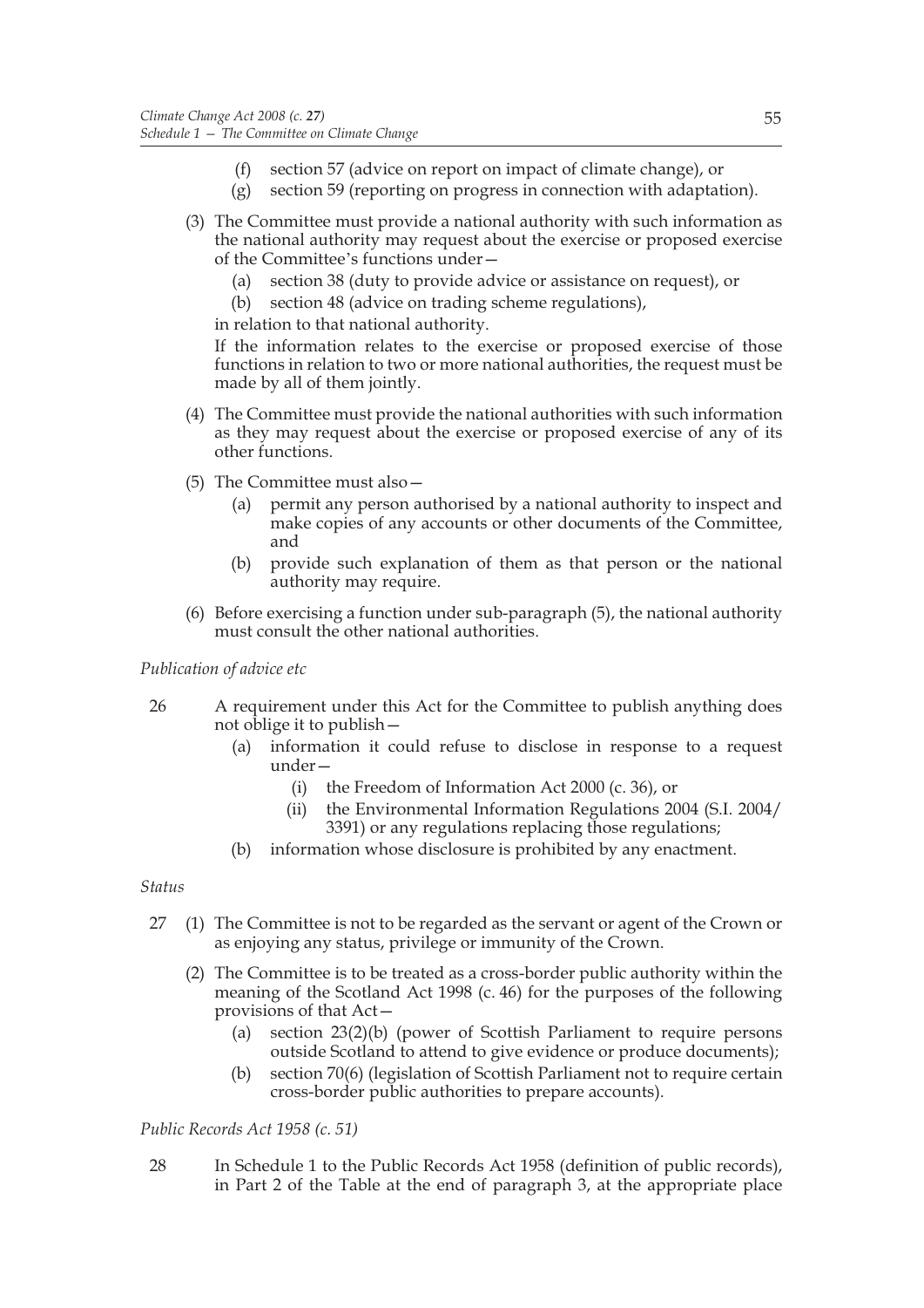(f) section 57 (advice on report on impact of climate change), or

(g) section 59 (reporting on progress in connection with adaptation).

(3) The Committee must provide a national authority with such information as the national authority may request about the exercise or proposed exercise of the Committee's functions under—

(a) section 38 (duty to provide advice or assistance on request), or

(b) section 48 (advice on trading scheme regulations),

in relation to that national authority.

If the information relates to the exercise or proposed exercise of those functions in relation to two or more national authorities, the request must be made by all of them jointly.

(4) The Committee must provide the national authorities with such information as they may request about the exercise or proposed exercise of any of its other functions.

(5) The Committee must also—

(a) permit any person authorised by a national authority to inspect and make copies of any accounts or other documents of the Committee, and

(b) provide such explanation of them as that person or the national authority may require.

(6) Before exercising a function under sub-paragraph (5), the national authority must consult the other national authorities.

*Publication of advice etc*

26 A requirement under this Act for the Committee to publish anything does not oblige it to publish—

(a) information it could refuse to disclose in response to a request under—

(i) the Freedom of Information Act 2000 (c. 36), or

(ii) the Environmental Information Regulations 2004 (S.I. 2004/3391) or any regulations replacing those regulations;

(b) information whose disclosure is prohibited by any enactment.

*Status*

27 (1) The Committee is not to be regarded as the servant or agent of the Crown or as enjoying any status, privilege or immunity of the Crown.

(2) The Committee is to be treated as a cross-border public authority within the meaning of the Scotland Act 1998 (c. 46) for the purposes of the following provisions of that Act—

(a) section 23(2)(b) (power of Scottish Parliament to require persons outside Scotland to attend to give evidence or produce documents);

(b) section 70(6) (legislation of Scottish Parliament not to require certain cross-border public authorities to prepare accounts).

*Public Records Act 1958 (c. 51)*

28 In Schedule 1 to the Public Records Act 1958 (definition of public records), in Part 2 of the Table at the end of paragraph 3, at the appropriate place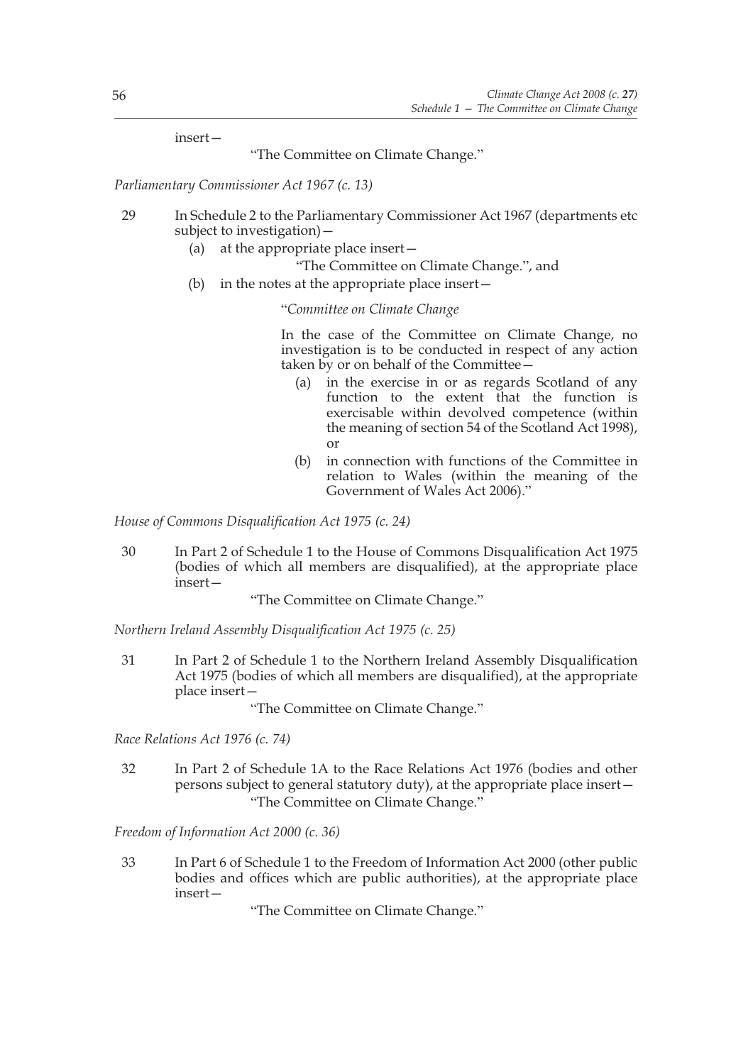insert—

"The Committee on Climate Change."

*Parliamentary Commissioner Act 1967 (c. 13)*

29 In Schedule 2 to the Parliamentary Commissioner Act 1967 (departments etc subject to investigation)—

(a) at the appropriate place insert—

"The Committee on Climate Change.", and

(b) in the notes at the appropriate place insert—

"*Committee on Climate Change*

In the case of the Committee on Climate Change, no investigation is to be conducted in respect of any action taken by or on behalf of the Committee—

(a) in the exercise in or as regards Scotland of any function to the extent that the function is exercisable within devolved competence (within the meaning of section 54 of the Scotland Act 1998), or

(b) in connection with functions of the Committee in relation to Wales (within the meaning of the Government of Wales Act 2006)."

*House of Commons Disqualification Act 1975 (c. 24)*

30 In Part 2 of Schedule 1 to the House of Commons Disqualification Act 1975 (bodies of which all members are disqualified), at the appropriate place insert—

"The Committee on Climate Change."

*Northern Ireland Assembly Disqualification Act 1975 (c. 25)*

31 In Part 2 of Schedule 1 to the Northern Ireland Assembly Disqualification Act 1975 (bodies of which all members are disqualified), at the appropriate place insert—

"The Committee on Climate Change."

*Race Relations Act 1976 (c. 74)*

32 In Part 2 of Schedule 1A to the Race Relations Act 1976 (bodies and other persons subject to general statutory duty), at the appropriate place insert—

"The Committee on Climate Change."

*Freedom of Information Act 2000 (c. 36)*

33 In Part 6 of Schedule 1 to the Freedom of Information Act 2000 (other public bodies and offices which are public authorities), at the appropriate place insert—

"The Committee on Climate Change."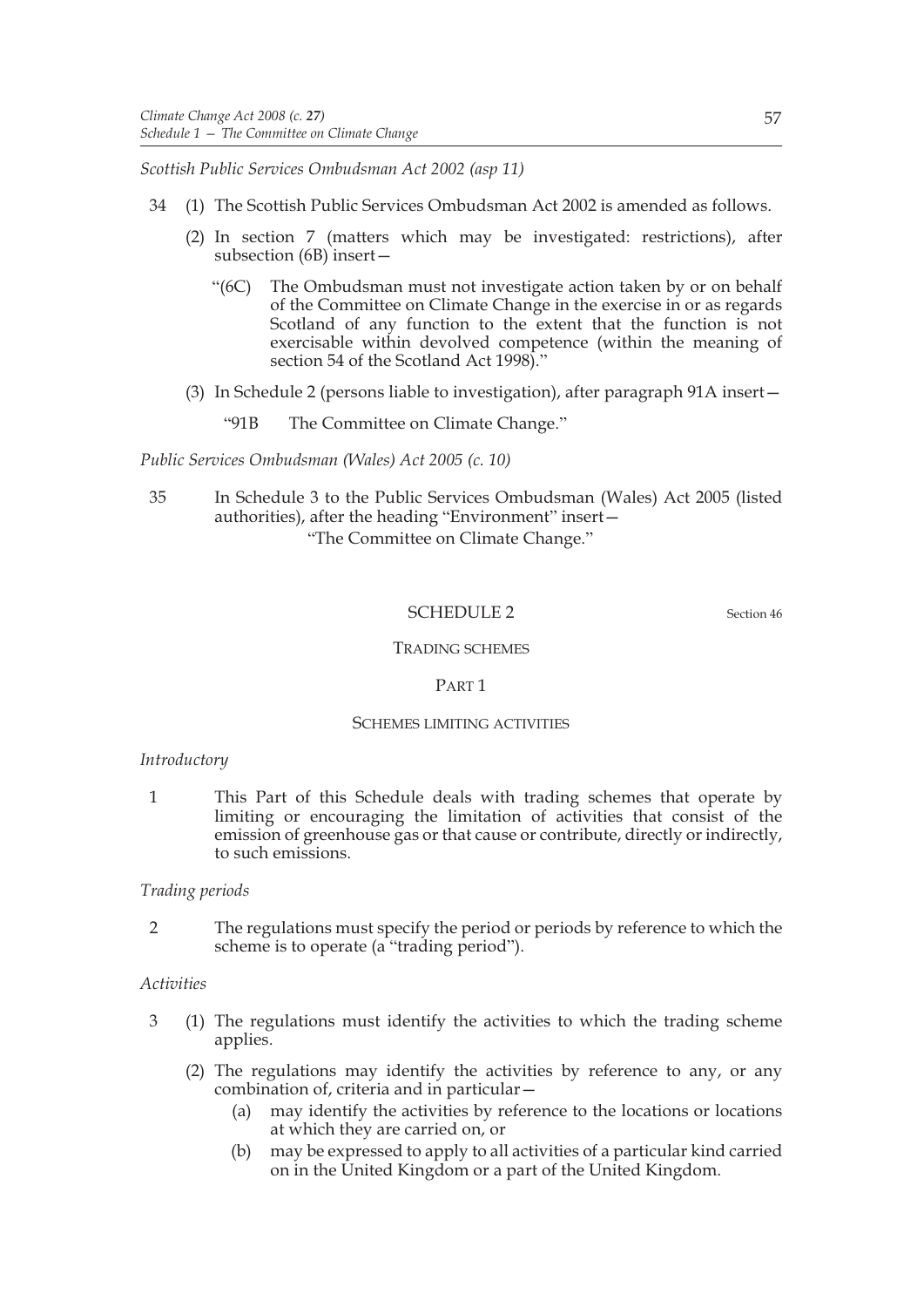*Scottish Public Services Ombudsman Act 2002 (asp 11)*

34 (1) The Scottish Public Services Ombudsman Act 2002 is amended as follows.

(2) In section 7 (matters which may be investigated: restrictions), after subsection (6B) insert—

"(6C) The Ombudsman must not investigate action taken by or on behalf of the Committee on Climate Change in the exercise in or as regards Scotland of any function to the extent that the function is not exercisable within devolved competence (within the meaning of section 54 of the Scotland Act 1998)."

(3) In Schedule 2 (persons liable to investigation), after paragraph 91A insert—

"91B The Committee on Climate Change."

*Public Services Ombudsman (Wales) Act 2005 (c. 10)*

35 In Schedule 3 to the Public Services Ombudsman (Wales) Act 2005 (listed authorities), after the heading "Environment" insert—

"The Committee on Climate Change."

## SCHEDULE 2

Section 46

### TRADING SCHEMES

### PART 1

### SCHEMES LIMITING ACTIVITIES

*Introductory*

1 This Part of this Schedule deals with trading schemes that operate by limiting or encouraging the limitation of activities that consist of the emission of greenhouse gas or that cause or contribute, directly or indirectly, to such emissions.

*Trading periods*

2 The regulations must specify the period or periods by reference to which the scheme is to operate (a "trading period").

*Activities*

3 (1) The regulations must identify the activities to which the trading scheme applies.

(2) The regulations may identify the activities by reference to any, or any combination of, criteria and in particular—

(a) may identify the activities by reference to the locations or locations at which they are carried on, or

(b) may be expressed to apply to all activities of a particular kind carried on in the United Kingdom or a part of the United Kingdom.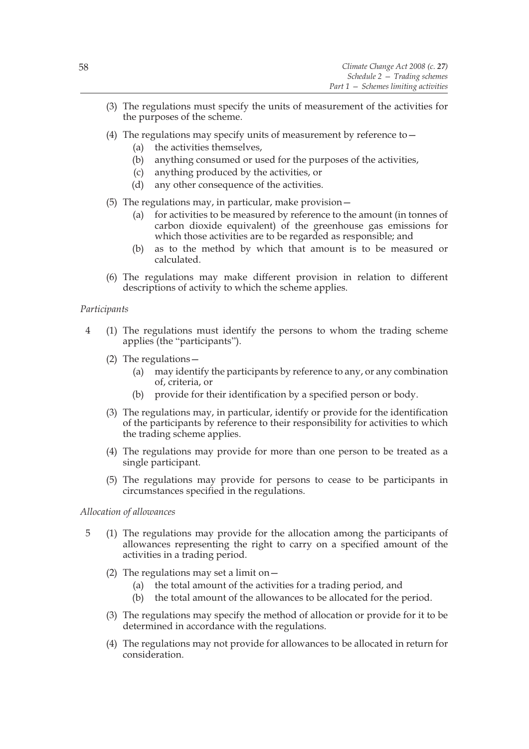(3) The regulations must specify the units of measurement of the activities for the purposes of the scheme.

(4) The regulations may specify units of measurement by reference to—

- (a) the activities themselves,
- (b) anything consumed or used for the purposes of the activities,
- (c) anything produced by the activities, or
- (d) any other consequence of the activities.

(5) The regulations may, in particular, make provision—

- (a) for activities to be measured by reference to the amount (in tonnes of carbon dioxide equivalent) of the greenhouse gas emissions for which those activities are to be regarded as responsible; and
- (b) as to the method by which that amount is to be measured or calculated.

(6) The regulations may make different provision in relation to different descriptions of activity to which the scheme applies.

*Participants*

4 (1) The regulations must identify the persons to whom the trading scheme applies (the "participants").

(2) The regulations—

- (a) may identify the participants by reference to any, or any combination of, criteria, or
- (b) provide for their identification by a specified person or body.

(3) The regulations may, in particular, identify or provide for the identification of the participants by reference to their responsibility for activities to which the trading scheme applies.

(4) The regulations may provide for more than one person to be treated as a single participant.

(5) The regulations may provide for persons to cease to be participants in circumstances specified in the regulations.

*Allocation of allowances*

5 (1) The regulations may provide for the allocation among the participants of allowances representing the right to carry on a specified amount of the activities in a trading period.

(2) The regulations may set a limit on—

- (a) the total amount of the activities for a trading period, and
- (b) the total amount of the allowances to be allocated for the period.

(3) The regulations may specify the method of allocation or provide for it to be determined in accordance with the regulations.

(4) The regulations may not provide for allowances to be allocated in return for consideration.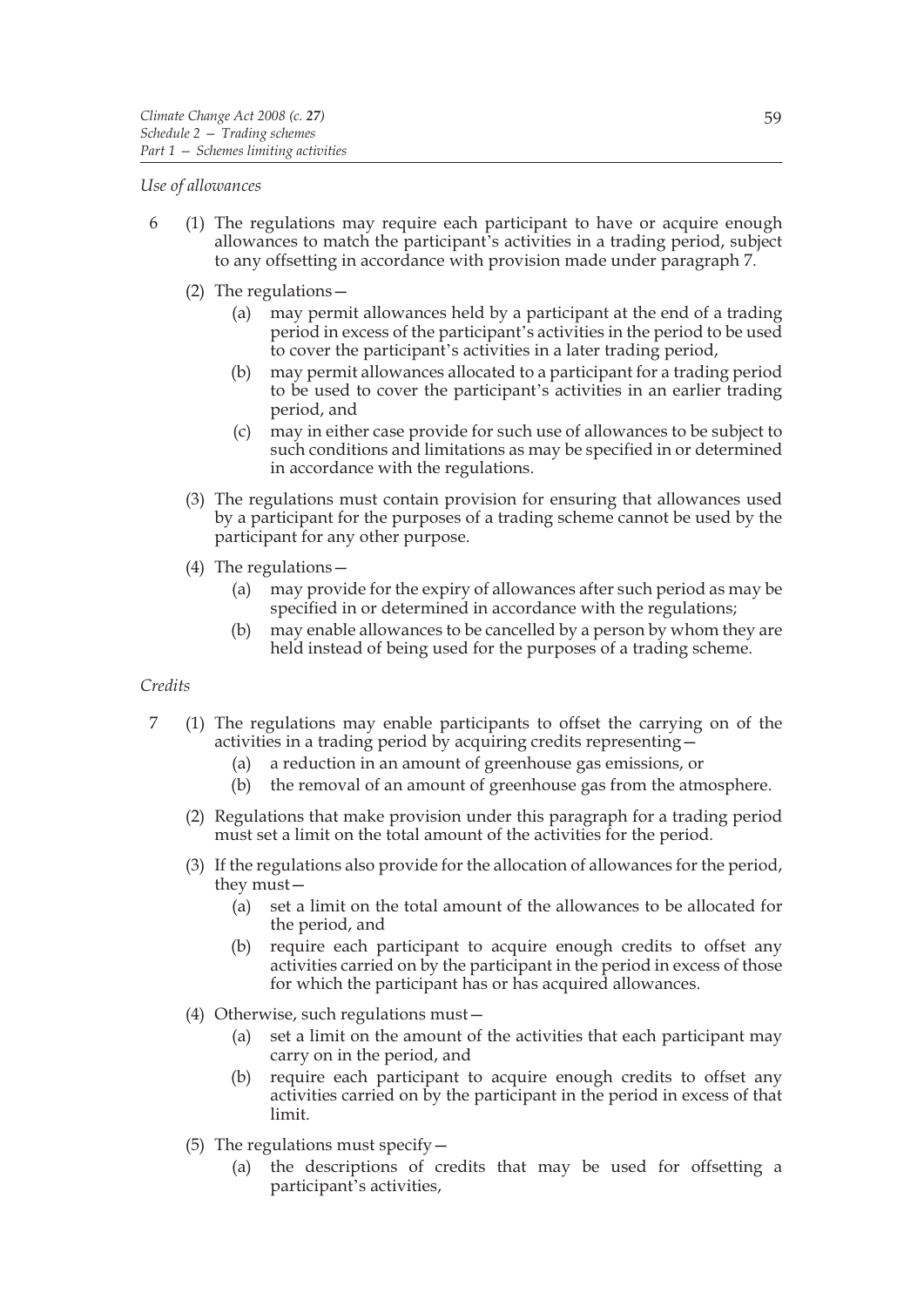*Use of allowances*

6 (1) The regulations may require each participant to have or acquire enough allowances to match the participant's activities in a trading period, subject to any offsetting in accordance with provision made under paragraph 7.

(2) The regulations—

(a) may permit allowances held by a participant at the end of a trading period in excess of the participant's activities in the period to be used to cover the participant's activities in a later trading period,

(b) may permit allowances allocated to a participant for a trading period to be used to cover the participant's activities in an earlier trading period, and

(c) may in either case provide for such use of allowances to be subject to such conditions and limitations as may be specified in or determined in accordance with the regulations.

(3) The regulations must contain provision for ensuring that allowances used by a participant for the purposes of a trading scheme cannot be used by the participant for any other purpose.

(4) The regulations—

(a) may provide for the expiry of allowances after such period as may be specified in or determined in accordance with the regulations;

(b) may enable allowances to be cancelled by a person by whom they are held instead of being used for the purposes of a trading scheme.

*Credits*

7 (1) The regulations may enable participants to offset the carrying on of the activities in a trading period by acquiring credits representing—

(a) a reduction in an amount of greenhouse gas emissions, or

(b) the removal of an amount of greenhouse gas from the atmosphere.

(2) Regulations that make provision under this paragraph for a trading period must set a limit on the total amount of the activities for the period.

(3) If the regulations also provide for the allocation of allowances for the period, they must—

(a) set a limit on the total amount of the allowances to be allocated for the period, and

(b) require each participant to acquire enough credits to offset any activities carried on by the participant in the period in excess of those for which the participant has or has acquired allowances.

(4) Otherwise, such regulations must—

(a) set a limit on the amount of the activities that each participant may carry on in the period, and

(b) require each participant to acquire enough credits to offset any activities carried on by the participant in the period in excess of that limit.

(5) The regulations must specify—

(a) the descriptions of credits that may be used for offsetting a participant's activities,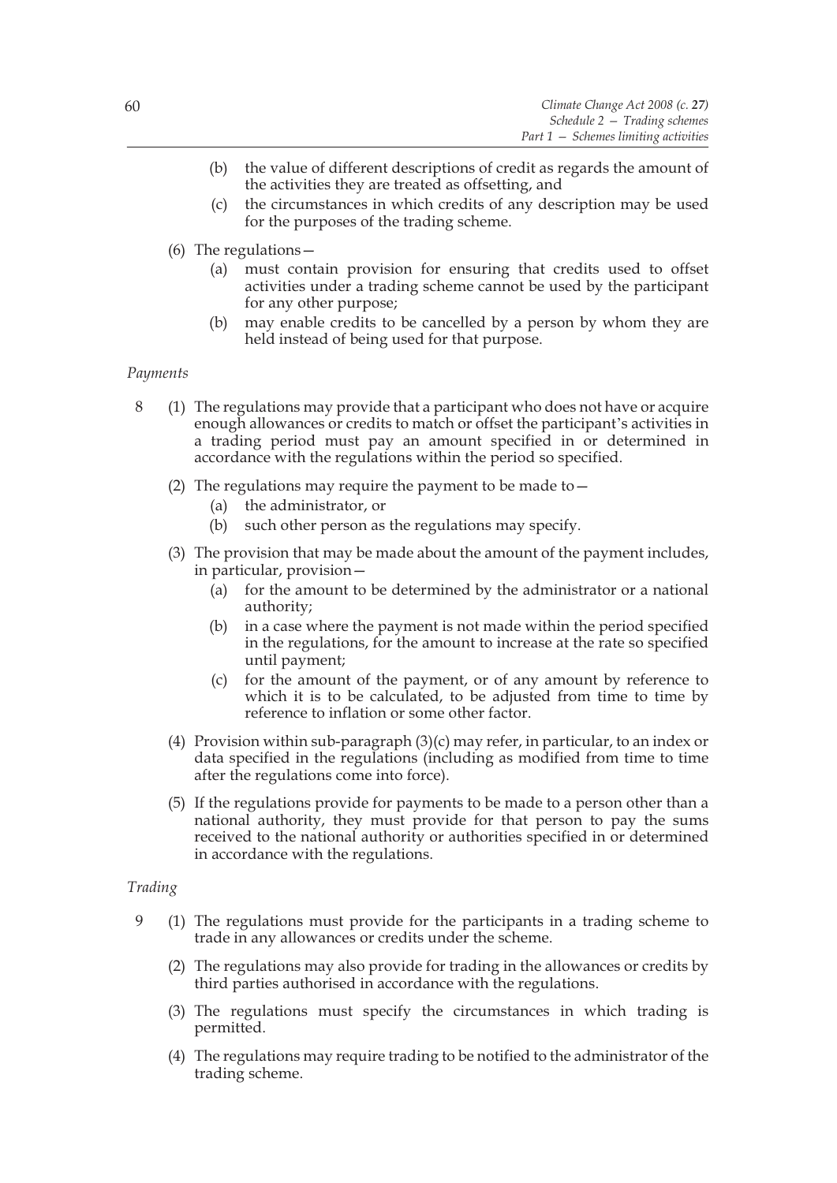(b) the value of different descriptions of credit as regards the amount of the activities they are treated as offsetting, and

(c) the circumstances in which credits of any description may be used for the purposes of the trading scheme.

(6) The regulations—

(a) must contain provision for ensuring that credits used to offset activities under a trading scheme cannot be used by the participant for any other purpose;

(b) may enable credits to be cancelled by a person by whom they are held instead of being used for that purpose.

*Payments*

8 (1) The regulations may provide that a participant who does not have or acquire enough allowances or credits to match or offset the participant's activities in a trading period must pay an amount specified in or determined in accordance with the regulations within the period so specified.

(2) The regulations may require the payment to be made to—

(a) the administrator, or

(b) such other person as the regulations may specify.

(3) The provision that may be made about the amount of the payment includes, in particular, provision—

(a) for the amount to be determined by the administrator or a national authority;

(b) in a case where the payment is not made within the period specified in the regulations, for the amount to increase at the rate so specified until payment;

(c) for the amount of the payment, or of any amount by reference to which it is to be calculated, to be adjusted from time to time by reference to inflation or some other factor.

(4) Provision within sub-paragraph (3)(c) may refer, in particular, to an index or data specified in the regulations (including as modified from time to time after the regulations come into force).

(5) If the regulations provide for payments to be made to a person other than a national authority, they must provide for that person to pay the sums received to the national authority or authorities specified in or determined in accordance with the regulations.

*Trading*

9 (1) The regulations must provide for the participants in a trading scheme to trade in any allowances or credits under the scheme.

(2) The regulations may also provide for trading in the allowances or credits by third parties authorised in accordance with the regulations.

(3) The regulations must specify the circumstances in which trading is permitted.

(4) The regulations may require trading to be notified to the administrator of the trading scheme.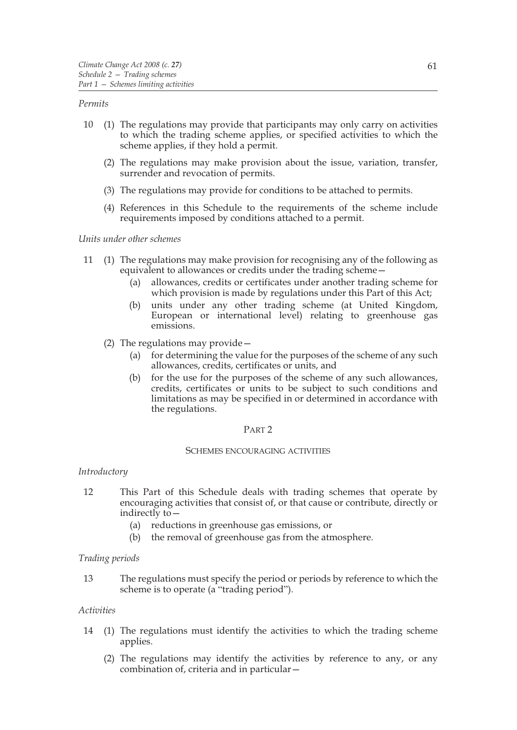*Permits*

10 (1) The regulations may provide that participants may only carry on activities to which the trading scheme applies, or specified activities to which the scheme applies, if they hold a permit.

(2) The regulations may make provision about the issue, variation, transfer, surrender and revocation of permits.

(3) The regulations may provide for conditions to be attached to permits.

(4) References in this Schedule to the requirements of the scheme include requirements imposed by conditions attached to a permit.

*Units under other schemes*

11 (1) The regulations may make provision for recognising any of the following as equivalent to allowances or credits under the trading scheme—

(a) allowances, credits or certificates under another trading scheme for which provision is made by regulations under this Part of this Act;

(b) units under any other trading scheme (at United Kingdom, European or international level) relating to greenhouse gas emissions.

(2) The regulations may provide—

(a) for determining the value for the purposes of the scheme of any such allowances, credits, certificates or units, and

(b) for the use for the purposes of the scheme of any such allowances, credits, certificates or units to be subject to such conditions and limitations as may be specified in or determined in accordance with the regulations.

## PART 2

### SCHEMES ENCOURAGING ACTIVITIES

*Introductory*

12 This Part of this Schedule deals with trading schemes that operate by encouraging activities that consist of, or that cause or contribute, directly or indirectly to—

(a) reductions in greenhouse gas emissions, or

(b) the removal of greenhouse gas from the atmosphere.

*Trading periods*

13 The regulations must specify the period or periods by reference to which the scheme is to operate (a "trading period").

*Activities*

14 (1) The regulations must identify the activities to which the trading scheme applies.

(2) The regulations may identify the activities by reference to any, or any combination of, criteria and in particular—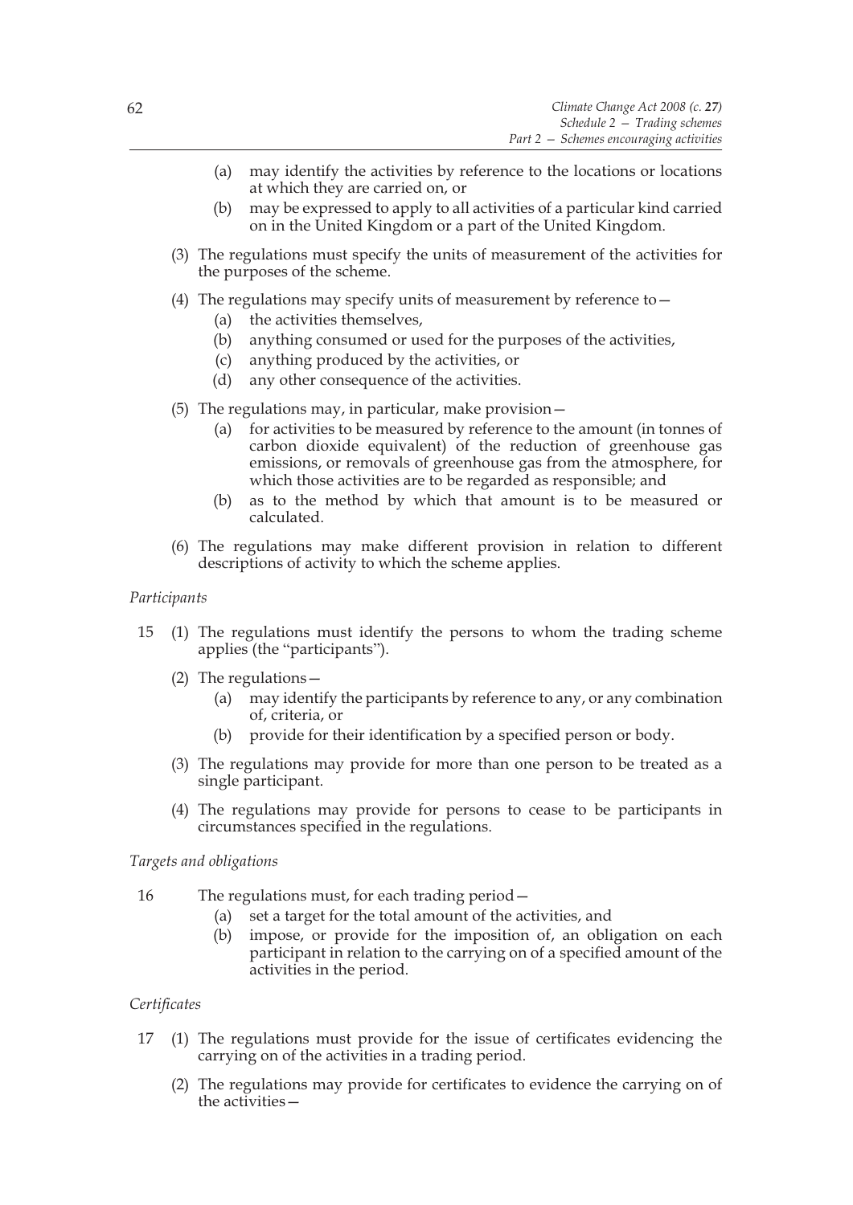(a) may identify the activities by reference to the locations or locations at which they are carried on, or

(b) may be expressed to apply to all activities of a particular kind carried on in the United Kingdom or a part of the United Kingdom.

(3) The regulations must specify the units of measurement of the activities for the purposes of the scheme.

(4) The regulations may specify units of measurement by reference to—

(a) the activities themselves,

(b) anything consumed or used for the purposes of the activities,

(c) anything produced by the activities, or

(d) any other consequence of the activities.

(5) The regulations may, in particular, make provision—

(a) for activities to be measured by reference to the amount (in tonnes of carbon dioxide equivalent) of the reduction of greenhouse gas emissions, or removals of greenhouse gas from the atmosphere, for which those activities are to be regarded as responsible; and

(b) as to the method by which that amount is to be measured or calculated.

(6) The regulations may make different provision in relation to different descriptions of activity to which the scheme applies.

*Participants*

15 (1) The regulations must identify the persons to whom the trading scheme applies (the "participants").

(2) The regulations—

(a) may identify the participants by reference to any, or any combination of, criteria, or

(b) provide for their identification by a specified person or body.

(3) The regulations may provide for more than one person to be treated as a single participant.

(4) The regulations may provide for persons to cease to be participants in circumstances specified in the regulations.

*Targets and obligations*

16 The regulations must, for each trading period—

(a) set a target for the total amount of the activities, and

(b) impose, or provide for the imposition of, an obligation on each participant in relation to the carrying on of a specified amount of the activities in the period.

*Certificates*

17 (1) The regulations must provide for the issue of certificates evidencing the carrying on of the activities in a trading period.

(2) The regulations may provide for certificates to evidence the carrying on of the activities—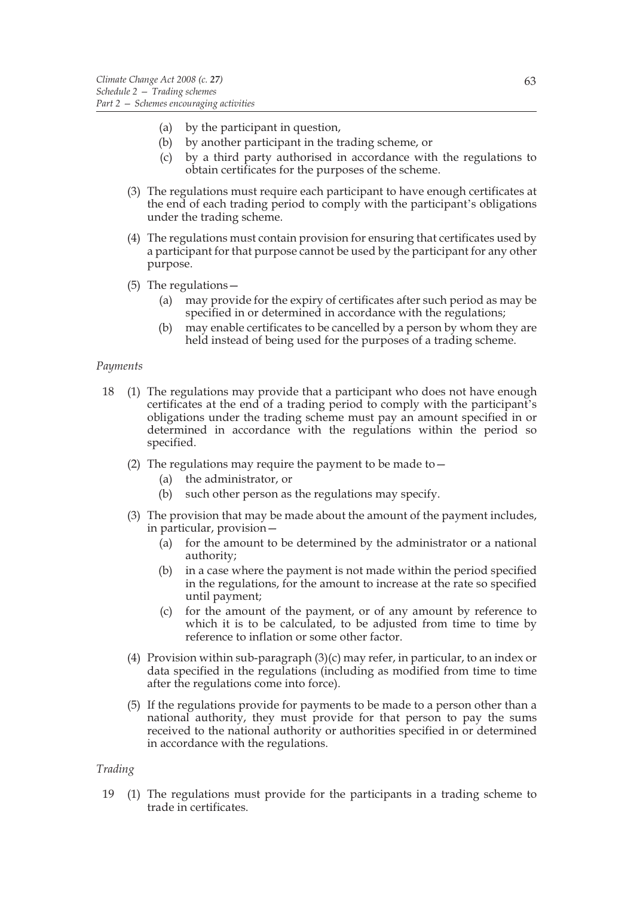(a) by the participant in question,

(b) by another participant in the trading scheme, or

(c) by a third party authorised in accordance with the regulations to obtain certificates for the purposes of the scheme.

(3) The regulations must require each participant to have enough certificates at the end of each trading period to comply with the participant's obligations under the trading scheme.

(4) The regulations must contain provision for ensuring that certificates used by a participant for that purpose cannot be used by the participant for any other purpose.

(5) The regulations—

(a) may provide for the expiry of certificates after such period as may be specified in or determined in accordance with the regulations;

(b) may enable certificates to be cancelled by a person by whom they are held instead of being used for the purposes of a trading scheme.

*Payments*

18 (1) The regulations may provide that a participant who does not have enough certificates at the end of a trading period to comply with the participant's obligations under the trading scheme must pay an amount specified in or determined in accordance with the regulations within the period so specified.

(2) The regulations may require the payment to be made to—

(a) the administrator, or

(b) such other person as the regulations may specify.

(3) The provision that may be made about the amount of the payment includes, in particular, provision—

(a) for the amount to be determined by the administrator or a national authority;

(b) in a case where the payment is not made within the period specified in the regulations, for the amount to increase at the rate so specified until payment;

(c) for the amount of the payment, or of any amount by reference to which it is to be calculated, to be adjusted from time to time by reference to inflation or some other factor.

(4) Provision within sub-paragraph (3)(c) may refer, in particular, to an index or data specified in the regulations (including as modified from time to time after the regulations come into force).

(5) If the regulations provide for payments to be made to a person other than a national authority, they must provide for that person to pay the sums received to the national authority or authorities specified in or determined in accordance with the regulations.

*Trading*

19 (1) The regulations must provide for the participants in a trading scheme to trade in certificates.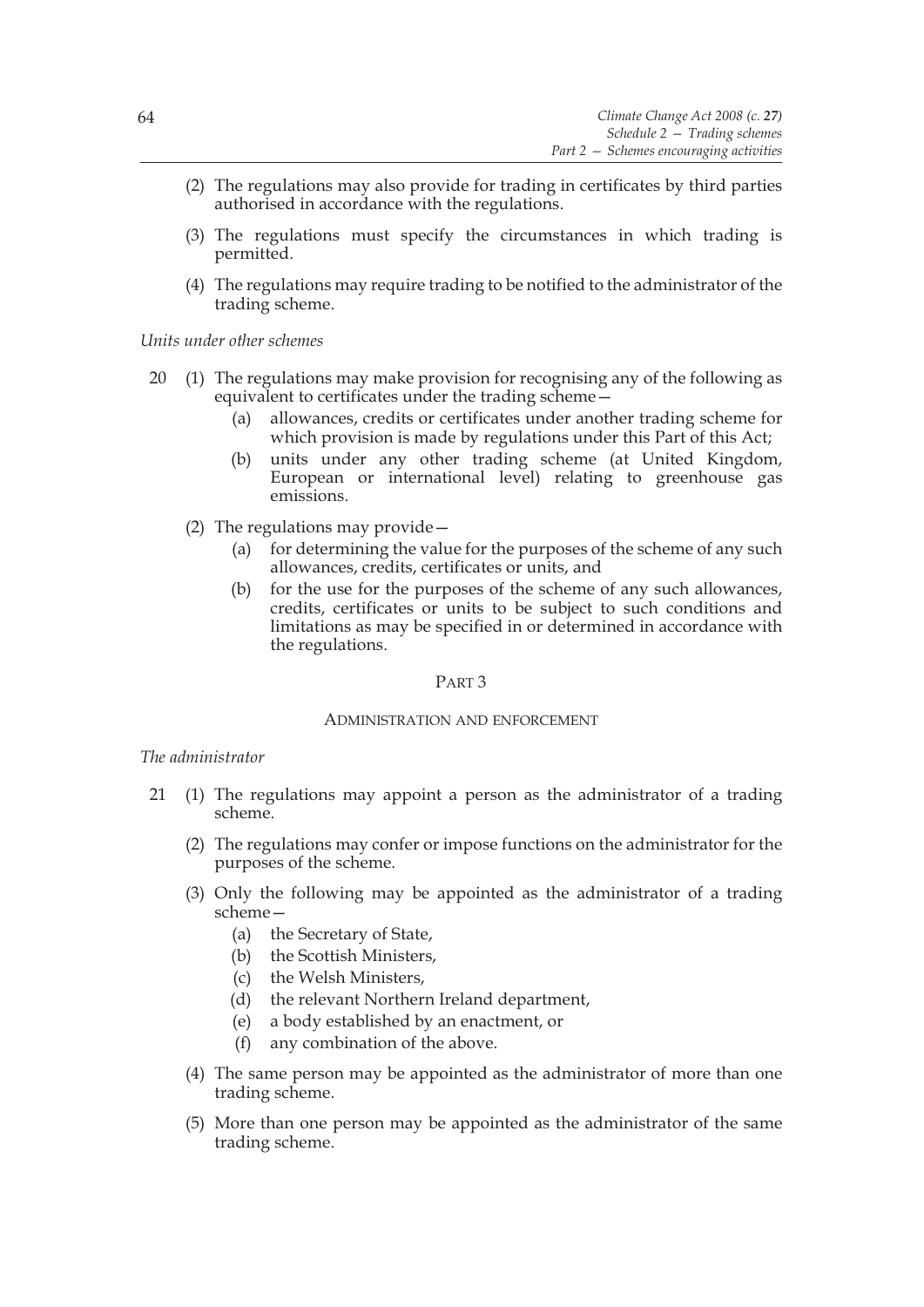(2) The regulations may also provide for trading in certificates by third parties authorised in accordance with the regulations.

(3) The regulations must specify the circumstances in which trading is permitted.

(4) The regulations may require trading to be notified to the administrator of the trading scheme.

*Units under other schemes*

20 (1) The regulations may make provision for recognising any of the following as equivalent to certificates under the trading scheme—

(a) allowances, credits or certificates under another trading scheme for which provision is made by regulations under this Part of this Act;

(b) units under any other trading scheme (at United Kingdom, European or international level) relating to greenhouse gas emissions.

(2) The regulations may provide—

(a) for determining the value for the purposes of the scheme of any such allowances, credits, certificates or units, and

(b) for the use for the purposes of the scheme of any such allowances, credits, certificates or units to be subject to such conditions and limitations as may be specified in or determined in accordance with the regulations.

## PART 3

### ADMINISTRATION AND ENFORCEMENT

*The administrator*

21 (1) The regulations may appoint a person as the administrator of a trading scheme.

(2) The regulations may confer or impose functions on the administrator for the purposes of the scheme.

(3) Only the following may be appointed as the administrator of a trading scheme—

(a) the Secretary of State,

(b) the Scottish Ministers,

(c) the Welsh Ministers,

(d) the relevant Northern Ireland department,

(e) a body established by an enactment, or

(f) any combination of the above.

(4) The same person may be appointed as the administrator of more than one trading scheme.

(5) More than one person may be appointed as the administrator of the same trading scheme.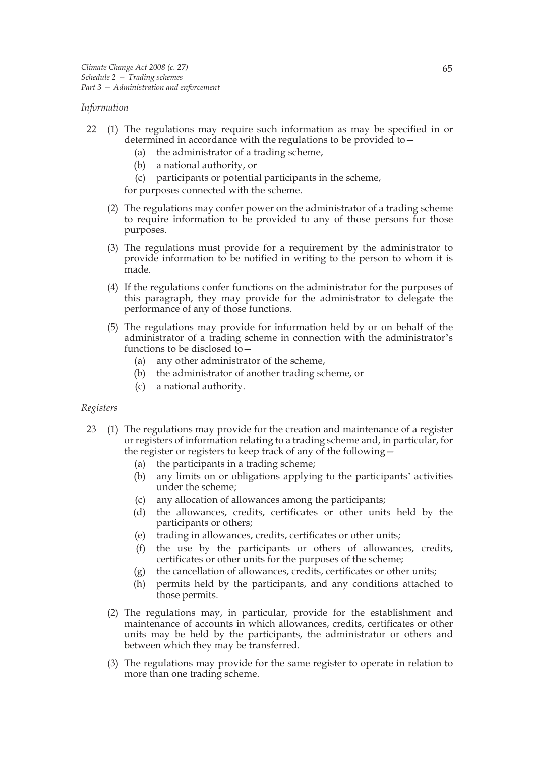*Information*

22 (1) The regulations may require such information as may be specified in or determined in accordance with the regulations to be provided to—

(a) the administrator of a trading scheme,

(b) a national authority, or

(c) participants or potential participants in the scheme,

for purposes connected with the scheme.

(2) The regulations may confer power on the administrator of a trading scheme to require information to be provided to any of those persons for those purposes.

(3) The regulations must provide for a requirement by the administrator to provide information to be notified in writing to the person to whom it is made.

(4) If the regulations confer functions on the administrator for the purposes of this paragraph, they may provide for the administrator to delegate the performance of any of those functions.

(5) The regulations may provide for information held by or on behalf of the administrator of a trading scheme in connection with the administrator's functions to be disclosed to—

(a) any other administrator of the scheme,

(b) the administrator of another trading scheme, or

(c) a national authority.

*Registers*

23 (1) The regulations may provide for the creation and maintenance of a register or registers of information relating to a trading scheme and, in particular, for the register or registers to keep track of any of the following—

(a) the participants in a trading scheme;

(b) any limits on or obligations applying to the participants' activities under the scheme;

(c) any allocation of allowances among the participants;

(d) the allowances, credits, certificates or other units held by the participants or others;

(e) trading in allowances, credits, certificates or other units;

(f) the use by the participants or others of allowances, credits, certificates or other units for the purposes of the scheme;

(g) the cancellation of allowances, credits, certificates or other units;

(h) permits held by the participants, and any conditions attached to those permits.

(2) The regulations may, in particular, provide for the establishment and maintenance of accounts in which allowances, credits, certificates or other units may be held by the participants, the administrator or others and between which they may be transferred.

(3) The regulations may provide for the same register to operate in relation to more than one trading scheme.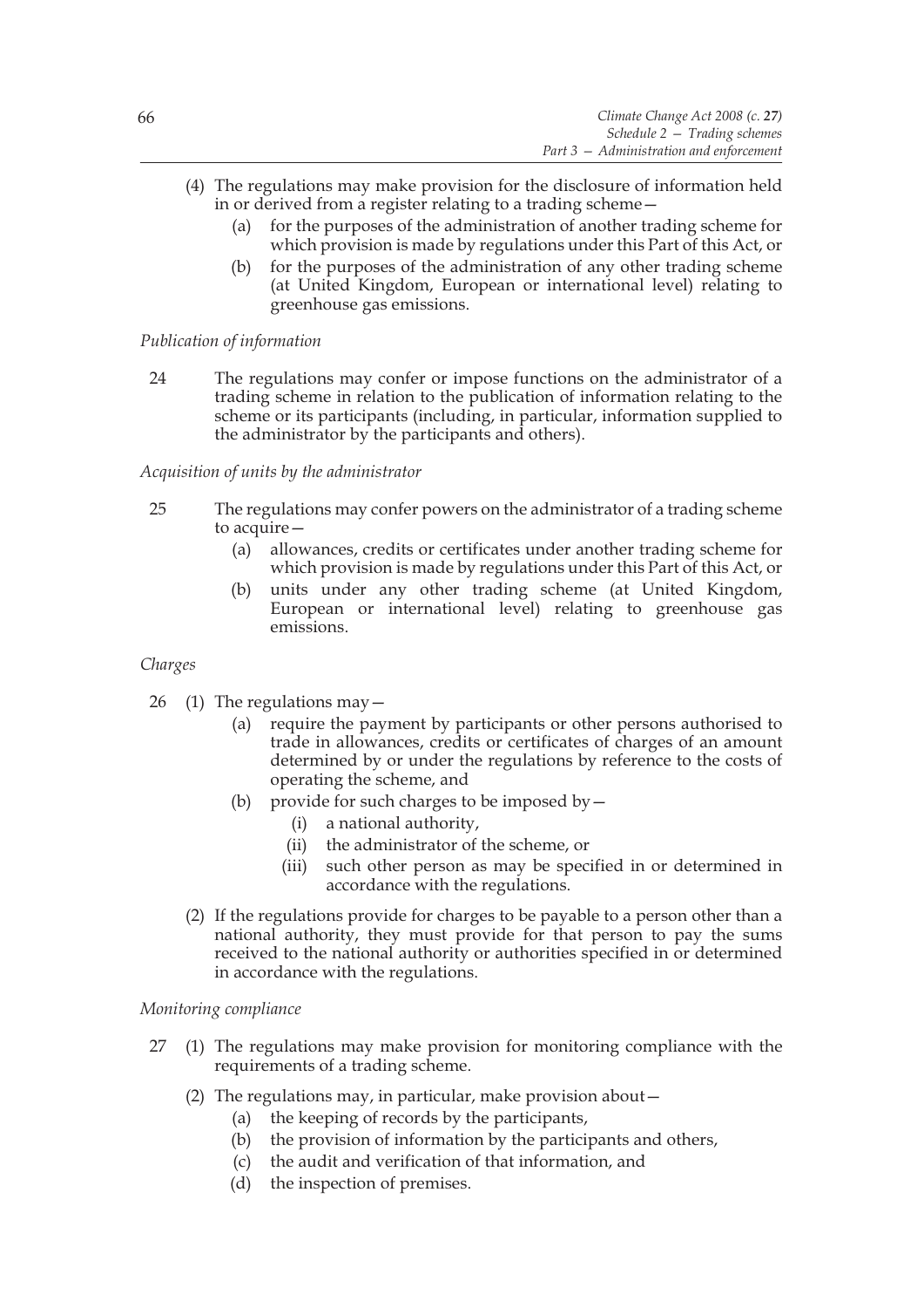(4) The regulations may make provision for the disclosure of information held in or derived from a register relating to a trading scheme—

   (a) for the purposes of the administration of another trading scheme for which provision is made by regulations under this Part of this Act, or

   (b) for the purposes of the administration of any other trading scheme (at United Kingdom, European or international level) relating to greenhouse gas emissions.

*Publication of information*

24 The regulations may confer or impose functions on the administrator of a trading scheme in relation to the publication of information relating to the scheme or its participants (including, in particular, information supplied to the administrator by the participants and others).

*Acquisition of units by the administrator*

25 The regulations may confer powers on the administrator of a trading scheme to acquire—

   (a) allowances, credits or certificates under another trading scheme for which provision is made by regulations under this Part of this Act, or

   (b) units under any other trading scheme (at United Kingdom, European or international level) relating to greenhouse gas emissions.

*Charges*

26 (1) The regulations may—

   (a) require the payment by participants or other persons authorised to trade in allowances, credits or certificates of charges of an amount determined by or under the regulations by reference to the costs of operating the scheme, and

   (b) provide for such charges to be imposed by—

      (i) a national authority,

      (ii) the administrator of the scheme, or

      (iii) such other person as may be specified in or determined in accordance with the regulations.

(2) If the regulations provide for charges to be payable to a person other than a national authority, they must provide for that person to pay the sums received to the national authority or authorities specified in or determined in accordance with the regulations.

*Monitoring compliance*

27 (1) The regulations may make provision for monitoring compliance with the requirements of a trading scheme.

(2) The regulations may, in particular, make provision about—

   (a) the keeping of records by the participants,

   (b) the provision of information by the participants and others,

   (c) the audit and verification of that information, and

   (d) the inspection of premises.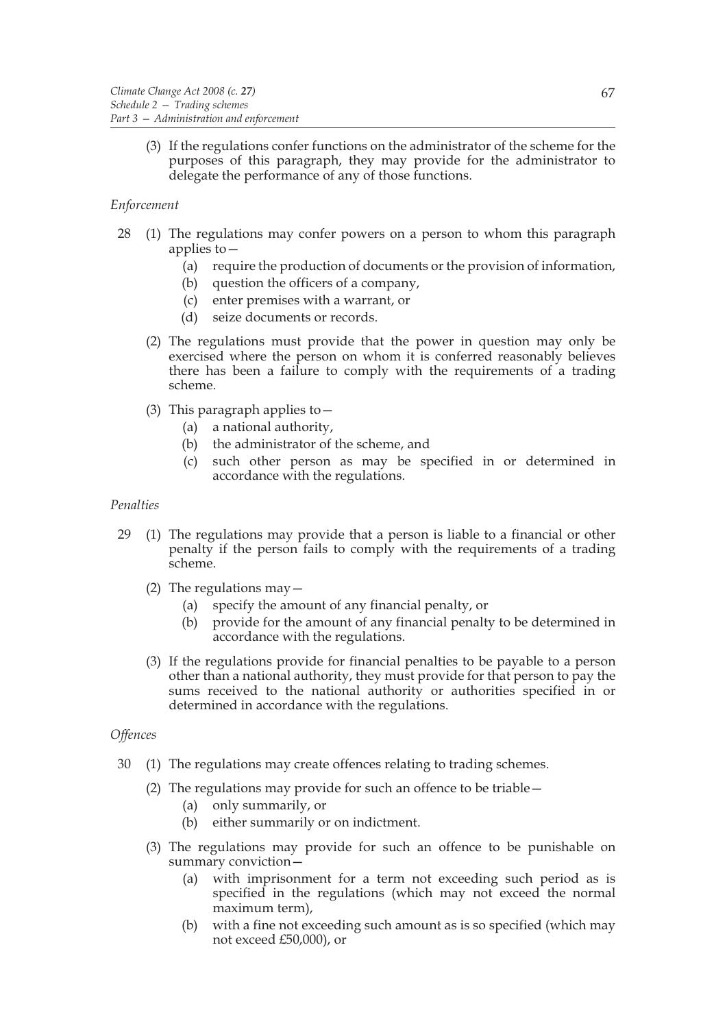(3) If the regulations confer functions on the administrator of the scheme for the purposes of this paragraph, they may provide for the administrator to delegate the performance of any of those functions.

*Enforcement*

28 (1) The regulations may confer powers on a person to whom this paragraph applies to—

(a) require the production of documents or the provision of information,

(b) question the officers of a company,

(c) enter premises with a warrant, or

(d) seize documents or records.

(2) The regulations must provide that the power in question may only be exercised where the person on whom it is conferred reasonably believes there has been a failure to comply with the requirements of a trading scheme.

(3) This paragraph applies to—

(a) a national authority,

(b) the administrator of the scheme, and

(c) such other person as may be specified in or determined in accordance with the regulations.

*Penalties*

29 (1) The regulations may provide that a person is liable to a financial or other penalty if the person fails to comply with the requirements of a trading scheme.

(2) The regulations may—

(a) specify the amount of any financial penalty, or

(b) provide for the amount of any financial penalty to be determined in accordance with the regulations.

(3) If the regulations provide for financial penalties to be payable to a person other than a national authority, they must provide for that person to pay the sums received to the national authority or authorities specified in or determined in accordance with the regulations.

*Offences*

30 (1) The regulations may create offences relating to trading schemes.

(2) The regulations may provide for such an offence to be triable—

(a) only summarily, or

(b) either summarily or on indictment.

(3) The regulations may provide for such an offence to be punishable on summary conviction—

(a) with imprisonment for a term not exceeding such period as is specified in the regulations (which may not exceed the normal maximum term),

(b) with a fine not exceeding such amount as is so specified (which may not exceed £50,000), or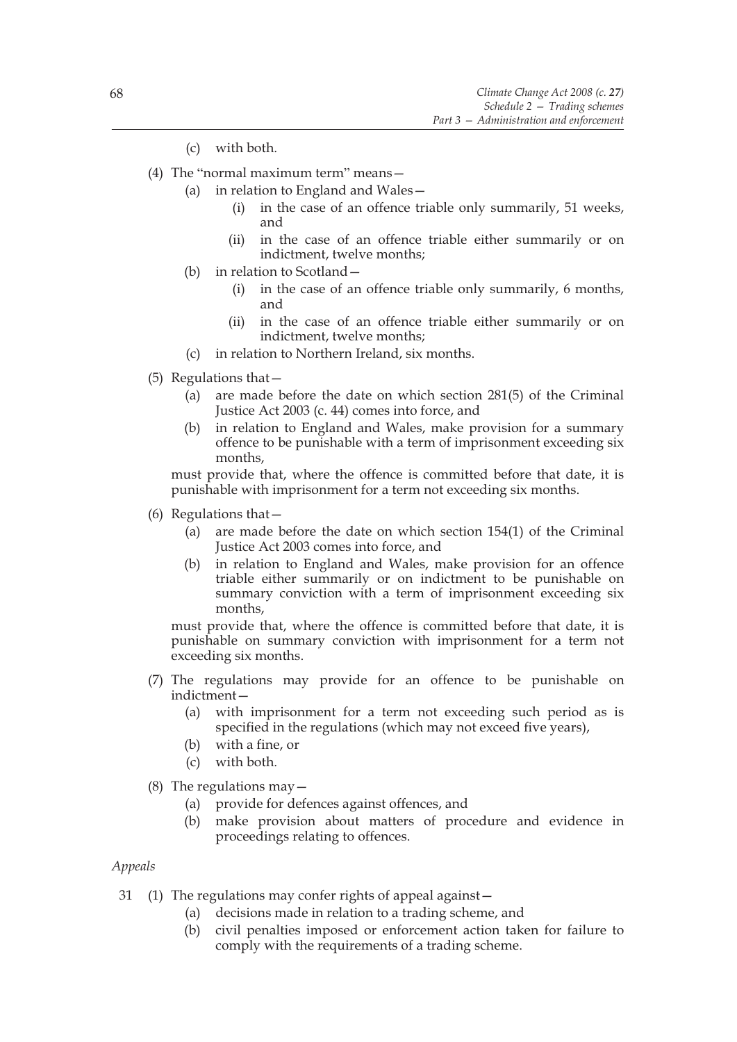(c) with both.

(4) The "normal maximum term" means—

- (a) in relation to England and Wales—
  - (i) in the case of an offence triable only summarily, 51 weeks, and
  - (ii) in the case of an offence triable either summarily or on indictment, twelve months;
- (b) in relation to Scotland—
  - (i) in the case of an offence triable only summarily, 6 months, and
  - (ii) in the case of an offence triable either summarily or on indictment, twelve months;
- (c) in relation to Northern Ireland, six months.

(5) Regulations that—

- (a) are made before the date on which section 281(5) of the Criminal Justice Act 2003 (c. 44) comes into force, and
- (b) in relation to England and Wales, make provision for a summary offence to be punishable with a term of imprisonment exceeding six months,

must provide that, where the offence is committed before that date, it is punishable with imprisonment for a term not exceeding six months.

(6) Regulations that—

- (a) are made before the date on which section 154(1) of the Criminal Justice Act 2003 comes into force, and
- (b) in relation to England and Wales, make provision for an offence triable either summarily or on indictment to be punishable on summary conviction with a term of imprisonment exceeding six months,

must provide that, where the offence is committed before that date, it is punishable on summary conviction with imprisonment for a term not exceeding six months.

(7) The regulations may provide for an offence to be punishable on indictment—

- (a) with imprisonment for a term not exceeding such period as is specified in the regulations (which may not exceed five years),
- (b) with a fine, or
- (c) with both.

(8) The regulations may—

- (a) provide for defences against offences, and
- (b) make provision about matters of procedure and evidence in proceedings relating to offences.

*Appeals*

31 (1) The regulations may confer rights of appeal against—

- (a) decisions made in relation to a trading scheme, and
- (b) civil penalties imposed or enforcement action taken for failure to comply with the requirements of a trading scheme.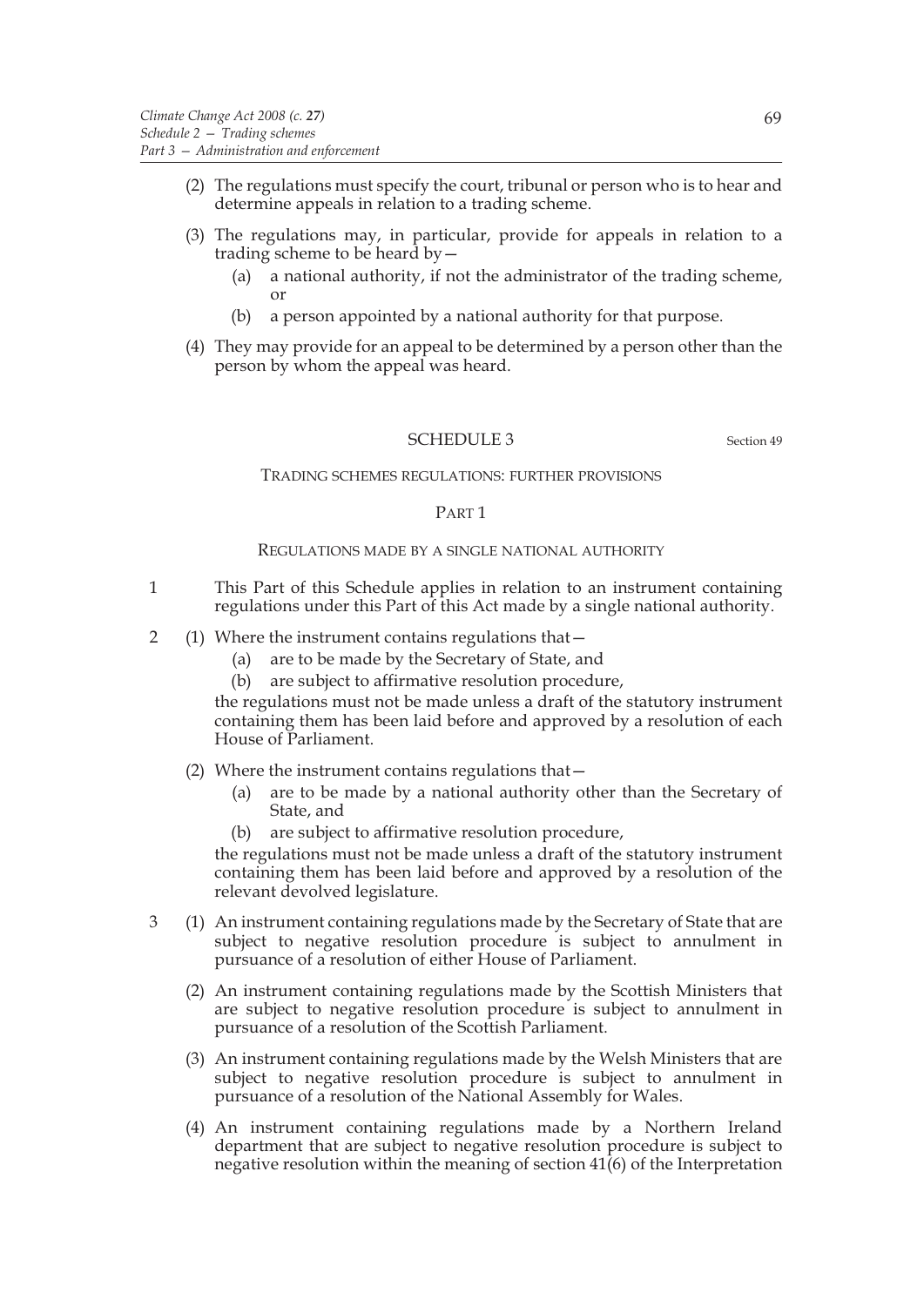(2) The regulations must specify the court, tribunal or person who is to hear and determine appeals in relation to a trading scheme.

(3) The regulations may, in particular, provide for appeals in relation to a trading scheme to be heard by—

  (a) a national authority, if not the administrator of the trading scheme, or

  (b) a person appointed by a national authority for that purpose.

(4) They may provide for an appeal to be determined by a person other than the person by whom the appeal was heard.

## SCHEDULE 3

Section 49

### TRADING SCHEMES REGULATIONS: FURTHER PROVISIONS

#### PART 1

##### REGULATIONS MADE BY A SINGLE NATIONAL AUTHORITY

1 This Part of this Schedule applies in relation to an instrument containing regulations under this Part of this Act made by a single national authority.

2 (1) Where the instrument contains regulations that—

  (a) are to be made by the Secretary of State, and

  (b) are subject to affirmative resolution procedure,

the regulations must not be made unless a draft of the statutory instrument containing them has been laid before and approved by a resolution of each House of Parliament.

(2) Where the instrument contains regulations that—

  (a) are to be made by a national authority other than the Secretary of State, and

  (b) are subject to affirmative resolution procedure,

the regulations must not be made unless a draft of the statutory instrument containing them has been laid before and approved by a resolution of the relevant devolved legislature.

3 (1) An instrument containing regulations made by the Secretary of State that are subject to negative resolution procedure is subject to annulment in pursuance of a resolution of either House of Parliament.

(2) An instrument containing regulations made by the Scottish Ministers that are subject to negative resolution procedure is subject to annulment in pursuance of a resolution of the Scottish Parliament.

(3) An instrument containing regulations made by the Welsh Ministers that are subject to negative resolution procedure is subject to annulment in pursuance of a resolution of the National Assembly for Wales.

(4) An instrument containing regulations made by a Northern Ireland department that are subject to negative resolution procedure is subject to negative resolution within the meaning of section 41(6) of the Interpretation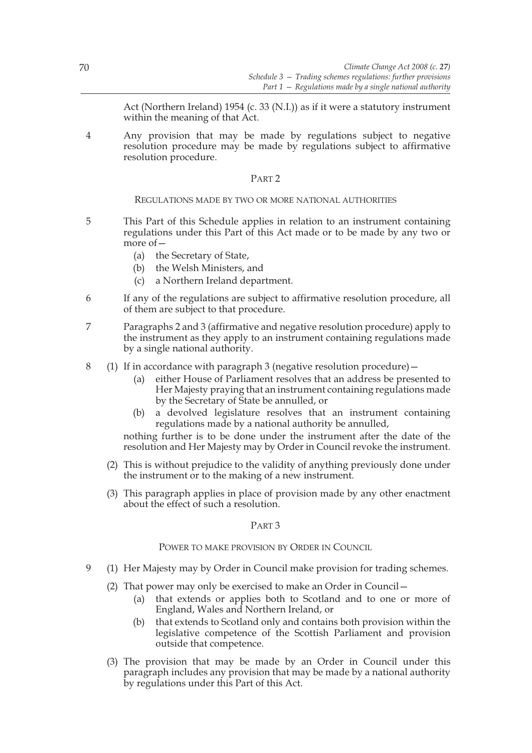Act (Northern Ireland) 1954 (c. 33 (N.I.)) as if it were a statutory instrument within the meaning of that Act.

4 Any provision that may be made by regulations subject to negative resolution procedure may be made by regulations subject to affirmative resolution procedure.

## PART 2

### REGULATIONS MADE BY TWO OR MORE NATIONAL AUTHORITIES

5 This Part of this Schedule applies in relation to an instrument containing regulations under this Part of this Act made or to be made by any two or more of—

(a) the Secretary of State,

(b) the Welsh Ministers, and

(c) a Northern Ireland department.

6 If any of the regulations are subject to affirmative resolution procedure, all of them are subject to that procedure.

7 Paragraphs 2 and 3 (affirmative and negative resolution procedure) apply to the instrument as they apply to an instrument containing regulations made by a single national authority.

8 (1) If in accordance with paragraph 3 (negative resolution procedure)—

(a) either House of Parliament resolves that an address be presented to Her Majesty praying that an instrument containing regulations made by the Secretary of State be annulled, or

(b) a devolved legislature resolves that an instrument containing regulations made by a national authority be annulled,

nothing further is to be done under the instrument after the date of the resolution and Her Majesty may by Order in Council revoke the instrument.

(2) This is without prejudice to the validity of anything previously done under the instrument or to the making of a new instrument.

(3) This paragraph applies in place of provision made by any other enactment about the effect of such a resolution.

## PART 3

### POWER TO MAKE PROVISION BY ORDER IN COUNCIL

9 (1) Her Majesty may by Order in Council make provision for trading schemes.

(2) That power may only be exercised to make an Order in Council—

(a) that extends or applies both to Scotland and to one or more of England, Wales and Northern Ireland, or

(b) that extends to Scotland only and contains both provision within the legislative competence of the Scottish Parliament and provision outside that competence.

(3) The provision that may be made by an Order in Council under this paragraph includes any provision that may be made by a national authority by regulations under this Part of this Act.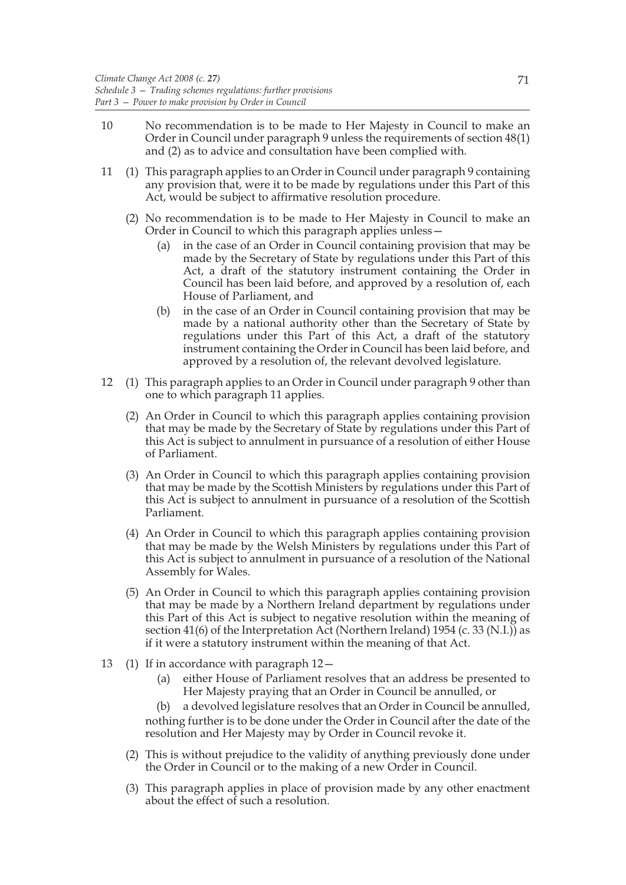10 No recommendation is to be made to Her Majesty in Council to make an Order in Council under paragraph 9 unless the requirements of section 48(1) and (2) as to advice and consultation have been complied with.

11 (1) This paragraph applies to an Order in Council under paragraph 9 containing any provision that, were it to be made by regulations under this Part of this Act, would be subject to affirmative resolution procedure.

(2) No recommendation is to be made to Her Majesty in Council to make an Order in Council to which this paragraph applies unless—

(a) in the case of an Order in Council containing provision that may be made by the Secretary of State by regulations under this Part of this Act, a draft of the statutory instrument containing the Order in Council has been laid before, and approved by a resolution of, each House of Parliament, and

(b) in the case of an Order in Council containing provision that may be made by a national authority other than the Secretary of State by regulations under this Part of this Act, a draft of the statutory instrument containing the Order in Council has been laid before, and approved by a resolution of, the relevant devolved legislature.

12 (1) This paragraph applies to an Order in Council under paragraph 9 other than one to which paragraph 11 applies.

(2) An Order in Council to which this paragraph applies containing provision that may be made by the Secretary of State by regulations under this Part of this Act is subject to annulment in pursuance of a resolution of either House of Parliament.

(3) An Order in Council to which this paragraph applies containing provision that may be made by the Scottish Ministers by regulations under this Part of this Act is subject to annulment in pursuance of a resolution of the Scottish Parliament.

(4) An Order in Council to which this paragraph applies containing provision that may be made by the Welsh Ministers by regulations under this Part of this Act is subject to annulment in pursuance of a resolution of the National Assembly for Wales.

(5) An Order in Council to which this paragraph applies containing provision that may be made by a Northern Ireland department by regulations under this Part of this Act is subject to negative resolution within the meaning of section 41(6) of the Interpretation Act (Northern Ireland) 1954 (c. 33 (N.I.)) as if it were a statutory instrument within the meaning of that Act.

13 (1) If in accordance with paragraph 12—

(a) either House of Parliament resolves that an address be presented to Her Majesty praying that an Order in Council be annulled, or

(b) a devolved legislature resolves that an Order in Council be annulled,

nothing further is to be done under the Order in Council after the date of the resolution and Her Majesty may by Order in Council revoke it.

(2) This is without prejudice to the validity of anything previously done under the Order in Council or to the making of a new Order in Council.

(3) This paragraph applies in place of provision made by any other enactment about the effect of such a resolution.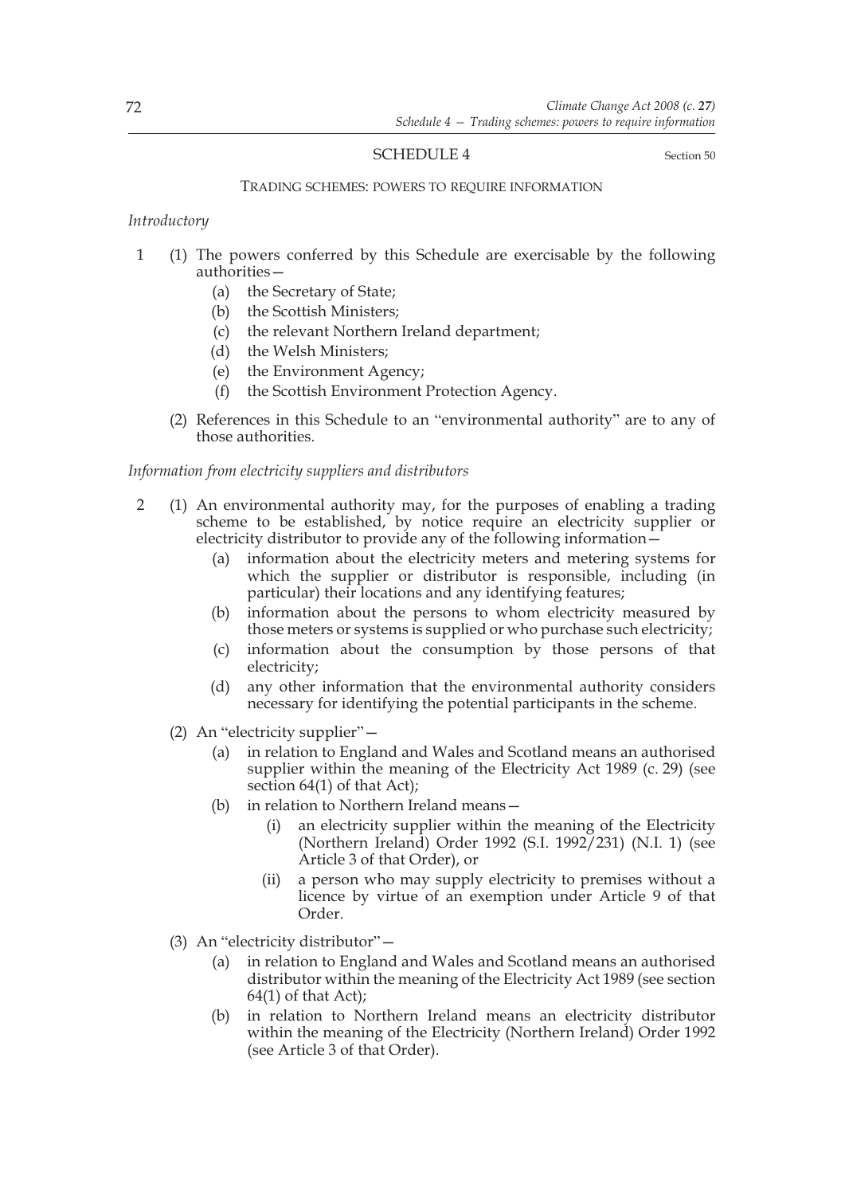## SCHEDULE 4

Section 50

### TRADING SCHEMES: POWERS TO REQUIRE INFORMATION

*Introductory*

1 (1) The powers conferred by this Schedule are exercisable by the following authorities—

(a) the Secretary of State;

(b) the Scottish Ministers;

(c) the relevant Northern Ireland department;

(d) the Welsh Ministers;

(e) the Environment Agency;

(f) the Scottish Environment Protection Agency.

(2) References in this Schedule to an "environmental authority" are to any of those authorities.

*Information from electricity suppliers and distributors*

2 (1) An environmental authority may, for the purposes of enabling a trading scheme to be established, by notice require an electricity supplier or electricity distributor to provide any of the following information—

(a) information about the electricity meters and metering systems for which the supplier or distributor is responsible, including (in particular) their locations and any identifying features;

(b) information about the persons to whom electricity measured by those meters or systems is supplied or who purchase such electricity;

(c) information about the consumption by those persons of that electricity;

(d) any other information that the environmental authority considers necessary for identifying the potential participants in the scheme.

(2) An "electricity supplier"—

(a) in relation to England and Wales and Scotland means an authorised supplier within the meaning of the Electricity Act 1989 (c. 29) (see section 64(1) of that Act);

(b) in relation to Northern Ireland means—

(i) an electricity supplier within the meaning of the Electricity (Northern Ireland) Order 1992 (S.I. 1992/231) (N.I. 1) (see Article 3 of that Order), or

(ii) a person who may supply electricity to premises without a licence by virtue of an exemption under Article 9 of that Order.

(3) An "electricity distributor"—

(a) in relation to England and Wales and Scotland means an authorised distributor within the meaning of the Electricity Act 1989 (see section 64(1) of that Act);

(b) in relation to Northern Ireland means an electricity distributor within the meaning of the Electricity (Northern Ireland) Order 1992 (see Article 3 of that Order).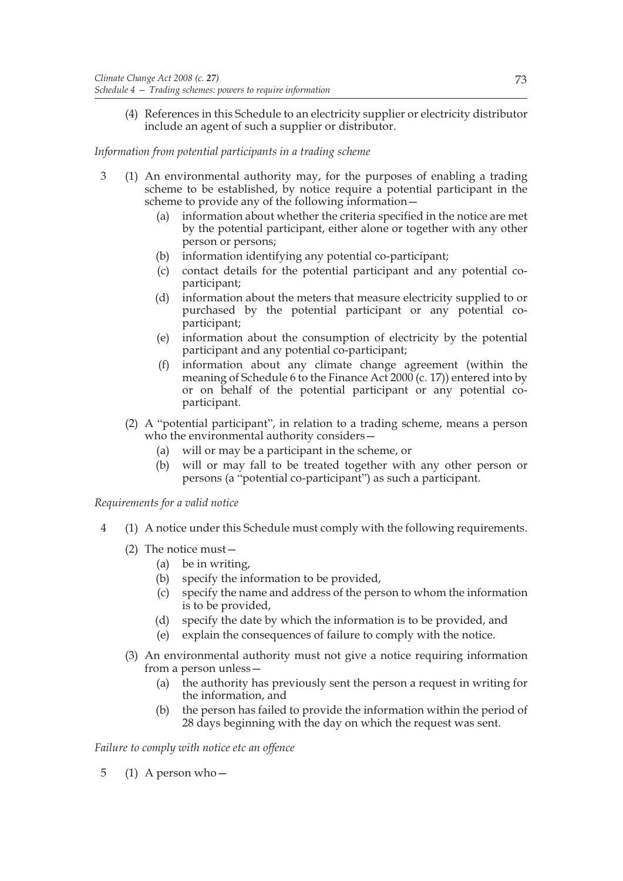(4) References in this Schedule to an electricity supplier or electricity distributor include an agent of such a supplier or distributor.

*Information from potential participants in a trading scheme*

3 (1) An environmental authority may, for the purposes of enabling a trading scheme to be established, by notice require a potential participant in the scheme to provide any of the following information—

(a) information about whether the criteria specified in the notice are met by the potential participant, either alone or together with any other person or persons;

(b) information identifying any potential co-participant;

(c) contact details for the potential participant and any potential co-participant;

(d) information about the meters that measure electricity supplied to or purchased by the potential participant or any potential co-participant;

(e) information about the consumption of electricity by the potential participant and any potential co-participant;

(f) information about any climate change agreement (within the meaning of Schedule 6 to the Finance Act 2000 (c. 17)) entered into by or on behalf of the potential participant or any potential co-participant.

(2) A "potential participant", in relation to a trading scheme, means a person who the environmental authority considers—

(a) will or may be a participant in the scheme, or

(b) will or may fall to be treated together with any other person or persons (a "potential co-participant") as such a participant.

*Requirements for a valid notice*

4 (1) A notice under this Schedule must comply with the following requirements.

(2) The notice must—

(a) be in writing,

(b) specify the information to be provided,

(c) specify the name and address of the person to whom the information is to be provided,

(d) specify the date by which the information is to be provided, and

(e) explain the consequences of failure to comply with the notice.

(3) An environmental authority must not give a notice requiring information from a person unless—

(a) the authority has previously sent the person a request in writing for the information, and

(b) the person has failed to provide the information within the period of 28 days beginning with the day on which the request was sent.

*Failure to comply with notice etc an offence*

5 (1) A person who—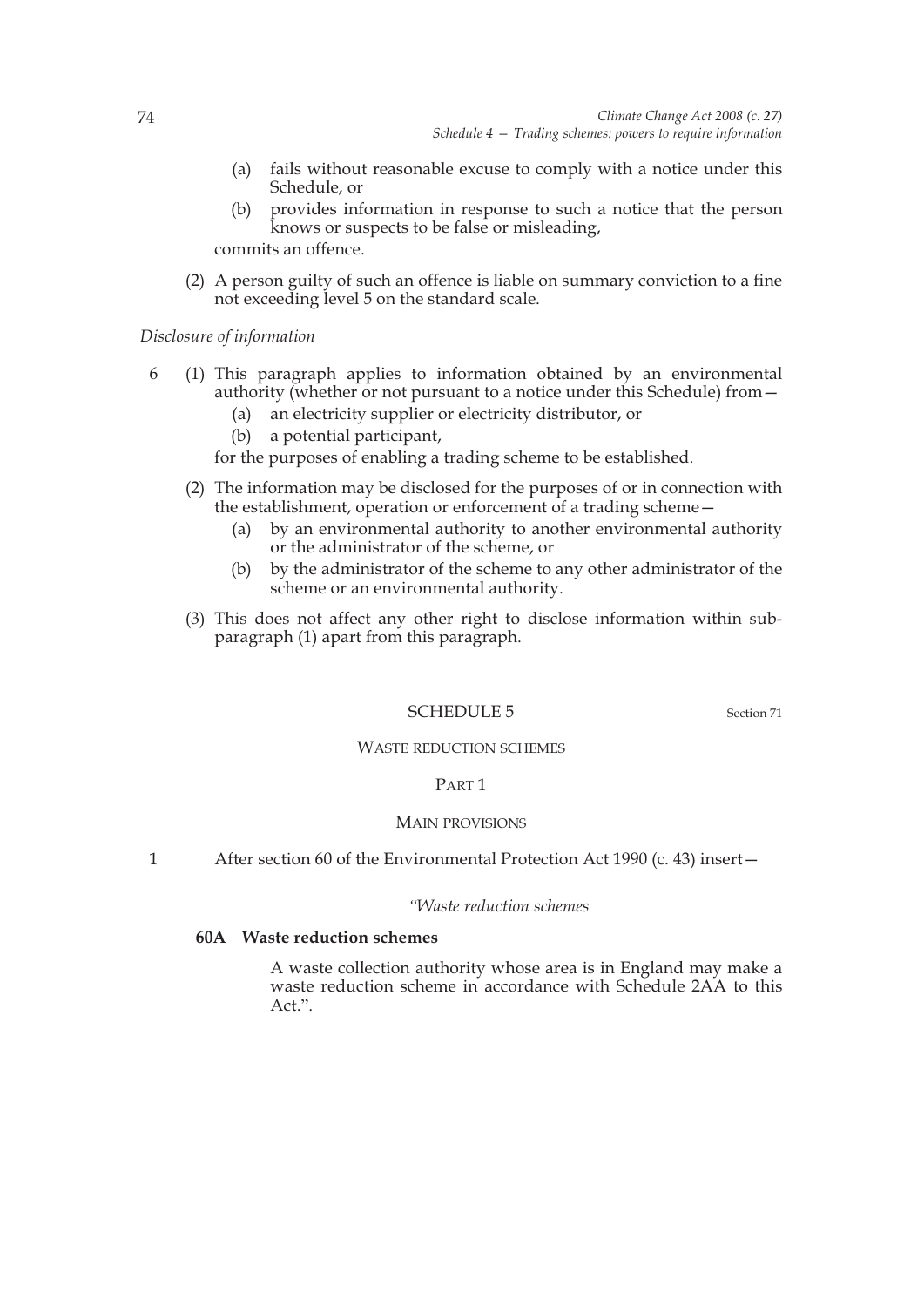(a) fails without reasonable excuse to comply with a notice under this Schedule, or

(b) provides information in response to such a notice that the person knows or suspects to be false or misleading,

commits an offence.

(2) A person guilty of such an offence is liable on summary conviction to a fine not exceeding level 5 on the standard scale.

*Disclosure of information*

6 (1) This paragraph applies to information obtained by an environmental authority (whether or not pursuant to a notice under this Schedule) from—

(a) an electricity supplier or electricity distributor, or

(b) a potential participant,

for the purposes of enabling a trading scheme to be established.

(2) The information may be disclosed for the purposes of or in connection with the establishment, operation or enforcement of a trading scheme—

(a) by an environmental authority to another environmental authority or the administrator of the scheme, or

(b) by the administrator of the scheme to any other administrator of the scheme or an environmental authority.

(3) This does not affect any other right to disclose information within sub-paragraph (1) apart from this paragraph.

## SCHEDULE 5

Section 71

### WASTE REDUCTION SCHEMES

### PART 1

### MAIN PROVISIONS

1 After section 60 of the Environmental Protection Act 1990 (c. 43) insert—

*"Waste reduction schemes*

**60A Waste reduction schemes**

A waste collection authority whose area is in England may make a waste reduction scheme in accordance with Schedule 2AA to this Act.".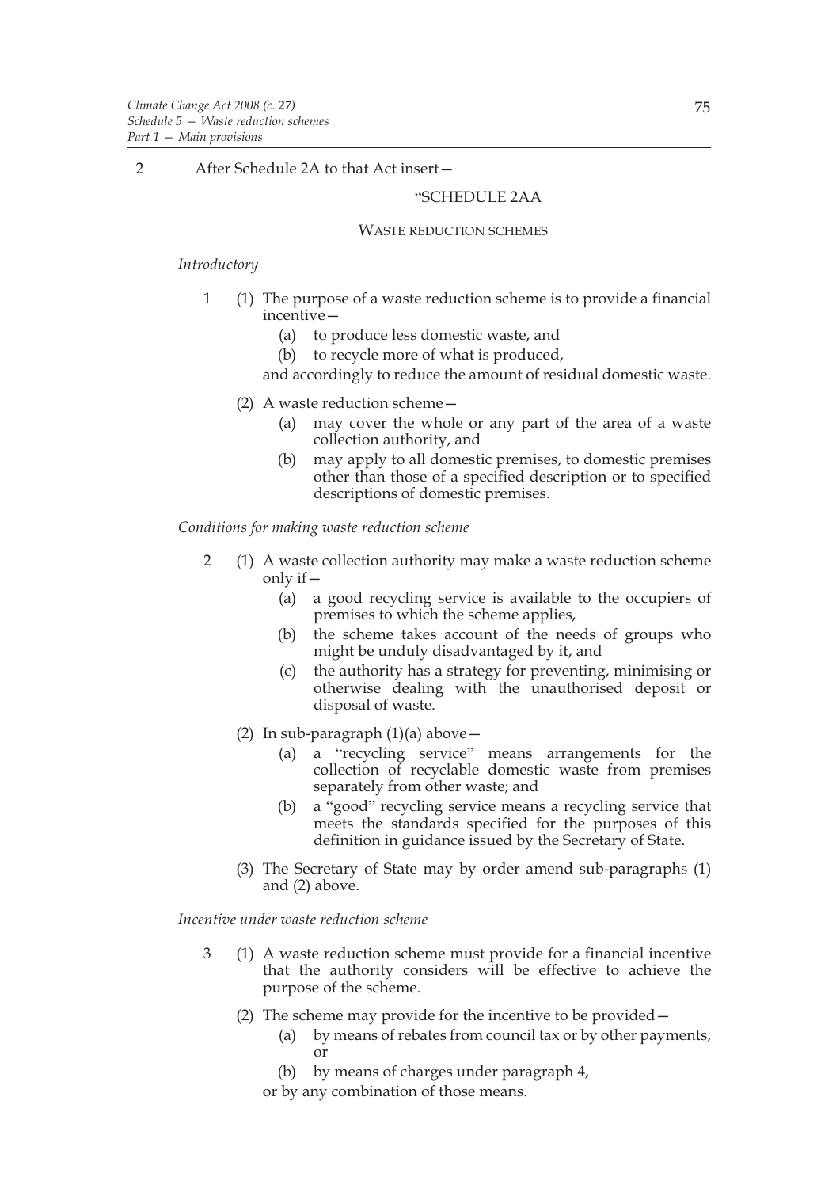2 After Schedule 2A to that Act insert—

"SCHEDULE 2AA

WASTE REDUCTION SCHEMES

*Introductory*

1 (1) The purpose of a waste reduction scheme is to provide a financial incentive—

(a) to produce less domestic waste, and

(b) to recycle more of what is produced,

and accordingly to reduce the amount of residual domestic waste.

(2) A waste reduction scheme—

(a) may cover the whole or any part of the area of a waste collection authority, and

(b) may apply to all domestic premises, to domestic premises other than those of a specified description or to specified descriptions of domestic premises.

*Conditions for making waste reduction scheme*

2 (1) A waste collection authority may make a waste reduction scheme only if—

(a) a good recycling service is available to the occupiers of premises to which the scheme applies,

(b) the scheme takes account of the needs of groups who might be unduly disadvantaged by it, and

(c) the authority has a strategy for preventing, minimising or otherwise dealing with the unauthorised deposit or disposal of waste.

(2) In sub-paragraph (1)(a) above—

(a) a "recycling service" means arrangements for the collection of recyclable domestic waste from premises separately from other waste; and

(b) a "good" recycling service means a recycling service that meets the standards specified for the purposes of this definition in guidance issued by the Secretary of State.

(3) The Secretary of State may by order amend sub-paragraphs (1) and (2) above.

*Incentive under waste reduction scheme*

3 (1) A waste reduction scheme must provide for a financial incentive that the authority considers will be effective to achieve the purpose of the scheme.

(2) The scheme may provide for the incentive to be provided—

(a) by means of rebates from council tax or by other payments, or

(b) by means of charges under paragraph 4,

or by any combination of those means.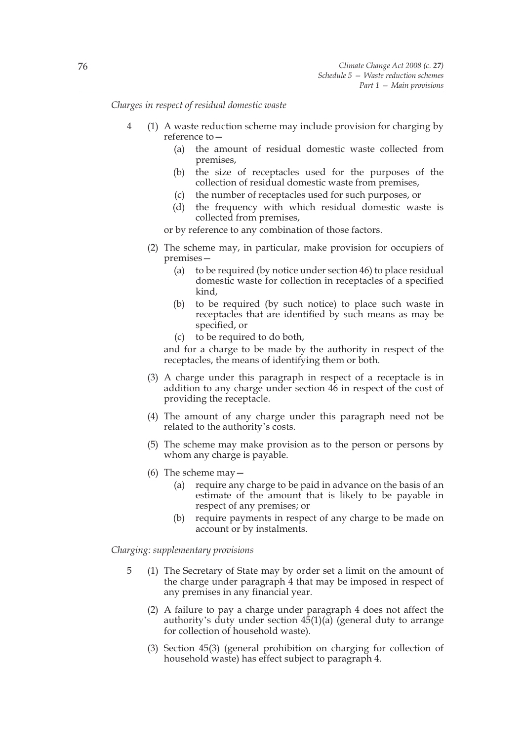*Charges in respect of residual domestic waste*

4 (1) A waste reduction scheme may include provision for charging by reference to—

(a) the amount of residual domestic waste collected from premises,

(b) the size of receptacles used for the purposes of the collection of residual domestic waste from premises,

(c) the number of receptacles used for such purposes, or

(d) the frequency with which residual domestic waste is collected from premises,

or by reference to any combination of those factors.

(2) The scheme may, in particular, make provision for occupiers of premises—

(a) to be required (by notice under section 46) to place residual domestic waste for collection in receptacles of a specified kind,

(b) to be required (by such notice) to place such waste in receptacles that are identified by such means as may be specified, or

(c) to be required to do both,

and for a charge to be made by the authority in respect of the receptacles, the means of identifying them or both.

(3) A charge under this paragraph in respect of a receptacle is in addition to any charge under section 46 in respect of the cost of providing the receptacle.

(4) The amount of any charge under this paragraph need not be related to the authority's costs.

(5) The scheme may make provision as to the person or persons by whom any charge is payable.

(6) The scheme may—

(a) require any charge to be paid in advance on the basis of an estimate of the amount that is likely to be payable in respect of any premises; or

(b) require payments in respect of any charge to be made on account or by instalments.

*Charging: supplementary provisions*

5 (1) The Secretary of State may by order set a limit on the amount of the charge under paragraph 4 that may be imposed in respect of any premises in any financial year.

(2) A failure to pay a charge under paragraph 4 does not affect the authority's duty under section 45(1)(a) (general duty to arrange for collection of household waste).

(3) Section 45(3) (general prohibition on charging for collection of household waste) has effect subject to paragraph 4.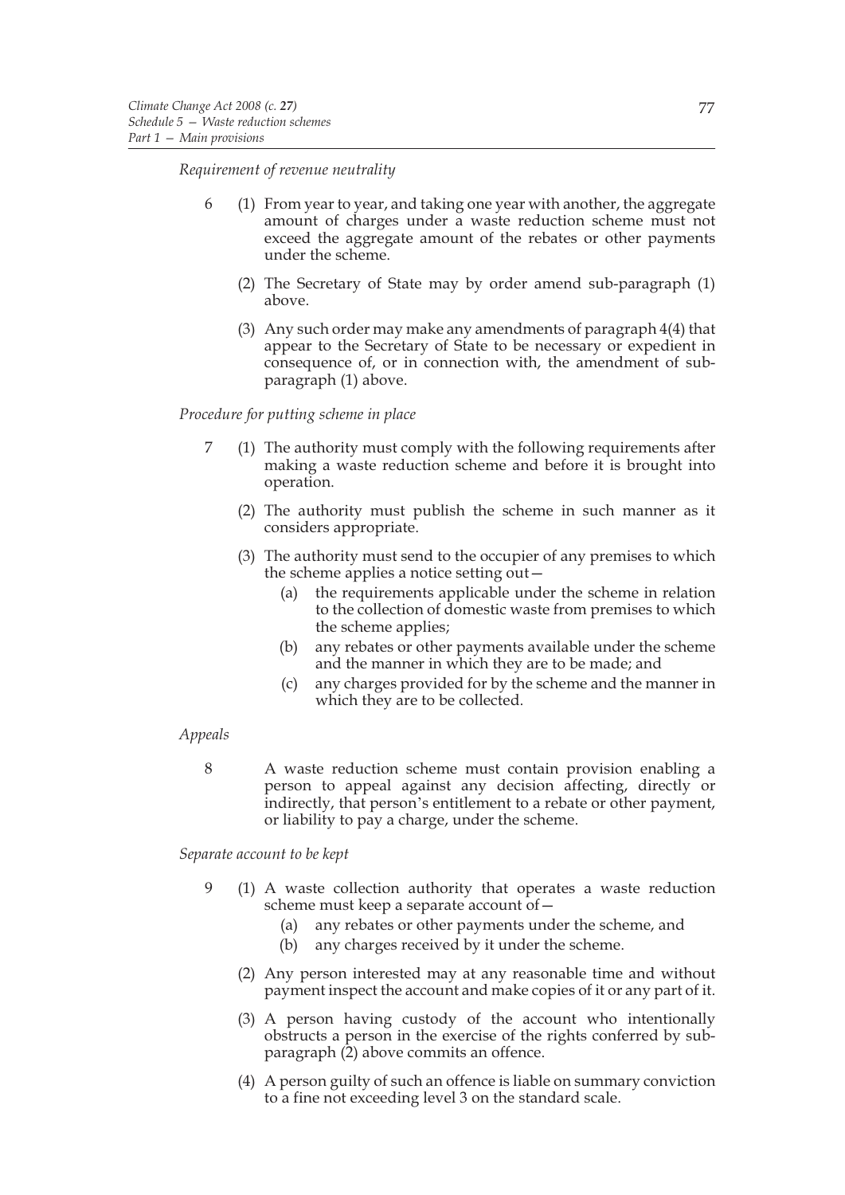*Requirement of revenue neutrality*

6 (1) From year to year, and taking one year with another, the aggregate amount of charges under a waste reduction scheme must not exceed the aggregate amount of the rebates or other payments under the scheme.

(2) The Secretary of State may by order amend sub-paragraph (1) above.

(3) Any such order may make any amendments of paragraph 4(4) that appear to the Secretary of State to be necessary or expedient in consequence of, or in connection with, the amendment of sub-paragraph (1) above.

*Procedure for putting scheme in place*

7 (1) The authority must comply with the following requirements after making a waste reduction scheme and before it is brought into operation.

(2) The authority must publish the scheme in such manner as it considers appropriate.

(3) The authority must send to the occupier of any premises to which the scheme applies a notice setting out—

(a) the requirements applicable under the scheme in relation to the collection of domestic waste from premises to which the scheme applies;

(b) any rebates or other payments available under the scheme and the manner in which they are to be made; and

(c) any charges provided for by the scheme and the manner in which they are to be collected.

*Appeals*

8 A waste reduction scheme must contain provision enabling a person to appeal against any decision affecting, directly or indirectly, that person's entitlement to a rebate or other payment, or liability to pay a charge, under the scheme.

*Separate account to be kept*

9 (1) A waste collection authority that operates a waste reduction scheme must keep a separate account of—

(a) any rebates or other payments under the scheme, and

(b) any charges received by it under the scheme.

(2) Any person interested may at any reasonable time and without payment inspect the account and make copies of it or any part of it.

(3) A person having custody of the account who intentionally obstructs a person in the exercise of the rights conferred by sub-paragraph (2) above commits an offence.

(4) A person guilty of such an offence is liable on summary conviction to a fine not exceeding level 3 on the standard scale.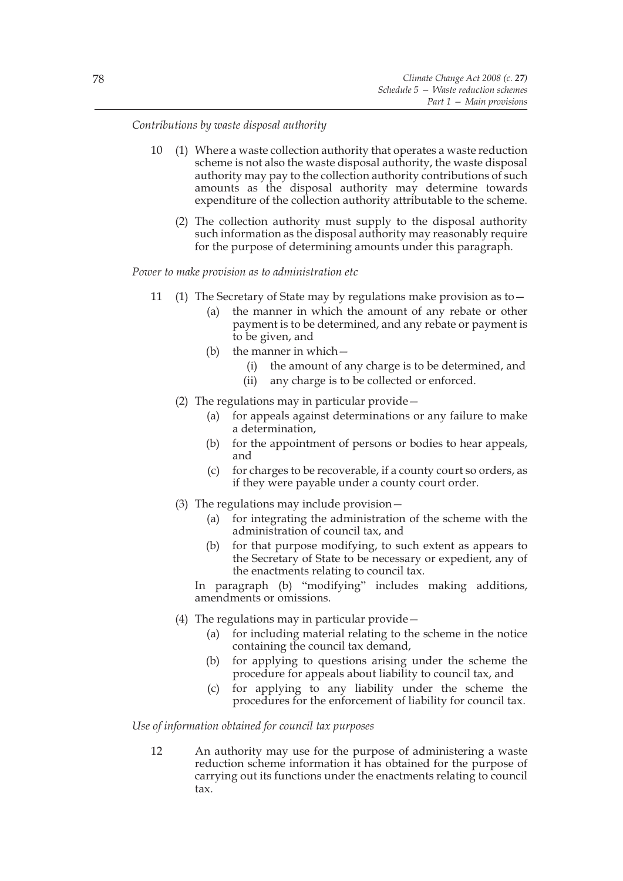*Contributions by waste disposal authority*

10 (1) Where a waste collection authority that operates a waste reduction scheme is not also the waste disposal authority, the waste disposal authority may pay to the collection authority contributions of such amounts as the disposal authority may determine towards expenditure of the collection authority attributable to the scheme.

(2) The collection authority must supply to the disposal authority such information as the disposal authority may reasonably require for the purpose of determining amounts under this paragraph.

*Power to make provision as to administration etc*

11 (1) The Secretary of State may by regulations make provision as to—

(a) the manner in which the amount of any rebate or other payment is to be determined, and any rebate or payment is to be given, and

(b) the manner in which—

(i) the amount of any charge is to be determined, and

(ii) any charge is to be collected or enforced.

(2) The regulations may in particular provide—

(a) for appeals against determinations or any failure to make a determination,

(b) for the appointment of persons or bodies to hear appeals, and

(c) for charges to be recoverable, if a county court so orders, as if they were payable under a county court order.

(3) The regulations may include provision—

(a) for integrating the administration of the scheme with the administration of council tax, and

(b) for that purpose modifying, to such extent as appears to the Secretary of State to be necessary or expedient, any of the enactments relating to council tax.

In paragraph (b) "modifying" includes making additions, amendments or omissions.

(4) The regulations may in particular provide—

(a) for including material relating to the scheme in the notice containing the council tax demand,

(b) for applying to questions arising under the scheme the procedure for appeals about liability to council tax, and

(c) for applying to any liability under the scheme the procedures for the enforcement of liability for council tax.

*Use of information obtained for council tax purposes*

12 An authority may use for the purpose of administering a waste reduction scheme information it has obtained for the purpose of carrying out its functions under the enactments relating to council tax.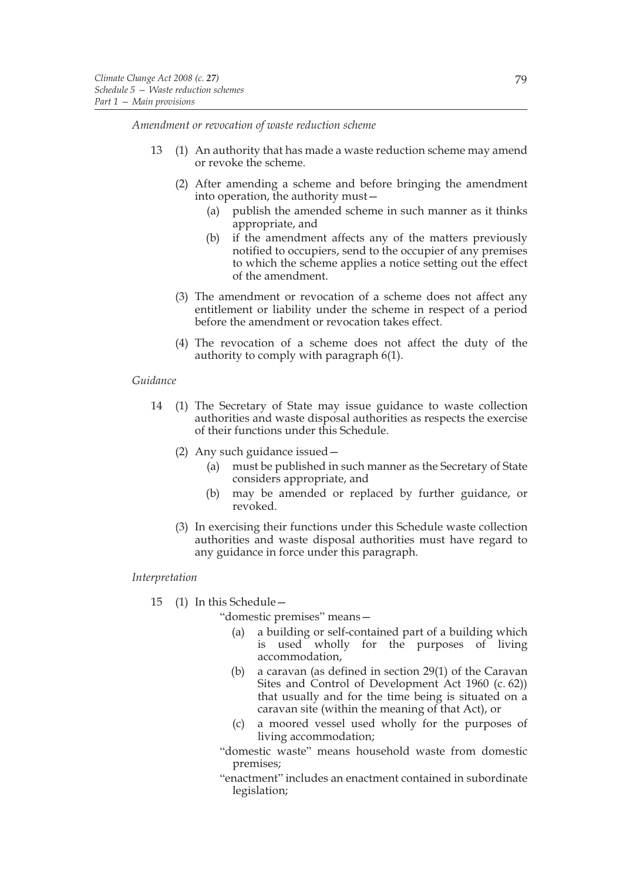*Amendment or revocation of waste reduction scheme*

13 (1) An authority that has made a waste reduction scheme may amend or revoke the scheme.

(2) After amending a scheme and before bringing the amendment into operation, the authority must—

(a) publish the amended scheme in such manner as it thinks appropriate, and

(b) if the amendment affects any of the matters previously notified to occupiers, send to the occupier of any premises to which the scheme applies a notice setting out the effect of the amendment.

(3) The amendment or revocation of a scheme does not affect any entitlement or liability under the scheme in respect of a period before the amendment or revocation takes effect.

(4) The revocation of a scheme does not affect the duty of the authority to comply with paragraph 6(1).

*Guidance*

14 (1) The Secretary of State may issue guidance to waste collection authorities and waste disposal authorities as respects the exercise of their functions under this Schedule.

(2) Any such guidance issued—

(a) must be published in such manner as the Secretary of State considers appropriate, and

(b) may be amended or replaced by further guidance, or revoked.

(3) In exercising their functions under this Schedule waste collection authorities and waste disposal authorities must have regard to any guidance in force under this paragraph.

*Interpretation*

15 (1) In this Schedule—

"domestic premises" means—

(a) a building or self-contained part of a building which is used wholly for the purposes of living accommodation,

(b) a caravan (as defined in section 29(1) of the Caravan Sites and Control of Development Act 1960 (c. 62)) that usually and for the time being is situated on a caravan site (within the meaning of that Act), or

(c) a moored vessel used wholly for the purposes of living accommodation;

"domestic waste" means household waste from domestic premises;

"enactment" includes an enactment contained in subordinate legislation;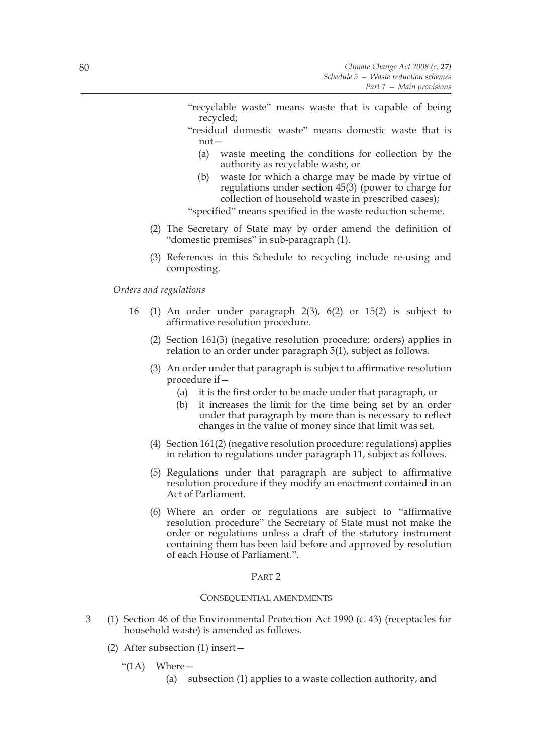"recyclable waste" means waste that is capable of being recycled;

"residual domestic waste" means domestic waste that is not—

(a) waste meeting the conditions for collection by the authority as recyclable waste, or

(b) waste for which a charge may be made by virtue of regulations under section 45(3) (power to charge for collection of household waste in prescribed cases);

"specified" means specified in the waste reduction scheme.

(2) The Secretary of State may by order amend the definition of "domestic premises" in sub-paragraph (1).

(3) References in this Schedule to recycling include re-using and composting.

*Orders and regulations*

16 (1) An order under paragraph 2(3), 6(2) or 15(2) is subject to affirmative resolution procedure.

(2) Section 161(3) (negative resolution procedure: orders) applies in relation to an order under paragraph 5(1), subject as follows.

(3) An order under that paragraph is subject to affirmative resolution procedure if—

(a) it is the first order to be made under that paragraph, or

(b) it increases the limit for the time being set by an order under that paragraph by more than is necessary to reflect changes in the value of money since that limit was set.

(4) Section 161(2) (negative resolution procedure: regulations) applies in relation to regulations under paragraph 11, subject as follows.

(5) Regulations under that paragraph are subject to affirmative resolution procedure if they modify an enactment contained in an Act of Parliament.

(6) Where an order or regulations are subject to "affirmative resolution procedure" the Secretary of State must not make the order or regulations unless a draft of the statutory instrument containing them has been laid before and approved by resolution of each House of Parliament.".

## PART 2

### CONSEQUENTIAL AMENDMENTS

3 (1) Section 46 of the Environmental Protection Act 1990 (c. 43) (receptacles for household waste) is amended as follows.

(2) After subsection (1) insert—

"(1A) Where—

(a) subsection (1) applies to a waste collection authority, and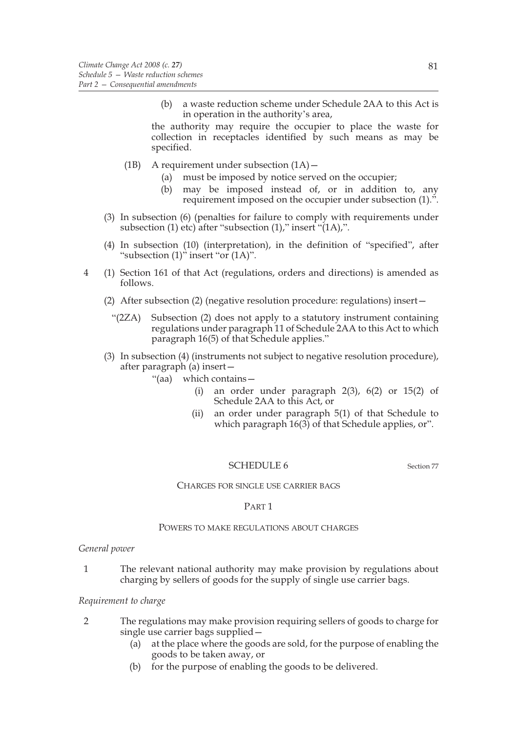(b) a waste reduction scheme under Schedule 2AA to this Act is in operation in the authority's area,

the authority may require the occupier to place the waste for collection in receptacles identified by such means as may be specified.

(1B) A requirement under subsection (1A)—

(a) must be imposed by notice served on the occupier;

(b) may be imposed instead of, or in addition to, any requirement imposed on the occupier under subsection (1).".

(3) In subsection (6) (penalties for failure to comply with requirements under subsection (1) etc) after "subsection (1)," insert "(1A),".

(4) In subsection (10) (interpretation), in the definition of "specified", after "subsection (1)" insert "or (1A)".

4 (1) Section 161 of that Act (regulations, orders and directions) is amended as follows.

(2) After subsection (2) (negative resolution procedure: regulations) insert—

"(2ZA) Subsection (2) does not apply to a statutory instrument containing regulations under paragraph 11 of Schedule 2AA to this Act to which paragraph 16(5) of that Schedule applies."

(3) In subsection (4) (instruments not subject to negative resolution procedure), after paragraph (a) insert—

"(aa) which contains—

(i) an order under paragraph 2(3), 6(2) or 15(2) of Schedule 2AA to this Act, or

(ii) an order under paragraph 5(1) of that Schedule to which paragraph 16(3) of that Schedule applies, or".

## SCHEDULE 6

Section 77

### CHARGES FOR SINGLE USE CARRIER BAGS

#### PART 1

#### POWERS TO MAKE REGULATIONS ABOUT CHARGES

*General power*

1 The relevant national authority may make provision by regulations about charging by sellers of goods for the supply of single use carrier bags.

*Requirement to charge*

2 The regulations may make provision requiring sellers of goods to charge for single use carrier bags supplied—

(a) at the place where the goods are sold, for the purpose of enabling the goods to be taken away, or

(b) for the purpose of enabling the goods to be delivered.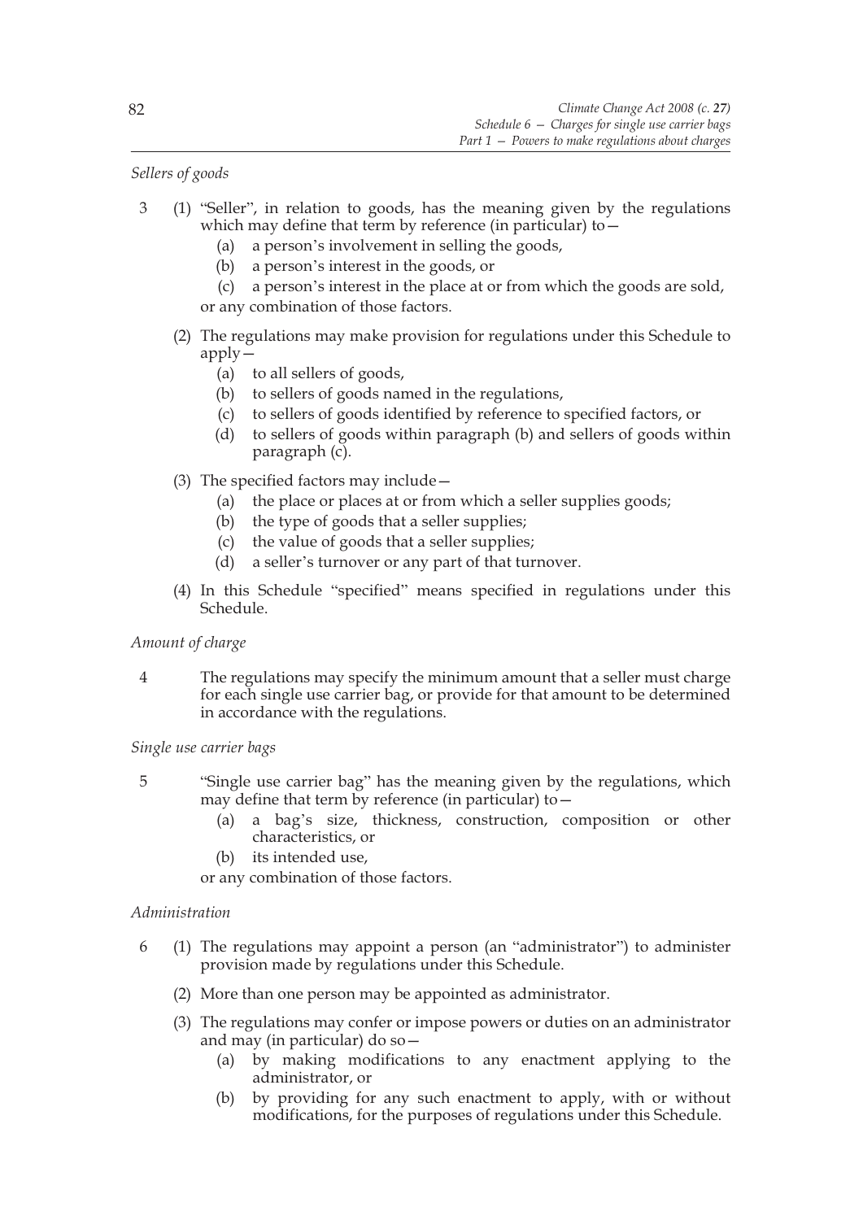*Sellers of goods*

3 (1) "Seller", in relation to goods, has the meaning given by the regulations which may define that term by reference (in particular) to—

(a) a person's involvement in selling the goods,

(b) a person's interest in the goods, or

(c) a person's interest in the place at or from which the goods are sold,

or any combination of those factors.

(2) The regulations may make provision for regulations under this Schedule to apply—

(a) to all sellers of goods,

(b) to sellers of goods named in the regulations,

(c) to sellers of goods identified by reference to specified factors, or

(d) to sellers of goods within paragraph (b) and sellers of goods within paragraph (c).

(3) The specified factors may include—

(a) the place or places at or from which a seller supplies goods;

(b) the type of goods that a seller supplies;

(c) the value of goods that a seller supplies;

(d) a seller's turnover or any part of that turnover.

(4) In this Schedule "specified" means specified in regulations under this Schedule.

*Amount of charge*

4 The regulations may specify the minimum amount that a seller must charge for each single use carrier bag, or provide for that amount to be determined in accordance with the regulations.

*Single use carrier bags*

5 "Single use carrier bag" has the meaning given by the regulations, which may define that term by reference (in particular) to—

(a) a bag's size, thickness, construction, composition or other characteristics, or

(b) its intended use,

or any combination of those factors.

*Administration*

6 (1) The regulations may appoint a person (an "administrator") to administer provision made by regulations under this Schedule.

(2) More than one person may be appointed as administrator.

(3) The regulations may confer or impose powers or duties on an administrator and may (in particular) do so—

(a) by making modifications to any enactment applying to the administrator, or

(b) by providing for any such enactment to apply, with or without modifications, for the purposes of regulations under this Schedule.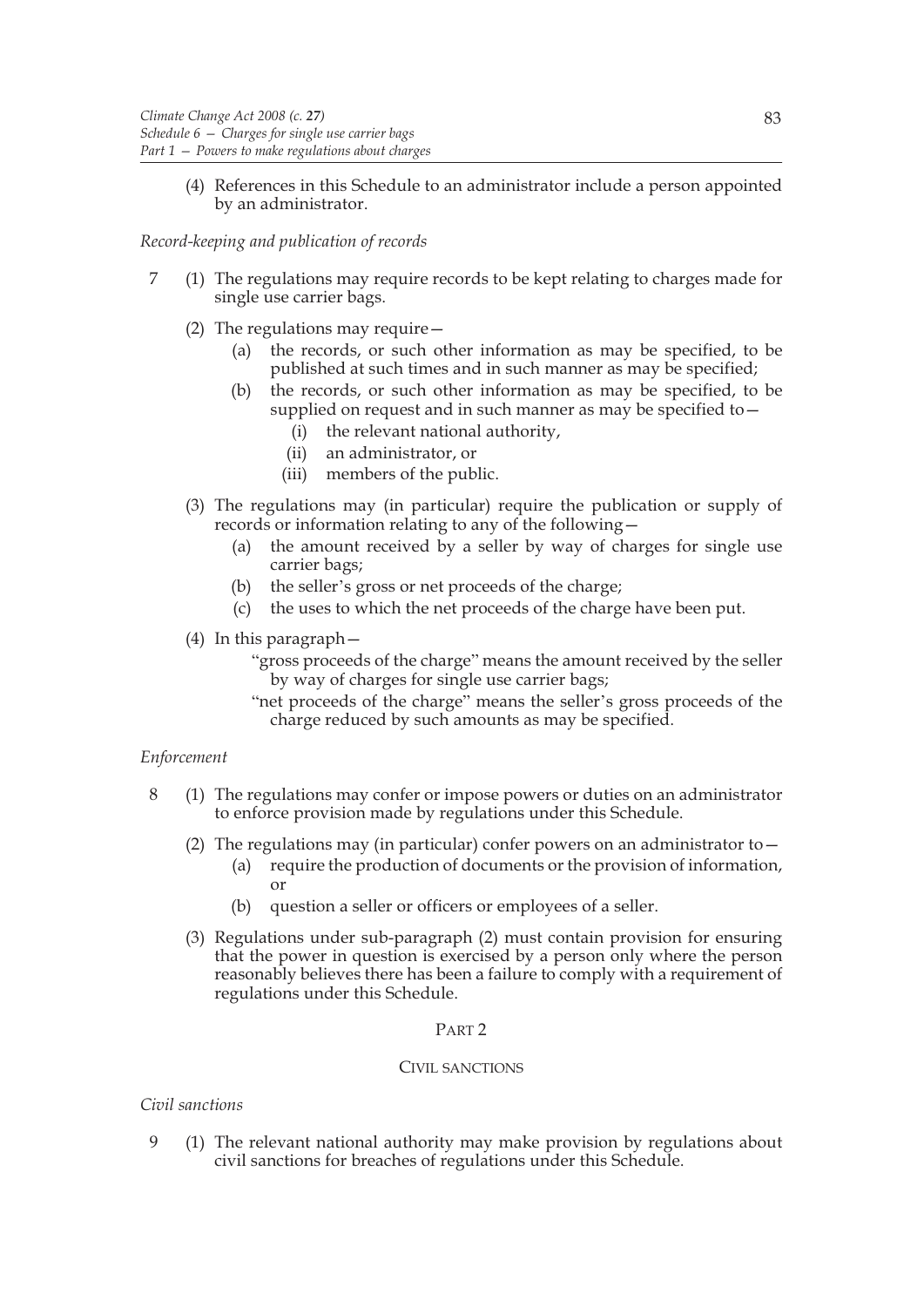(4) References in this Schedule to an administrator include a person appointed by an administrator.

*Record-keeping and publication of records*

7 (1) The regulations may require records to be kept relating to charges made for single use carrier bags.

(2) The regulations may require—

(a) the records, or such other information as may be specified, to be published at such times and in such manner as may be specified;

(b) the records, or such other information as may be specified, to be supplied on request and in such manner as may be specified to—

(i) the relevant national authority,

(ii) an administrator, or

(iii) members of the public.

(3) The regulations may (in particular) require the publication or supply of records or information relating to any of the following—

(a) the amount received by a seller by way of charges for single use carrier bags;

(b) the seller's gross or net proceeds of the charge;

(c) the uses to which the net proceeds of the charge have been put.

(4) In this paragraph—

"gross proceeds of the charge" means the amount received by the seller by way of charges for single use carrier bags;

"net proceeds of the charge" means the seller's gross proceeds of the charge reduced by such amounts as may be specified.

*Enforcement*

8 (1) The regulations may confer or impose powers or duties on an administrator to enforce provision made by regulations under this Schedule.

(2) The regulations may (in particular) confer powers on an administrator to—

(a) require the production of documents or the provision of information, or

(b) question a seller or officers or employees of a seller.

(3) Regulations under sub-paragraph (2) must contain provision for ensuring that the power in question is exercised by a person only where the person reasonably believes there has been a failure to comply with a requirement of regulations under this Schedule.

## PART 2

### CIVIL SANCTIONS

*Civil sanctions*

9 (1) The relevant national authority may make provision by regulations about civil sanctions for breaches of regulations under this Schedule.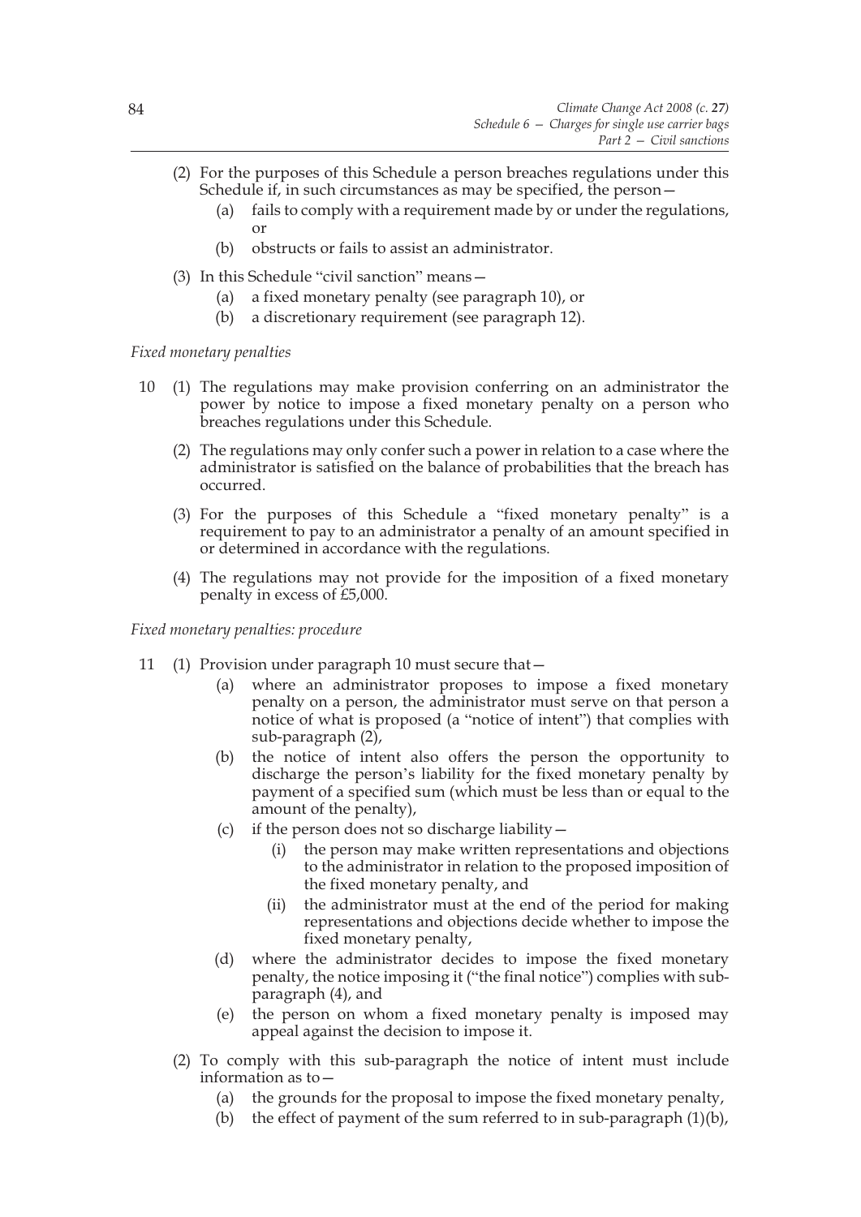(2) For the purposes of this Schedule a person breaches regulations under this Schedule if, in such circumstances as may be specified, the person—

(a) fails to comply with a requirement made by or under the regulations, or

(b) obstructs or fails to assist an administrator.

(3) In this Schedule "civil sanction" means—

(a) a fixed monetary penalty (see paragraph 10), or

(b) a discretionary requirement (see paragraph 12).

*Fixed monetary penalties*

10 (1) The regulations may make provision conferring on an administrator the power by notice to impose a fixed monetary penalty on a person who breaches regulations under this Schedule.

(2) The regulations may only confer such a power in relation to a case where the administrator is satisfied on the balance of probabilities that the breach has occurred.

(3) For the purposes of this Schedule a "fixed monetary penalty" is a requirement to pay to an administrator a penalty of an amount specified in or determined in accordance with the regulations.

(4) The regulations may not provide for the imposition of a fixed monetary penalty in excess of £5,000.

*Fixed monetary penalties: procedure*

11 (1) Provision under paragraph 10 must secure that—

(a) where an administrator proposes to impose a fixed monetary penalty on a person, the administrator must serve on that person a notice of what is proposed (a "notice of intent") that complies with sub-paragraph (2),

(b) the notice of intent also offers the person the opportunity to discharge the person's liability for the fixed monetary penalty by payment of a specified sum (which must be less than or equal to the amount of the penalty),

(c) if the person does not so discharge liability—

(i) the person may make written representations and objections to the administrator in relation to the proposed imposition of the fixed monetary penalty, and

(ii) the administrator must at the end of the period for making representations and objections decide whether to impose the fixed monetary penalty,

(d) where the administrator decides to impose the fixed monetary penalty, the notice imposing it ("the final notice") complies with sub-paragraph (4), and

(e) the person on whom a fixed monetary penalty is imposed may appeal against the decision to impose it.

(2) To comply with this sub-paragraph the notice of intent must include information as to—

(a) the grounds for the proposal to impose the fixed monetary penalty,

(b) the effect of payment of the sum referred to in sub-paragraph (1)(b),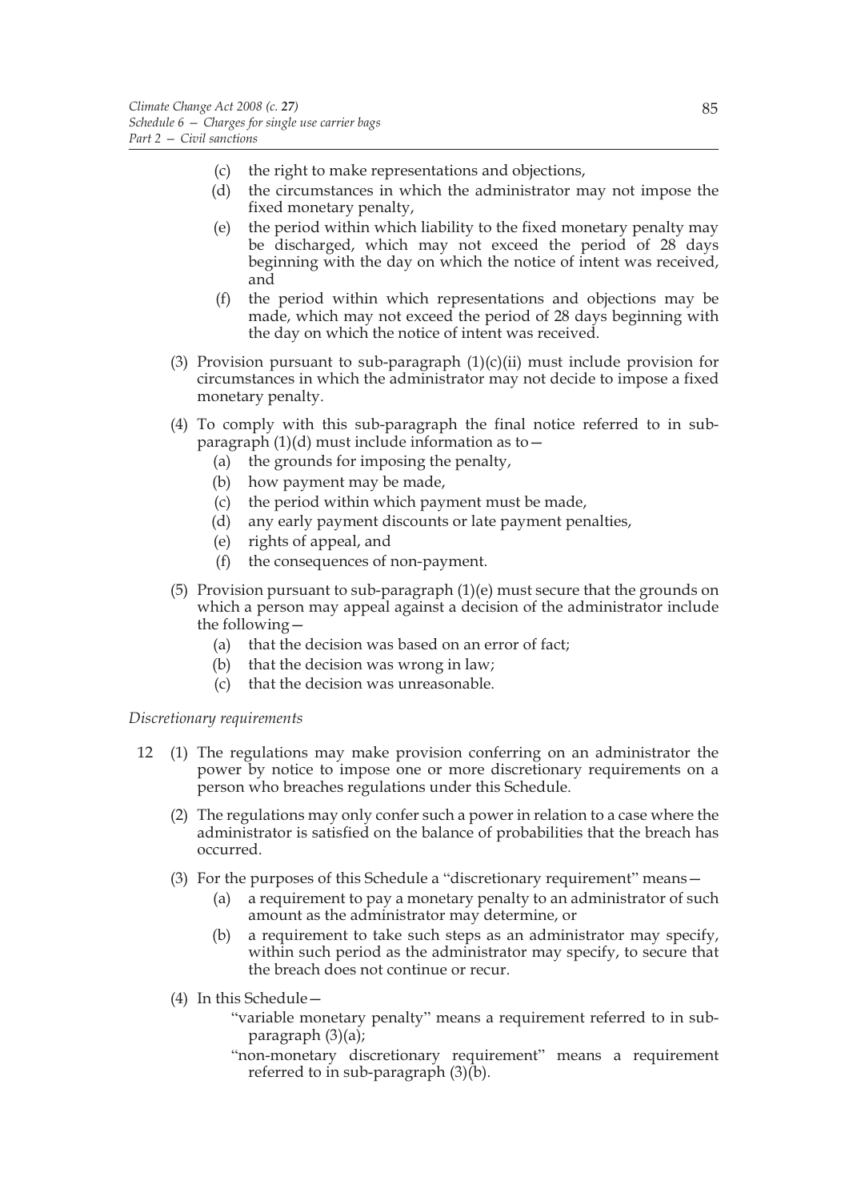- (c) the right to make representations and objections,
- (d) the circumstances in which the administrator may not impose the fixed monetary penalty,
- (e) the period within which liability to the fixed monetary penalty may be discharged, which may not exceed the period of 28 days beginning with the day on which the notice of intent was received, and
- (f) the period within which representations and objections may be made, which may not exceed the period of 28 days beginning with the day on which the notice of intent was received.

(3) Provision pursuant to sub-paragraph (1)(c)(ii) must include provision for circumstances in which the administrator may not decide to impose a fixed monetary penalty.

(4) To comply with this sub-paragraph the final notice referred to in sub-paragraph (1)(d) must include information as to—

- (a) the grounds for imposing the penalty,
- (b) how payment may be made,
- (c) the period within which payment must be made,
- (d) any early payment discounts or late payment penalties,
- (e) rights of appeal, and
- (f) the consequences of non-payment.

(5) Provision pursuant to sub-paragraph (1)(e) must secure that the grounds on which a person may appeal against a decision of the administrator include the following—

- (a) that the decision was based on an error of fact;
- (b) that the decision was wrong in law;
- (c) that the decision was unreasonable.

*Discretionary requirements*

12 (1) The regulations may make provision conferring on an administrator the power by notice to impose one or more discretionary requirements on a person who breaches regulations under this Schedule.

(2) The regulations may only confer such a power in relation to a case where the administrator is satisfied on the balance of probabilities that the breach has occurred.

(3) For the purposes of this Schedule a "discretionary requirement" means—

- (a) a requirement to pay a monetary penalty to an administrator of such amount as the administrator may determine, or
- (b) a requirement to take such steps as an administrator may specify, within such period as the administrator may specify, to secure that the breach does not continue or recur.

(4) In this Schedule—

"variable monetary penalty" means a requirement referred to in sub-paragraph (3)(a);

"non-monetary discretionary requirement" means a requirement referred to in sub-paragraph (3)(b).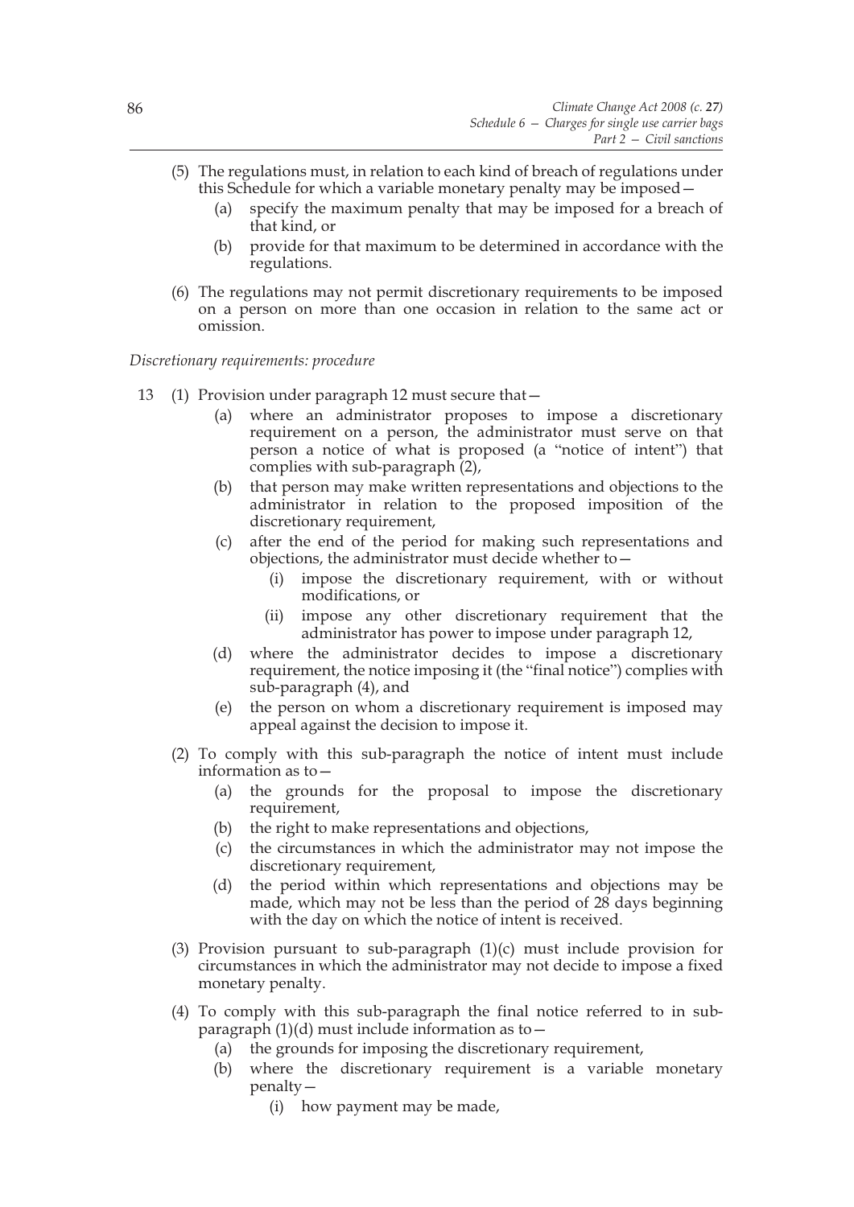(5) The regulations must, in relation to each kind of breach of regulations under this Schedule for which a variable monetary penalty may be imposed—

   (a) specify the maximum penalty that may be imposed for a breach of that kind, or

   (b) provide for that maximum to be determined in accordance with the regulations.

(6) The regulations may not permit discretionary requirements to be imposed on a person on more than one occasion in relation to the same act or omission.

*Discretionary requirements: procedure*

13 (1) Provision under paragraph 12 must secure that—

   (a) where an administrator proposes to impose a discretionary requirement on a person, the administrator must serve on that person a notice of what is proposed (a "notice of intent") that complies with sub-paragraph (2),

   (b) that person may make written representations and objections to the administrator in relation to the proposed imposition of the discretionary requirement,

   (c) after the end of the period for making such representations and objections, the administrator must decide whether to—

      (i) impose the discretionary requirement, with or without modifications, or

      (ii) impose any other discretionary requirement that the administrator has power to impose under paragraph 12,

   (d) where the administrator decides to impose a discretionary requirement, the notice imposing it (the "final notice") complies with sub-paragraph (4), and

   (e) the person on whom a discretionary requirement is imposed may appeal against the decision to impose it.

(2) To comply with this sub-paragraph the notice of intent must include information as to—

   (a) the grounds for the proposal to impose the discretionary requirement,

   (b) the right to make representations and objections,

   (c) the circumstances in which the administrator may not impose the discretionary requirement,

   (d) the period within which representations and objections may be made, which may not be less than the period of 28 days beginning with the day on which the notice of intent is received.

(3) Provision pursuant to sub-paragraph (1)(c) must include provision for circumstances in which the administrator may not decide to impose a fixed monetary penalty.

(4) To comply with this sub-paragraph the final notice referred to in sub-paragraph (1)(d) must include information as to—

   (a) the grounds for imposing the discretionary requirement,

   (b) where the discretionary requirement is a variable monetary penalty—

      (i) how payment may be made,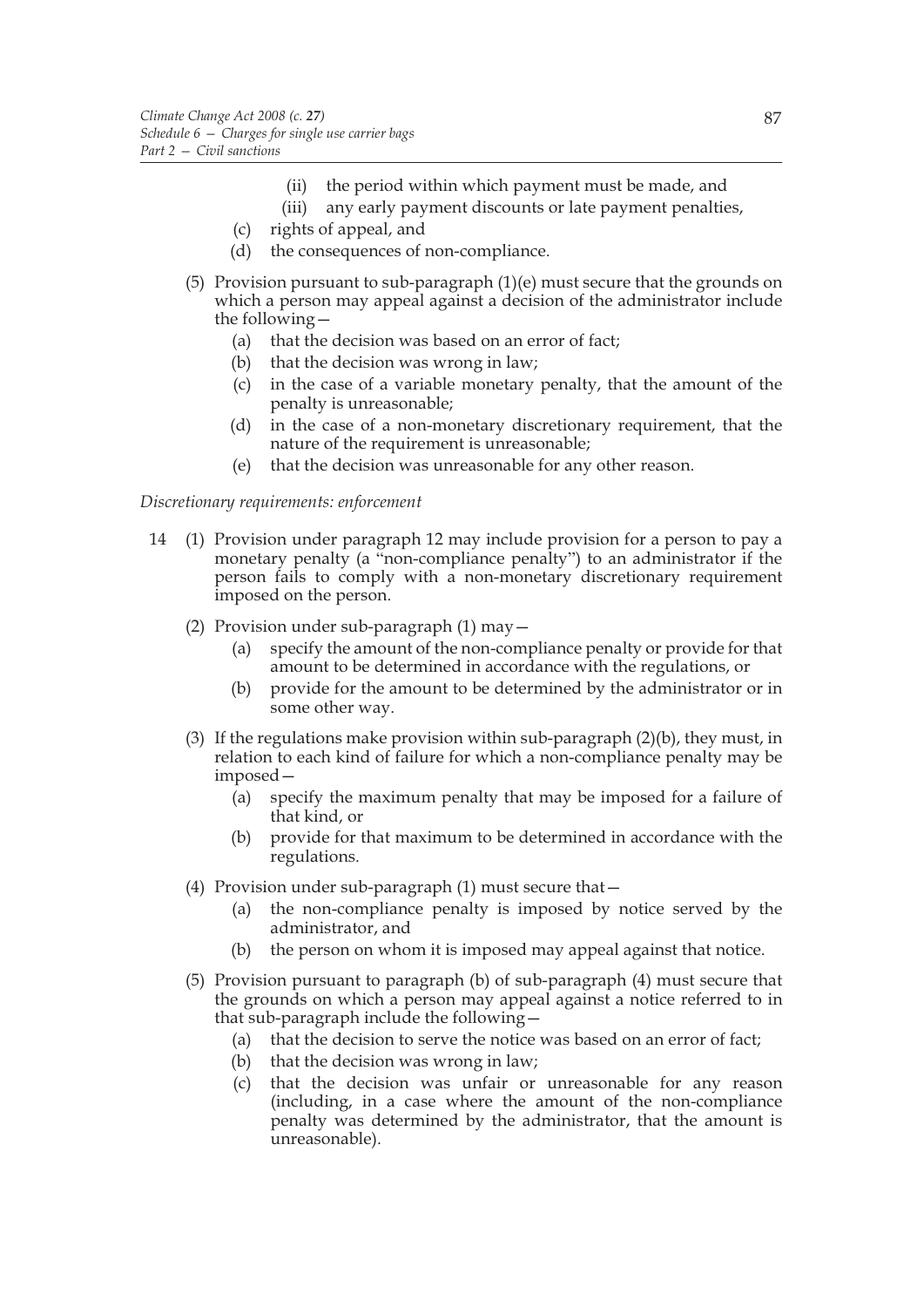(ii) the period within which payment must be made, and

(iii) any early payment discounts or late payment penalties,

(c) rights of appeal, and

(d) the consequences of non-compliance.

(5) Provision pursuant to sub-paragraph (1)(e) must secure that the grounds on which a person may appeal against a decision of the administrator include the following—

(a) that the decision was based on an error of fact;

(b) that the decision was wrong in law;

(c) in the case of a variable monetary penalty, that the amount of the penalty is unreasonable;

(d) in the case of a non-monetary discretionary requirement, that the nature of the requirement is unreasonable;

(e) that the decision was unreasonable for any other reason.

*Discretionary requirements: enforcement*

14 (1) Provision under paragraph 12 may include provision for a person to pay a monetary penalty (a "non-compliance penalty") to an administrator if the person fails to comply with a non-monetary discretionary requirement imposed on the person.

(2) Provision under sub-paragraph (1) may—

(a) specify the amount of the non-compliance penalty or provide for that amount to be determined in accordance with the regulations, or

(b) provide for the amount to be determined by the administrator or in some other way.

(3) If the regulations make provision within sub-paragraph (2)(b), they must, in relation to each kind of failure for which a non-compliance penalty may be imposed—

(a) specify the maximum penalty that may be imposed for a failure of that kind, or

(b) provide for that maximum to be determined in accordance with the regulations.

(4) Provision under sub-paragraph (1) must secure that—

(a) the non-compliance penalty is imposed by notice served by the administrator, and

(b) the person on whom it is imposed may appeal against that notice.

(5) Provision pursuant to paragraph (b) of sub-paragraph (4) must secure that the grounds on which a person may appeal against a notice referred to in that sub-paragraph include the following—

(a) that the decision to serve the notice was based on an error of fact;

(b) that the decision was wrong in law;

(c) that the decision was unfair or unreasonable for any reason (including, in a case where the amount of the non-compliance penalty was determined by the administrator, that the amount is unreasonable).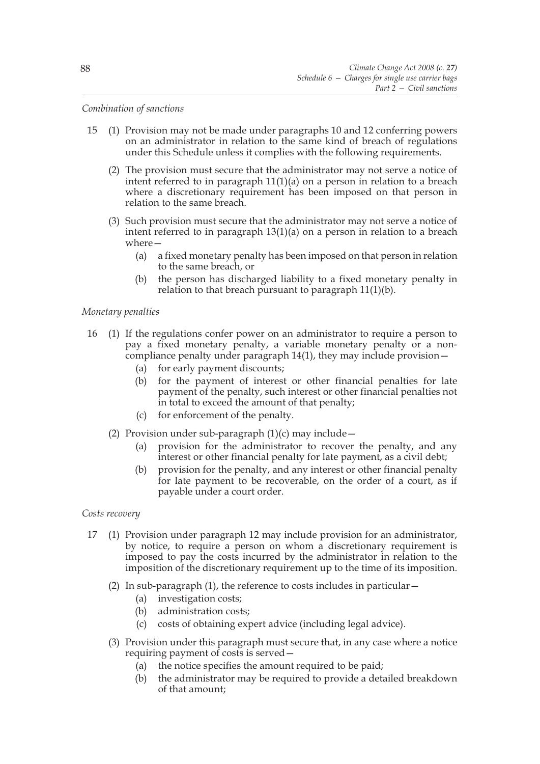*Combination of sanctions*

15 (1) Provision may not be made under paragraphs 10 and 12 conferring powers on an administrator in relation to the same kind of breach of regulations under this Schedule unless it complies with the following requirements.

(2) The provision must secure that the administrator may not serve a notice of intent referred to in paragraph 11(1)(a) on a person in relation to a breach where a discretionary requirement has been imposed on that person in relation to the same breach.

(3) Such provision must secure that the administrator may not serve a notice of intent referred to in paragraph 13(1)(a) on a person in relation to a breach where—

- (a) a fixed monetary penalty has been imposed on that person in relation to the same breach, or
- (b) the person has discharged liability to a fixed monetary penalty in relation to that breach pursuant to paragraph 11(1)(b).

*Monetary penalties*

16 (1) If the regulations confer power on an administrator to require a person to pay a fixed monetary penalty, a variable monetary penalty or a non-compliance penalty under paragraph 14(1), they may include provision—

- (a) for early payment discounts;
- (b) for the payment of interest or other financial penalties for late payment of the penalty, such interest or other financial penalties not in total to exceed the amount of that penalty;
- (c) for enforcement of the penalty.

(2) Provision under sub-paragraph (1)(c) may include—

- (a) provision for the administrator to recover the penalty, and any interest or other financial penalty for late payment, as a civil debt;
- (b) provision for the penalty, and any interest or other financial penalty for late payment to be recoverable, on the order of a court, as if payable under a court order.

*Costs recovery*

17 (1) Provision under paragraph 12 may include provision for an administrator, by notice, to require a person on whom a discretionary requirement is imposed to pay the costs incurred by the administrator in relation to the imposition of the discretionary requirement up to the time of its imposition.

(2) In sub-paragraph (1), the reference to costs includes in particular—

- (a) investigation costs;
- (b) administration costs;
- (c) costs of obtaining expert advice (including legal advice).

(3) Provision under this paragraph must secure that, in any case where a notice requiring payment of costs is served—

- (a) the notice specifies the amount required to be paid;
- (b) the administrator may be required to provide a detailed breakdown of that amount;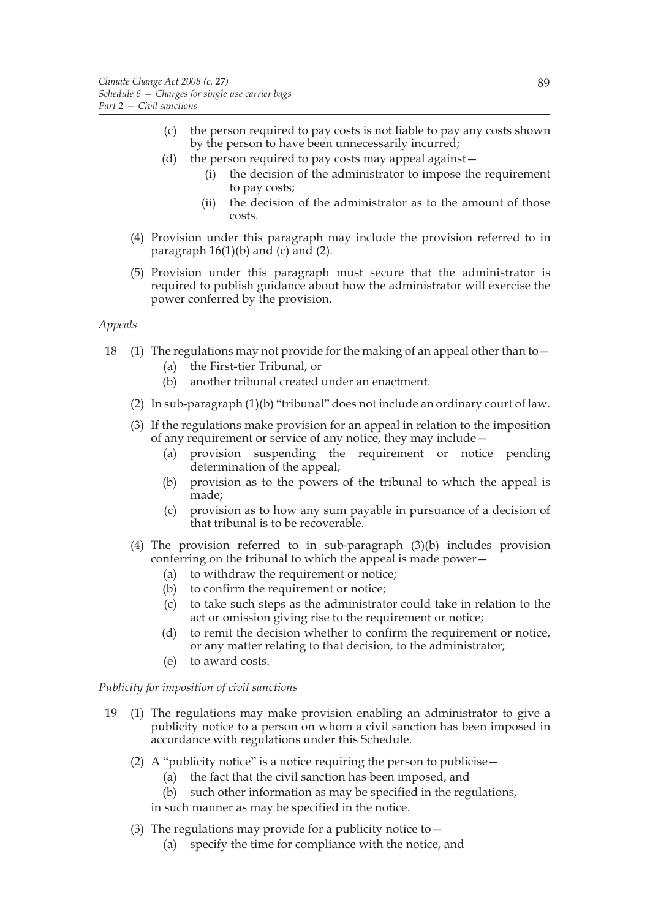(c) the person required to pay costs is not liable to pay any costs shown by the person to have been unnecessarily incurred;

(d) the person required to pay costs may appeal against—

(i) the decision of the administrator to impose the requirement to pay costs;

(ii) the decision of the administrator as to the amount of those costs.

(4) Provision under this paragraph may include the provision referred to in paragraph 16(1)(b) and (c) and (2).

(5) Provision under this paragraph must secure that the administrator is required to publish guidance about how the administrator will exercise the power conferred by the provision.

*Appeals*

18 (1) The regulations may not provide for the making of an appeal other than to—

(a) the First-tier Tribunal, or

(b) another tribunal created under an enactment.

(2) In sub-paragraph (1)(b) "tribunal" does not include an ordinary court of law.

(3) If the regulations make provision for an appeal in relation to the imposition of any requirement or service of any notice, they may include—

(a) provision suspending the requirement or notice pending determination of the appeal;

(b) provision as to the powers of the tribunal to which the appeal is made;

(c) provision as to how any sum payable in pursuance of a decision of that tribunal is to be recoverable.

(4) The provision referred to in sub-paragraph (3)(b) includes provision conferring on the tribunal to which the appeal is made power—

(a) to withdraw the requirement or notice;

(b) to confirm the requirement or notice;

(c) to take such steps as the administrator could take in relation to the act or omission giving rise to the requirement or notice;

(d) to remit the decision whether to confirm the requirement or notice, or any matter relating to that decision, to the administrator;

(e) to award costs.

*Publicity for imposition of civil sanctions*

19 (1) The regulations may make provision enabling an administrator to give a publicity notice to a person on whom a civil sanction has been imposed in accordance with regulations under this Schedule.

(2) A "publicity notice" is a notice requiring the person to publicise—

(a) the fact that the civil sanction has been imposed, and

(b) such other information as may be specified in the regulations,

in such manner as may be specified in the notice.

(3) The regulations may provide for a publicity notice to—

(a) specify the time for compliance with the notice, and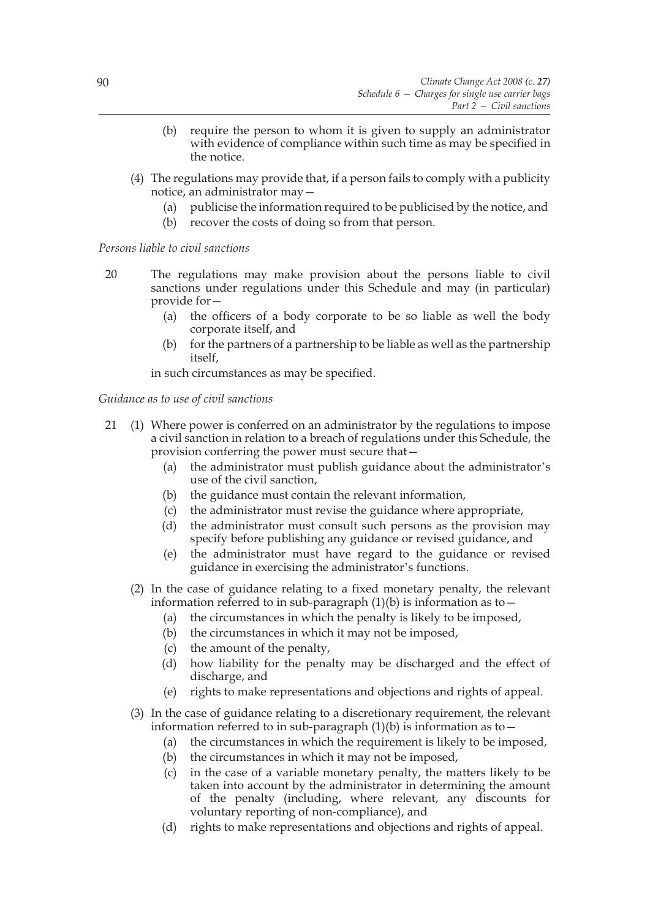(b) require the person to whom it is given to supply an administrator with evidence of compliance within such time as may be specified in the notice.

(4) The regulations may provide that, if a person fails to comply with a publicity notice, an administrator may—

(a) publicise the information required to be publicised by the notice, and

(b) recover the costs of doing so from that person.

*Persons liable to civil sanctions*

20 The regulations may make provision about the persons liable to civil sanctions under regulations under this Schedule and may (in particular) provide for—

(a) the officers of a body corporate to be so liable as well the body corporate itself, and

(b) for the partners of a partnership to be liable as well as the partnership itself,

in such circumstances as may be specified.

*Guidance as to use of civil sanctions*

21 (1) Where power is conferred on an administrator by the regulations to impose a civil sanction in relation to a breach of regulations under this Schedule, the provision conferring the power must secure that—

(a) the administrator must publish guidance about the administrator's use of the civil sanction,

(b) the guidance must contain the relevant information,

(c) the administrator must revise the guidance where appropriate,

(d) the administrator must consult such persons as the provision may specify before publishing any guidance or revised guidance, and

(e) the administrator must have regard to the guidance or revised guidance in exercising the administrator's functions.

(2) In the case of guidance relating to a fixed monetary penalty, the relevant information referred to in sub-paragraph (1)(b) is information as to—

(a) the circumstances in which the penalty is likely to be imposed,

(b) the circumstances in which it may not be imposed,

(c) the amount of the penalty,

(d) how liability for the penalty may be discharged and the effect of discharge, and

(e) rights to make representations and objections and rights of appeal.

(3) In the case of guidance relating to a discretionary requirement, the relevant information referred to in sub-paragraph (1)(b) is information as to—

(a) the circumstances in which the requirement is likely to be imposed,

(b) the circumstances in which it may not be imposed,

(c) in the case of a variable monetary penalty, the matters likely to be taken into account by the administrator in determining the amount of the penalty (including, where relevant, any discounts for voluntary reporting of non-compliance), and

(d) rights to make representations and objections and rights of appeal.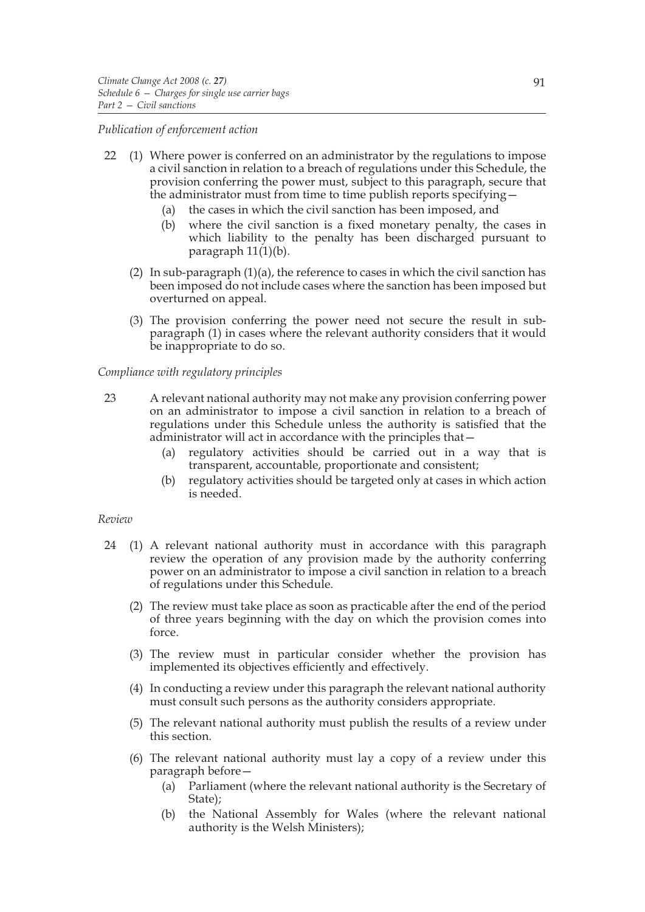*Publication of enforcement action*

22 (1) Where power is conferred on an administrator by the regulations to impose a civil sanction in relation to a breach of regulations under this Schedule, the provision conferring the power must, subject to this paragraph, secure that the administrator must from time to time publish reports specifying—

(a) the cases in which the civil sanction has been imposed, and

(b) where the civil sanction is a fixed monetary penalty, the cases in which liability to the penalty has been discharged pursuant to paragraph 11(1)(b).

(2) In sub-paragraph (1)(a), the reference to cases in which the civil sanction has been imposed do not include cases where the sanction has been imposed but overturned on appeal.

(3) The provision conferring the power need not secure the result in sub-paragraph (1) in cases where the relevant authority considers that it would be inappropriate to do so.

*Compliance with regulatory principles*

23 A relevant national authority may not make any provision conferring power on an administrator to impose a civil sanction in relation to a breach of regulations under this Schedule unless the authority is satisfied that the administrator will act in accordance with the principles that—

(a) regulatory activities should be carried out in a way that is transparent, accountable, proportionate and consistent;

(b) regulatory activities should be targeted only at cases in which action is needed.

*Review*

24 (1) A relevant national authority must in accordance with this paragraph review the operation of any provision made by the authority conferring power on an administrator to impose a civil sanction in relation to a breach of regulations under this Schedule.

(2) The review must take place as soon as practicable after the end of the period of three years beginning with the day on which the provision comes into force.

(3) The review must in particular consider whether the provision has implemented its objectives efficiently and effectively.

(4) In conducting a review under this paragraph the relevant national authority must consult such persons as the authority considers appropriate.

(5) The relevant national authority must publish the results of a review under this section.

(6) The relevant national authority must lay a copy of a review under this paragraph before—

(a) Parliament (where the relevant national authority is the Secretary of State);

(b) the National Assembly for Wales (where the relevant national authority is the Welsh Ministers);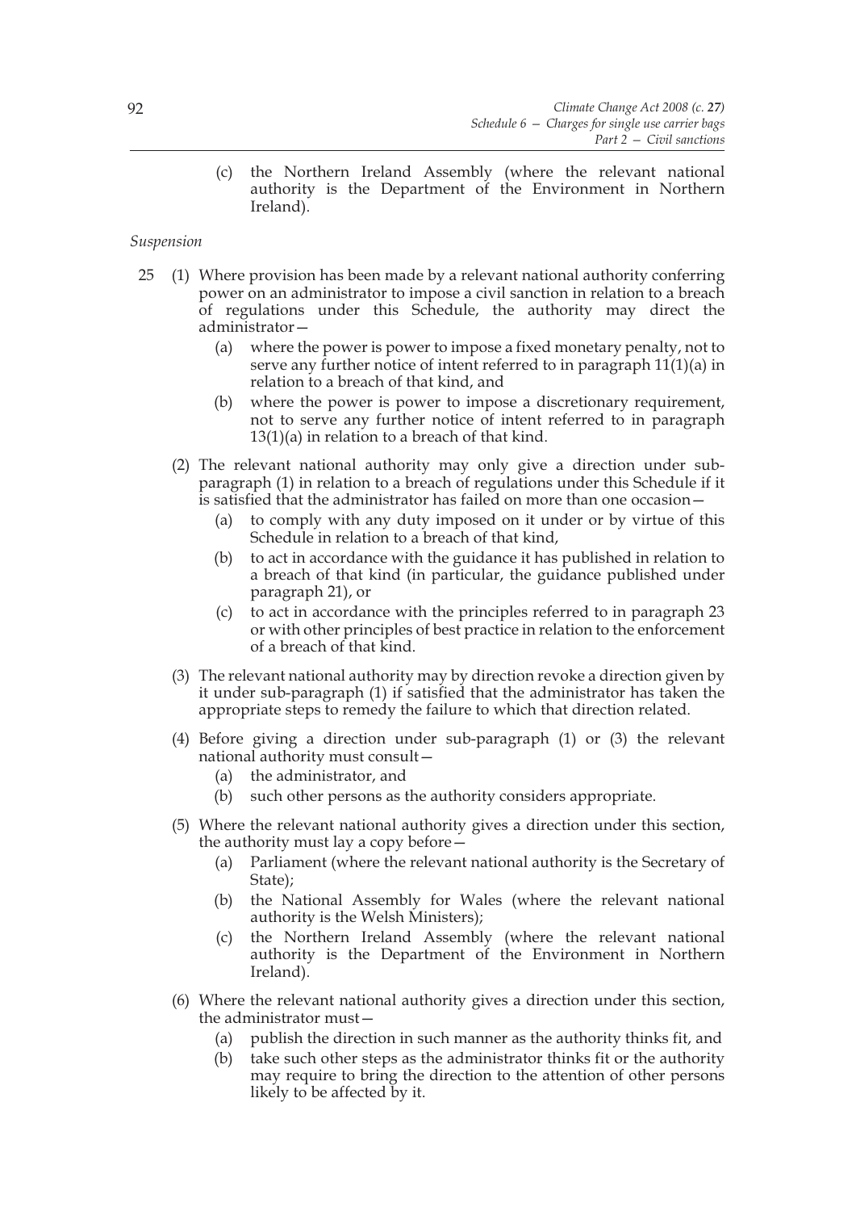(c) the Northern Ireland Assembly (where the relevant national authority is the Department of the Environment in Northern Ireland).

*Suspension*

25 (1) Where provision has been made by a relevant national authority conferring power on an administrator to impose a civil sanction in relation to a breach of regulations under this Schedule, the authority may direct the administrator—

(a) where the power is power to impose a fixed monetary penalty, not to serve any further notice of intent referred to in paragraph 11(1)(a) in relation to a breach of that kind, and

(b) where the power is power to impose a discretionary requirement, not to serve any further notice of intent referred to in paragraph 13(1)(a) in relation to a breach of that kind.

(2) The relevant national authority may only give a direction under sub-paragraph (1) in relation to a breach of regulations under this Schedule if it is satisfied that the administrator has failed on more than one occasion—

(a) to comply with any duty imposed on it under or by virtue of this Schedule in relation to a breach of that kind,

(b) to act in accordance with the guidance it has published in relation to a breach of that kind (in particular, the guidance published under paragraph 21), or

(c) to act in accordance with the principles referred to in paragraph 23 or with other principles of best practice in relation to the enforcement of a breach of that kind.

(3) The relevant national authority may by direction revoke a direction given by it under sub-paragraph (1) if satisfied that the administrator has taken the appropriate steps to remedy the failure to which that direction related.

(4) Before giving a direction under sub-paragraph (1) or (3) the relevant national authority must consult—

(a) the administrator, and

(b) such other persons as the authority considers appropriate.

(5) Where the relevant national authority gives a direction under this section, the authority must lay a copy before—

(a) Parliament (where the relevant national authority is the Secretary of State);

(b) the National Assembly for Wales (where the relevant national authority is the Welsh Ministers);

(c) the Northern Ireland Assembly (where the relevant national authority is the Department of the Environment in Northern Ireland).

(6) Where the relevant national authority gives a direction under this section, the administrator must—

(a) publish the direction in such manner as the authority thinks fit, and

(b) take such other steps as the administrator thinks fit or the authority may require to bring the direction to the attention of other persons likely to be affected by it.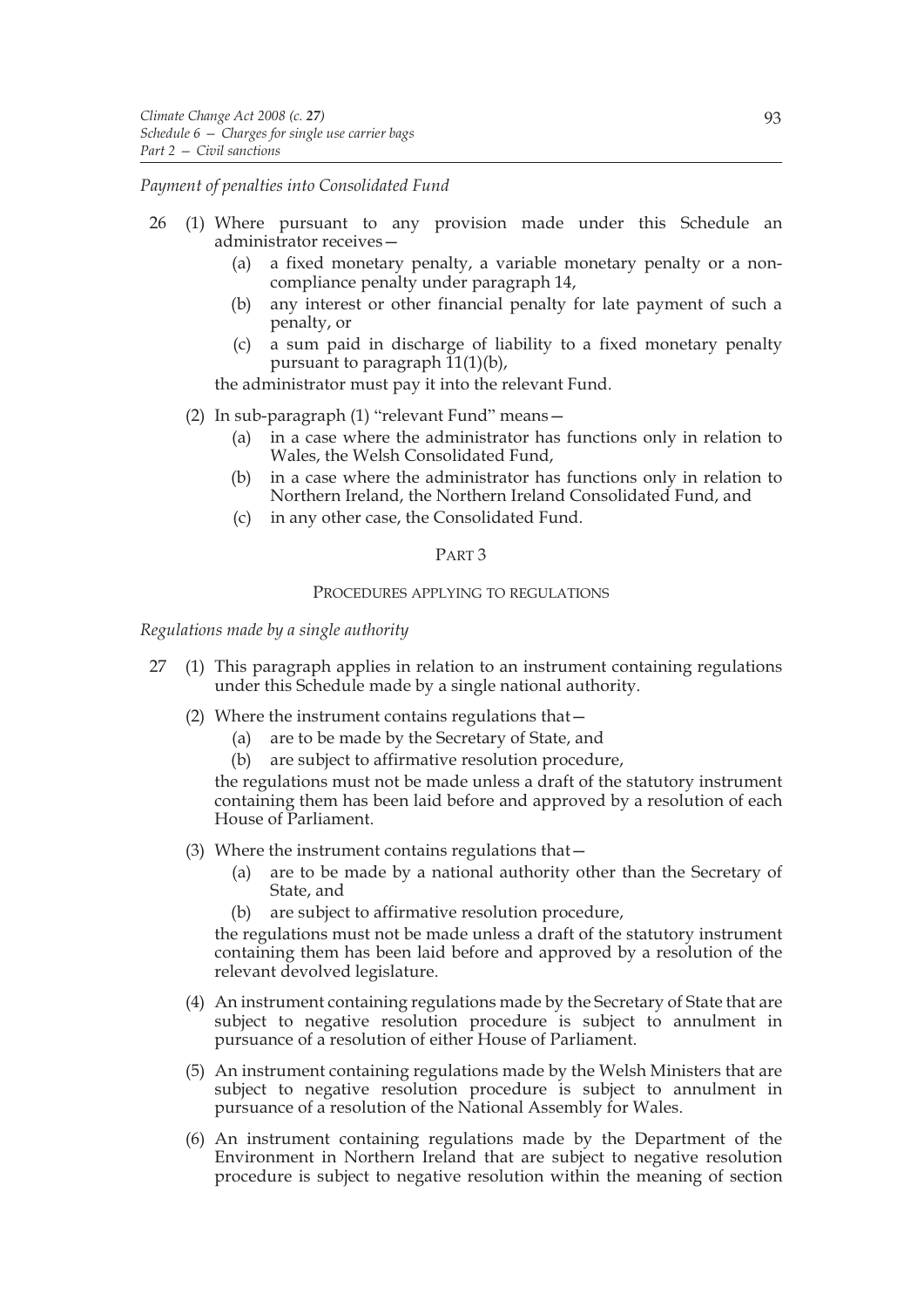*Payment of penalties into Consolidated Fund*

26 (1) Where pursuant to any provision made under this Schedule an administrator receives—

(a) a fixed monetary penalty, a variable monetary penalty or a non-compliance penalty under paragraph 14,

(b) any interest or other financial penalty for late payment of such a penalty, or

(c) a sum paid in discharge of liability to a fixed monetary penalty pursuant to paragraph 11(1)(b),

the administrator must pay it into the relevant Fund.

(2) In sub-paragraph (1) "relevant Fund" means—

(a) in a case where the administrator has functions only in relation to Wales, the Welsh Consolidated Fund,

(b) in a case where the administrator has functions only in relation to Northern Ireland, the Northern Ireland Consolidated Fund, and

(c) in any other case, the Consolidated Fund.

PART 3

PROCEDURES APPLYING TO REGULATIONS

*Regulations made by a single authority*

27 (1) This paragraph applies in relation to an instrument containing regulations under this Schedule made by a single national authority.

(2) Where the instrument contains regulations that—

(a) are to be made by the Secretary of State, and

(b) are subject to affirmative resolution procedure,

the regulations must not be made unless a draft of the statutory instrument containing them has been laid before and approved by a resolution of each House of Parliament.

(3) Where the instrument contains regulations that—

(a) are to be made by a national authority other than the Secretary of State, and

(b) are subject to affirmative resolution procedure,

the regulations must not be made unless a draft of the statutory instrument containing them has been laid before and approved by a resolution of the relevant devolved legislature.

(4) An instrument containing regulations made by the Secretary of State that are subject to negative resolution procedure is subject to annulment in pursuance of a resolution of either House of Parliament.

(5) An instrument containing regulations made by the Welsh Ministers that are subject to negative resolution procedure is subject to annulment in pursuance of a resolution of the National Assembly for Wales.

(6) An instrument containing regulations made by the Department of the Environment in Northern Ireland that are subject to negative resolution procedure is subject to negative resolution within the meaning of section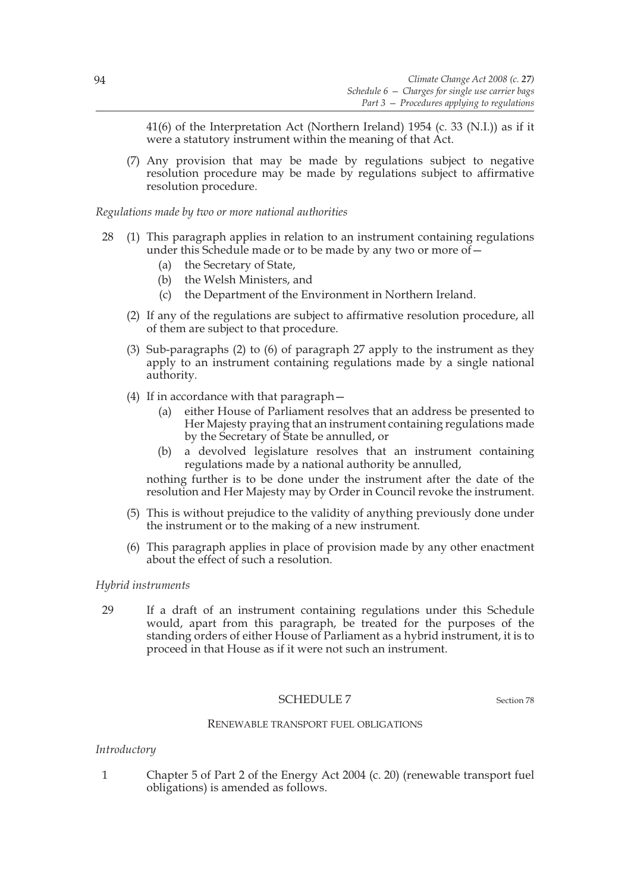41(6) of the Interpretation Act (Northern Ireland) 1954 (c. 33 (N.I.)) as if it were a statutory instrument within the meaning of that Act.

(7) Any provision that may be made by regulations subject to negative resolution procedure may be made by regulations subject to affirmative resolution procedure.

*Regulations made by two or more national authorities*

28 (1) This paragraph applies in relation to an instrument containing regulations under this Schedule made or to be made by any two or more of—

(a) the Secretary of State,

(b) the Welsh Ministers, and

(c) the Department of the Environment in Northern Ireland.

(2) If any of the regulations are subject to affirmative resolution procedure, all of them are subject to that procedure.

(3) Sub-paragraphs (2) to (6) of paragraph 27 apply to the instrument as they apply to an instrument containing regulations made by a single national authority.

(4) If in accordance with that paragraph—

(a) either House of Parliament resolves that an address be presented to Her Majesty praying that an instrument containing regulations made by the Secretary of State be annulled, or

(b) a devolved legislature resolves that an instrument containing regulations made by a national authority be annulled,

nothing further is to be done under the instrument after the date of the resolution and Her Majesty may by Order in Council revoke the instrument.

(5) This is without prejudice to the validity of anything previously done under the instrument or to the making of a new instrument.

(6) This paragraph applies in place of provision made by any other enactment about the effect of such a resolution.

*Hybrid instruments*

29 If a draft of an instrument containing regulations under this Schedule would, apart from this paragraph, be treated for the purposes of the standing orders of either House of Parliament as a hybrid instrument, it is to proceed in that House as if it were not such an instrument.

## SCHEDULE 7

Section 78

### RENEWABLE TRANSPORT FUEL OBLIGATIONS

*Introductory*

1 Chapter 5 of Part 2 of the Energy Act 2004 (c. 20) (renewable transport fuel obligations) is amended as follows.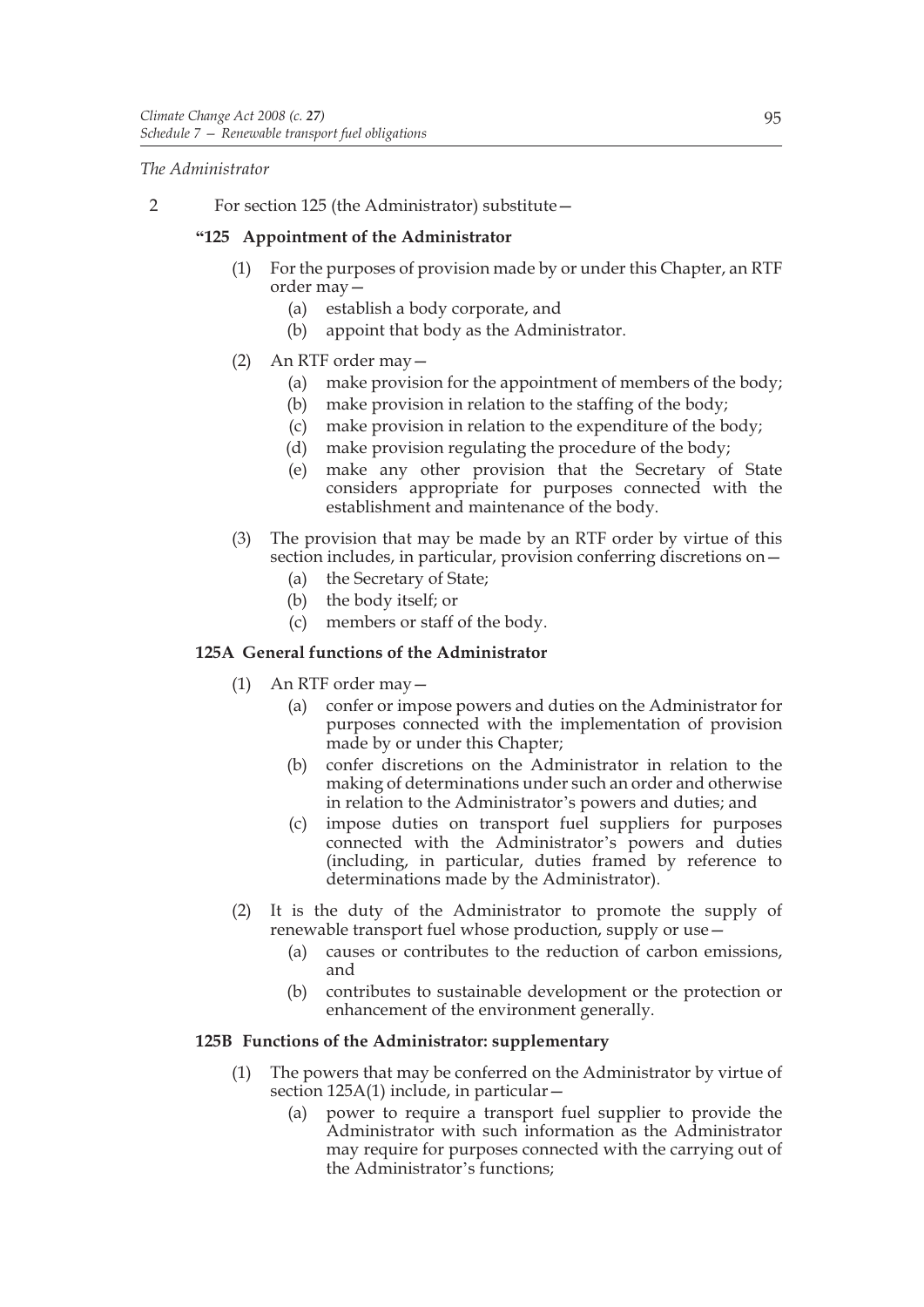*The Administrator*

2 For section 125 (the Administrator) substitute—

**"125 Appointment of the Administrator**

(1) For the purposes of provision made by or under this Chapter, an RTF order may—

(a) establish a body corporate, and

(b) appoint that body as the Administrator.

(2) An RTF order may—

(a) make provision for the appointment of members of the body;

(b) make provision in relation to the staffing of the body;

(c) make provision in relation to the expenditure of the body;

(d) make provision regulating the procedure of the body;

(e) make any other provision that the Secretary of State considers appropriate for purposes connected with the establishment and maintenance of the body.

(3) The provision that may be made by an RTF order by virtue of this section includes, in particular, provision conferring discretions on—

(a) the Secretary of State;

(b) the body itself; or

(c) members or staff of the body.

**125A General functions of the Administrator**

(1) An RTF order may—

(a) confer or impose powers and duties on the Administrator for purposes connected with the implementation of provision made by or under this Chapter;

(b) confer discretions on the Administrator in relation to the making of determinations under such an order and otherwise in relation to the Administrator's powers and duties; and

(c) impose duties on transport fuel suppliers for purposes connected with the Administrator's powers and duties (including, in particular, duties framed by reference to determinations made by the Administrator).

(2) It is the duty of the Administrator to promote the supply of renewable transport fuel whose production, supply or use—

(a) causes or contributes to the reduction of carbon emissions, and

(b) contributes to sustainable development or the protection or enhancement of the environment generally.

**125B Functions of the Administrator: supplementary**

(1) The powers that may be conferred on the Administrator by virtue of section 125A(1) include, in particular—

(a) power to require a transport fuel supplier to provide the Administrator with such information as the Administrator may require for purposes connected with the carrying out of the Administrator's functions;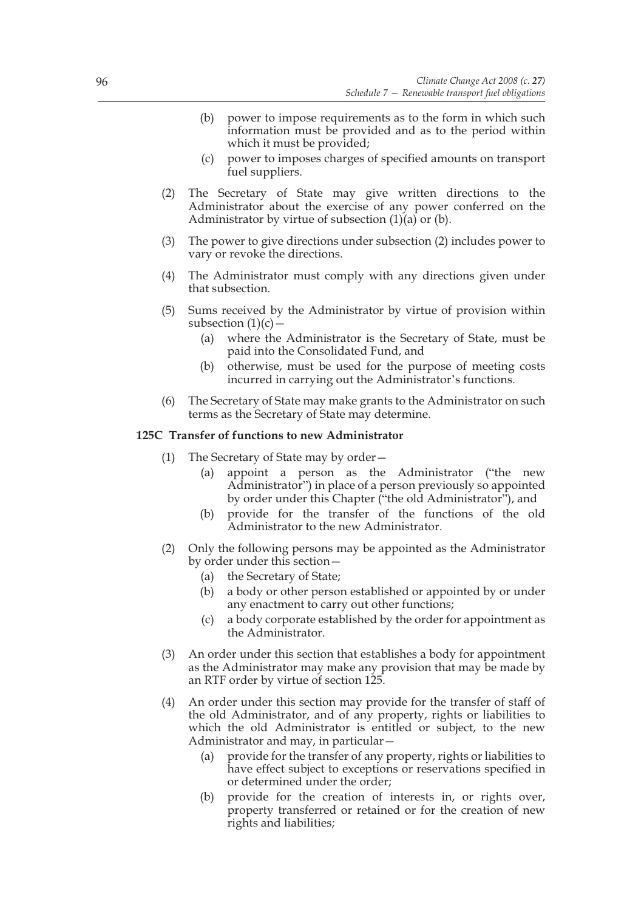(b) power to impose requirements as to the form in which such information must be provided and as to the period within which it must be provided;

(c) power to imposes charges of specified amounts on transport fuel suppliers.

(2) The Secretary of State may give written directions to the Administrator about the exercise of any power conferred on the Administrator by virtue of subsection (1)(a) or (b).

(3) The power to give directions under subsection (2) includes power to vary or revoke the directions.

(4) The Administrator must comply with any directions given under that subsection.

(5) Sums received by the Administrator by virtue of provision within subsection (1)(c)—

(a) where the Administrator is the Secretary of State, must be paid into the Consolidated Fund, and

(b) otherwise, must be used for the purpose of meeting costs incurred in carrying out the Administrator's functions.

(6) The Secretary of State may make grants to the Administrator on such terms as the Secretary of State may determine.

**125C Transfer of functions to new Administrator**

(1) The Secretary of State may by order—

(a) appoint a person as the Administrator ("the new Administrator") in place of a person previously so appointed by order under this Chapter ("the old Administrator"), and

(b) provide for the transfer of the functions of the old Administrator to the new Administrator.

(2) Only the following persons may be appointed as the Administrator by order under this section—

(a) the Secretary of State;

(b) a body or other person established or appointed by or under any enactment to carry out other functions;

(c) a body corporate established by the order for appointment as the Administrator.

(3) An order under this section that establishes a body for appointment as the Administrator may make any provision that may be made by an RTF order by virtue of section 125.

(4) An order under this section may provide for the transfer of staff of the old Administrator, and of any property, rights or liabilities to which the old Administrator is entitled or subject, to the new Administrator and may, in particular—

(a) provide for the transfer of any property, rights or liabilities to have effect subject to exceptions or reservations specified in or determined under the order;

(b) provide for the creation of interests in, or rights over, property transferred or retained or for the creation of new rights and liabilities;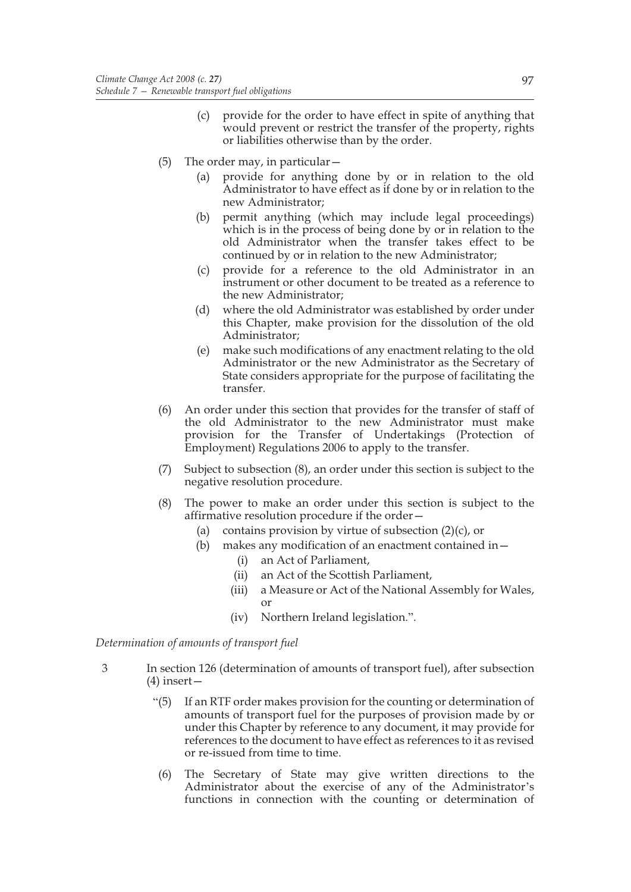(c) provide for the order to have effect in spite of anything that would prevent or restrict the transfer of the property, rights or liabilities otherwise than by the order.

(5) The order may, in particular—

(a) provide for anything done by or in relation to the old Administrator to have effect as if done by or in relation to the new Administrator;

(b) permit anything (which may include legal proceedings) which is in the process of being done by or in relation to the old Administrator when the transfer takes effect to be continued by or in relation to the new Administrator;

(c) provide for a reference to the old Administrator in an instrument or other document to be treated as a reference to the new Administrator;

(d) where the old Administrator was established by order under this Chapter, make provision for the dissolution of the old Administrator;

(e) make such modifications of any enactment relating to the old Administrator or the new Administrator as the Secretary of State considers appropriate for the purpose of facilitating the transfer.

(6) An order under this section that provides for the transfer of staff of the old Administrator to the new Administrator must make provision for the Transfer of Undertakings (Protection of Employment) Regulations 2006 to apply to the transfer.

(7) Subject to subsection (8), an order under this section is subject to the negative resolution procedure.

(8) The power to make an order under this section is subject to the affirmative resolution procedure if the order—

(a) contains provision by virtue of subsection (2)(c), or

(b) makes any modification of an enactment contained in—

(i) an Act of Parliament,

(ii) an Act of the Scottish Parliament,

(iii) a Measure or Act of the National Assembly for Wales, or

(iv) Northern Ireland legislation.".

*Determination of amounts of transport fuel*

3 In section 126 (determination of amounts of transport fuel), after subsection (4) insert—

"(5) If an RTF order makes provision for the counting or determination of amounts of transport fuel for the purposes of provision made by or under this Chapter by reference to any document, it may provide for references to the document to have effect as references to it as revised or re-issued from time to time.

(6) The Secretary of State may give written directions to the Administrator about the exercise of any of the Administrator's functions in connection with the counting or determination of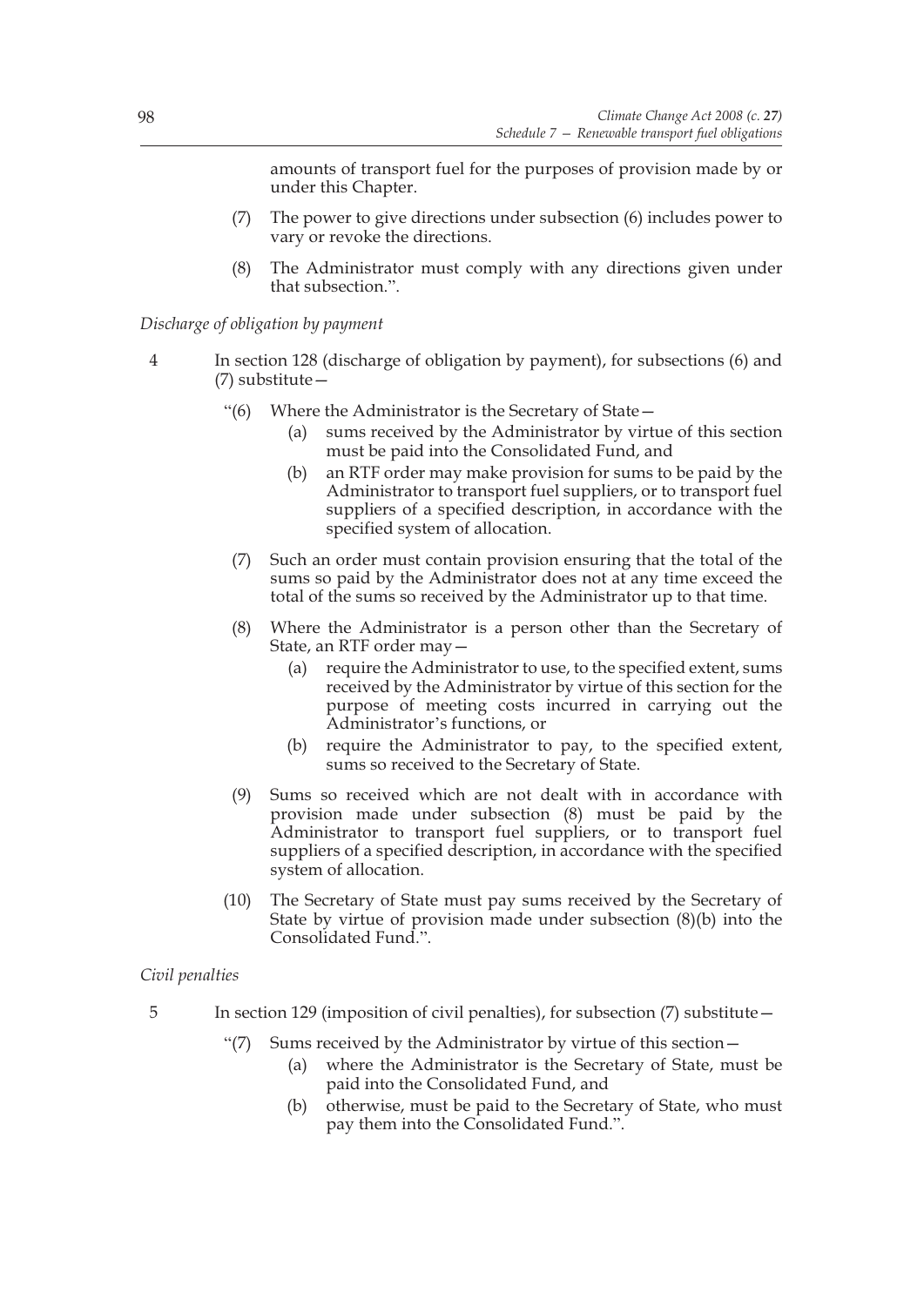amounts of transport fuel for the purposes of provision made by or under this Chapter.

(7) The power to give directions under subsection (6) includes power to vary or revoke the directions.

(8) The Administrator must comply with any directions given under that subsection.".

*Discharge of obligation by payment*

4 In section 128 (discharge of obligation by payment), for subsections (6) and (7) substitute—

"(6) Where the Administrator is the Secretary of State—

(a) sums received by the Administrator by virtue of this section must be paid into the Consolidated Fund, and

(b) an RTF order may make provision for sums to be paid by the Administrator to transport fuel suppliers, or to transport fuel suppliers of a specified description, in accordance with the specified system of allocation.

(7) Such an order must contain provision ensuring that the total of the sums so paid by the Administrator does not at any time exceed the total of the sums so received by the Administrator up to that time.

(8) Where the Administrator is a person other than the Secretary of State, an RTF order may—

(a) require the Administrator to use, to the specified extent, sums received by the Administrator by virtue of this section for the purpose of meeting costs incurred in carrying out the Administrator's functions, or

(b) require the Administrator to pay, to the specified extent, sums so received to the Secretary of State.

(9) Sums so received which are not dealt with in accordance with provision made under subsection (8) must be paid by the Administrator to transport fuel suppliers, or to transport fuel suppliers of a specified description, in accordance with the specified system of allocation.

(10) The Secretary of State must pay sums received by the Secretary of State by virtue of provision made under subsection (8)(b) into the Consolidated Fund.".

*Civil penalties*

5 In section 129 (imposition of civil penalties), for subsection (7) substitute—

"(7) Sums received by the Administrator by virtue of this section—

(a) where the Administrator is the Secretary of State, must be paid into the Consolidated Fund, and

(b) otherwise, must be paid to the Secretary of State, who must pay them into the Consolidated Fund.".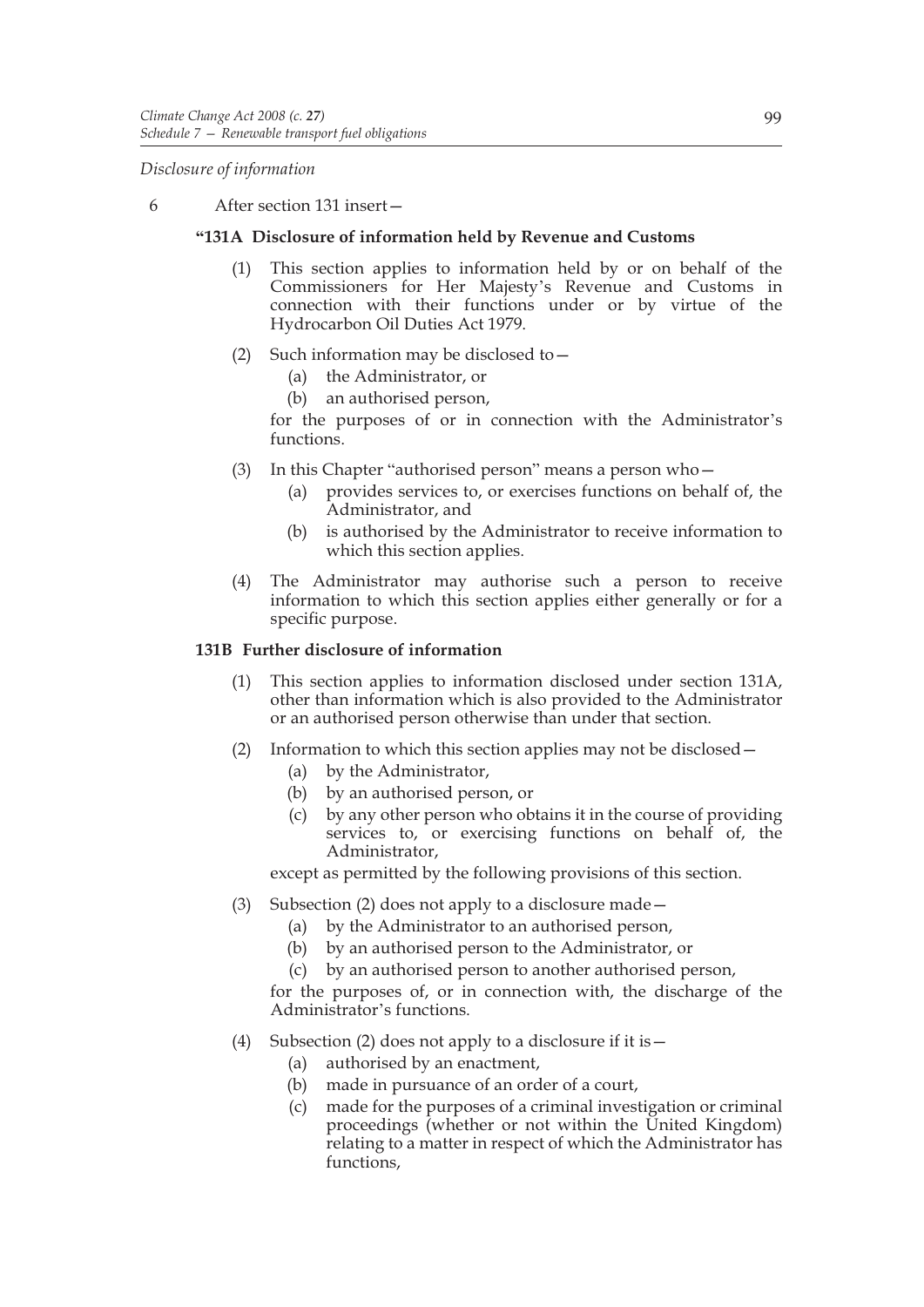*Disclosure of information*

6 After section 131 insert—

**"131A Disclosure of information held by Revenue and Customs**

(1) This section applies to information held by or on behalf of the Commissioners for Her Majesty's Revenue and Customs in connection with their functions under or by virtue of the Hydrocarbon Oil Duties Act 1979.

(2) Such information may be disclosed to—

(a) the Administrator, or

(b) an authorised person,

for the purposes of or in connection with the Administrator's functions.

(3) In this Chapter "authorised person" means a person who—

(a) provides services to, or exercises functions on behalf of, the Administrator, and

(b) is authorised by the Administrator to receive information to which this section applies.

(4) The Administrator may authorise such a person to receive information to which this section applies either generally or for a specific purpose.

**131B Further disclosure of information**

(1) This section applies to information disclosed under section 131A, other than information which is also provided to the Administrator or an authorised person otherwise than under that section.

(2) Information to which this section applies may not be disclosed—

(a) by the Administrator,

(b) by an authorised person, or

(c) by any other person who obtains it in the course of providing services to, or exercising functions on behalf of, the Administrator,

except as permitted by the following provisions of this section.

(3) Subsection (2) does not apply to a disclosure made—

(a) by the Administrator to an authorised person,

(b) by an authorised person to the Administrator, or

(c) by an authorised person to another authorised person,

for the purposes of, or in connection with, the discharge of the Administrator's functions.

(4) Subsection (2) does not apply to a disclosure if it is—

(a) authorised by an enactment,

(b) made in pursuance of an order of a court,

(c) made for the purposes of a criminal investigation or criminal proceedings (whether or not within the United Kingdom) relating to a matter in respect of which the Administrator has functions,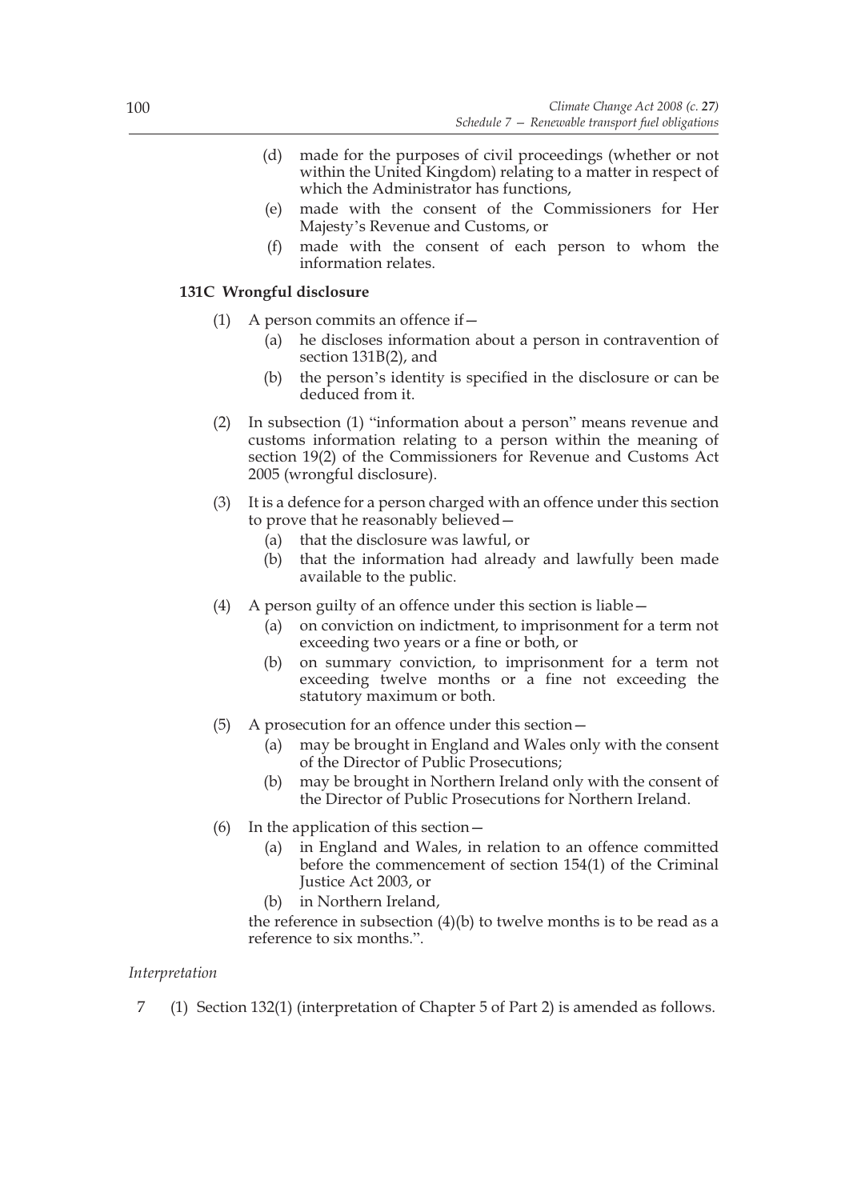(d) made for the purposes of civil proceedings (whether or not within the United Kingdom) relating to a matter in respect of which the Administrator has functions,

(e) made with the consent of the Commissioners for Her Majesty's Revenue and Customs, or

(f) made with the consent of each person to whom the information relates.

**131C Wrongful disclosure**

(1) A person commits an offence if—

(a) he discloses information about a person in contravention of section 131B(2), and

(b) the person's identity is specified in the disclosure or can be deduced from it.

(2) In subsection (1) "information about a person" means revenue and customs information relating to a person within the meaning of section 19(2) of the Commissioners for Revenue and Customs Act 2005 (wrongful disclosure).

(3) It is a defence for a person charged with an offence under this section to prove that he reasonably believed—

(a) that the disclosure was lawful, or

(b) that the information had already and lawfully been made available to the public.

(4) A person guilty of an offence under this section is liable—

(a) on conviction on indictment, to imprisonment for a term not exceeding two years or a fine or both, or

(b) on summary conviction, to imprisonment for a term not exceeding twelve months or a fine not exceeding the statutory maximum or both.

(5) A prosecution for an offence under this section—

(a) may be brought in England and Wales only with the consent of the Director of Public Prosecutions;

(b) may be brought in Northern Ireland only with the consent of the Director of Public Prosecutions for Northern Ireland.

(6) In the application of this section—

(a) in England and Wales, in relation to an offence committed before the commencement of section 154(1) of the Criminal Justice Act 2003, or

(b) in Northern Ireland,

the reference in subsection (4)(b) to twelve months is to be read as a reference to six months.".

*Interpretation*

7 (1) Section 132(1) (interpretation of Chapter 5 of Part 2) is amended as follows.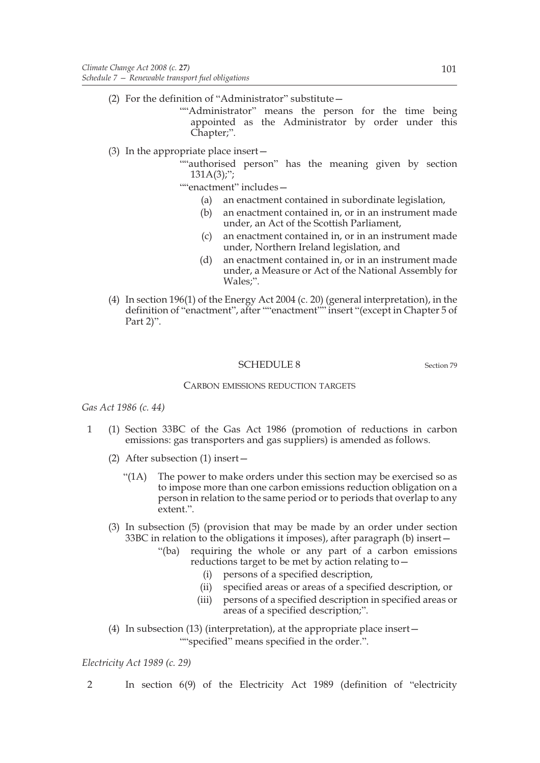(2) For the definition of "Administrator" substitute—

> ""Administrator" means the person for the time being appointed as the Administrator by order under this Chapter;".

(3) In the appropriate place insert—

> ""authorised person" has the meaning given by section 131A(3);";
>
> ""enactment" includes—
>
> (a) an enactment contained in subordinate legislation,
>
> (b) an enactment contained in, or in an instrument made under, an Act of the Scottish Parliament,
>
> (c) an enactment contained in, or in an instrument made under, Northern Ireland legislation, and
>
> (d) an enactment contained in, or in an instrument made under, a Measure or Act of the National Assembly for Wales;".

(4) In section 196(1) of the Energy Act 2004 (c. 20) (general interpretation), in the definition of "enactment", after ""enactment"" insert "(except in Chapter 5 of Part 2)".

## SCHEDULE 8

Section 79

### CARBON EMISSIONS REDUCTION TARGETS

*Gas Act 1986 (c. 44)*

1 (1) Section 33BC of the Gas Act 1986 (promotion of reductions in carbon emissions: gas transporters and gas suppliers) is amended as follows.

(2) After subsection (1) insert—

> "(1A) The power to make orders under this section may be exercised so as to impose more than one carbon emissions reduction obligation on a person in relation to the same period or to periods that overlap to any extent.".

(3) In subsection (5) (provision that may be made by an order under section 33BC in relation to the obligations it imposes), after paragraph (b) insert—

> "(ba) requiring the whole or any part of a carbon emissions reductions target to be met by action relating to—
>
> (i) persons of a specified description,
>
> (ii) specified areas or areas of a specified description, or
>
> (iii) persons of a specified description in specified areas or areas of a specified description;".

(4) In subsection (13) (interpretation), at the appropriate place insert—

> ""specified" means specified in the order.".

*Electricity Act 1989 (c. 29)*

2 In section 6(9) of the Electricity Act 1989 (definition of "electricity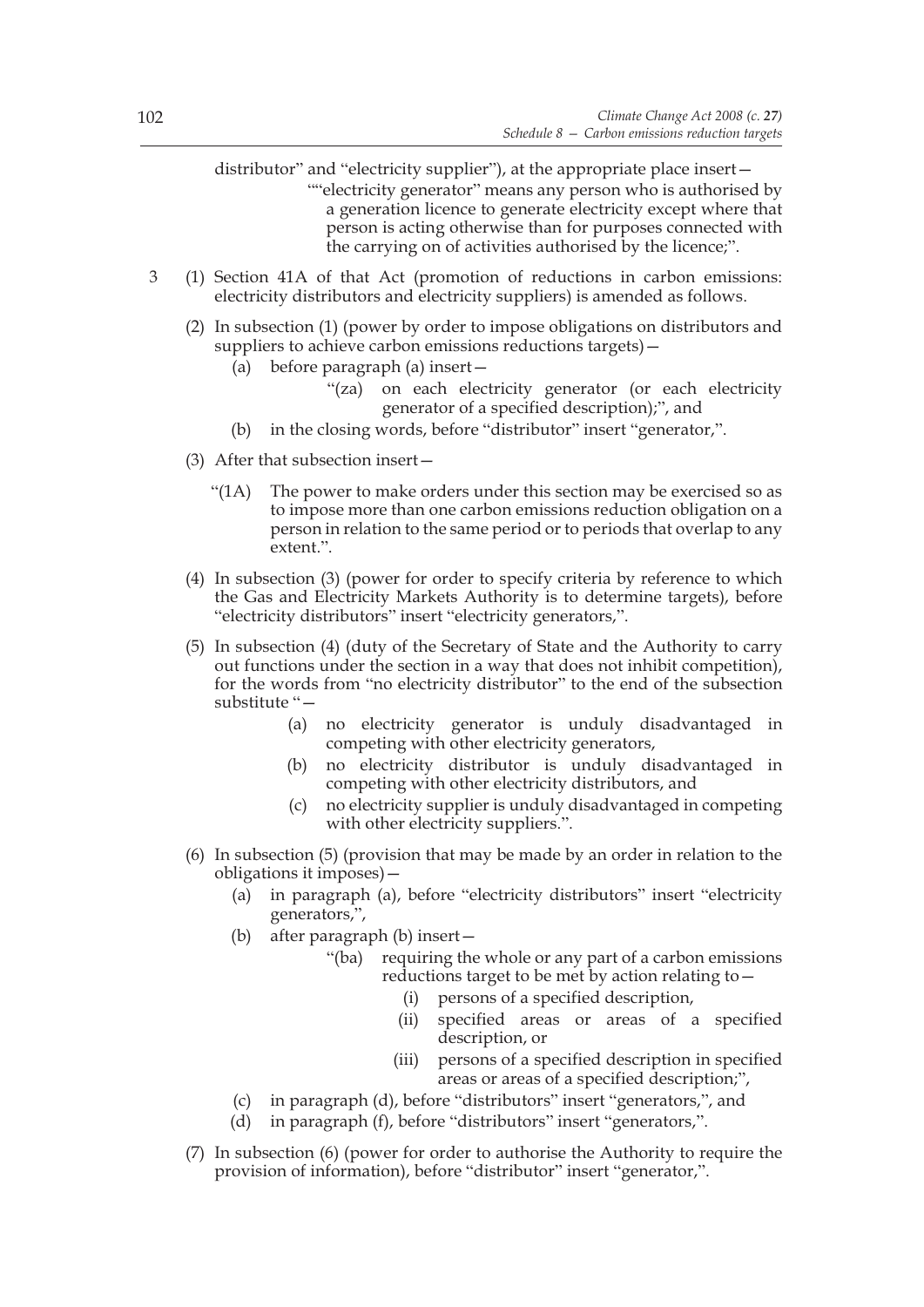distributor" and "electricity supplier"), at the appropriate place insert—

> ""electricity generator" means any person who is authorised by a generation licence to generate electricity except where that person is acting otherwise than for purposes connected with the carrying on of activities authorised by the licence;".

3 (1) Section 41A of that Act (promotion of reductions in carbon emissions: electricity distributors and electricity suppliers) is amended as follows.

(2) In subsection (1) (power by order to impose obligations on distributors and suppliers to achieve carbon emissions reductions targets)—

- (a) before paragraph (a) insert—
  > "(za) on each electricity generator (or each electricity generator of a specified description);", and
- (b) in the closing words, before "distributor" insert "generator,".

(3) After that subsection insert—

> "(1A) The power to make orders under this section may be exercised so as to impose more than one carbon emissions reduction obligation on a person in relation to the same period or to periods that overlap to any extent.".

(4) In subsection (3) (power for order to specify criteria by reference to which the Gas and Electricity Markets Authority is to determine targets), before "electricity distributors" insert "electricity generators,".

(5) In subsection (4) (duty of the Secretary of State and the Authority to carry out functions under the section in a way that does not inhibit competition), for the words from "no electricity distributor" to the end of the subsection substitute "—

> (a) no electricity generator is unduly disadvantaged in competing with other electricity generators,
>
> (b) no electricity distributor is unduly disadvantaged in competing with other electricity distributors, and
>
> (c) no electricity supplier is unduly disadvantaged in competing with other electricity suppliers.".

(6) In subsection (5) (provision that may be made by an order in relation to the obligations it imposes)—

- (a) in paragraph (a), before "electricity distributors" insert "electricity generators,",
- (b) after paragraph (b) insert—
  > "(ba) requiring the whole or any part of a carbon emissions reductions target to be met by action relating to—
  >
  > (i) persons of a specified description,
  >
  > (ii) specified areas or areas of a specified description, or
  >
  > (iii) persons of a specified description in specified areas or areas of a specified description;",
- (c) in paragraph (d), before "distributors" insert "generators,", and
- (d) in paragraph (f), before "distributors" insert "generators,".

(7) In subsection (6) (power for order to authorise the Authority to require the provision of information), before "distributor" insert "generator,".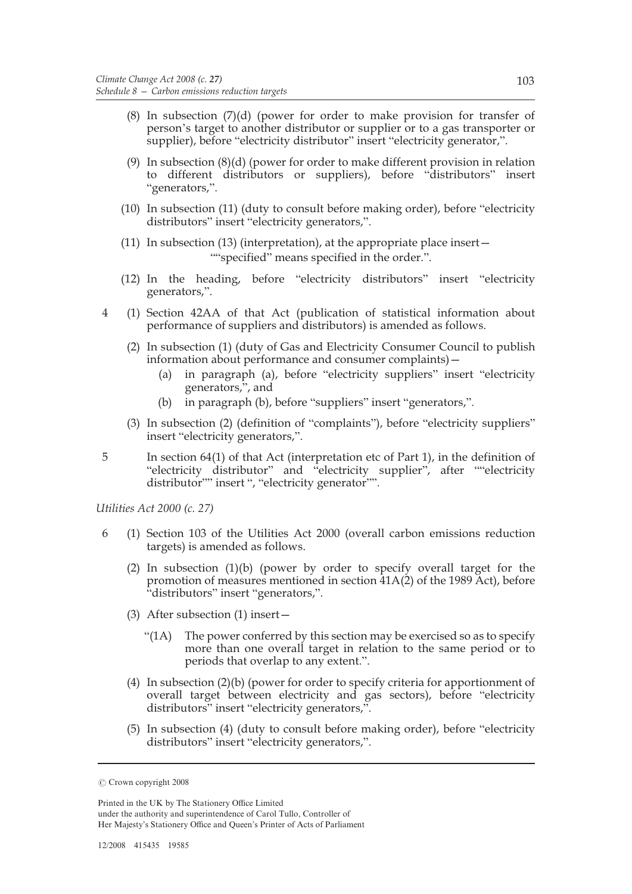(8) In subsection (7)(d) (power for order to make provision for transfer of person's target to another distributor or supplier or to a gas transporter or supplier), before "electricity distributor" insert "electricity generator,".

(9) In subsection (8)(d) (power for order to make different provision in relation to different distributors or suppliers), before "distributors" insert "generators,".

(10) In subsection (11) (duty to consult before making order), before "electricity distributors" insert "electricity generators,".

(11) In subsection (13) (interpretation), at the appropriate place insert—

""specified" means specified in the order.".

(12) In the heading, before "electricity distributors" insert "electricity generators,".

4 (1) Section 42AA of that Act (publication of statistical information about performance of suppliers and distributors) is amended as follows.

(2) In subsection (1) (duty of Gas and Electricity Consumer Council to publish information about performance and consumer complaints)—

(a) in paragraph (a), before "electricity suppliers" insert "electricity generators,", and

(b) in paragraph (b), before "suppliers" insert "generators,".

(3) In subsection (2) (definition of "complaints"), before "electricity suppliers" insert "electricity generators,".

5 In section 64(1) of that Act (interpretation etc of Part 1), in the definition of "electricity distributor" and "electricity supplier", after ""electricity distributor"" insert ", "electricity generator"".

*Utilities Act 2000 (c. 27)*

6 (1) Section 103 of the Utilities Act 2000 (overall carbon emissions reduction targets) is amended as follows.

(2) In subsection (1)(b) (power by order to specify overall target for the promotion of measures mentioned in section 41A(2) of the 1989 Act), before "distributors" insert "generators,".

(3) After subsection (1) insert—

"(1A) The power conferred by this section may be exercised so as to specify more than one overall target in relation to the same period or to periods that overlap to any extent.".

(4) In subsection (2)(b) (power for order to specify criteria for apportionment of overall target between electricity and gas sectors), before "electricity distributors" insert "electricity generators,".

(5) In subsection (4) (duty to consult before making order), before "electricity distributors" insert "electricity generators,".

---

© Crown copyright 2008

Printed in the UK by The Stationery Office Limited
under the authority and superintendence of Carol Tullo, Controller of
Her Majesty's Stationery Office and Queen's Printer of Acts of Parliament

12/2008 415435 19585